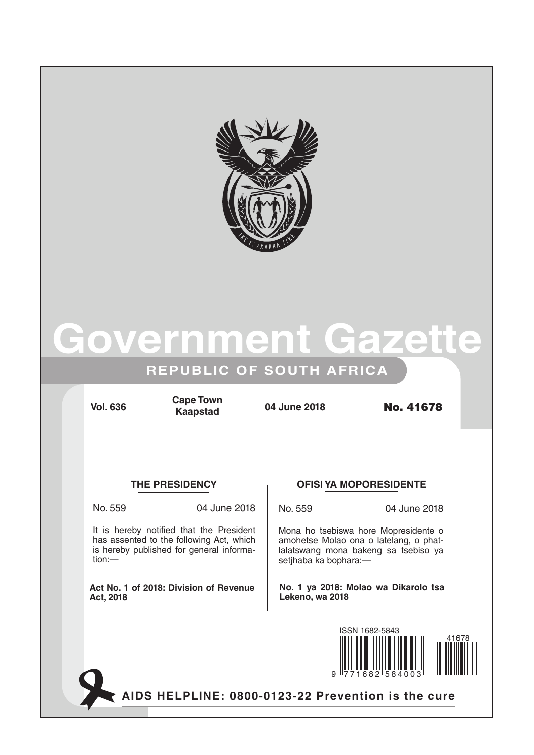# Government Gazette

## REPUBLIC OF SOUTH AFRICA

**Vol. 636** **Cape Town Kaapstad** **04 June 2018** **No. 41678**

### THE PRESIDENCY

No. 559 04 June 2018

It is hereby notified that the President has assented to the following Act, which is hereby published for general information:—

**Act No. 1 of 2018: Division of Revenue Act, 2018**

### OFISI YA MOPORESIDENTE

No. 559 04 June 2018

Mona ho tsebiswa hore Mopresidente o amohetse Molao ona o latelang, o phatlalatswang mona bakeng sa tsebiso ya setjhaba ka bophara:—

**No. 1 ya 2018: Molao wa Dikarolo tsa Lekeno, wa 2018**

ISSN 1682-5843

**AIDS HELPLINE: 0800-0123-22 Prevention is the cure**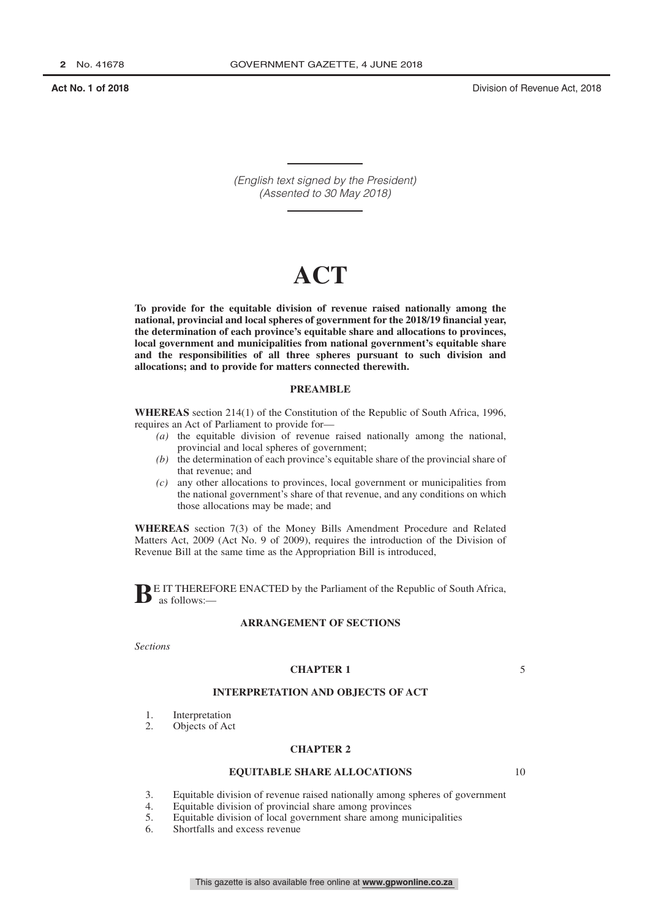*(English text signed by the President)*
*(Assented to 30 May 2018)*

# ACT

**To provide for the equitable division of revenue raised nationally among the national, provincial and local spheres of government for the 2018/19 financial year, the determination of each province's equitable share and allocations to provinces, local government and municipalities from national government's equitable share and the responsibilities of all three spheres pursuant to such division and allocations; and to provide for matters connected therewith.**

## PREAMBLE

**WHEREAS** section 214(1) of the Constitution of the Republic of South Africa, 1996, requires an Act of Parliament to provide for—

*(a)* the equitable division of revenue raised nationally among the national, provincial and local spheres of government;
*(b)* the determination of each province's equitable share of the provincial share of that revenue; and
*(c)* any other allocations to provinces, local government or municipalities from the national government's share of that revenue, and any conditions on which those allocations may be made; and

**WHEREAS** section 7(3) of the Money Bills Amendment Procedure and Related Matters Act, 2009 (Act No. 9 of 2009), requires the introduction of the Division of Revenue Bill at the same time as the Appropriation Bill is introduced,

**B**E IT THEREFORE ENACTED by the Parliament of the Republic of South Africa, as follows:—

## ARRANGEMENT OF SECTIONS

*Sections*

### CHAPTER 1

### INTERPRETATION AND OBJECTS OF ACT

1. Interpretation
2. Objects of Act

### CHAPTER 2

### EQUITABLE SHARE ALLOCATIONS

3. Equitable division of revenue raised nationally among spheres of government
4. Equitable division of provincial share among provinces
5. Equitable division of local government share among municipalities
6. Shortfalls and excess revenue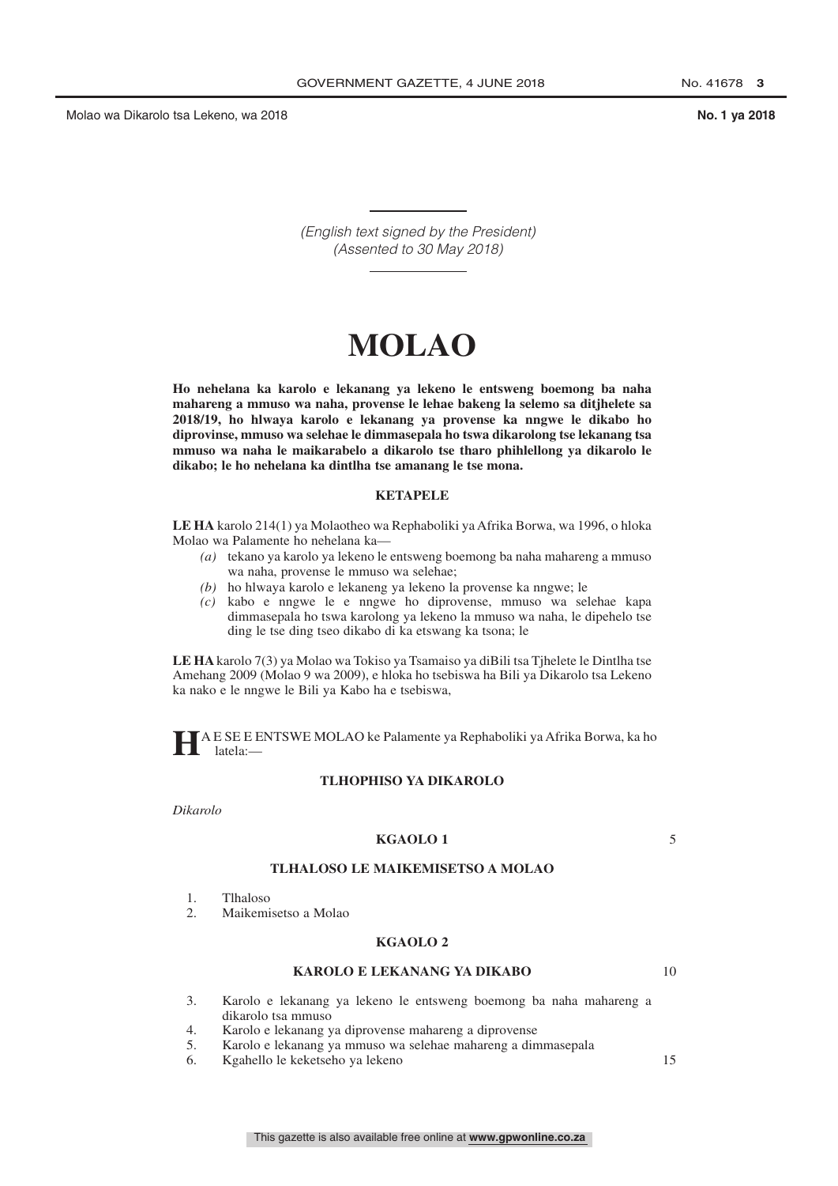*(English text signed by the President)*
*(Assented to 30 May 2018)*

# MOLAO

**Ho nehelana ka karolo e lekanang ya lekeno le entsweng boemong ba naha mahareng a mmuso wa naha, provense le lehae bakeng la selemo sa ditjhelete sa 2018/19, ho hlwaya karolo e lekanang ya provense ka nngwe le dikabo ho diprovinse, mmuso wa selehae le dimmasepala ho tswa dikarolong tse lekanang tsa mmuso wa naha le maikarabelo a dikarolo tse tharo phihlellong ya dikarolo le dikabo; le ho nehelana ka dintlha tse amanang le tse mona.**

### KETAPELE

**LE HA** karolo 214(1) ya Molaotheo wa Rephaboliki ya Afrika Borwa, wa 1996, o hloka Molao wa Palamente ho nehelana ka—

*(a)* tekano ya karolo ya lekeno le entsweng boemong ba naha mahareng a mmuso wa naha, provense le mmuso wa selehae;

*(b)* ho hlwaya karolo e lekaneng ya lekeno la provense ka nngwe; le

*(c)* kabo e nngwe le e nngwe ho diprovense, mmuso wa selehae kapa dimmasepala ho tswa karolong ya lekeno la mmuso wa naha, le dipehelo tse ding le tse ding tseo dikabo di ka etswang ka tsona; le

**LE HA** karolo 7(3) ya Molao wa Tokiso ya Tsamaiso ya diBili tsa Tjhelete le Dintlha tse Amehang 2009 (Molao 9 wa 2009), e hloka ho tsebiswa ha Bili ya Dikarolo tsa Lekeno ka nako e le nngwe le Bili ya Kabo ha e tsebiswa,

**H**A E SE E ENTSWE MOLAO ke Palamente ya Rephaboliki ya Afrika Borwa, ka ho latela:—

### TLHOPHISO YA DIKAROLO

*Dikarolo*

### KGAOLO 1

### TLHALOSO LE MAIKEMISETSO A MOLAO

1. Tlhaloso
2. Maikemisetso a Molao

### KGAOLO 2

### KAROLO E LEKANANG YA DIKABO

3. Karolo e lekanang ya lekeno le entsweng boemong ba naha mahareng a dikarolo tsa mmuso
4. Karolo e lekanang ya diprovense mahareng a diprovense
5. Karolo e lekanang ya mmuso wa selehae mahareng a dimmasepala
6. Kgahello le keketseho ya lekeno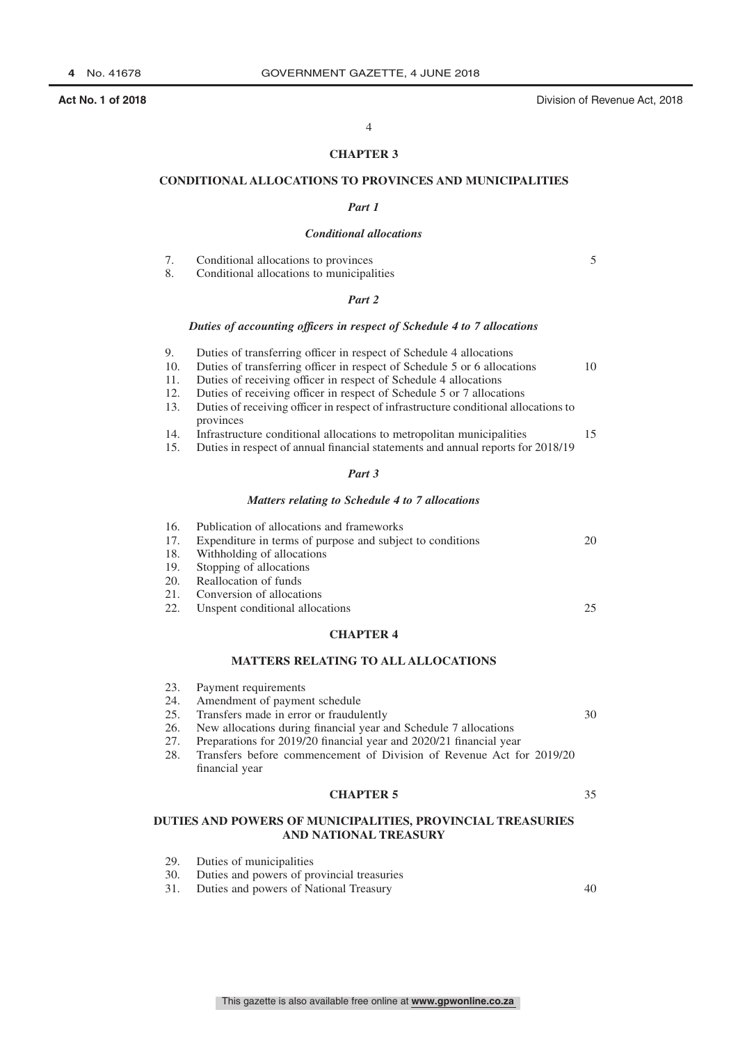## CHAPTER 3

## CONDITIONAL ALLOCATIONS TO PROVINCES AND MUNICIPALITIES

### *Part 1*

### *Conditional allocations*

7. Conditional allocations to provinces
8. Conditional allocations to municipalities

### *Part 2*

### *Duties of accounting officers in respect of Schedule 4 to 7 allocations*

9. Duties of transferring officer in respect of Schedule 4 allocations
10. Duties of transferring officer in respect of Schedule 5 or 6 allocations
11. Duties of receiving officer in respect of Schedule 4 allocations
12. Duties of receiving officer in respect of Schedule 5 or 7 allocations
13. Duties of receiving officer in respect of infrastructure conditional allocations to provinces
14. Infrastructure conditional allocations to metropolitan municipalities
15. Duties in respect of annual financial statements and annual reports for 2018/19

### *Part 3*

### *Matters relating to Schedule 4 to 7 allocations*

16. Publication of allocations and frameworks
17. Expenditure in terms of purpose and subject to conditions
18. Withholding of allocations
19. Stopping of allocations
20. Reallocation of funds
21. Conversion of allocations
22. Unspent conditional allocations

## CHAPTER 4

## MATTERS RELATING TO ALL ALLOCATIONS

23. Payment requirements
24. Amendment of payment schedule
25. Transfers made in error or fraudulently
26. New allocations during financial year and Schedule 7 allocations
27. Preparations for 2019/20 financial year and 2020/21 financial year
28. Transfers before commencement of Division of Revenue Act for 2019/20 financial year

## CHAPTER 5

## DUTIES AND POWERS OF MUNICIPALITIES, PROVINCIAL TREASURIES AND NATIONAL TREASURY

29. Duties of municipalities
30. Duties and powers of provincial treasuries
31. Duties and powers of National Treasury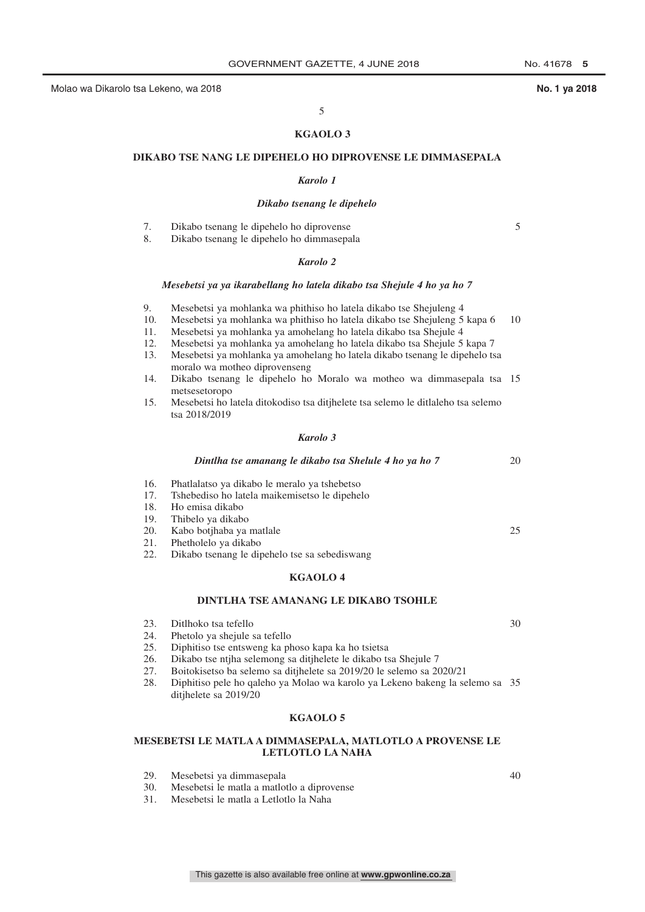## KGAOLO 3

## DIKABO TSE NANG LE DIPEHELO HO DIPROVENSE LE DIMMASEPALA

### *Karolo 1*

### *Dikabo tsenang le dipehelo*

7. Dikabo tsenang le dipehelo ho diprovense
8. Dikabo tsenang le dipehelo ho dimmasepala

### *Karolo 2*

### *Mesebetsi ya ya ikarabellang ho latela dikabo tsa Shejule 4 ho ya ho 7*

9. Mesebetsi ya mohlanka wa phithiso ho latela dikabo tse Shejuleng 4
10. Mesebetsi ya mohlanka wa phithiso ho latela dikabo tse Shejuleng 5 kapa 6
11. Mesebetsi ya mohlanka ya amohelang ho latela dikabo tsa Shejule 4
12. Mesebetsi ya mohlanka ya amohelang ho latela dikabo tsa Shejule 5 kapa 7
13. Mesebetsi ya mohlanka ya amohelang ho latela dikabo tsenang le dipehelo tsa moralo wa motheo diprovenseng
14. Dikabo tsenang le dipehelo ho Moralo wa motheo wa dimmasepala tsa metsesetoropo
15. Mesebetsi ho latela ditokodiso tsa ditjhelete tsa selemo le ditlaleho tsa selemo tsa 2018/2019

### *Karolo 3*

### *Dintlha tse amanang le dikabo tsa Shelule 4 ho ya ho 7*

16. Phatlalatso ya dikabo le meralo ya tshebetso
17. Tshebediso ho latela maikemisetso le dipehelo
18. Ho emisa dikabo
19. Thibelo ya dikabo
20. Kabo botjhaba ya matlale
21. Phetholelo ya dikabo
22. Dikabo tsenang le dipehelo tse sa sebediswang

## KGAOLO 4

## DINTLHA TSE AMANANG LE DIKABO TSOHLE

23. Ditlhoko tsa tefello
24. Phetolo ya shejule sa tefello
25. Diphitiso tse entsweng ka phoso kapa ka ho tsietsa
26. Dikabo tse ntjha selemong sa ditjhelete le dikabo tsa Shejule 7
27. Boitokisetso ba selemo sa ditjhelete sa 2019/20 le selemo sa 2020/21
28. Diphitiso pele ho qaleho ya Molao wa karolo ya Lekeno bakeng la selemo sa ditjhelete sa 2019/20

## KGAOLO 5

## MESEBETSI LE MATLA A DIMMASEPALA, MATLOTLO A PROVENSE LE LETLOTLO LA NAHA

29. Mesebetsi ya dimmasepala
30. Mesebetsi le matla a matlotlo a diprovense
31. Mesebetsi le matla a Letlotlo la Naha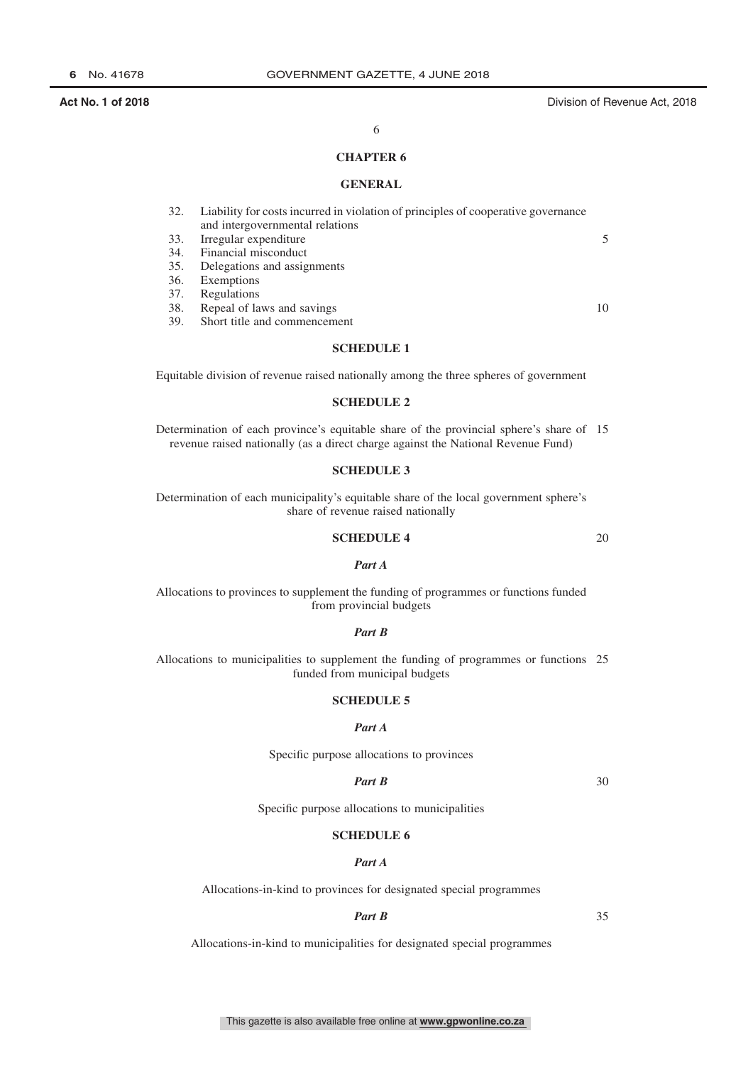## CHAPTER 6

### GENERAL

32. Liability for costs incurred in violation of principles of cooperative governance and intergovernmental relations
33. Irregular expenditure
34. Financial misconduct
35. Delegations and assignments
36. Exemptions
37. Regulations
38. Repeal of laws and savings
39. Short title and commencement

### SCHEDULE 1

Equitable division of revenue raised nationally among the three spheres of government

### SCHEDULE 2

Determination of each province's equitable share of the provincial sphere's share of revenue raised nationally (as a direct charge against the National Revenue Fund)

### SCHEDULE 3

Determination of each municipality's equitable share of the local government sphere's share of revenue raised nationally

### SCHEDULE 4

***Part A***

Allocations to provinces to supplement the funding of programmes or functions funded from provincial budgets

***Part B***

Allocations to municipalities to supplement the funding of programmes or functions funded from municipal budgets

### SCHEDULE 5

***Part A***

Specific purpose allocations to provinces

***Part B***

Specific purpose allocations to municipalities

### SCHEDULE 6

***Part A***

Allocations-in-kind to provinces for designated special programmes

***Part B***

Allocations-in-kind to municipalities for designated special programmes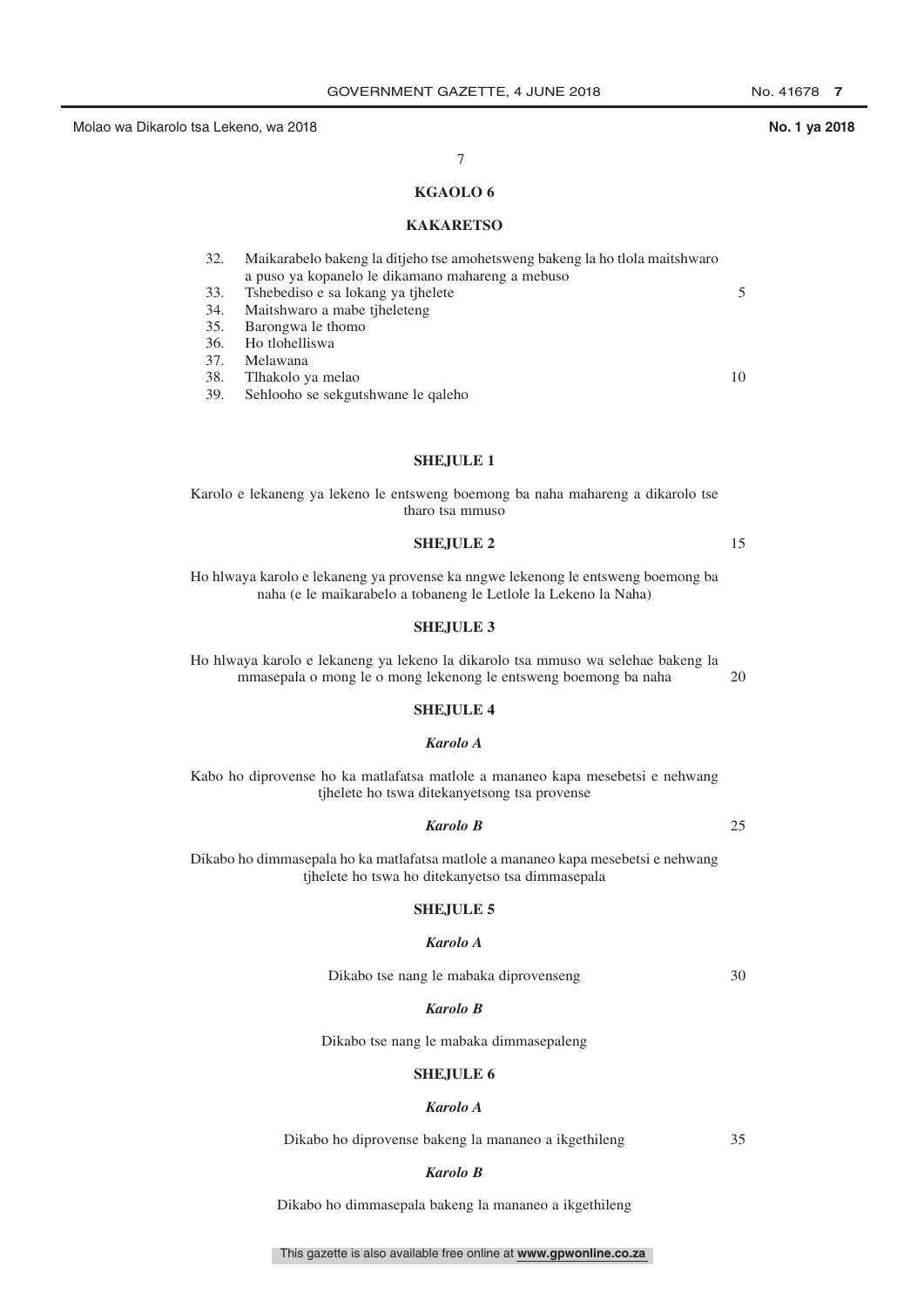## KGAOLO 6

## KAKARETSO

32. Maikarabelo bakeng la ditjeho tse amohetsweng bakeng la ho tlola maitshwaro a puso ya kopanelo le dikamano mahareng a mebuso
33. Tshebediso e sa lokang ya tjhelete
34. Maitshwaro a mabe tjheleteng
35. Barongwa le thomo
36. Ho tlohelliswa
37. Melawana
38. Tlhakolo ya melao
39. Sehlooho se sekgutshwane le qaleho

### SHEJULE 1

Karolo e lekaneng ya lekeno le entsweng boemong ba naha mahareng a dikarolo tse tharo tsa mmuso

### SHEJULE 2

Ho hlwaya karolo e lekaneng ya provense ka nngwe lekenong le entsweng boemong ba naha (e le maikarabelo a tobaneng le Letlole la Lekeno la Naha)

### SHEJULE 3

Ho hlwaya karolo e lekaneng ya lekeno la dikarolo tsa mmuso wa selehae bakeng la mmasepala o mong le o mong lekenong le entsweng boemong ba naha

### SHEJULE 4

*Karolo A*

Kabo ho diprovense ho ka matlafatsa matlole a mananeo kapa mesebetsi e nehwang tjhelete ho tswa ditekanyetsong tsa provense

*Karolo B*

Dikabo ho dimmasepala ho ka matlafatsa matlole a mananeo kapa mesebetsi e nehwang tjhelete ho tswa ho ditekanyetso tsa dimmasepala

### SHEJULE 5

*Karolo A*

Dikabo tse nang le mabaka diprovenseng

*Karolo B*

Dikabo tse nang le mabaka dimmasepaleng

### SHEJULE 6

*Karolo A*

Dikabo ho diprovense bakeng la mananeo a ikgethileng

*Karolo B*

Dikabo ho dimmasepala bakeng la mananeo a ikgethileng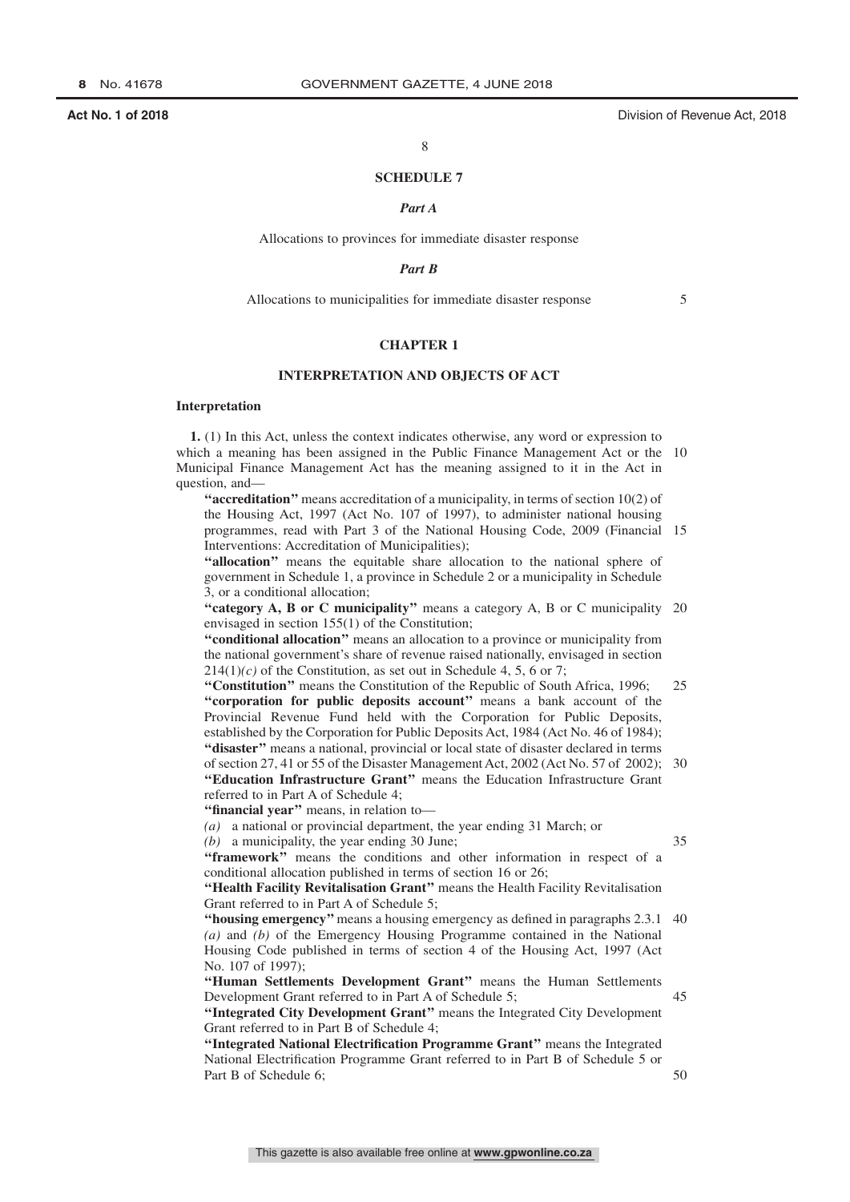## SCHEDULE 7

### *Part A*

Allocations to provinces for immediate disaster response

### *Part B*

Allocations to municipalities for immediate disaster response

## CHAPTER 1

## INTERPRETATION AND OBJECTS OF ACT

### Interpretation

**1.** (1) In this Act, unless the context indicates otherwise, any word or expression to which a meaning has been assigned in the Public Finance Management Act or the Municipal Finance Management Act has the meaning assigned to it in the Act in question, and—

**''accreditation''** means accreditation of a municipality, in terms of section 10(2) of the Housing Act, 1997 (Act No. 107 of 1997), to administer national housing programmes, read with Part 3 of the National Housing Code, 2009 (Financial Interventions: Accreditation of Municipalities);

**''allocation''** means the equitable share allocation to the national sphere of government in Schedule 1, a province in Schedule 2 or a municipality in Schedule 3, or a conditional allocation;

**''category A, B or C municipality''** means a category A, B or C municipality envisaged in section 155(1) of the Constitution;

**''conditional allocation''** means an allocation to a province or municipality from the national government's share of revenue raised nationally, envisaged in section 214(1)*(c)* of the Constitution, as set out in Schedule 4, 5, 6 or 7;

**''Constitution''** means the Constitution of the Republic of South Africa, 1996;

**''corporation for public deposits account''** means a bank account of the Provincial Revenue Fund held with the Corporation for Public Deposits, established by the Corporation for Public Deposits Act, 1984 (Act No. 46 of 1984);

**''disaster''** means a national, provincial or local state of disaster declared in terms of section 27, 41 or 55 of the Disaster Management Act, 2002 (Act No. 57 of 2002);

**''Education Infrastructure Grant''** means the Education Infrastructure Grant referred to in Part A of Schedule 4;

**''financial year''** means, in relation to—

*(a)* a national or provincial department, the year ending 31 March; or

*(b)* a municipality, the year ending 30 June;

**''framework''** means the conditions and other information in respect of a conditional allocation published in terms of section 16 or 26;

**''Health Facility Revitalisation Grant''** means the Health Facility Revitalisation Grant referred to in Part A of Schedule 5;

**''housing emergency''** means a housing emergency as defined in paragraphs 2.3.1 *(a)* and *(b)* of the Emergency Housing Programme contained in the National Housing Code published in terms of section 4 of the Housing Act, 1997 (Act No. 107 of 1997);

**''Human Settlements Development Grant''** means the Human Settlements Development Grant referred to in Part A of Schedule 5;

**''Integrated City Development Grant''** means the Integrated City Development Grant referred to in Part B of Schedule 4;

**''Integrated National Electrification Programme Grant''** means the Integrated National Electrification Programme Grant referred to in Part B of Schedule 5 or Part B of Schedule 6;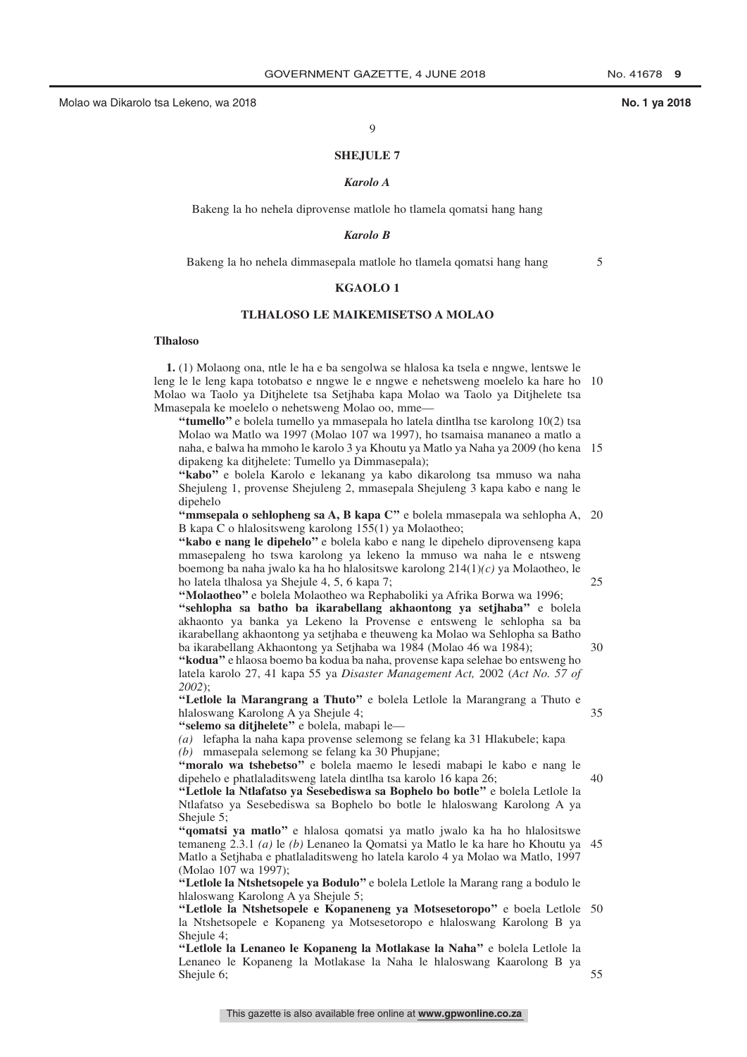## SHEJULE 7

### *Karolo A*

Bakeng la ho nehela diprovense matlole ho tlamela qomatsi hang hang

### *Karolo B*

Bakeng la ho nehela dimmasepala matlole ho tlamela qomatsi hang hang

## KGAOLO 1

## TLHALOSO LE MAIKEMISETSO A MOLAO

**Tlhaloso**

**1.** (1) Molaong ona, ntle le ha e ba sengolwa se hlalosa ka tsela e nngwe, lentswe le leng le le leng kapa totobatso e nngwe le e nngwe e nehetsweng moelelo ka hare ho Molao wa Taolo ya Ditjhelete tsa Setjhaba kapa Molao wa Taolo ya Ditjhelete tsa Mmasepala ke moelelo o nehetsweng Molao oo, mme—

**"tumello"** e bolela tumello ya mmasepala ho latela dintlha tse karolong 10(2) tsa Molao wa Matlo wa 1997 (Molao 107 wa 1997), ho tsamaisa mananeo a matlo a naha, e balwa ha mmoho le karolo 3 ya Khoutu ya Matlo ya Naha ya 2009 (ho kena dipakeng ka ditjhelete: Tumello ya Dimmasepala);

**"kabo"** e bolela Karolo e lekanang ya kabo dikarolong tsa mmuso wa naha Shejuleng 1, provense Shejuleng 2, mmasepala Shejuleng 3 kapa kabo e nang le dipehelo

**"mmsepala o sehlopheng sa A, B kapa C"** e bolela mmasepala wa sehlopha A, B kapa C o hlalositsweng karolong 155(1) ya Molaotheo;

**"kabo e nang le dipehelo"** e bolela kabo e nang le dipehelo diprovenseng kapa mmasepaleng ho tswa karolong ya lekeno la mmuso wa naha le e ntseng boemong ba naha jwalo ka ha ho hlalositswe karolong 214(1)*(c)* ya Molaotheo, le ho latela tlhalosa ya Shejule 4, 5, 6 kapa 7;

**"Molaotheo"** e bolela Molaotheo wa Rephaboliki ya Afrika Borwa wa 1996;

**"sehlopha sa batho ba ikarabellang akhaontong ya setjhaba"** e bolela akhaonto ya banka ya Lekeno la Provense e entsweng le sehlopha sa ba ikarabellang akhaontong ya setjhaba e theuweng ka Molao wa Sehlopha sa Batho ba ikarabellang Akhaontong ya Setjhaba wa 1984 (Molao 46 wa 1984);

**"kodua"** e hlaosa boemo ba kodua ba naha, provense kapa selehae bo entsweng ho latela karolo 27, 41 kapa 55 ya *Disaster Management Act,* 2002 (*Act No. 57 of 2002*);

**"Letlole la Marangrang a Thuto"** e bolela Letlole la Marangrang a Thuto e hlaloswang Karolong A ya Shejule 4;

**"selemo sa ditjhelete"** e bolela, mabapi le—

*(a)* lefapha la naha kapa provense selemong se felang ka 31 Hlakubele; kapa
*(b)* mmasepala selemong se felang ka 30 Phupjane;

**"moralo wa tshebetso"** e bolela maemo le lesedi mabapi le kabo e nang le dipehelo e phatlaladitsweng latela dintlha tsa karolo 16 kapa 26;

**"Letlole la Ntlafatso ya Sesebediswa sa Bophelo bo botle"** e bolela Letlole la Ntlafatso ya Sesebediswa sa Bophelo bo botle le hlaloswang Karolong A ya Shejule 5;

**"qomatsi ya matlo"** e hlalosa qomatsi ya matlo jwalo ka ha ho hlalositswe temaneng 2.3.1 *(a)* le *(b)* Lenaneo la Qomatsi ya Matlo le ka hare ho Khoutu ya Matlo a Setjhaba e phatlaladitsweng ho latela karolo 4 ya Molao wa Matlo, 1997 (Molao 107 wa 1997);

**"Letlole la Ntshetsopele ya Bodulo"** e bolela Letlole la Marang rang a bodulo le hlaloswang Karolong A ya Shejule 5;

**"Letlole la Ntshetsopele e Kopaneneng ya Motsesetoropo"** e boela Letlole la Ntshetsopele e Kopaneng ya Motsesetoropo e hlaloswang Karolong B ya Shejule 4;

**"Letlole la Lenaneo le Kopaneng la Motlakase la Naha"** e bolela Letlole la Lenaneo le Kopaneng la Motlakase la Naha le hlaloswang Kaarolong B ya Shejule 6;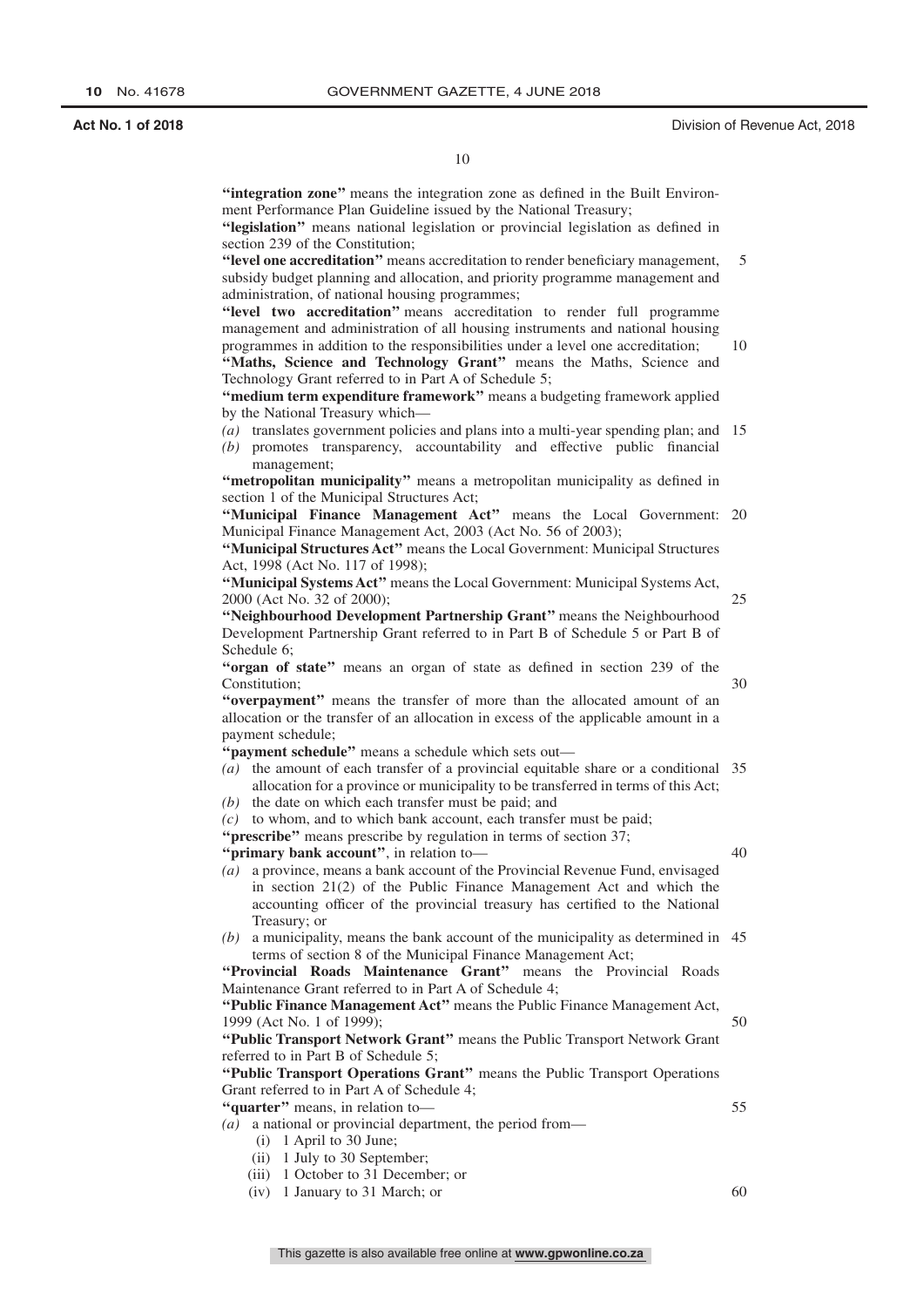**"integration zone"** means the integration zone as defined in the Built Environment Performance Plan Guideline issued by the National Treasury;

**"legislation"** means national legislation or provincial legislation as defined in section 239 of the Constitution;

**"level one accreditation"** means accreditation to render beneficiary management, subsidy budget planning and allocation, and priority programme management and administration, of national housing programmes;

**"level two accreditation"** means accreditation to render full programme management and administration of all housing instruments and national housing programmes in addition to the responsibilities under a level one accreditation;

**"Maths, Science and Technology Grant"** means the Maths, Science and Technology Grant referred to in Part A of Schedule 5;

**"medium term expenditure framework"** means a budgeting framework applied by the National Treasury which—

*(a)* translates government policies and plans into a multi-year spending plan; and
*(b)* promotes transparency, accountability and effective public financial management;

**"metropolitan municipality"** means a metropolitan municipality as defined in section 1 of the Municipal Structures Act;

**"Municipal Finance Management Act"** means the Local Government: Municipal Finance Management Act, 2003 (Act No. 56 of 2003);

**"Municipal Structures Act"** means the Local Government: Municipal Structures Act, 1998 (Act No. 117 of 1998);

**"Municipal Systems Act"** means the Local Government: Municipal Systems Act, 2000 (Act No. 32 of 2000);

**"Neighbourhood Development Partnership Grant"** means the Neighbourhood Development Partnership Grant referred to in Part B of Schedule 5 or Part B of Schedule 6;

**"organ of state"** means an organ of state as defined in section 239 of the Constitution;

**"overpayment"** means the transfer of more than the allocated amount of an allocation or the transfer of an allocation in excess of the applicable amount in a payment schedule;

**"payment schedule"** means a schedule which sets out—

*(a)* the amount of each transfer of a provincial equitable share or a conditional allocation for a province or municipality to be transferred in terms of this Act;
*(b)* the date on which each transfer must be paid; and
*(c)* to whom, and to which bank account, each transfer must be paid;

**"prescribe"** means prescribe by regulation in terms of section 37;

**"primary bank account"**, in relation to—

*(a)* a province, means a bank account of the Provincial Revenue Fund, envisaged in section 21(2) of the Public Finance Management Act and which the accounting officer of the provincial treasury has certified to the National Treasury; or
*(b)* a municipality, means the bank account of the municipality as determined in terms of section 8 of the Municipal Finance Management Act;

**"Provincial Roads Maintenance Grant"** means the Provincial Roads Maintenance Grant referred to in Part A of Schedule 4;

**"Public Finance Management Act"** means the Public Finance Management Act, 1999 (Act No. 1 of 1999);

**"Public Transport Network Grant"** means the Public Transport Network Grant referred to in Part B of Schedule 5;

**"Public Transport Operations Grant"** means the Public Transport Operations Grant referred to in Part A of Schedule 4;

**"quarter"** means, in relation to—

*(a)* a national or provincial department, the period from—
  (i) 1 April to 30 June;
  (ii) 1 July to 30 September;
  (iii) 1 October to 31 December; or
  (iv) 1 January to 31 March; or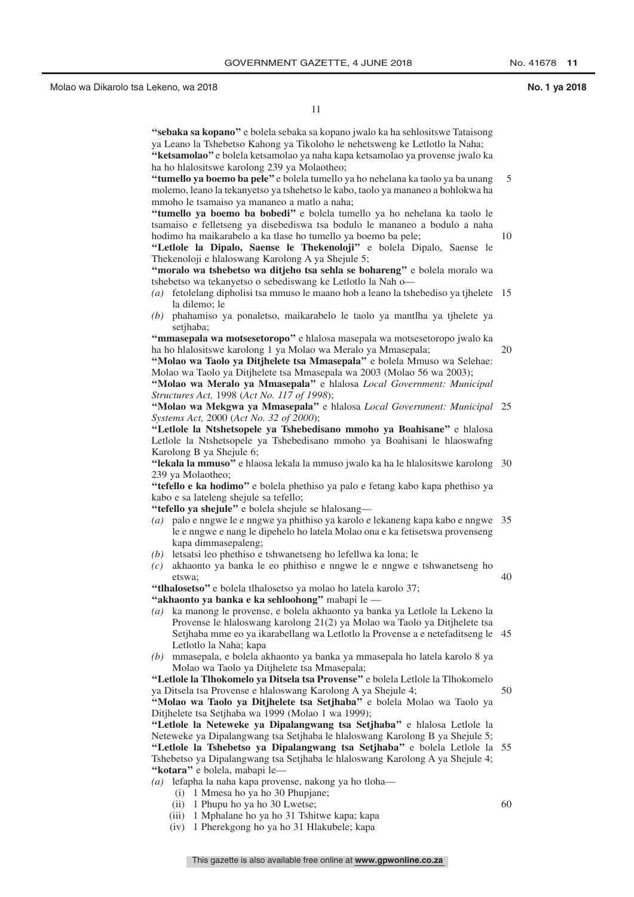**"sebaka sa kopano"** e bolela sebaka sa kopano jwalo ka ha sehlositswe Tataisong ya Leano la Tshebetso Kahong ya Tikoloho le nehetsweng ke Letlotlo la Naha;

**"ketsamolao"** e bolela ketsamolao ya naha kapa ketsamolao ya provense jwalo ka ha ho hlalositswe karolong 239 ya Molaotheo;

**"tumello ya boemo ba pele"** e bolela tumello ya ho nehelana ka taolo ya ba unang molemo, leano la tekanyetso ya tshehetso le kabo, taolo ya mananeo a bohlokwa ha mmoho le tsamaiso ya mananeo a matlo a naha;

**"tumello ya boemo ba bobedi"** e bolela tumello ya ho nehelana ka taolo le tsamaiso e felletseng ya disebediswa tsa bodulo le mananeo a bodulo a naha hodimo ha maikarabelo a ka tlase ho tumello ya boemo ba pele;

**"Letlole la Dipalo, Saense le Thekenoloji"** e bolela Dipalo, Saense le Thekenoloji e hlaloswang Karolong A ya Shejule 5;

**"moralo wa tshebetso wa ditjeho tsa sehla se bohareng"** e bolela moralo wa tshebetso wa tekanyetso o sebediswang ke Letlotlo la Nah o—

*(a)* fetolelang dipholisi tsa mmuso le maano hob a leano la tshebediso ya tjhelete la dilemo; le

*(b)* phahamiso ya ponaletso, maikarabelo le taolo ya mantlha ya tjhelete ya setjhaba;

**"mmasepala wa motsesetoropo"** e hlalosa masepala wa motsesetoropo jwalo ka ha ho hlalositswe karolong 1 ya Molao wa Meralo ya Mmasepala;

**"Molao wa Taolo ya Ditjhelete tsa Mmasepala"** e bolela Mmuso wa Selehae: Molao wa Taolo ya Ditjhelete tsa Mmasepala wa 2003 (Molao 56 wa 2003);

**"Molao wa Meralo ya Mmasepala"** e hlalosa *Local Government: Municipal Structures Act,* 1998 (*Act No. 117 of 1998*);

**"Molao wa Mekgwa ya Mmasepala"** e hlalosa *Local Government: Municipal Systems Act,* 2000 (*Act No. 32 of 2000*);

**"Letlole la Ntshetsopele ya Tshebedisano mmoho ya Boahisane"** e hlalosa Letlole la Ntshetsopele ya Tshebedisano mmoho ya Boahisani le hlaoswafng Karolong B ya Shejule 6;

**"lekala la mmuso"** e hlaosa lekala la mmuso jwalo ka ha le hlalositswe karolong 239 ya Molaotheo;

**"tefello e ka hodimo"** e bolela phethiso ya palo e fetang kabo kapa phethiso ya kabo e sa lateleng shejule sa tefello;

**"tefello ya shejule"** e bolela shejule se hlalosang—

*(a)* palo e nngwe le e nngwe ya phithiso ya karolo e lekaneng kapa kabo e nngwe le e nngwe e nang le dipehelo ho latela Molao ona e ka fetisetswa provenseng kapa dimmasepaleng;

*(b)* letsatsi leo phethiso e tshwanetseng ho lefellwa ka lona; le

*(c)* akhaonto ya banka le eo phithiso e nngwe le e nngwe e tshwanetseng ho etswa;

**"tlhalosetso"** e bolela tlhalosetso ya molao ho latela karolo 37;

**"akhaonto ya banka e ka sehloohong"** mabapi le —

*(a)* ka manong le provense, e bolela akhaonto ya banka ya Letlole la Lekeno la Provense le hlaloswang karolong 21(2) ya Molao wa Taolo ya Ditjhelete tsa Setjhaba mme eo ya ikarabellang wa Letlotlo la Provense a e netefaditseng le Letlotlo la Naha; kapa

*(b)* mmasepala, e bolela akhaonto ya banka ya mmasepala ho latela karolo 8 ya Molao wa Taolo ya Ditjhelete tsa Mmasepala;

**"Letlole la Tlhokomelo ya Ditsela tsa Provense"** e bolela Letlole la Tlhokomelo ya Ditsela tsa Provense e hlaloswang Karolong A ya Shejule 4;

**"Molao wa Taolo ya Ditjhelete tsa Setjhaba"** e bolela Molao wa Taolo ya Ditjhelete tsa Setjhaba wa 1999 (Molao 1 wa 1999);

**"Letlole la Neteweke ya Dipalangwang tsa Setjhaba"** e hlalosa Letlole la Neteweke ya Dipalangwang tsa Setjhaba le hlaloswang Karolong B ya Shejule 5;

**"Letlole la Tshebetso ya Dipalangwang tsa Setjhaba"** e bolela Letlole la Tshebetso ya Dipalangwang tsa Setjhaba le hlaloswang Karolong A ya Shejule 4;

**"kotara"** e bolela, mabapi le—

*(a)* lefapha la naha kapa provense, nakong ya ho tloha—

(i) 1 Mmesa ho ya ho 30 Phupjane;

(ii) 1 Phupu ho ya ho 30 Lwetse;

(iii) 1 Mphalane ho ya ho 31 Tshitwe kapa; kapa

(iv) 1 Pherekgong ho ya ho 31 Hlakubele; kapa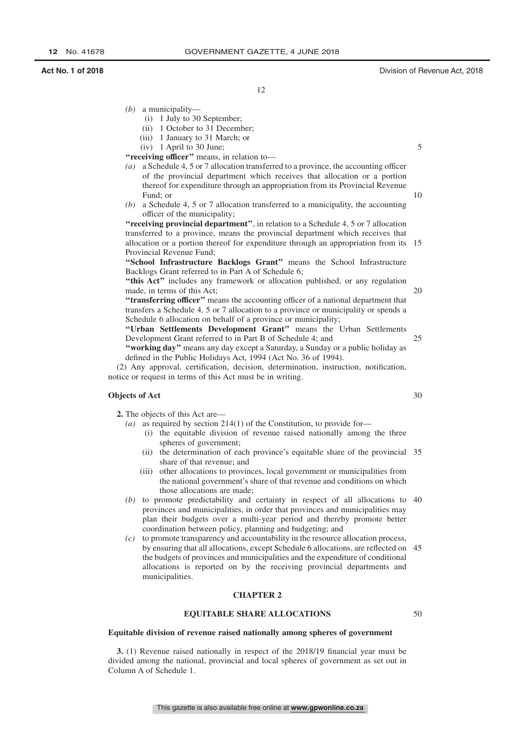*(b)* a municipality—

(i) 1 July to 30 September;

(ii) 1 October to 31 December;

(iii) 1 January to 31 March; or

(iv) 1 April to 30 June;

**"receiving officer"** means, in relation to—

*(a)* a Schedule 4, 5 or 7 allocation transferred to a province, the accounting officer of the provincial department which receives that allocation or a portion thereof for expenditure through an appropriation from its Provincial Revenue Fund; or

*(b)* a Schedule 4, 5 or 7 allocation transferred to a municipality, the accounting officer of the municipality;

**"receiving provincial department"**, in relation to a Schedule 4, 5 or 7 allocation transferred to a province, means the provincial department which receives that allocation or a portion thereof for expenditure through an appropriation from its Provincial Revenue Fund;

**"School Infrastructure Backlogs Grant"** means the School Infrastructure Backlogs Grant referred to in Part A of Schedule 6;

**"this Act"** includes any framework or allocation published, or any regulation made, in terms of this Act;

**"transferring officer"** means the accounting officer of a national department that transfers a Schedule 4, 5 or 7 allocation to a province or municipality or spends a Schedule 6 allocation on behalf of a province or municipality;

**"Urban Settlements Development Grant"** means the Urban Settlements Development Grant referred to in Part B of Schedule 4; and

**"working day"** means any day except a Saturday, a Sunday or a public holiday as defined in the Public Holidays Act, 1994 (Act No. 36 of 1994).

(2) Any approval, certification, decision, determination, instruction, notification, notice or request in terms of this Act must be in writing.

**Objects of Act**

**2.** The objects of this Act are—

*(a)* as required by section 214(1) of the Constitution, to provide for—

(i) the equitable division of revenue raised nationally among the three spheres of government;

(ii) the determination of each province's equitable share of the provincial share of that revenue; and

(iii) other allocations to provinces, local government or municipalities from the national government's share of that revenue and conditions on which those allocations are made;

*(b)* to promote predictability and certainty in respect of all allocations to provinces and municipalities, in order that provinces and municipalities may plan their budgets over a multi-year period and thereby promote better coordination between policy, planning and budgeting; and

*(c)* to promote transparency and accountability in the resource allocation process, by ensuring that all allocations, except Schedule 6 allocations, are reflected on the budgets of provinces and municipalities and the expenditure of conditional allocations is reported on by the receiving provincial departments and municipalities.

## CHAPTER 2

## EQUITABLE SHARE ALLOCATIONS

**Equitable division of revenue raised nationally among spheres of government**

**3.** (1) Revenue raised nationally in respect of the 2018/19 financial year must be divided among the national, provincial and local spheres of government as set out in Column A of Schedule 1.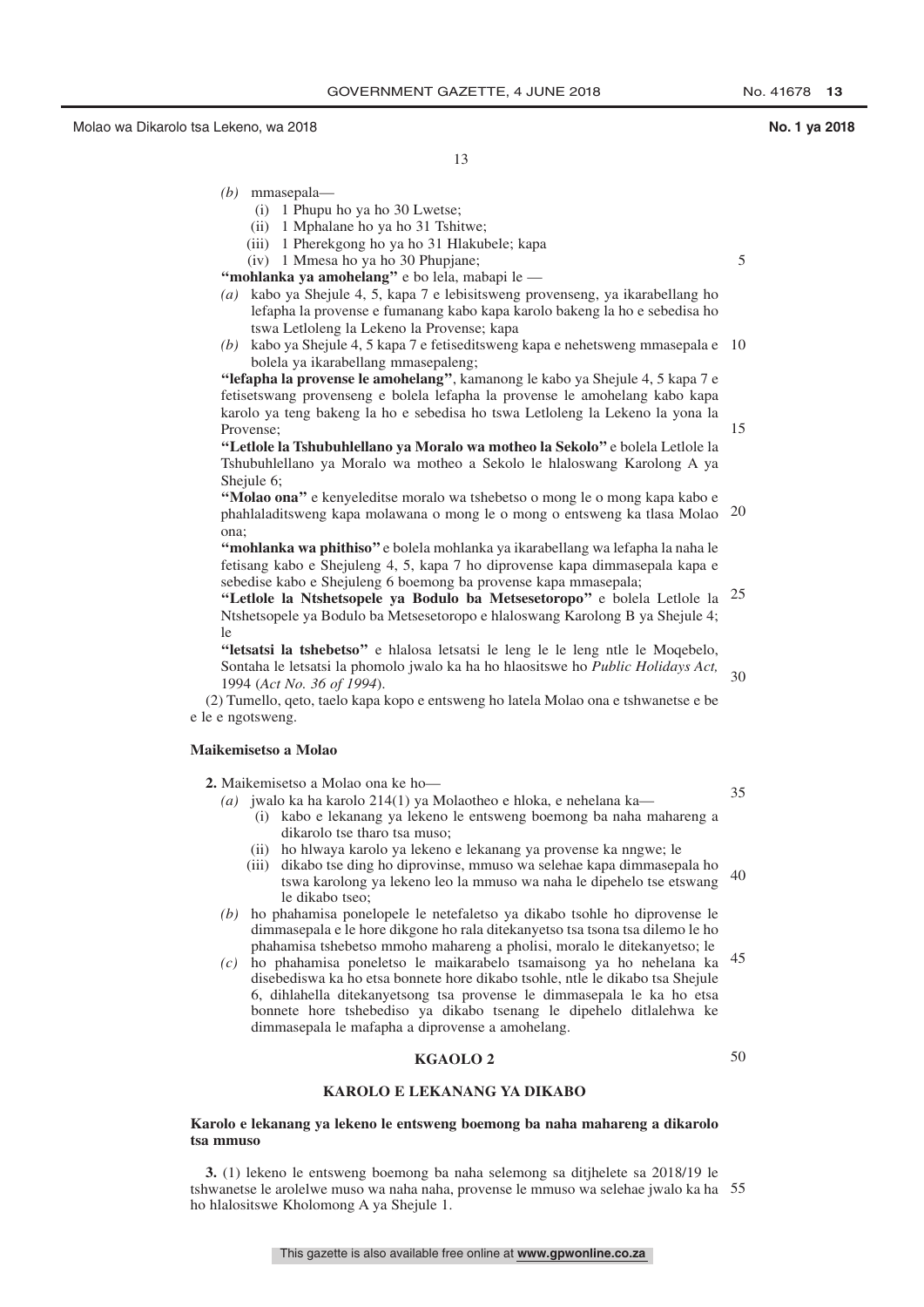*(b)* mmasepala—

(i) 1 Phupu ho ya ho 30 Lwetse;

(ii) 1 Mphalane ho ya ho 31 Tshitwe;

(iii) 1 Pherekgong ho ya ho 31 Hlakubele; kapa

(iv) 1 Mmesa ho ya ho 30 Phupjane;

**"mohlanka ya amohelang"** e bo lela, mabapi le —

*(a)* kabo ya Shejule 4, 5, kapa 7 e lebisitsweng provenseng, ya ikarabellang ho lefapha la provense e fumanang kabo kapa karolo bakeng la ho e sebedisa ho tswa Letloleng la Lekeno la Provense; kapa

*(b)* kabo ya Shejule 4, 5 kapa 7 e fetiseditsweng kapa e nehetsweng mmasepala e bolela ya ikarabellang mmasepaleng;

**"lefapha la provense le amohelang"**, kamanong le kabo ya Shejule 4, 5 kapa 7 e fetisetswang provenseng e bolela lefapha la provense le amohelang kabo kapa karolo ya teng bakeng la ho e sebedisa ho tswa Letloleng la Lekeno la yona la Provense;

**"Letlole la Tshubuhlellano ya Moralo wa motheo la Sekolo"** e bolela Letlole la Tshubuhlellano ya Moralo wa motheo a Sekolo le hlaloswang Karolong A ya Shejule 6;

**"Molao ona"** e kenyeleditse moralo wa tshebetso o mong le o mong kapa kabo e phahlaladitsweng kapa molawana o mong le o mong o entsweng ka tlasa Molao ona;

**"mohlanka wa phithiso"** e bolela mohlanka ya ikarabellang wa lefapha la naha le fetisang kabo e Shejuleng 4, 5, kapa 7 ho diprovense kapa dimmasepala kapa e sebedise kabo e Shejuleng 6 boemong ba provense kapa mmasepala;

**"Letlole la Ntshetsopele ya Bodulo ba Metsesetoropo"** e bolela Letlole la Ntshetsopele ya Bodulo ba Metsesetoropo e hlaloswang Karolong B ya Shejule 4; le

**"letsatsi la tshebetso"** e hlalosa letsatsi le leng le le leng ntle le Moqebelo, Sontaha le letsatsi la phomolo jwalo ka ha ho hlaositswe ho *Public Holidays Act,* 1994 (*Act No. 36 of 1994*).

(2) Tumello, qeto, taelo kapa kopo e entsweng ho latela Molao ona e tshwanetse e be e le e ngotsweng.

**Maikemisetso a Molao**

**2.** Maikemisetso a Molao ona ke ho—

*(a)* jwalo ka ha karolo 214(1) ya Molaotheo e hloka, e nehelana ka—

(i) kabo e lekanang ya lekeno le entsweng boemong ba naha mahareng a dikarolo tse tharo tsa muso;

(ii) ho hlwaya karolo ya lekeno e lekanang ya provense ka nngwe; le

(iii) dikabo tse ding ho diprovinse, mmuso wa selehae kapa dimmasepala ho tswa karolong ya lekeno leo la mmuso wa naha le dipehelo tse etswang le dikabo tseo;

*(b)* ho phahamisa ponelopele le netefaletso ya dikabo tsohle ho diprovense le dimmasepala e le hore dikgone ho rala ditekanyetso tsa tsona tsa dilemo le ho phahamisa tshebetso mmoho mahareng a pholisi, moralo le ditekanyetso; le

*(c)* ho phahamisa poneletso le maikarabelo tsamaisong ya ho nehelana ka disebediswa ka ho etsa bonnete hore dikabo tsohle, ntle le dikabo tsa Shejule 6, dihlahella ditekanyetsong tsa provense le dimmasepala le ka ho etsa bonnete hore tshebediso ya dikabo tsenang le dipehelo ditlalehwa ke dimmasepala le mafapha a diprovense a amohelang.

## KGAOLO 2

## KAROLO E LEKANANG YA DIKABO

**Karolo e lekanang ya lekeno le entsweng boemong ba naha mahareng a dikarolo tsa mmuso**

**3.** (1) lekeno le entsweng boemong ba naha selemong sa ditjhelete sa 2018/19 le tshwanetse le arolelwe muso wa naha naha, provense le mmuso wa selehae jwalo ka ha ho hlalositswe Kholomong A ya Shejule 1.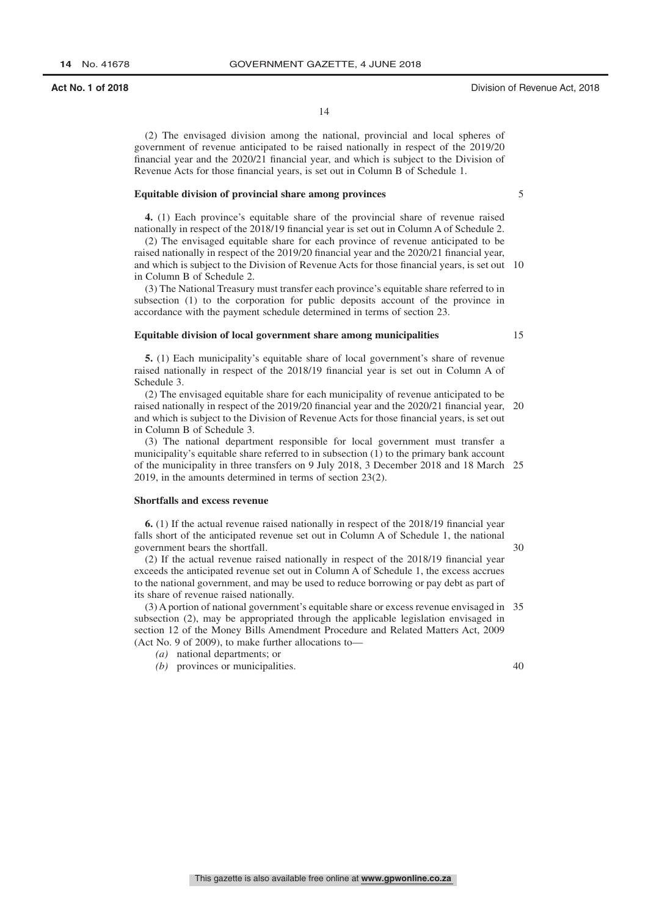(2) The envisaged division among the national, provincial and local spheres of government of revenue anticipated to be raised nationally in respect of the 2019/20 financial year and the 2020/21 financial year, and which is subject to the Division of Revenue Acts for those financial years, is set out in Column B of Schedule 1.

**Equitable division of provincial share among provinces**

**4.** (1) Each province's equitable share of the provincial share of revenue raised nationally in respect of the 2018/19 financial year is set out in Column A of Schedule 2.

(2) The envisaged equitable share for each province of revenue anticipated to be raised nationally in respect of the 2019/20 financial year and the 2020/21 financial year, and which is subject to the Division of Revenue Acts for those financial years, is set out in Column B of Schedule 2.

(3) The National Treasury must transfer each province's equitable share referred to in subsection (1) to the corporation for public deposits account of the province in accordance with the payment schedule determined in terms of section 23.

**Equitable division of local government share among municipalities**

**5.** (1) Each municipality's equitable share of local government's share of revenue raised nationally in respect of the 2018/19 financial year is set out in Column A of Schedule 3.

(2) The envisaged equitable share for each municipality of revenue anticipated to be raised nationally in respect of the 2019/20 financial year and the 2020/21 financial year, and which is subject to the Division of Revenue Acts for those financial years, is set out in Column B of Schedule 3.

(3) The national department responsible for local government must transfer a municipality's equitable share referred to in subsection (1) to the primary bank account of the municipality in three transfers on 9 July 2018, 3 December 2018 and 18 March 2019, in the amounts determined in terms of section 23(2).

**Shortfalls and excess revenue**

**6.** (1) If the actual revenue raised nationally in respect of the 2018/19 financial year falls short of the anticipated revenue set out in Column A of Schedule 1, the national government bears the shortfall.

(2) If the actual revenue raised nationally in respect of the 2018/19 financial year exceeds the anticipated revenue set out in Column A of Schedule 1, the excess accrues to the national government, and may be used to reduce borrowing or pay debt as part of its share of revenue raised nationally.

(3) A portion of national government's equitable share or excess revenue envisaged in subsection (2), may be appropriated through the applicable legislation envisaged in section 12 of the Money Bills Amendment Procedure and Related Matters Act, 2009 (Act No. 9 of 2009), to make further allocations to—

*(a)* national departments; or

*(b)* provinces or municipalities.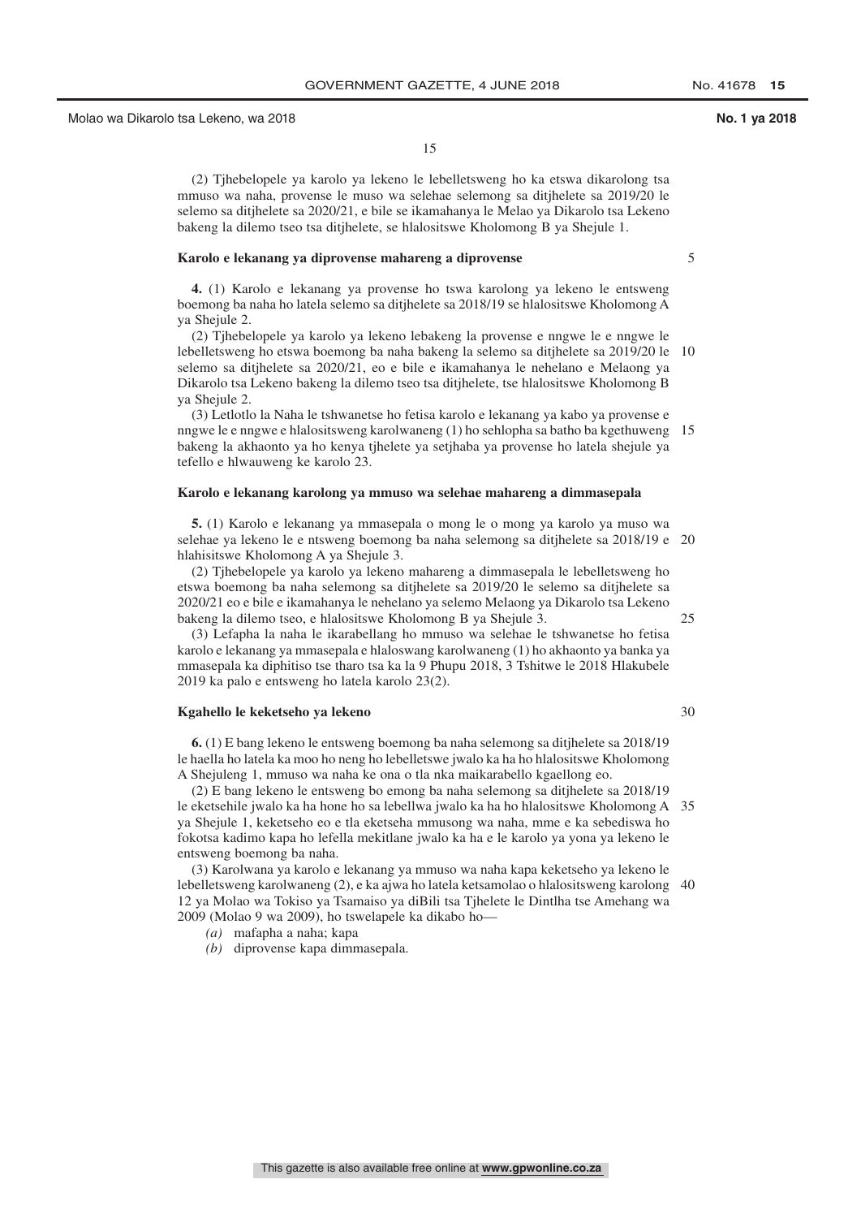(2) Tjhebelopele ya karolo ya lekeno le lebelletsweng ho ka etswa dikarolong tsa mmuso wa naha, provense le muso wa selehae selemong sa ditjhelete sa 2019/20 le selemo sa ditjhelete sa 2020/21, e bile se ikamahanya le Melao ya Dikarolo tsa Lekeno bakeng la dilemo tseo tsa ditjhelete, se hlalositswe Kholomong B ya Shejule 1.

**Karolo e lekanang ya diprovense mahareng a diprovense**

**4.** (1) Karolo e lekanang ya provense ho tswa karolong ya lekeno le entsweng boemong ba naha ho latela selemo sa ditjhelete sa 2018/19 se hlalositswe Kholomong A ya Shejule 2.

(2) Tjhebelopele ya karolo ya lekeno lebakeng la provense e nngwe le e nngwe le lebelletsweng ho etswa boemong ba naha bakeng la selemo sa ditjhelete sa 2019/20 le selemo sa ditjhelete sa 2020/21, eo e bile e ikamahanya le nehelano e Melaong ya Dikarolo tsa Lekeno bakeng la dilemo tseo tsa ditjhelete, tse hlalositswe Kholomong B ya Shejule 2.

(3) Letlotlo la Naha le tshwanetse ho fetisa karolo e lekanang ya kabo ya provense e nngwe le e nngwe e hlalositsweng karolwaneng (1) ho sehlopha sa batho ba kgethuweng bakeng la akhaonto ya ho kenya tjhelete ya setjhaba ya provense ho latela shejule ya tefello e hlwauweng ke karolo 23.

**Karolo e lekanang karolong ya mmuso wa selehae mahareng a dimmasepala**

**5.** (1) Karolo e lekanang ya mmasepala o mong le o mong ya karolo ya muso wa selehae ya lekeno le e ntsweng boemong ba naha selemong sa ditjhelete sa 2018/19 e hlahisitswe Kholomong A ya Shejule 3.

(2) Tjhebelopele ya karolo ya lekeno mahareng a dimmasepala le lebelletsweng ho etswa boemong ba naha selemong sa ditjhelete sa 2019/20 le selemo sa ditjhelete sa 2020/21 eo e bile e ikamahanya le nehelano ya selemo Melaong ya Dikarolo tsa Lekeno bakeng la dilemo tseo, e hlalositswe Kholomong B ya Shejule 3.

(3) Lefapha la naha le ikarabellang ho mmuso wa selehae le tshwanetse ho fetisa karolo e lekanang ya mmasepala e hlaloswang karolwaneng (1) ho akhaonto ya banka ya mmasepala ka diphitiso tse tharo tsa ka la 9 Phupu 2018, 3 Tshitwe le 2018 Hlakubele 2019 ka palo e entsweng ho latela karolo 23(2).

**Kgahello le keketseho ya lekeno**

**6.** (1) E bang lekeno le entsweng boemong ba naha selemong sa ditjhelete sa 2018/19 le haella ho latela ka moo ho neng ho lebelletswe jwalo ka ha ho hlalositswe Kholomong A Shejuleng 1, mmuso wa naha ke ona o tla nka maikarabello kgaellong eo.

(2) E bang lekeno le entsweng bo emong ba naha selemong sa ditjhelete sa 2018/19 le eketsehile jwalo ka ha hone ho sa lebellwa jwalo ka ha ho hlalositswe Kholomong A ya Shejule 1, keketseho eo e tla eketseha mmusong wa naha, mme e ka sebediswa ho fokotsa kadimo kapa ho lefella mekitlane jwalo ka ha e le karolo ya yona ya lekeno le entsweng boemong ba naha.

(3) Karolwana ya karolo e lekanang ya mmuso wa naha kapa keketseho ya lekeno le lebelletsweng karolwaneng (2), e ka ajwa ho latela ketsamolao o hlalositsweng karolong 12 ya Molao wa Tokiso ya Tsamaiso ya diBili tsa Tjhelete le Dintlha tse Amehang wa 2009 (Molao 9 wa 2009), ho tswelapele ka dikabo ho—

*(a)* mafapha a naha; kapa
*(b)* diprovense kapa dimmasepala.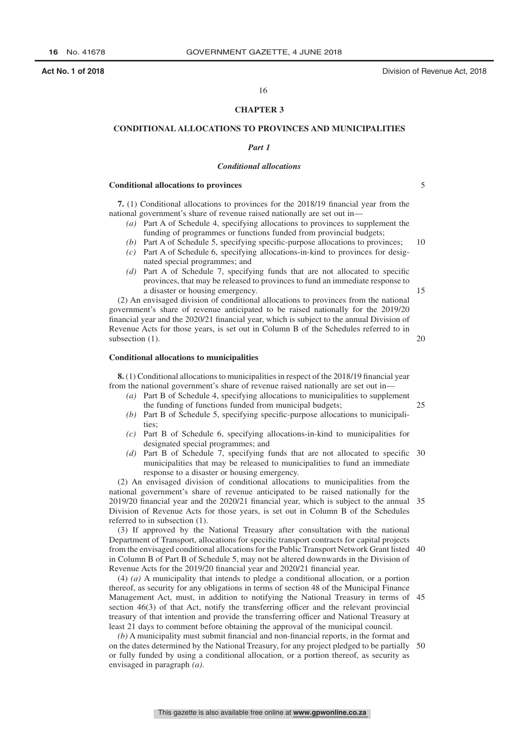## CHAPTER 3

## CONDITIONAL ALLOCATIONS TO PROVINCES AND MUNICIPALITIES

### *Part 1*

### *Conditional allocations*

**Conditional allocations to provinces**

**7.** (1) Conditional allocations to provinces for the 2018/19 financial year from the national government's share of revenue raised nationally are set out in—

*(a)* Part A of Schedule 4, specifying allocations to provinces to supplement the funding of programmes or functions funded from provincial budgets;

*(b)* Part A of Schedule 5, specifying specific-purpose allocations to provinces;

*(c)* Part A of Schedule 6, specifying allocations-in-kind to provinces for designated special programmes; and

*(d)* Part A of Schedule 7, specifying funds that are not allocated to specific provinces, that may be released to provinces to fund an immediate response to a disaster or housing emergency.

(2) An envisaged division of conditional allocations to provinces from the national government's share of revenue anticipated to be raised nationally for the 2019/20 financial year and the 2020/21 financial year, which is subject to the annual Division of Revenue Acts for those years, is set out in Column B of the Schedules referred to in subsection (1).

**Conditional allocations to municipalities**

**8.** (1) Conditional allocations to municipalities in respect of the 2018/19 financial year from the national government's share of revenue raised nationally are set out in—

*(a)* Part B of Schedule 4, specifying allocations to municipalities to supplement the funding of functions funded from municipal budgets;

*(b)* Part B of Schedule 5, specifying specific-purpose allocations to municipalities;

*(c)* Part B of Schedule 6, specifying allocations-in-kind to municipalities for designated special programmes; and

*(d)* Part B of Schedule 7, specifying funds that are not allocated to specific municipalities that may be released to municipalities to fund an immediate response to a disaster or housing emergency.

(2) An envisaged division of conditional allocations to municipalities from the national government's share of revenue anticipated to be raised nationally for the 2019/20 financial year and the 2020/21 financial year, which is subject to the annual Division of Revenue Acts for those years, is set out in Column B of the Schedules referred to in subsection (1).

(3) If approved by the National Treasury after consultation with the national Department of Transport, allocations for specific transport contracts for capital projects from the envisaged conditional allocations for the Public Transport Network Grant listed in Column B of Part B of Schedule 5, may not be altered downwards in the Division of Revenue Acts for the 2019/20 financial year and 2020/21 financial year.

(4) *(a)* A municipality that intends to pledge a conditional allocation, or a portion thereof, as security for any obligations in terms of section 48 of the Municipal Finance Management Act, must, in addition to notifying the National Treasury in terms of section 46(3) of that Act, notify the transferring officer and the relevant provincial treasury of that intention and provide the transferring officer and National Treasury at least 21 days to comment before obtaining the approval of the municipal council.

*(b)* A municipality must submit financial and non-financial reports, in the format and on the dates determined by the National Treasury, for any project pledged to be partially or fully funded by using a conditional allocation, or a portion thereof, as security as envisaged in paragraph *(a)*.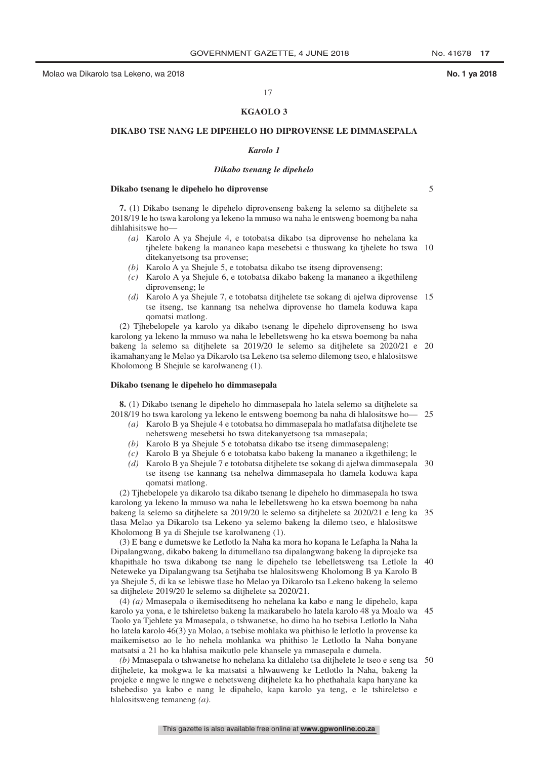### KGAOLO 3

## DIKABO TSE NANG LE DIPEHELO HO DIPROVENSE LE DIMMASEPALA

### *Karolo 1*

### *Dikabo tsenang le dipehelo*

**Dikabo tsenang le dipehelo ho diprovense**

**7.** (1) Dikabo tsenang le dipehelo diprovenseng bakeng la selemo sa ditjhelete sa 2018/19 le ho tswa karolong ya lekeno la mmuso wa naha le entsweng boemong ba naha dihlahisitswe ho—

*(a)* Karolo A ya Shejule 4, e totobatsa dikabo tsa diprovense ho nehelana ka tjhelete bakeng la mananeo kapa mesebetsi e thuswang ka tjhelete ho tswa ditekanyetsong tsa provense;

*(b)* Karolo A ya Shejule 5, e totobatsa dikabo tse itseng diprovenseng;

*(c)* Karolo A ya Shejule 6, e totobatsa dikabo bakeng la mananeo a ikgethileng diprovenseng; le

*(d)* Karolo A ya Shejule 7, e totobatsa ditjhelete tse sokang di ajelwa diprovense tse itseng, tse kannang tsa nehelwa diprovense ho tlamela koduwa kapa qomatsi matlong.

(2) Tjhebelopele ya karolo ya dikabo tsenang le dipehelo diprovenseng ho tswa karolong ya lekeno la mmuso wa naha le lebelletsweng ho ka etswa boemong ba naha bakeng la selemo sa ditjhelete sa 2019/20 le selemo sa ditjhelete sa 2020/21 e ikamahanyang le Melao ya Dikarolo tsa Lekeno tsa selemo dilemong tseo, e hlalositswe Kholomong B Shejule se karolwaneng (1).

**Dikabo tsenang le dipehelo ho dimmasepala**

**8.** (1) Dikabo tsenang le dipehelo ho dimmasepala ho latela selemo sa ditjhelete sa 2018/19 ho tswa karolong ya lekeno le entsweng boemong ba naha di hlalositswe ho—

*(a)* Karolo B ya Shejule 4 e totobatsa ho dimmasepala ho matlafatsa ditjhelete tse nehetsweng mesebetsi ho tswa ditekanyetsong tsa mmasepala;

*(b)* Karolo B ya Shejule 5 e totobatsa dikabo tse itseng dimmasepaleng;

*(c)* Karolo B ya Shejule 6 e totobatsa kabo bakeng la mananeo a ikgethileng; le

*(d)* Karolo B ya Shejule 7 e totobatsa ditjhelete tse sokang di ajelwa dimmasepala tse itseng tse kannang tsa nehelwa dimmasepala ho tlamela koduwa kapa qomatsi matlong.

(2) Tjhebelopele ya dikarolo tsa dikabo tsenang le dipehelo ho dimmasepala ho tswa karolong ya lekeno la mmuso wa naha le lebelletsweng ho ka etswa boemong ba naha bakeng la selemo sa ditjhelete sa 2019/20 le selemo sa ditjhelete sa 2020/21 e leng ka tlasa Melao ya Dikarolo tsa Lekeno ya selemo bakeng la dilemo tseo, e hlalositswe Kholomong B ya di Shejule tse karolwaneng (1).

(3) E bang e dumetswe ke Letlotlo la Naha ka mora ho kopana le Lefapha la Naha la Dipalangwang, dikabo bakeng la ditumellano tsa dipalangwang bakeng la diprojeke tsa khapithale ho tswa dikabong tse nang le dipehelo tse lebelletsweng tsa Letlole la Neteweke ya Dipalangwang tsa Setjhaba tse hlalositsweng Kholomong B ya Karolo B ya Shejule 5, di ka se lebiswe tlase ho Melao ya Dikarolo tsa Lekeno bakeng la selemo sa ditjhelete 2019/20 le selemo sa ditjhelete sa 2020/21.

(4) *(a)* Mmasepala o ikemiseditseng ho nehelana ka kabo e nang le dipehelo, kapa karolo ya yona, e le tshireletso bakeng la maikarabelo ho latela karolo 48 ya Moalo wa Taolo ya Tjhehlete ya Mmasepala, o tshwanetse, ho dimo ha ho tsebisa Letlotlo la Naha ho latela karolo 46(3) ya Molao, a tsebise mohlaka wa phithiso le letlotlo la provense ka maikemisetso ao le ho nehela mohlanka wa phithiso le Letlotlo la Naha bonyane matsatsi a 21 ho ka hlahisa maikutlo pele khansele ya mmasepala e dumela.

*(b)* Mmasepala o tshwanetse ho nehelana ka ditlaleho tsa ditjhelete le tseo e seng tsa ditjhelete, ka mokgwa le ka matsatsi a hlwauweng ke Letlotlo la Naha, bakeng la projeke e nngwe le nngwe e nehetsweng ditjhelete ka ho phethahala kapa hanyane ka tshebediso ya kabo e nang le dipahelo, kapa karolo ya teng, e le tshireletso e hlalositsweng temaneng *(a)*.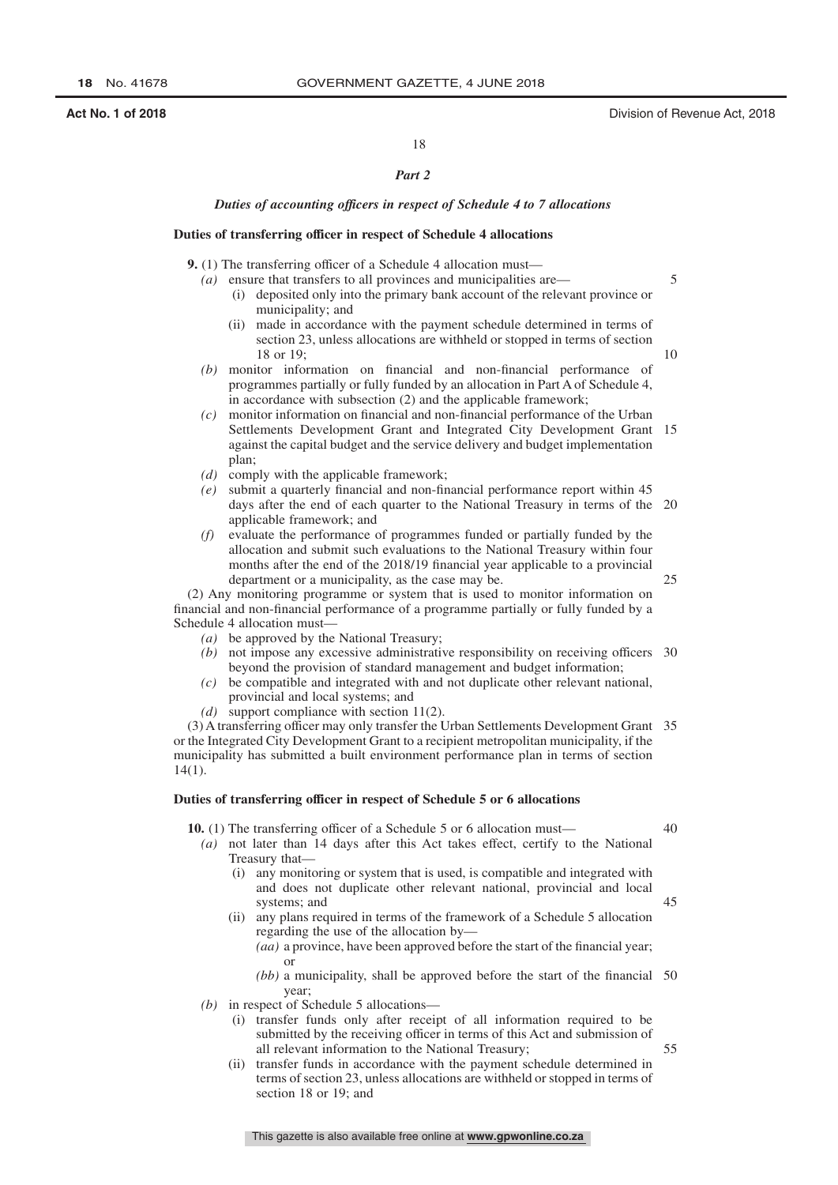## *Part 2*

### *Duties of accounting officers in respect of Schedule 4 to 7 allocations*

**Duties of transferring officer in respect of Schedule 4 allocations**

**9.** (1) The transferring officer of a Schedule 4 allocation must—

*(a)* ensure that transfers to all provinces and municipalities are—

(i) deposited only into the primary bank account of the relevant province or municipality; and

(ii) made in accordance with the payment schedule determined in terms of section 23, unless allocations are withheld or stopped in terms of section 18 or 19;

*(b)* monitor information on financial and non-financial performance of programmes partially or fully funded by an allocation in Part A of Schedule 4, in accordance with subsection (2) and the applicable framework;

*(c)* monitor information on financial and non-financial performance of the Urban Settlements Development Grant and Integrated City Development Grant against the capital budget and the service delivery and budget implementation plan;

*(d)* comply with the applicable framework;

*(e)* submit a quarterly financial and non-financial performance report within 45 days after the end of each quarter to the National Treasury in terms of the applicable framework; and

*(f)* evaluate the performance of programmes funded or partially funded by the allocation and submit such evaluations to the National Treasury within four months after the end of the 2018/19 financial year applicable to a provincial department or a municipality, as the case may be.

(2) Any monitoring programme or system that is used to monitor information on financial and non-financial performance of a programme partially or fully funded by a Schedule 4 allocation must—

*(a)* be approved by the National Treasury;

*(b)* not impose any excessive administrative responsibility on receiving officers beyond the provision of standard management and budget information;

*(c)* be compatible and integrated with and not duplicate other relevant national, provincial and local systems; and

*(d)* support compliance with section 11(2).

(3) A transferring officer may only transfer the Urban Settlements Development Grant or the Integrated City Development Grant to a recipient metropolitan municipality, if the municipality has submitted a built environment performance plan in terms of section 14(1).

**Duties of transferring officer in respect of Schedule 5 or 6 allocations**

**10.** (1) The transferring officer of a Schedule 5 or 6 allocation must—

*(a)* not later than 14 days after this Act takes effect, certify to the National Treasury that—

(i) any monitoring or system that is used, is compatible and integrated with and does not duplicate other relevant national, provincial and local systems; and

(ii) any plans required in terms of the framework of a Schedule 5 allocation regarding the use of the allocation by—

*(aa)* a province, have been approved before the start of the financial year; or

*(bb)* a municipality, shall be approved before the start of the financial year;

*(b)* in respect of Schedule 5 allocations—

(i) transfer funds only after receipt of all information required to be submitted by the receiving officer in terms of this Act and submission of all relevant information to the National Treasury;

(ii) transfer funds in accordance with the payment schedule determined in terms of section 23, unless allocations are withheld or stopped in terms of section 18 or 19; and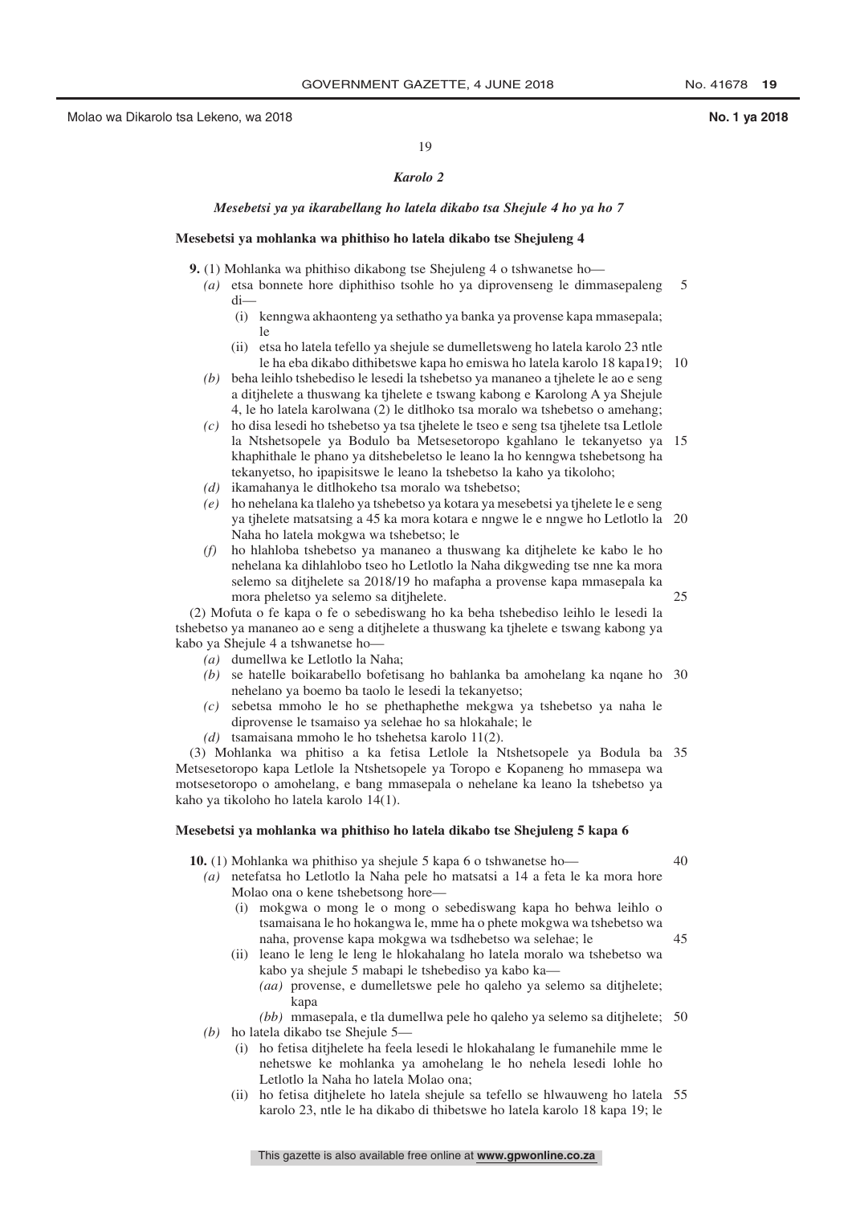*Karolo 2*

***Mesebetsi ya ya ikarabellang ho latela dikabo tsa Shejule 4 ho ya ho 7***

**Mesebetsi ya mohlanka wa phithiso ho latela dikabo tse Shejuleng 4**

**9.** (1) Mohlanka wa phithiso dikabong tse Shejuleng 4 o tshwanetse ho—

*(a)* etsa bonnete hore diphithiso tsohle ho ya diprovenseng le dimmasepaleng di—

(i) kenngwa akhaonteng ya sethatho ya banka ya provense kapa mmasepala; le

(ii) etsa ho latela tefello ya shejule se dumelletsweng ho latela karolo 23 ntle le ha eba dikabo dithibetswe kapa ho emiswa ho latela karolo 18 kapa19;

*(b)* beha leihlo tshebediso le lesedi la tshebetso ya mananeo a tjhelete le ao e seng a ditjhelete a thuswang ka tjhelete e tswang kabong e Karolong A ya Shejule 4, le ho latela karolwana (2) le ditlhoko tsa moralo wa tshebetso o amehang;

*(c)* ho disa lesedi ho tshebetso ya tsa tjhelete le tseo e seng tsa tjhelete tsa Letlole la Ntshetsopele ya Bodulo ba Metsesetoropo kgahlano le tekanyetso ya khaphithale le phano ya ditshebeletso le leano la ho kenngwa tshebetsong ha tekanyetso, ho ipapisitswe le leano la tshebetso la kaho ya tikoloho;

*(d)* ikamahanya le ditlhokeho tsa moralo wa tshebetso;

*(e)* ho nehelana ka tlaleho ya tshebetso ya kotara ya mesebetsi ya tjhelete le e seng ya tjhelete matsatsing a 45 ka mora kotara e nngwe le e nngwe ho Letlotlo la Naha ho latela mokgwa wa tshebetso; le

*(f)* ho hlahloba tshebetso ya mananeo a thuswang ka ditjhelete ke kabo le ho nehelana ka dihlahlobo tseo ho Letlotlo la Naha dikgweding tse nne ka mora selemo sa ditjhelete sa 2018/19 ho mafapha a provense kapa mmasepala ka mora pheletso ya selemo sa ditjhelete.

(2) Mofuta o fe kapa o fe o sebediswang ho ka beha tshebediso leihlo le lesedi la tshebetso ya mananeo ao e seng a ditjhelete a thuswang ka tjhelete e tswang kabong ya kabo ya Shejule 4 a tshwanetse ho—

*(a)* dumellwa ke Letlotlo la Naha;

*(b)* se hatelle boikarabello bofetisang ho bahlanka ba amohelang ka nqane ho nehelano ya boemo ba taolo le lesedi la tekanyetso;

*(c)* sebetsa mmoho le ho se phethaphethe mekgwa ya tshebetso ya naha le diprovense le tsamaiso ya selehae ho sa hlokahale; le

*(d)* tsamaisana mmoho le ho tshehetsa karolo 11(2).

(3) Mohlanka wa phitiso a ka fetisa Letlole la Ntshetsopele ya Bodula ba Metsesetoropo kapa Letlole la Ntshetsopele ya Toropo e Kopaneng ho mmasepa wa motsesetoropo o amohelang, e bang mmasepala o nehelane ka leano la tshebetso ya kaho ya tikoloho ho latela karolo 14(1).

**Mesebetsi ya mohlanka wa phithiso ho latela dikabo tse Shejuleng 5 kapa 6**

**10.** (1) Mohlanka wa phithiso ya shejule 5 kapa 6 o tshwanetse ho—

*(a)* netefatsa ho Letlotlo la Naha pele ho matsatsi a 14 a feta le ka mora hore Molao ona o kene tshebetsong hore—

(i) mokgwa o mong le o mong o sebediswang kapa ho behwa leihlo o tsamaisana le ho hokangwa le, mme ha o phete mokgwa wa tshebetso wa naha, provense kapa mokgwa wa tsdhebetso wa selehae; le

(ii) leano le leng le leng le hlokahalang ho latela moralo wa tshebetso wa kabo ya shejule 5 mabapi le tshebediso ya kabo ka—

*(aa)* provense, e dumelletswe pele ho qaleho ya selemo sa ditjhelete; kapa

*(bb)* mmasepala, e tla dumellwa pele ho qaleho ya selemo sa ditjhelete;

*(b)* ho latela dikabo tse Shejule 5—

(i) ho fetisa ditjhelete ha feela lesedi le hlokahalang le fumanehile mme le nehetswe ke mohlanka ya amohelang le ho nehela lesedi lohle ho Letlotlo la Naha ho latela Molao ona;

(ii) ho fetisa ditjhelete ho latela shejule sa tefello se hlwauweng ho latela karolo 23, ntle le ha dikabo di thibetswe ho latela karolo 18 kapa 19; le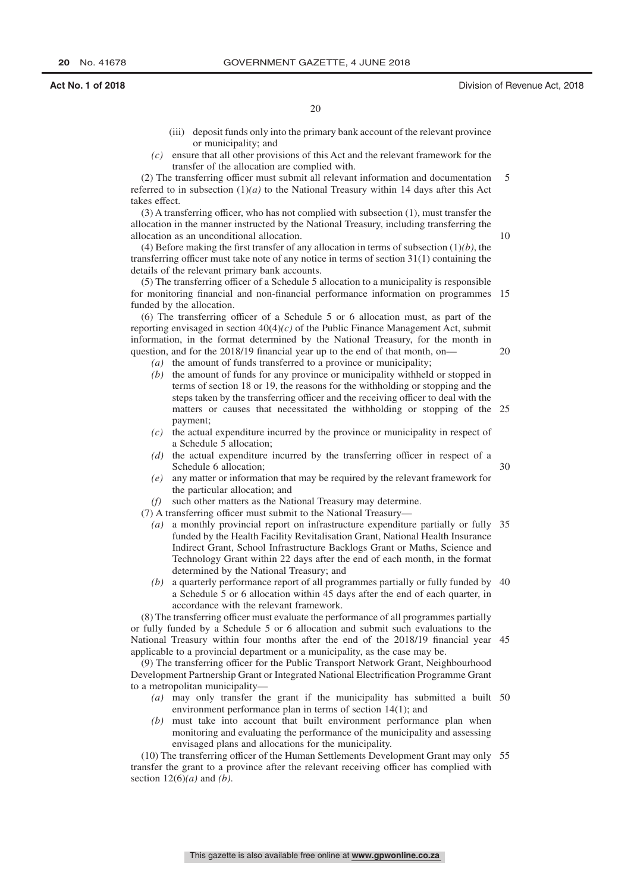(iii) deposit funds only into the primary bank account of the relevant province or municipality; and

*(c)* ensure that all other provisions of this Act and the relevant framework for the transfer of the allocation are complied with.

(2) The transferring officer must submit all relevant information and documentation referred to in subsection (1)*(a)* to the National Treasury within 14 days after this Act takes effect.

(3) A transferring officer, who has not complied with subsection (1), must transfer the allocation in the manner instructed by the National Treasury, including transferring the allocation as an unconditional allocation.

(4) Before making the first transfer of any allocation in terms of subsection (1)*(b)*, the transferring officer must take note of any notice in terms of section 31(1) containing the details of the relevant primary bank accounts.

(5) The transferring officer of a Schedule 5 allocation to a municipality is responsible for monitoring financial and non-financial performance information on programmes funded by the allocation.

(6) The transferring officer of a Schedule 5 or 6 allocation must, as part of the reporting envisaged in section 40(4)*(c)* of the Public Finance Management Act, submit information, in the format determined by the National Treasury, for the month in question, and for the 2018/19 financial year up to the end of that month, on—

*(a)* the amount of funds transferred to a province or municipality;

*(b)* the amount of funds for any province or municipality withheld or stopped in terms of section 18 or 19, the reasons for the withholding or stopping and the steps taken by the transferring officer and the receiving officer to deal with the matters or causes that necessitated the withholding or stopping of the payment;

*(c)* the actual expenditure incurred by the province or municipality in respect of a Schedule 5 allocation;

*(d)* the actual expenditure incurred by the transferring officer in respect of a Schedule 6 allocation;

*(e)* any matter or information that may be required by the relevant framework for the particular allocation; and

*(f)* such other matters as the National Treasury may determine.

(7) A transferring officer must submit to the National Treasury—

*(a)* a monthly provincial report on infrastructure expenditure partially or fully funded by the Health Facility Revitalisation Grant, National Health Insurance Indirect Grant, School Infrastructure Backlogs Grant or Maths, Science and Technology Grant within 22 days after the end of each month, in the format determined by the National Treasury; and

*(b)* a quarterly performance report of all programmes partially or fully funded by a Schedule 5 or 6 allocation within 45 days after the end of each quarter, in accordance with the relevant framework.

(8) The transferring officer must evaluate the performance of all programmes partially or fully funded by a Schedule 5 or 6 allocation and submit such evaluations to the National Treasury within four months after the end of the 2018/19 financial year applicable to a provincial department or a municipality, as the case may be.

(9) The transferring officer for the Public Transport Network Grant, Neighbourhood Development Partnership Grant or Integrated National Electrification Programme Grant to a metropolitan municipality—

*(a)* may only transfer the grant if the municipality has submitted a built environment performance plan in terms of section 14(1); and

*(b)* must take into account that built environment performance plan when monitoring and evaluating the performance of the municipality and assessing envisaged plans and allocations for the municipality.

(10) The transferring officer of the Human Settlements Development Grant may only transfer the grant to a province after the relevant receiving officer has complied with section 12(6)*(a)* and *(b)*.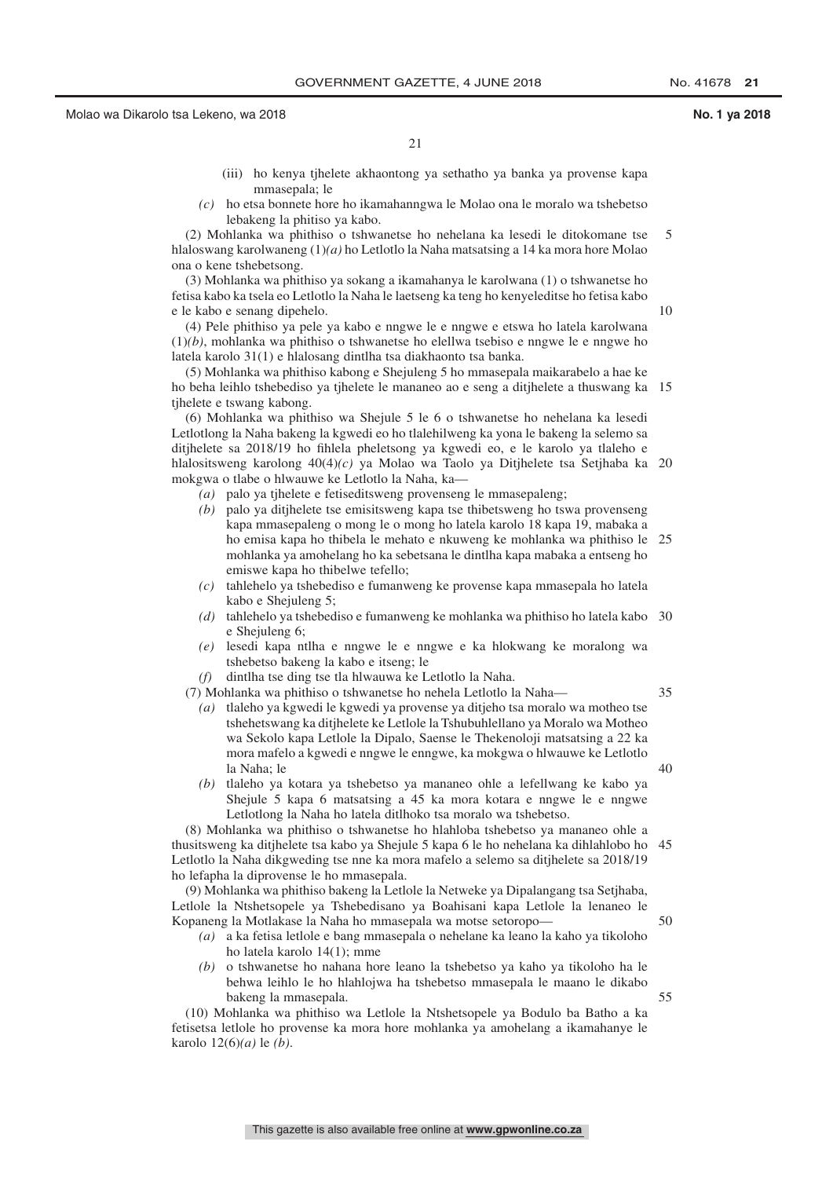(iii) ho kenya tjhelete akhaontong ya sethatho ya banka ya provense kapa mmasepala; le

*(c)* ho etsa bonnete hore ho ikamahanngwa le Molao ona le moralo wa tshebetso lebakeng la phitiso ya kabo.

(2) Mohlanka wa phithiso o tshwanetse ho nehelana ka lesedi le ditokomane tse hlaloswang karolwaneng (1)*(a)* ho Letlotlo la Naha matsatsing a 14 ka mora hore Molao ona o kene tshebetsong.

(3) Mohlanka wa phithiso ya sokang a ikamahanya le karolwana (1) o tshwanetse ho fetisa kabo ka tsela eo Letlotlo la Naha le laetseng ka teng ho kenyeleditse ho fetisa kabo e le kabo e senang dipehelo.

(4) Pele phithiso ya pele ya kabo e nngwe le e nngwe e etswa ho latela karolwana (1)*(b)*, mohlanka wa phithiso o tshwanetse ho elellwa tsebiso e nngwe le e nngwe ho latela karolo 31(1) e hlalosang dintlha tsa diakhaonto tsa banka.

(5) Mohlanka wa phithiso kabong e Shejuleng 5 ho mmasepala maikarabelo a hae ke ho beha leihlo tshebediso ya tjhelete le mananeo ao e seng a ditjhelete a thuswang ka tjhelete e tswang kabong.

(6) Mohlanka wa phithiso wa Shejule 5 le 6 o tshwanetse ho nehelana ka lesedi Letlotlong la Naha bakeng la kgwedi eo ho tlalehilweng ka yona le bakeng la selemo sa ditjhelete sa 2018/19 ho fihlela pheletsong ya kgwedi eo, e le karolo ya tlaleho e hlalositsweng karolong 40(4)*(c)* ya Molao wa Taolo ya Ditjhelete tsa Setjhaba ka mokgwa o tlabe o hlwauwe ke Letlotlo la Naha, ka—

*(a)* palo ya tjhelete e fetiseditsweng provenseng le mmasepaleng;

*(b)* palo ya ditjhelete tse emisitsweng kapa tse thibetsweng ho tswa provenseng kapa mmasepaleng o mong le o mong ho latela karolo 18 kapa 19, mabaka a ho emisa kapa ho thibela le mehato e nkuweng ke mohlanka wa phithiso le mohlanka ya amohelang ho ka sebetsana le dintlha kapa mabaka a entseng ho emiswe kapa ho thibelwe tefello;

*(c)* tahlehelo ya tshebediso e fumanweng ke provense kapa mmasepala ho latela kabo e Shejuleng 5;

*(d)* tahlehelo ya tshebediso e fumanweng ke mohlanka wa phithiso ho latela kabo e Shejuleng 6;

*(e)* lesedi kapa ntlha e nngwe le e nngwe e ka hlokwang ke moralong wa tshebetso bakeng la kabo e itseng; le

*(f)* dintlha tse ding tse tla hlwauwa ke Letlotlo la Naha.

(7) Mohlanka wa phithiso o tshwanetse ho nehela Letlotlo la Naha—

*(a)* tlaleho ya kgwedi le kgwedi ya provense ya ditjeho tsa moralo wa motheo tshehetswang ka ditjhelete ke Letlole la Tshubuhlellano ya Moralo wa Motheo wa Sekolo kapa Letlole la Dipalo, Saense le Thekenoloji matsatsing a 22 ka mora mafelo a kgwedi e nngwe le enngwe, ka mokgwa o hlwauwe ke Letlotlo la Naha; le

*(b)* tlaleho ya kotara ya tshebetso ya mananeo ohle a lefellwang ke kabo ya Shejule 5 kapa 6 matsatsing a 45 ka mora kotara e nngwe le e nngwe Letlotlong la Naha ho latela ditlhoko tsa moralo wa tshebetso.

(8) Mohlanka wa phithiso o tshwanetse ho hlahloba tshebetso ya mananeo ohle a thusitsweng ka ditjhelete tsa kabo ya Shejule 5 kapa 6 le ho nehelana ka dihlahlobo ho Letlotlo la Naha dikgweding tse nne ka mora mafelo a selemo sa ditjhelete sa 2018/19 ho lefapha la diprovense le ho mmasepala.

(9) Mohlanka wa phithiso bakeng la Letlole la Netweke ya Dipalangang tsa Setjhaba, Letlole la Ntshetsopele ya Tshebedisano ya Boahisani kapa Letlole la lenaneo le Kopaneng la Motlakase la Naha ho mmasepala wa motse setoropo—

*(a)* a ka fetisa letlole e bang mmasepala o nehelane ka leano la kaho ya tikoloho ho latela karolo 14(1); mme

*(b)* o tshwanetse ho nahana hore leano la tshebetso ya kaho ya tikoloho ha le behwa leihlo le ho hlahlojwa ha tshebetso mmasepala le maano le dikabo bakeng la mmasepala.

(10) Mohlanka wa phithiso wa Letlole la Ntshetsopele ya Bodulo ba Batho a ka fetisetsa letlole ho provense ka mora hore mohlanka ya amohelang a ikamahanye le karolo 12(6)*(a)* le *(b)*.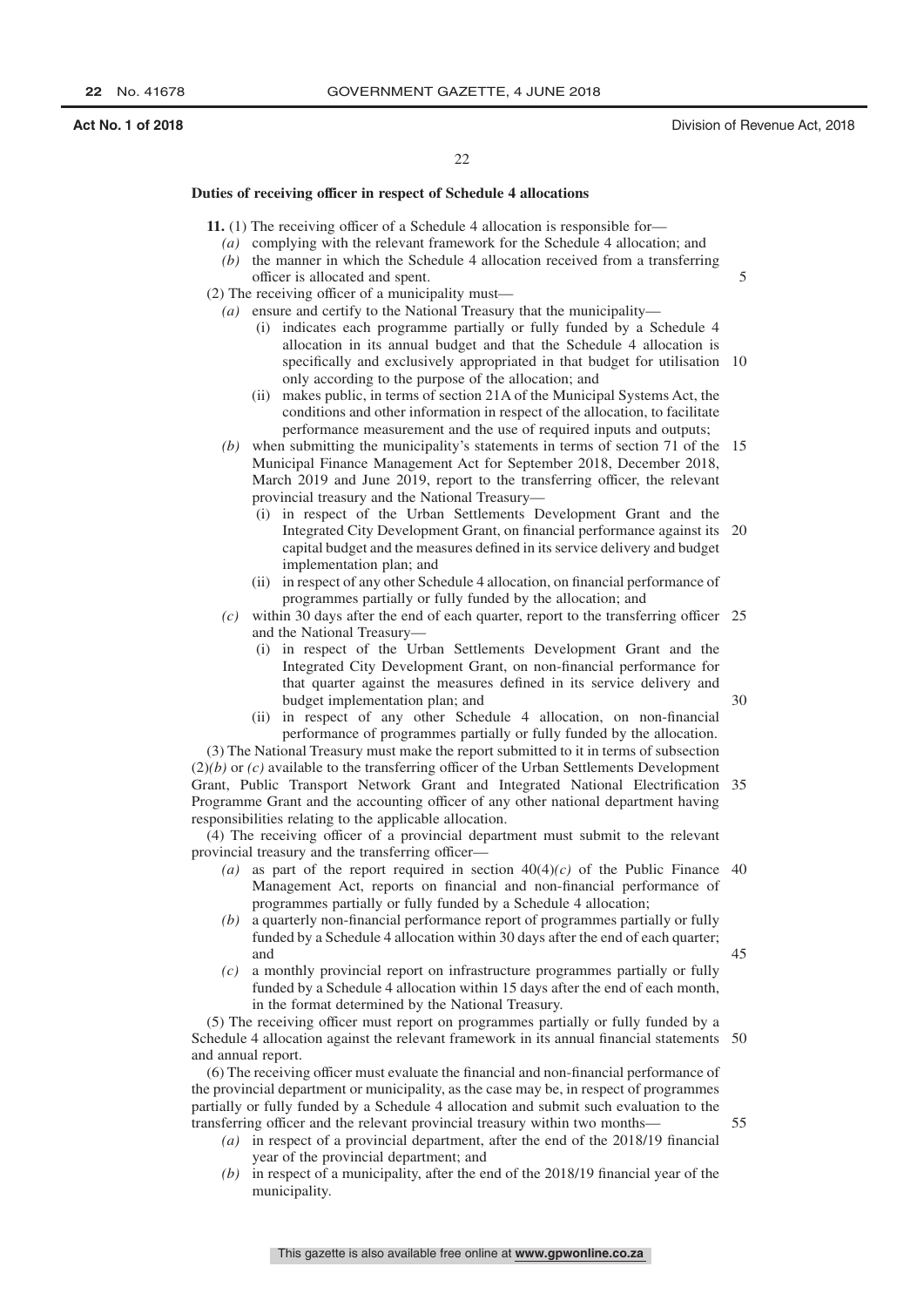### Duties of receiving officer in respect of Schedule 4 allocations

**11.** (1) The receiving officer of a Schedule 4 allocation is responsible for—

*(a)* complying with the relevant framework for the Schedule 4 allocation; and

*(b)* the manner in which the Schedule 4 allocation received from a transferring officer is allocated and spent.

(2) The receiving officer of a municipality must—

*(a)* ensure and certify to the National Treasury that the municipality—

(i) indicates each programme partially or fully funded by a Schedule 4 allocation in its annual budget and that the Schedule 4 allocation is specifically and exclusively appropriated in that budget for utilisation only according to the purpose of the allocation; and

(ii) makes public, in terms of section 21A of the Municipal Systems Act, the conditions and other information in respect of the allocation, to facilitate performance measurement and the use of required inputs and outputs;

*(b)* when submitting the municipality's statements in terms of section 71 of the Municipal Finance Management Act for September 2018, December 2018, March 2019 and June 2019, report to the transferring officer, the relevant provincial treasury and the National Treasury—

(i) in respect of the Urban Settlements Development Grant and the Integrated City Development Grant, on financial performance against its capital budget and the measures defined in its service delivery and budget implementation plan; and

(ii) in respect of any other Schedule 4 allocation, on financial performance of programmes partially or fully funded by the allocation; and

*(c)* within 30 days after the end of each quarter, report to the transferring officer and the National Treasury—

(i) in respect of the Urban Settlements Development Grant and the Integrated City Development Grant, on non-financial performance for that quarter against the measures defined in its service delivery and budget implementation plan; and

(ii) in respect of any other Schedule 4 allocation, on non-financial performance of programmes partially or fully funded by the allocation.

(3) The National Treasury must make the report submitted to it in terms of subsection (2)*(b)* or *(c)* available to the transferring officer of the Urban Settlements Development Grant, Public Transport Network Grant and Integrated National Electrification Programme Grant and the accounting officer of any other national department having responsibilities relating to the applicable allocation.

(4) The receiving officer of a provincial department must submit to the relevant provincial treasury and the transferring officer—

*(a)* as part of the report required in section 40(4)*(c)* of the Public Finance Management Act, reports on financial and non-financial performance of programmes partially or fully funded by a Schedule 4 allocation;

*(b)* a quarterly non-financial performance report of programmes partially or fully funded by a Schedule 4 allocation within 30 days after the end of each quarter; and

*(c)* a monthly provincial report on infrastructure programmes partially or fully funded by a Schedule 4 allocation within 15 days after the end of each month, in the format determined by the National Treasury.

(5) The receiving officer must report on programmes partially or fully funded by a Schedule 4 allocation against the relevant framework in its annual financial statements and annual report.

(6) The receiving officer must evaluate the financial and non-financial performance of the provincial department or municipality, as the case may be, in respect of programmes partially or fully funded by a Schedule 4 allocation and submit such evaluation to the transferring officer and the relevant provincial treasury within two months—

*(a)* in respect of a provincial department, after the end of the 2018/19 financial year of the provincial department; and

*(b)* in respect of a municipality, after the end of the 2018/19 financial year of the municipality.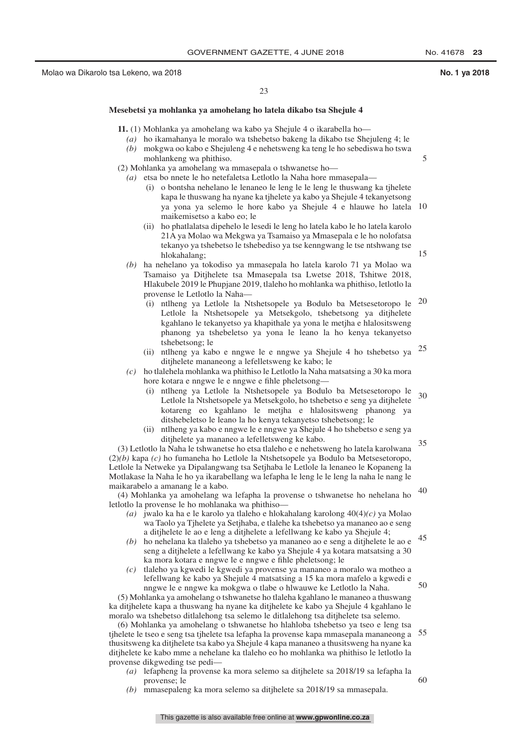**Mesebetsi ya mohlanka ya amohelang ho latela dikabo tsa Shejule 4**

**11.** (1) Mohlanka ya amohelang wa kabo ya Shejule 4 o ikarabella ho—

*(a)* ho ikamahanya le moralo wa tshebetso bakeng la dikabo tse Shejuleng 4; le

*(b)* mokgwa oo kabo e Shejuleng 4 e nehetsweng ka teng le ho sebediswa ho tswa mohlankeng wa phithiso.

(2) Mohlanka ya amohelang wa mmasepala o tshwanetse ho—

*(a)* etsa bo nnete le ho netefaletsa Letlotlo la Naha hore mmasepala—

(i) o bontsha nehelano le lenaneo le leng le le leng le thuswang ka tjhelete kapa le thuswang ha nyane ka tjhelete ya kabo ya Shejule 4 tekanyetsong ya yona ya selemo le hore kabo ya Shejule 4 e hlauwe ho latela maikemisetso a kabo eo; le

(ii) ho phatlalatsa dipehelo le lesedi le leng ho latela kabo le ho latela karolo 21A ya Molao wa Mekgwa ya Tsamaiso ya Mmasepala e le ho nolofatsa tekanyo ya tshebetso le tshebediso ya tse kenngwang le tse ntshwang tse hlokahalang;

*(b)* ha nehelano ya tokodiso ya mmasepala ho latela karolo 71 ya Molao wa Tsamaiso ya Ditjhelete tsa Mmasepala tsa Lwetse 2018, Tshitwe 2018, Hlakubele 2019 le Phupjane 2019, tlaleho ho mohlanka wa phithiso, letlotlo la provense le Letlotlo la Naha—

(i) ntlheng ya Letlole la Ntshetsopele ya Bodulo ba Metsesetoropo le Letlole la Ntshetsopele ya Metsekgolo, tshebetsong ya ditjhelete kgahlano le tekanyetso ya khapithale ya yona le metjha e hlalositsweng phanong ya tshebeletso ya yona le leano la ho kenya tekanyetso tshebetsong; le

(ii) ntlheng ya kabo e nngwe le e nngwe ya Shejule 4 ho tshebetso ya ditjhelete mananeong a lefelletsweng ke kabo; le

*(c)* ho tlalehela mohlanka wa phithiso le Letlotlo la Naha matsatsing a 30 ka mora hore kotara e nngwe le e nngwe e fihle pheletsong—

(i) ntlheng ya Letlole la Ntshetsopele ya Bodulo ba Metsesetoropo le Letlole la Ntshetsopele ya Metsekgolo, ho tshebetso e seng ya ditjhelete kotareng eo kgahlano le metjha e hlalositsweng phanong ya ditshebeletso le leano la ho kenya tekanyetso tshebetsong; le

(ii) ntlheng ya kabo e nngwe le e nngwe ya Shejule 4 ho tshebetso e seng ya ditjhelete ya mananeo a lefelletsweng ke kabo.

(3) Letlotlo la Naha le tshwanetse ho etsa tlaleho e e nehetsweng ho latela karolwana (2)*(b)* kapa *(c)* ho fumaneha ho Letlole la Ntshetsopele ya Bodulo ba Metsesetoropo, Letlole la Netweke ya Dipalangwang tsa Setjhaba le Letlole la lenaneo le Kopaneng la Motlakase la Naha le ho ya ikarabellang wa lefapha le leng le le leng la naha le nang le maikarabelo a amanang le a kabo.

(4) Mohlanka ya amohelang wa lefapha la provense o tshwanetse ho nehelana ho letlotlo la provense le ho mohlanaka wa phithiso—

*(a)* jwalo ka ha e le karolo ya tlaleho e hlokahalang karolong 40(4)*(c)* ya Molao wa Taolo ya Tjhelete ya Setjhaba, e tlalehe ka tshebetso ya mananeo ao e seng a ditjhelete le ao e leng a ditjhelete a lefellwang ke kabo ya Shejule 4;

*(b)* ho nehelana ka tlaleho ya tshebetso ya mananeo ao e seng a ditjhelete le ao e seng a ditjhelete a lefellwang ke kabo ya Shejule 4 ya kotara matsatsing a 30 ka mora kotara e nngwe le e nngwe e fihle pheletsong; le

*(c)* tlaleho ya kgwedi le kgwedi ya provense ya mananeo a moralo wa motheo a lefellwang ke kabo ya Shejule 4 matsatsing a 15 ka mora mafelo a kgwedi e nngwe le e nngwe ka mokgwa o tlabe o hlwauwe ke Letlotlo la Naha.

(5) Mohlanka ya amohelang o tshwanetse ho tlaleha kgahlano le mananeo a thuswang ka ditjhelete kapa a thuswang ha nyane ka ditjhelete ke kabo ya Shejule 4 kgahlano le moralo wa tshebetso ditlalehong tsa selemo le ditlalehong tsa ditjhelete tsa selemo.

(6) Mohlanka ya amohelang o tshwanetse ho hlahloba tshebetso ya tseo e leng tsa tjhelete le tseo e seng tsa tjhelete tsa lefapha la provense kapa mmasepala mananeong a thusitsweng ka ditjhelete tsa kabo ya Shejule 4 kapa mananeo a thusitsweng ha nyane ka ditjhelete ke kabo mme a nehelane ka tlaleho eo ho mohlanka wa phithiso le letlotlo la provense dikgweding tse pedi—

*(a)* lefapheng la provense ka mora selemo sa ditjhelete sa 2018/19 sa lefapha la provense; le

*(b)* mmasepaleng ka mora selemo sa ditjhelete sa 2018/19 sa mmasepala.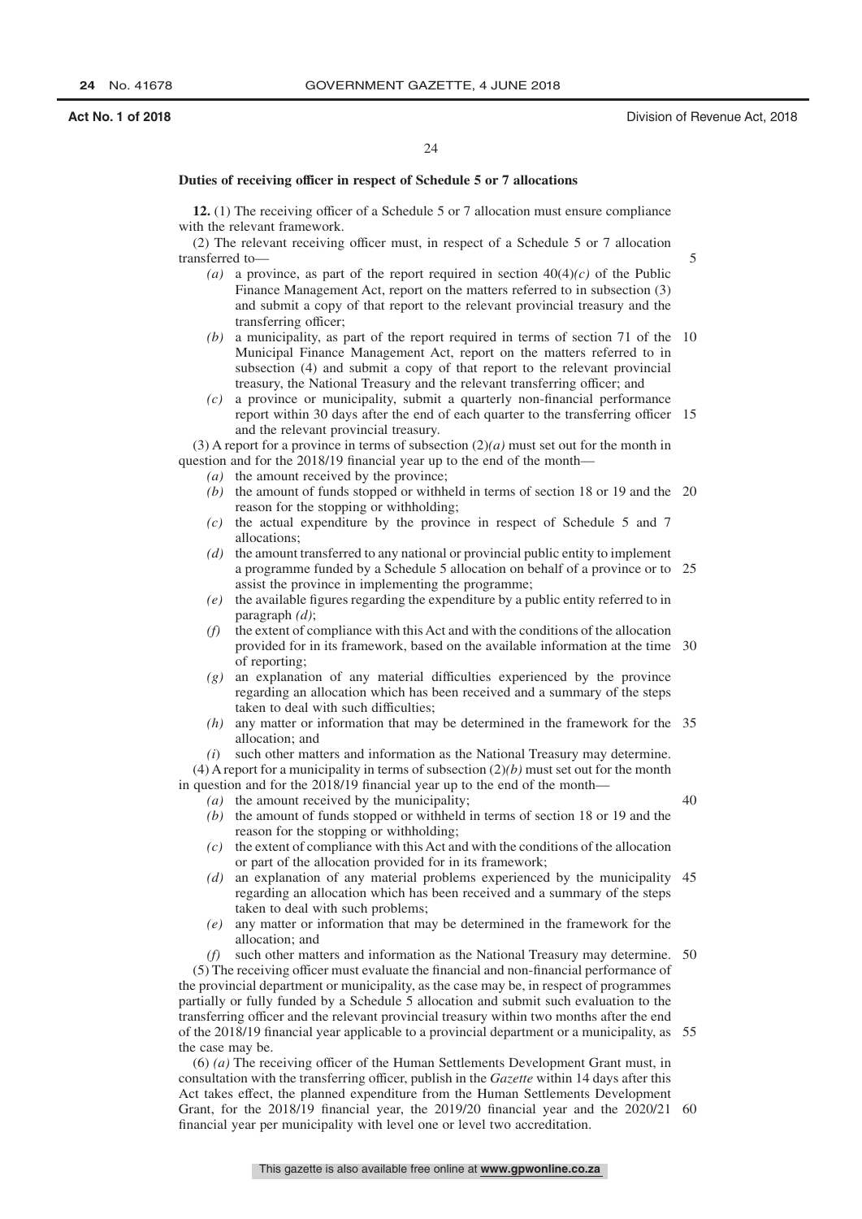### Duties of receiving officer in respect of Schedule 5 or 7 allocations

**12.** (1) The receiving officer of a Schedule 5 or 7 allocation must ensure compliance with the relevant framework.

(2) The relevant receiving officer must, in respect of a Schedule 5 or 7 allocation transferred to—

- *(a)* a province, as part of the report required in section 40(4)*(c)* of the Public Finance Management Act, report on the matters referred to in subsection (3) and submit a copy of that report to the relevant provincial treasury and the transferring officer;
- *(b)* a municipality, as part of the report required in terms of section 71 of the Municipal Finance Management Act, report on the matters referred to in subsection (4) and submit a copy of that report to the relevant provincial treasury, the National Treasury and the relevant transferring officer; and
- *(c)* a province or municipality, submit a quarterly non-financial performance report within 30 days after the end of each quarter to the transferring officer and the relevant provincial treasury.

(3) A report for a province in terms of subsection (2)*(a)* must set out for the month in question and for the 2018/19 financial year up to the end of the month—

- *(a)* the amount received by the province;
- *(b)* the amount of funds stopped or withheld in terms of section 18 or 19 and the reason for the stopping or withholding;
- *(c)* the actual expenditure by the province in respect of Schedule 5 and 7 allocations;
- *(d)* the amount transferred to any national or provincial public entity to implement a programme funded by a Schedule 5 allocation on behalf of a province or to assist the province in implementing the programme;
- *(e)* the available figures regarding the expenditure by a public entity referred to in paragraph *(d)*;
- *(f)* the extent of compliance with this Act and with the conditions of the allocation provided for in its framework, based on the available information at the time of reporting;
- *(g)* an explanation of any material difficulties experienced by the province regarding an allocation which has been received and a summary of the steps taken to deal with such difficulties;
- *(h)* any matter or information that may be determined in the framework for the allocation; and
- *(i)* such other matters and information as the National Treasury may determine.

(4) A report for a municipality in terms of subsection (2)*(b)* must set out for the month in question and for the 2018/19 financial year up to the end of the month—

- *(a)* the amount received by the municipality;
- *(b)* the amount of funds stopped or withheld in terms of section 18 or 19 and the reason for the stopping or withholding;
- *(c)* the extent of compliance with this Act and with the conditions of the allocation or part of the allocation provided for in its framework;
- *(d)* an explanation of any material problems experienced by the municipality regarding an allocation which has been received and a summary of the steps taken to deal with such problems;
- *(e)* any matter or information that may be determined in the framework for the allocation; and
- *(f)* such other matters and information as the National Treasury may determine.

(5) The receiving officer must evaluate the financial and non-financial performance of the provincial department or municipality, as the case may be, in respect of programmes partially or fully funded by a Schedule 5 allocation and submit such evaluation to the transferring officer and the relevant provincial treasury within two months after the end of the 2018/19 financial year applicable to a provincial department or a municipality, as the case may be.

(6) *(a)* The receiving officer of the Human Settlements Development Grant must, in consultation with the transferring officer, publish in the *Gazette* within 14 days after this Act takes effect, the planned expenditure from the Human Settlements Development Grant, for the 2018/19 financial year, the 2019/20 financial year and the 2020/21 financial year per municipality with level one or level two accreditation.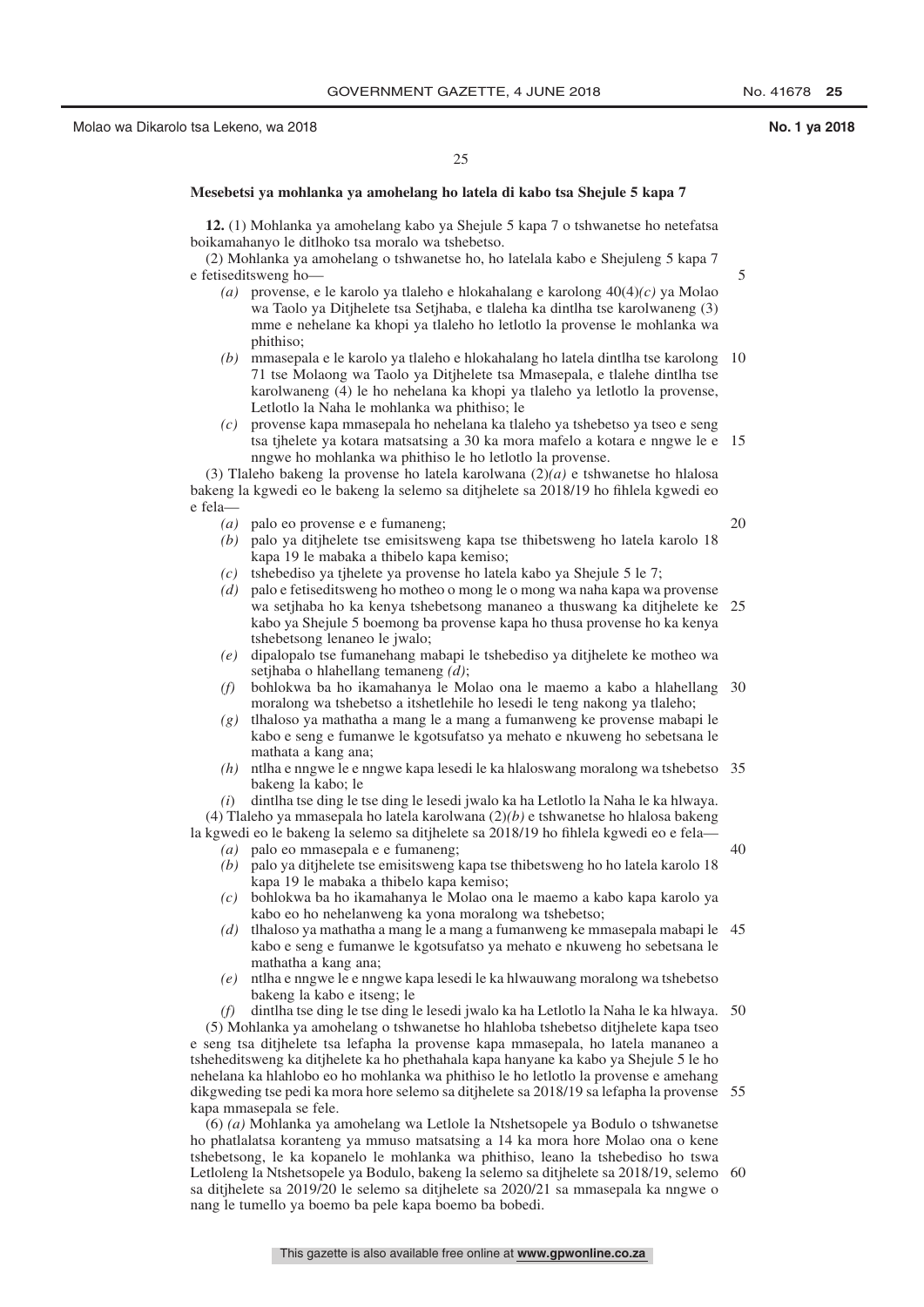### Mesebetsi ya mohlanka ya amohelang ho latela di kabo tsa Shejule 5 kapa 7

**12.** (1) Mohlanka ya amohelang kabo ya Shejule 5 kapa 7 o tshwanetse ho netefatsa boikamahanyo le ditlhoko tsa moralo wa tshebetso.

(2) Mohlanka ya amohelang o tshwanetse ho, ho latelala kabo e Shejuleng 5 kapa 7 e fetiseditsweng ho—

- *(a)* provense, e le karolo ya tlaleho e hlokahalang e karolong 40(4)*(c)* ya Molao wa Taolo ya Ditjhelete tsa Setjhaba, e tlaleha ka dintlha tse karolwaneng (3) mme e nehelane ka khopi ya tlaleho ho letlotlo la provense le mohlanka wa phithiso;
- *(b)* mmasepala e le karolo ya tlaleho e hlokahalang ho latela dintlha tse karolong 71 tse Molaong wa Taolo ya Ditjhelete tsa Mmasepala, e tlalehe dintlha tse karolwaneng (4) le ho nehelana ka khopi ya tlaleho ya letlotlo la provense, Letlotlo la Naha le mohlanka wa phithiso; le
- *(c)* provense kapa mmasepala ho nehelana ka tlaleho ya tshebetso ya tseo e seng tsa tjhelete ya kotara matsatsing a 30 ka mora mafelo a kotara e nngwe le e nngwe ho mohlanka wa phithiso le ho letlotlo la provense.

(3) Tlaleho bakeng la provense ho latela karolwana (2)*(a)* e tshwanetse ho hlalosa bakeng la kgwedi eo le bakeng la selemo sa ditjhelete sa 2018/19 ho fihlela kgwedi eo e fela—

- *(a)* palo eo provense e e fumaneng;
- *(b)* palo ya ditjhelete tse emisitsweng kapa tse thibetsweng ho latela karolo 18 kapa 19 le mabaka a thibelo kapa kemiso;
- *(c)* tshebediso ya tjhelete ya provense ho latela kabo ya Shejule 5 le 7;
- *(d)* palo e fetiseditsweng ho motheo o mong le o mong wa naha kapa wa provense wa setjhaba ho ka kenya tshebetsong mananeo a thuswang ka ditjhelete ke kabo ya Shejule 5 boemong ba provense kapa ho thusa provense ho ka kenya tshebetsong lenaneo le jwalo;
- *(e)* dipalopalo tse fumanehang mabapi le tshebediso ya ditjhelete ke motheo wa setjhaba o hlahellang temaneng *(d)*;
- *(f)* bohlokwa ba ho ikamahanya le Molao ona le maemo a kabo a hlahellang moralong wa tshebetso a itshetlehile ho lesedi le teng nakong ya tlaleho;
- *(g)* tlhaloso ya mathatha a mang le a mang a fumanweng ke provense mabapi le kabo e seng e fumanwe le kgotsufatso ya mehato e nkuweng ho sebetsana le mathata a kang ana;
- *(h)* ntlha e nngwe le e nngwe kapa lesedi le ka hlaloswang moralong wa tshebetso bakeng la kabo; le
- *(i)* dintlha tse ding le tse ding le lesedi jwalo ka ha Letlotlo la Naha le ka hlwaya.

(4) Tlaleho ya mmasepala ho latela karolwana (2)*(b)* e tshwanetse ho hlalosa bakeng la kgwedi eo le bakeng la selemo sa ditjhelete sa 2018/19 ho fihlela kgwedi eo e fela—

- *(a)* palo eo mmasepala e e fumaneng;
- *(b)* palo ya ditjhelete tse emisitsweng kapa tse thibetsweng ho ho latela karolo 18 kapa 19 le mabaka a thibelo kapa kemiso;
- *(c)* bohlokwa ba ho ikamahanya le Molao ona le maemo a kabo kapa karolo ya kabo eo ho nehelanweng ka yona moralong wa tshebetso;
- *(d)* tlhaloso ya mathatha a mang le a mang a fumanweng ke mmasepala mabapi le kabo e seng e fumanwe le kgotsufatso ya mehato e nkuweng ho sebetsana le mathatha a kang ana;
- *(e)* ntlha e nngwe le e nngwe kapa lesedi le ka hlwauwang moralong wa tshebetso bakeng la kabo e itseng; le
- *(f)* dintlha tse ding le tse ding le lesedi jwalo ka ha Letlotlo la Naha le ka hlwaya.

(5) Mohlanka ya amohelang o tshwanetse ho hlahloba tshebetso ditjhelete kapa tseo e seng tsa ditjhelete tsa lefapha la provense kapa mmasepala, ho latela mananeo a tsheheditsweng ka ditjhelete ka ho phethahala kapa hanyane ka kabo ya Shejule 5 le ho nehelana ka hlahlobo eo ho mohlanka wa phithiso le ho letlotlo la provense e amehang dikgweding tse pedi ka mora hore selemo sa ditjhelete sa 2018/19 sa lefapha la provense kapa mmasepala se fele.

(6) *(a)* Mohlanka ya amohelang wa Letlole la Ntshetsopele ya Bodulo o tshwanetse ho phatlalatsa koranteng ya mmuso matsatsing a 14 ka mora hore Molao ona o kene tshebetsong, le ka kopanelo le mohlanka wa phithiso, leano la tshebediso ho tswa Letloleng la Ntshetsopele ya Bodulo, bakeng la selemo sa ditjhelete sa 2018/19, selemo sa ditjhelete sa 2019/20 le selemo sa ditjhelete sa 2020/21 sa mmasepala ka nngwe o nang le tumello ya boemo ba pele kapa boemo ba bobedi.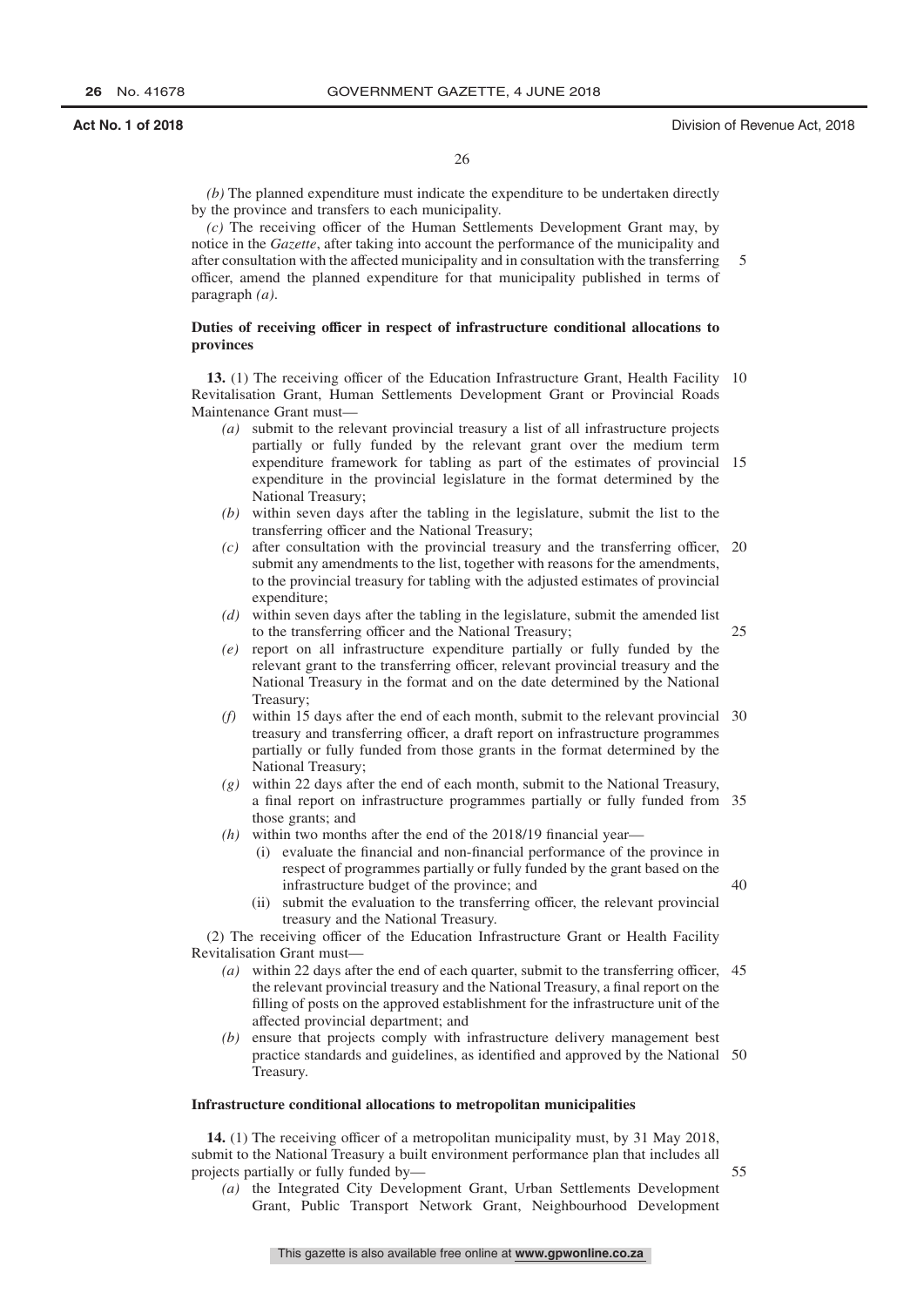*(b)* The planned expenditure must indicate the expenditure to be undertaken directly by the province and transfers to each municipality.

*(c)* The receiving officer of the Human Settlements Development Grant may, by notice in the *Gazette*, after taking into account the performance of the municipality and after consultation with the affected municipality and in consultation with the transferring officer, amend the planned expenditure for that municipality published in terms of paragraph *(a)*.

**Duties of receiving officer in respect of infrastructure conditional allocations to provinces**

**13.** (1) The receiving officer of the Education Infrastructure Grant, Health Facility Revitalisation Grant, Human Settlements Development Grant or Provincial Roads Maintenance Grant must—

*(a)* submit to the relevant provincial treasury a list of all infrastructure projects partially or fully funded by the relevant grant over the medium term expenditure framework for tabling as part of the estimates of provincial expenditure in the provincial legislature in the format determined by the National Treasury;

*(b)* within seven days after the tabling in the legislature, submit the list to the transferring officer and the National Treasury;

*(c)* after consultation with the provincial treasury and the transferring officer, submit any amendments to the list, together with reasons for the amendments, to the provincial treasury for tabling with the adjusted estimates of provincial expenditure;

*(d)* within seven days after the tabling in the legislature, submit the amended list to the transferring officer and the National Treasury;

*(e)* report on all infrastructure expenditure partially or fully funded by the relevant grant to the transferring officer, relevant provincial treasury and the National Treasury in the format and on the date determined by the National Treasury;

*(f)* within 15 days after the end of each month, submit to the relevant provincial treasury and transferring officer, a draft report on infrastructure programmes partially or fully funded from those grants in the format determined by the National Treasury;

*(g)* within 22 days after the end of each month, submit to the National Treasury, a final report on infrastructure programmes partially or fully funded from those grants; and

*(h)* within two months after the end of the 2018/19 financial year—

(i) evaluate the financial and non-financial performance of the province in respect of programmes partially or fully funded by the grant based on the infrastructure budget of the province; and

(ii) submit the evaluation to the transferring officer, the relevant provincial treasury and the National Treasury.

(2) The receiving officer of the Education Infrastructure Grant or Health Facility Revitalisation Grant must—

*(a)* within 22 days after the end of each quarter, submit to the transferring officer, the relevant provincial treasury and the National Treasury, a final report on the filling of posts on the approved establishment for the infrastructure unit of the affected provincial department; and

*(b)* ensure that projects comply with infrastructure delivery management best practice standards and guidelines, as identified and approved by the National Treasury.

**Infrastructure conditional allocations to metropolitan municipalities**

**14.** (1) The receiving officer of a metropolitan municipality must, by 31 May 2018, submit to the National Treasury a built environment performance plan that includes all projects partially or fully funded by—

*(a)* the Integrated City Development Grant, Urban Settlements Development Grant, Public Transport Network Grant, Neighbourhood Development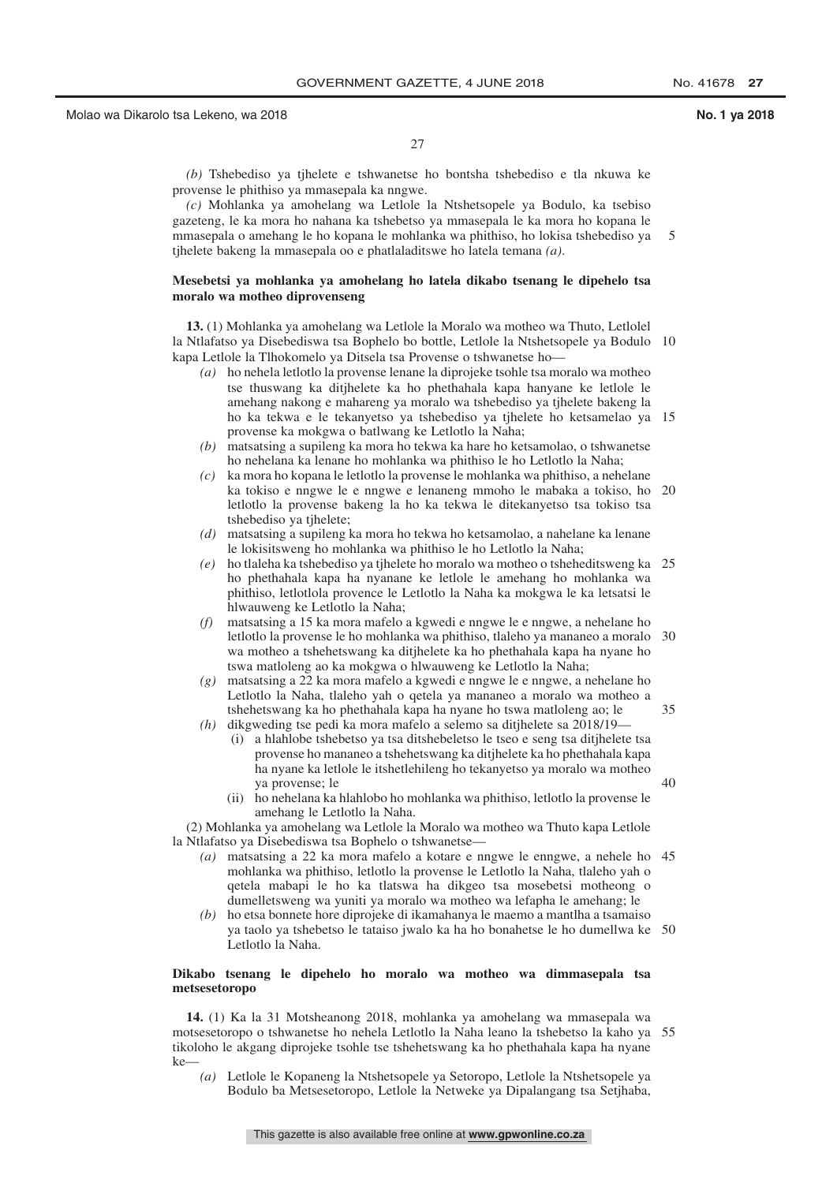*(b)* Tshebediso ya tjhelete e tshwanetse ho bontsha tshebediso e tla nkuwa ke provense le phithiso ya mmasepala ka nngwe.

*(c)* Mohlanka ya amohelang wa Letlole la Ntshetsopele ya Bodulo, ka tsebiso gazeteng, le ka mora ho nahana ka tshebetso ya mmasepala le ka mora ho kopana le mmasepala o amehang le ho kopana le mohlanka wa phithiso, ho lokisa tshebediso ya tjhelete bakeng la mmasepala oo e phatlaladitswe ho latela temana *(a)*.

**Mesebetsi ya mohlanka ya amohelang ho latela dikabo tsenang le dipehelo tsa moralo wa motheo diprovenseng**

**13.** (1) Mohlanka ya amohelang wa Letlole la Moralo wa motheo wa Thuto, Letlolel la Ntlafatso ya Disebediswa tsa Bophelo bo bottle, Letlole la Ntshetsopele ya Bodulo kapa Letlole la Tlhokomelo ya Ditsela tsa Provense o tshwanetse ho—

*(a)* ho nehela letlotlo la provense lenane la diprojeke tsohle tsa moralo wa motheo tse thuswang ka ditjhelete ka ho phethahala kapa hanyane ke letlole le amehang nakong e mahareng ya moralo wa tshebediso ya tjhelete bakeng la ho ka tekwa e le tekanyetso ya tshebediso ya tjhelete ho ketsamelao ya provense ka mokgwa o batlwang ke Letlotlo la Naha;

*(b)* matsatsing a supileng ka mora ho tekwa ka hare ho ketsamolao, o tshwanetse ho nehelana ka lenane ho mohlanka wa phithiso le ho Letlotlo la Naha;

*(c)* ka mora ho kopana le letlotlo la provense le mohlanka wa phithiso, a nehelane ka tokiso e nngwe le e nngwe e lenaneng mmoho le mabaka a tokiso, ho letlotlo la provense bakeng la ho ka tekwa le ditekanyetso tsa tokiso tsa tshebediso ya tjhelete;

*(d)* matsatsing a supileng ka mora ho tekwa ho ketsamolao, a nahelane ka lenane le lokisitsweng ho mohlanka wa phithiso le ho Letlotlo la Naha;

*(e)* ho tlaleha ka tshebediso ya tjhelete ho moralo wa motheo o tsheheditsweng ka ho phethahala kapa ha nyanane ke letlole le amehang ho mohlanka wa phithiso, letlotlola provence le Letlotlo la Naha ka mokgwa le ka letsatsi le hlwauweng ke Letlotlo la Naha;

*(f)* matsatsing a 15 ka mora mafelo a kgwedi e nngwe le e nngwe, a nehelane ho letlotlo la provense le ho mohlanka wa phithiso, tlaleho ya mananeo a moralo wa motheo a tshehetswang ka ditjhelete ka ho phethahala kapa ha nyane ho tswa matloleng ao ka mokgwa o hlwauweng ke Letlotlo la Naha;

*(g)* matsatsing a 22 ka mora mafelo a kgwedi e nngwe le e nngwe, a nehelane ho Letlotlo la Naha, tlaleho yah o qetela ya mananeo a moralo wa motheo a tshehetswang ka ho phethahala kapa ha nyane ho tswa matloleng ao; le

*(h)* dikgweding tse pedi ka mora mafelo a selemo sa ditjhelete sa 2018/19—

(i) a hlahlobe tshebetso ya tsa ditshebeletso le tseo e seng tsa ditjhelete tsa provense ho mananeo a tshehetswang ka ditjhelete ka ho phethahala kapa ha nyane ka letlole le itshetlehileng ho tekanyetso ya moralo wa motheo ya provense; le

(ii) ho nehelana ka hlahlobo ho mohlanka wa phithiso, letlotlo la provense le amehang le Letlotlo la Naha.

(2) Mohlanka ya amohelang wa Letlole la Moralo wa motheo wa Thuto kapa Letlole la Ntlafatso ya Disebediswa tsa Bophelo o tshwanetse—

*(a)* matsatsing a 22 ka mora mafelo a kotare e nngwe le enngwe, a nehele ho mohlanka wa phithiso, letlotlo la provense le Letlotlo la Naha, tlaleho yah o qetela mabapi le ho ka tlatswa ha dikgeo tsa mosebetsi motheong o dumelletsweng wa yuniti ya moralo wa motheo wa lefapha le amehang; le

*(b)* ho etsa bonnete hore diprojeke di ikamahanya le maemo a mantlha a tsamaiso ya taolo ya tshebetso le tataiso jwalo ka ha ho bonahetse le ho dumellwa ke Letlotlo la Naha.

**Dikabo tsenang le dipehelo ho moralo wa motheo wa dimmasepala tsa metsesetoropo**

**14.** (1) Ka la 31 Motsheanong 2018, mohlanka ya amohelang wa mmasepala wa motsesetoropo o tshwanetse ho nehela Letlotlo la Naha leano la tshebetso la kaho ya tikoloho le akgang diprojeke tsohle tse tshehetswang ka ho phethahala kapa ha nyane ke—

*(a)* Letlole le Kopaneng la Ntshetsopele ya Setoropo, Letlole la Ntshetsopele ya Bodulo ba Metsesetoropo, Letlole la Netweke ya Dipalangang tsa Setjhaba,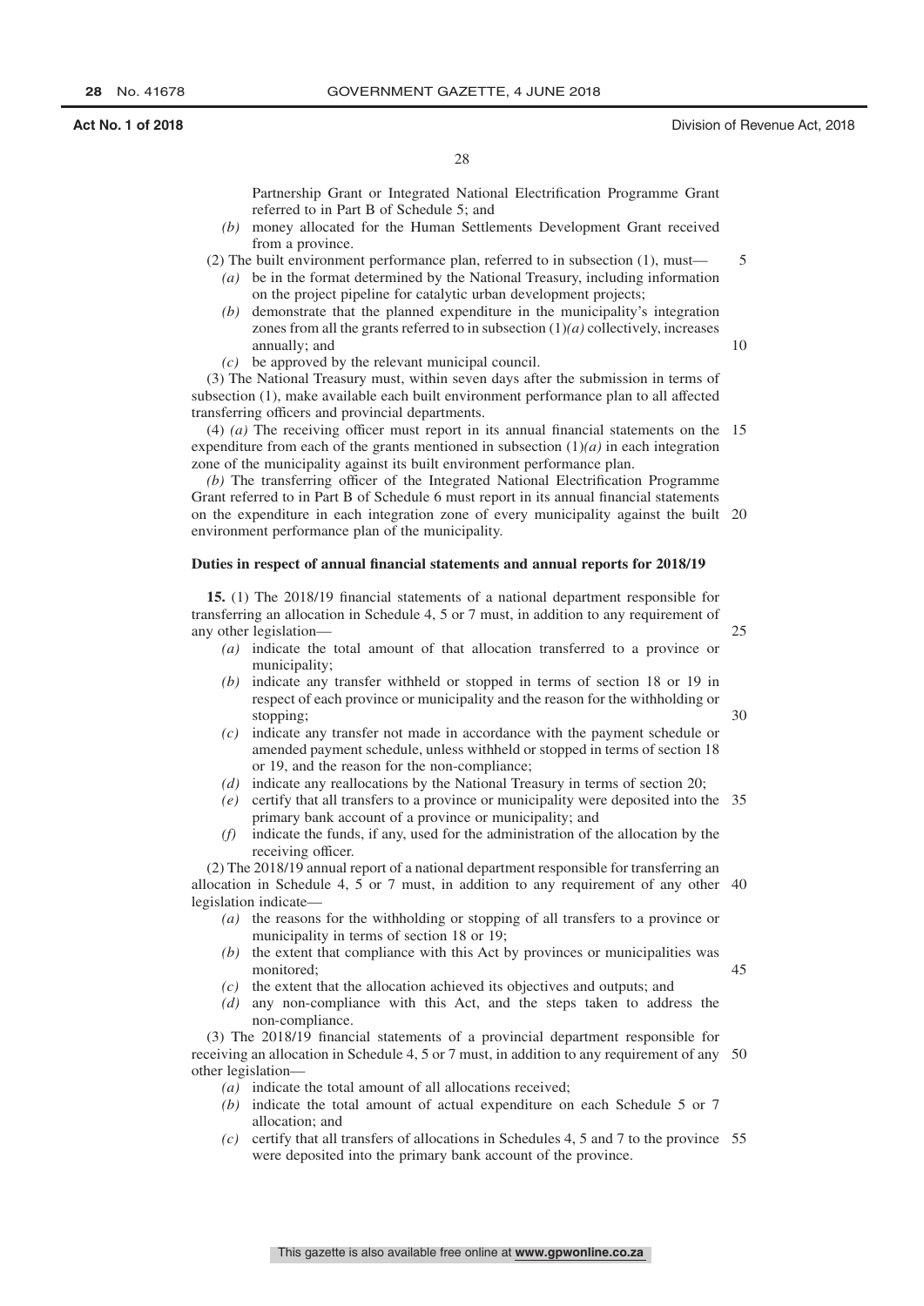Partnership Grant or Integrated National Electrification Programme Grant referred to in Part B of Schedule 5; and

*(b)* money allocated for the Human Settlements Development Grant received from a province.

(2) The built environment performance plan, referred to in subsection (1), must—

*(a)* be in the format determined by the National Treasury, including information on the project pipeline for catalytic urban development projects;

*(b)* demonstrate that the planned expenditure in the municipality's integration zones from all the grants referred to in subsection (1)*(a)* collectively, increases annually; and

*(c)* be approved by the relevant municipal council.

(3) The National Treasury must, within seven days after the submission in terms of subsection (1), make available each built environment performance plan to all affected transferring officers and provincial departments.

(4) *(a)* The receiving officer must report in its annual financial statements on the expenditure from each of the grants mentioned in subsection (1)*(a)* in each integration zone of the municipality against its built environment performance plan.

*(b)* The transferring officer of the Integrated National Electrification Programme Grant referred to in Part B of Schedule 6 must report in its annual financial statements on the expenditure in each integration zone of every municipality against the built environment performance plan of the municipality.

**Duties in respect of annual financial statements and annual reports for 2018/19**

**15.** (1) The 2018/19 financial statements of a national department responsible for transferring an allocation in Schedule 4, 5 or 7 must, in addition to any requirement of any other legislation—

*(a)* indicate the total amount of that allocation transferred to a province or municipality;

*(b)* indicate any transfer withheld or stopped in terms of section 18 or 19 in respect of each province or municipality and the reason for the withholding or stopping;

*(c)* indicate any transfer not made in accordance with the payment schedule or amended payment schedule, unless withheld or stopped in terms of section 18 or 19, and the reason for the non-compliance;

*(d)* indicate any reallocations by the National Treasury in terms of section 20;

*(e)* certify that all transfers to a province or municipality were deposited into the primary bank account of a province or municipality; and

*(f)* indicate the funds, if any, used for the administration of the allocation by the receiving officer.

(2) The 2018/19 annual report of a national department responsible for transferring an allocation in Schedule 4, 5 or 7 must, in addition to any requirement of any other legislation indicate—

*(a)* the reasons for the withholding or stopping of all transfers to a province or municipality in terms of section 18 or 19;

*(b)* the extent that compliance with this Act by provinces or municipalities was monitored;

*(c)* the extent that the allocation achieved its objectives and outputs; and

*(d)* any non-compliance with this Act, and the steps taken to address the non-compliance.

(3) The 2018/19 financial statements of a provincial department responsible for receiving an allocation in Schedule 4, 5 or 7 must, in addition to any requirement of any other legislation—

*(a)* indicate the total amount of all allocations received;

*(b)* indicate the total amount of actual expenditure on each Schedule 5 or 7 allocation; and

*(c)* certify that all transfers of allocations in Schedules 4, 5 and 7 to the province were deposited into the primary bank account of the province.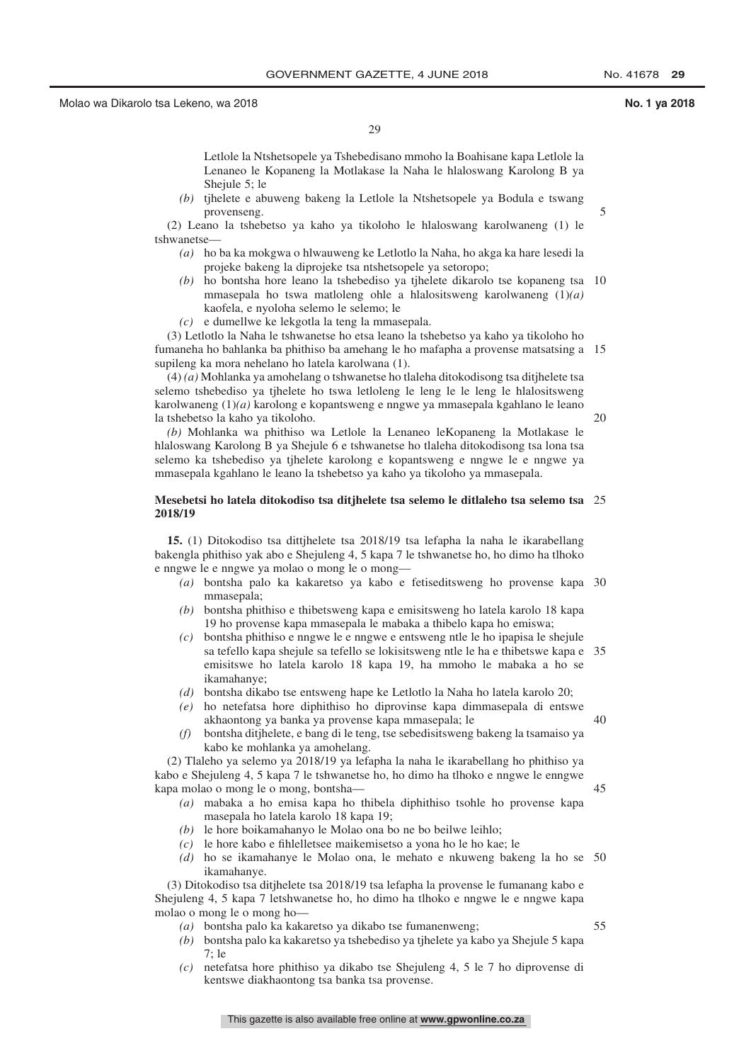Letlole la Ntshetsopele ya Tshebedisano mmoho la Boahisane kapa Letlole la Lenaneo le Kopaneng la Motlakase la Naha le hlaloswang Karolong B ya Shejule 5; le

*(b)* tjhelete e abuweng bakeng la Letlole la Ntshetsopele ya Bodula e tswang provenseng.

(2) Leano la tshebetso ya kaho ya tikoloho le hlaloswang karolwaneng (1) le tshwanetse—

*(a)* ho ba ka mokgwa o hlwauweng ke Letlotlo la Naha, ho akga ka hare lesedi la projeke bakeng la diprojeke tsa ntshetsopele ya setoropo;

*(b)* ho bontsha hore leano la tshebediso ya tjhelete dikarolo tse kopaneng tsa mmasepala ho tswa matloleng ohle a hlalositsweng karolwaneng (1)*(a)* kaofela, e nyoloha selemo le selemo; le

*(c)* e dumellwe ke lekgotla la teng la mmasepala.

(3) Letlotlo la Naha le tshwanetse ho etsa leano la tshebetso ya kaho ya tikoloho ho fumaneha ho bahlanka ba phithiso ba amehang le ho mafapha a provense matsatsing a supileng ka mora nehelano ho latela karolwana (1).

(4) *(a)* Mohlanka ya amohelang o tshwanetse ho tlaleha ditokodisong tsa ditjhelete tsa selemo tshebediso ya tjhelete ho tswa letloleng le leng le le leng le hlalositsweng karolwaneng (1)*(a)* karolong e kopantsweng e nngwe ya mmasepala kgahlano le leano la tshebetso la kaho ya tikoloho.

*(b)* Mohlanka wa phithiso wa Letlole la Lenaneo leKopaneng la Motlakase le hlaloswang Karolong B ya Shejule 6 e tshwanetse ho tlaleha ditokodisong tsa lona tsa selemo ka tshebediso ya tjhelete karolong e kopantsweng e nngwe le e nngwe ya mmasepala kgahlano le leano la tshebetso ya kaho ya tikoloho ya mmasepala.

**Mesebetsi ho latela ditokodiso tsa ditjhelete tsa selemo le ditlaleho tsa selemo tsa 2018/19**

**15.** (1) Ditokodiso tsa dittjhelete tsa 2018/19 tsa lefapha la naha le ikarabellang bakengla phithiso yak abo e Shejuleng 4, 5 kapa 7 le tshwanetse ho, ho dimo ha tlhoko e nngwe le e nngwe ya molao o mong le o mong—

*(a)* bontsha palo ka kakaretso ya kabo e fetiseditsweng ho provense kapa mmasepala;

*(b)* bontsha phithiso e thibetsweng kapa e emisitsweng ho latela karolo 18 kapa 19 ho provense kapa mmasepala le mabaka a thibelo kapa ho emiswa;

*(c)* bontsha phithiso e nngwe le e nngwe e entsweng ntle le ho ipapisa le shejule sa tefello kapa shejule sa tefello se lokisitsweng ntle le ha e thibetswe kapa e emisitswe ho latela karolo 18 kapa 19, ha mmoho le mabaka a ho se ikamahanye;

*(d)* bontsha dikabo tse entsweng hape ke Letlotlo la Naha ho latela karolo 20;

*(e)* ho netefatsa hore diphithiso ho diprovinse kapa dimmasepala di entswe akhaontong ya banka ya provense kapa mmasepala; le

*(f)* bontsha ditjhelete, e bang di le teng, tse sebedisitsweng bakeng la tsamaiso ya kabo ke mohlanka ya amohelang.

(2) Tlaleho ya selemo ya 2018/19 ya lefapha la naha le ikarabellang ho phithiso ya kabo e Shejuleng 4, 5 kapa 7 le tshwanetse ho, ho dimo ha tlhoko e nngwe le enngwe kapa molao o mong le o mong, bontsha—

*(a)* mabaka a ho emisa kapa ho thibela diphithiso tsohle ho provense kapa masepala ho latela karolo 18 kapa 19;

*(b)* le hore boikamahanyo le Molao ona bo ne bo beilwe leihlo;

*(c)* le hore kabo e fihlelletsee maikemisetso a yona ho le ho kae; le

*(d)* ho se ikamahanye le Molao ona, le mehato e nkuweng bakeng la ho se ikamahanye.

(3) Ditokodiso tsa ditjhelete tsa 2018/19 tsa lefapha la provense le fumanang kabo e Shejuleng 4, 5 kapa 7 letshwanetse ho, ho dimo ha tlhoko e nngwe le e nngwe kapa molao o mong le o mong ho—

*(a)* bontsha palo ka kakaretso ya dikabo tse fumanenweng;

*(b)* bontsha palo ka kakaretso ya tshebediso ya tjhelete ya kabo ya Shejule 5 kapa 7; le

*(c)* netefatsa hore phithiso ya dikabo tse Shejuleng 4, 5 le 7 ho diprovense di kentswe diakhaontong tsa banka tsa provense.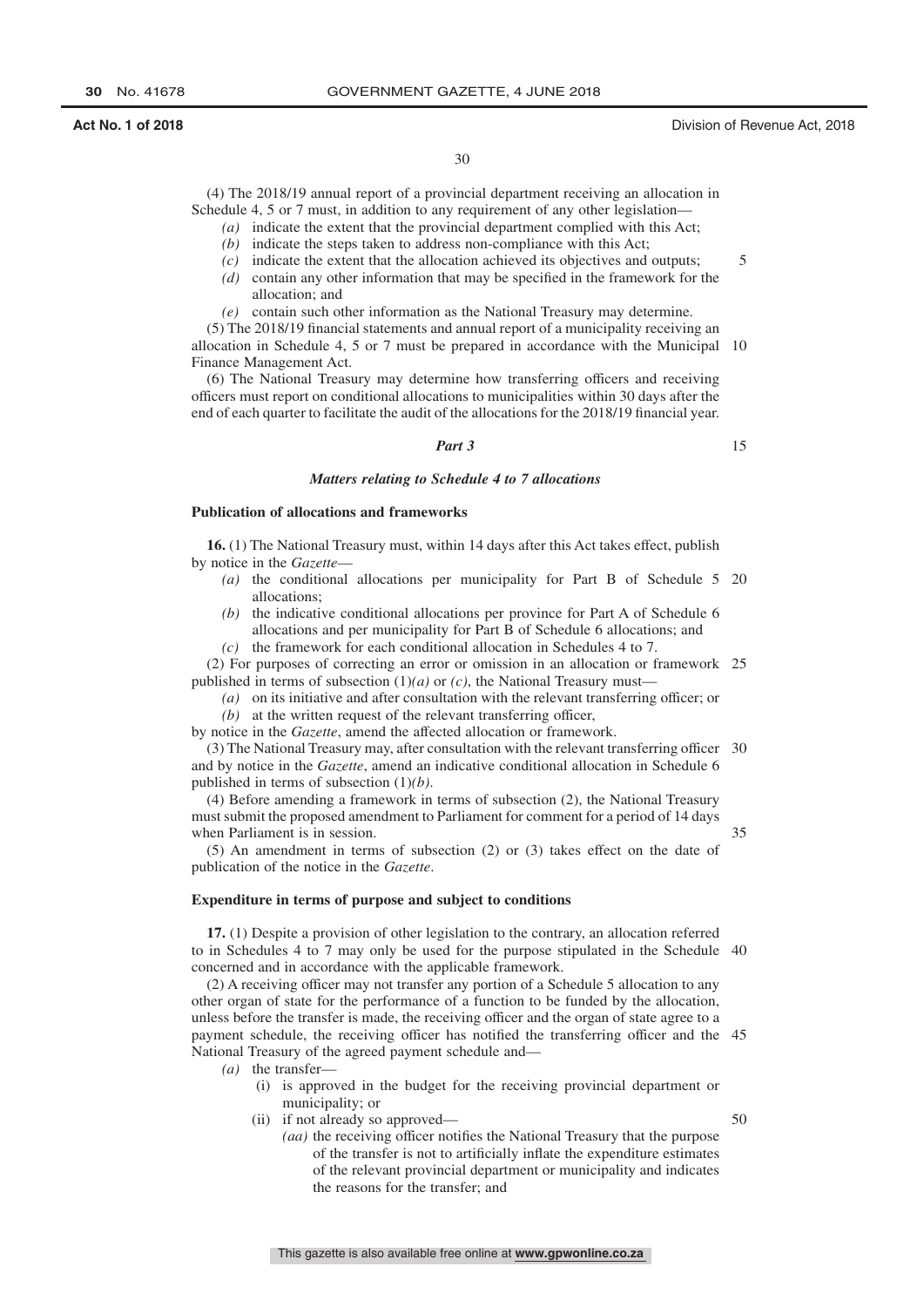(4) The 2018/19 annual report of a provincial department receiving an allocation in Schedule 4, 5 or 7 must, in addition to any requirement of any other legislation—

- *(a)* indicate the extent that the provincial department complied with this Act;
- *(b)* indicate the steps taken to address non-compliance with this Act;
- *(c)* indicate the extent that the allocation achieved its objectives and outputs;
- *(d)* contain any other information that may be specified in the framework for the allocation; and
- *(e)* contain such other information as the National Treasury may determine.

(5) The 2018/19 financial statements and annual report of a municipality receiving an allocation in Schedule 4, 5 or 7 must be prepared in accordance with the Municipal Finance Management Act.

(6) The National Treasury may determine how transferring officers and receiving officers must report on conditional allocations to municipalities within 30 days after the end of each quarter to facilitate the audit of the allocations for the 2018/19 financial year.

## *Part 3*

### *Matters relating to Schedule 4 to 7 allocations*

**Publication of allocations and frameworks**

**16.** (1) The National Treasury must, within 14 days after this Act takes effect, publish by notice in the *Gazette*—

- *(a)* the conditional allocations per municipality for Part B of Schedule 5 allocations;
- *(b)* the indicative conditional allocations per province for Part A of Schedule 6 allocations and per municipality for Part B of Schedule 6 allocations; and
- *(c)* the framework for each conditional allocation in Schedules 4 to 7.

(2) For purposes of correcting an error or omission in an allocation or framework published in terms of subsection (1)*(a)* or *(c)*, the National Treasury must—

- *(a)* on its initiative and after consultation with the relevant transferring officer; or
- *(b)* at the written request of the relevant transferring officer,

by notice in the *Gazette*, amend the affected allocation or framework.

(3) The National Treasury may, after consultation with the relevant transferring officer and by notice in the *Gazette*, amend an indicative conditional allocation in Schedule 6 published in terms of subsection (1)*(b)*.

(4) Before amending a framework in terms of subsection (2), the National Treasury must submit the proposed amendment to Parliament for comment for a period of 14 days when Parliament is in session.

(5) An amendment in terms of subsection (2) or (3) takes effect on the date of publication of the notice in the *Gazette*.

**Expenditure in terms of purpose and subject to conditions**

**17.** (1) Despite a provision of other legislation to the contrary, an allocation referred to in Schedules 4 to 7 may only be used for the purpose stipulated in the Schedule concerned and in accordance with the applicable framework.

(2) A receiving officer may not transfer any portion of a Schedule 5 allocation to any other organ of state for the performance of a function to be funded by the allocation, unless before the transfer is made, the receiving officer and the organ of state agree to a payment schedule, the receiving officer has notified the transferring officer and the National Treasury of the agreed payment schedule and—

- *(a)* the transfer—
  - (i) is approved in the budget for the receiving provincial department or municipality; or
  - (ii) if not already so approved—
    - *(aa)* the receiving officer notifies the National Treasury that the purpose of the transfer is not to artificially inflate the expenditure estimates of the relevant provincial department or municipality and indicates the reasons for the transfer; and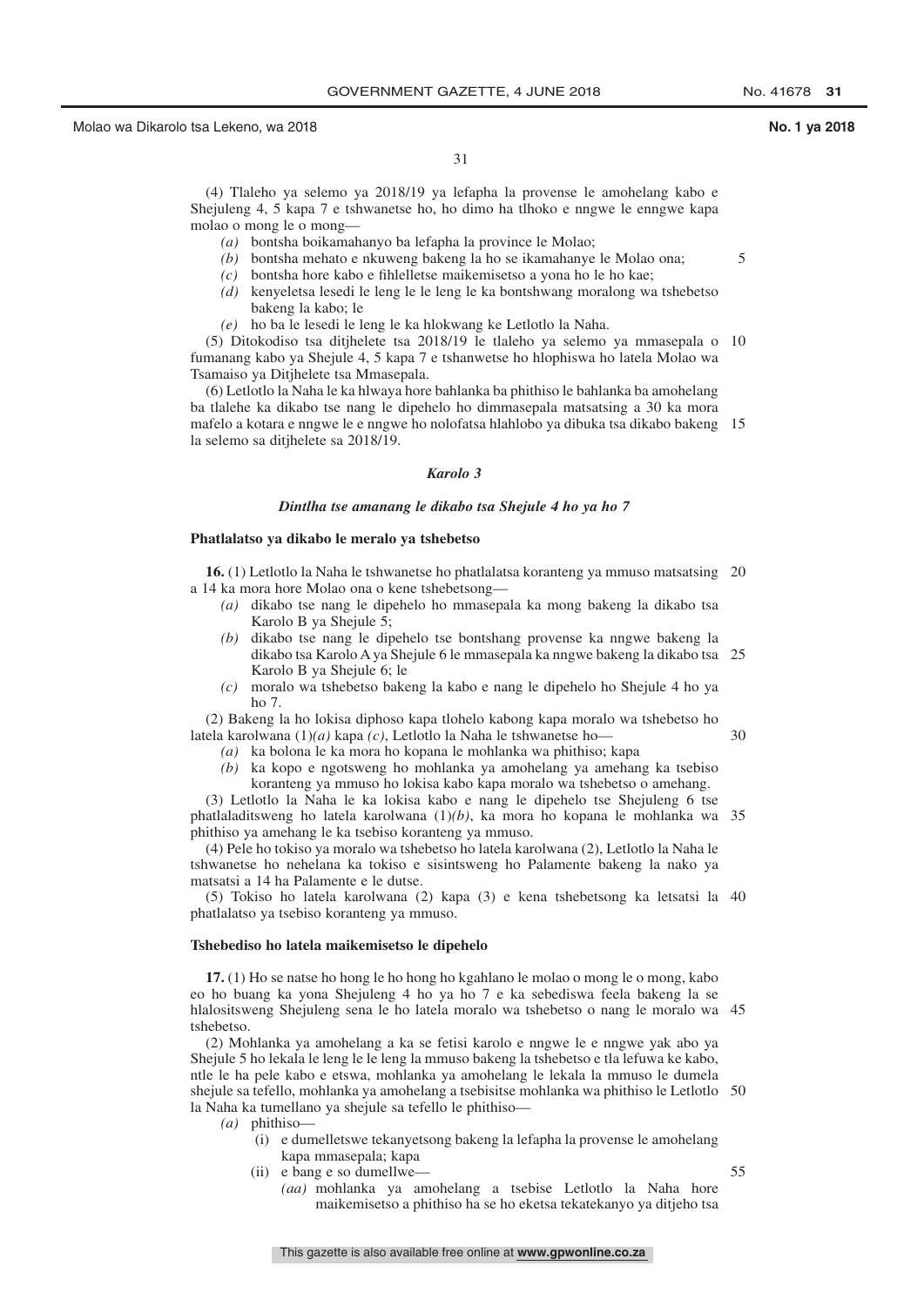(4) Tlaleho ya selemo ya 2018/19 ya lefapha la provense le amohelang kabo e Shejuleng 4, 5 kapa 7 e tshwanetse ho, ho dimo ha tlhoko e nngwe le enngwe kapa molao o mong le o mong—

- *(a)* bontsha boikamahanyo ba lefapha la province le Molao;
- *(b)* bontsha mehato e nkuweng bakeng la ho se ikamahanye le Molao ona;
- *(c)* bontsha hore kabo e fihlelletse maikemisetso a yona ho le ho kae;
- *(d)* kenyeletsa lesedi le leng le le leng le ka bontshwang moralong wa tshebetso bakeng la kabo; le
- *(e)* ho ba le lesedi le leng le ka hlokwang ke Letlotlo la Naha.

(5) Ditokodiso tsa ditjhelete tsa 2018/19 le tlaleho ya selemo ya mmasepala o fumanang kabo ya Shejule 4, 5 kapa 7 e tshanwetse ho hlophiswa ho latela Molao wa Tsamaiso ya Ditjhelete tsa Mmasepala.

(6) Letlotlo la Naha le ka hlwaya hore bahlanka ba phithiso le bahlanka ba amohelang ba tlalehe ka dikabo tse nang le dipehelo ho dimmasepala matsatsing a 30 ka mora mafelo a kotara e nngwe le e nngwe ho nolofatsa hlahlobo ya dibuka tsa dikabo bakeng la selemo sa ditjhelete sa 2018/19.

## *Karolo 3*

### *Dintlha tse amanang le dikabo tsa Shejule 4 ho ya ho 7*

**Phatlalatso ya dikabo le meralo ya tshebetso**

**16.** (1) Letlotlo la Naha le tshwanetse ho phatlalatsa koranteng ya mmuso matsatsing a 14 ka mora hore Molao ona o kene tshebetsong—

- *(a)* dikabo tse nang le dipehelo ho mmasepala ka mong bakeng la dikabo tsa Karolo B ya Shejule 5;
- *(b)* dikabo tse nang le dipehelo tse bontshang provense ka nngwe bakeng la dikabo tsa Karolo A ya Shejule 6 le mmasepala ka nngwe bakeng la dikabo tsa Karolo B ya Shejule 6; le
- *(c)* moralo wa tshebetso bakeng la kabo e nang le dipehelo ho Shejule 4 ho ya ho 7.

(2) Bakeng la ho lokisa diphoso kapa tlohelo kabong kapa moralo wa tshebetso ho latela karolwana (1)*(a)* kapa *(c)*, Letlotlo la Naha le tshwanetse ho—

- *(a)* ka bolona le ka mora ho kopana le mohlanka wa phithiso; kapa
- *(b)* ka kopo e ngotsweng ho mohlanka ya amohelang ya amehang ka tsebiso koranteng ya mmuso ho lokisa kabo kapa moralo wa tshebetso o amehang.

(3) Letlotlo la Naha le ka lokisa kabo e nang le dipehelo tse Shejuleng 6 tse phatlaladitsweng ho latela karolwana (1)*(b)*, ka mora ho kopana le mohlanka wa phithiso ya amehang le ka tsebiso koranteng ya mmuso.

(4) Pele ho tokiso ya moralo wa tshebetso ho latela karolwana (2), Letlotlo la Naha le tshwanetse ho nehelana ka tokiso e sisintsweng ho Palamente bakeng la nako ya matsatsi a 14 ha Palamente e le dutse.

(5) Tokiso ho latela karolwana (2) kapa (3) e kena tshebetsong ka letsatsi la phatlalatso ya tsebiso koranteng ya mmuso.

**Tshebediso ho latela maikemisetso le dipehelo**

**17.** (1) Ho se natse ho hong le ho hong ho kgahlano le molao o mong le o mong, kabo eo ho buang ka yona Shejuleng 4 ho ya ho 7 e ka sebediswa feela bakeng la se hlalositsweng Shejuleng sena le ho latela moralo wa tshebetso o nang le moralo wa tshebetso.

(2) Mohlanka ya amohelang a ka se fetisi karolo e nngwe le e nngwe yak abo ya Shejule 5 ho lekala le leng le le leng la mmuso bakeng la tshebetso e tla lefuwa ke kabo, ntle le ha pele kabo e etswa, mohlanka ya amohelang le lekala la mmuso le dumela shejule sa tefello, mohlanka ya amohelang a tsebisitse mohlanka wa phithiso le Letlotlo la Naha ka tumellano ya shejule sa tefello le phithiso—

- *(a)* phithiso—
  - (i) e dumelletswe tekanyetsong bakeng la lefapha la provense le amohelang kapa mmasepala; kapa
  - (ii) e bang e so dumellwe—
    - *(aa)* mohlanka ya amohelang a tsebise Letlotlo la Naha hore maikemisetso a phithiso ha se ho eketsa tekatekanyo ya ditjeho tsa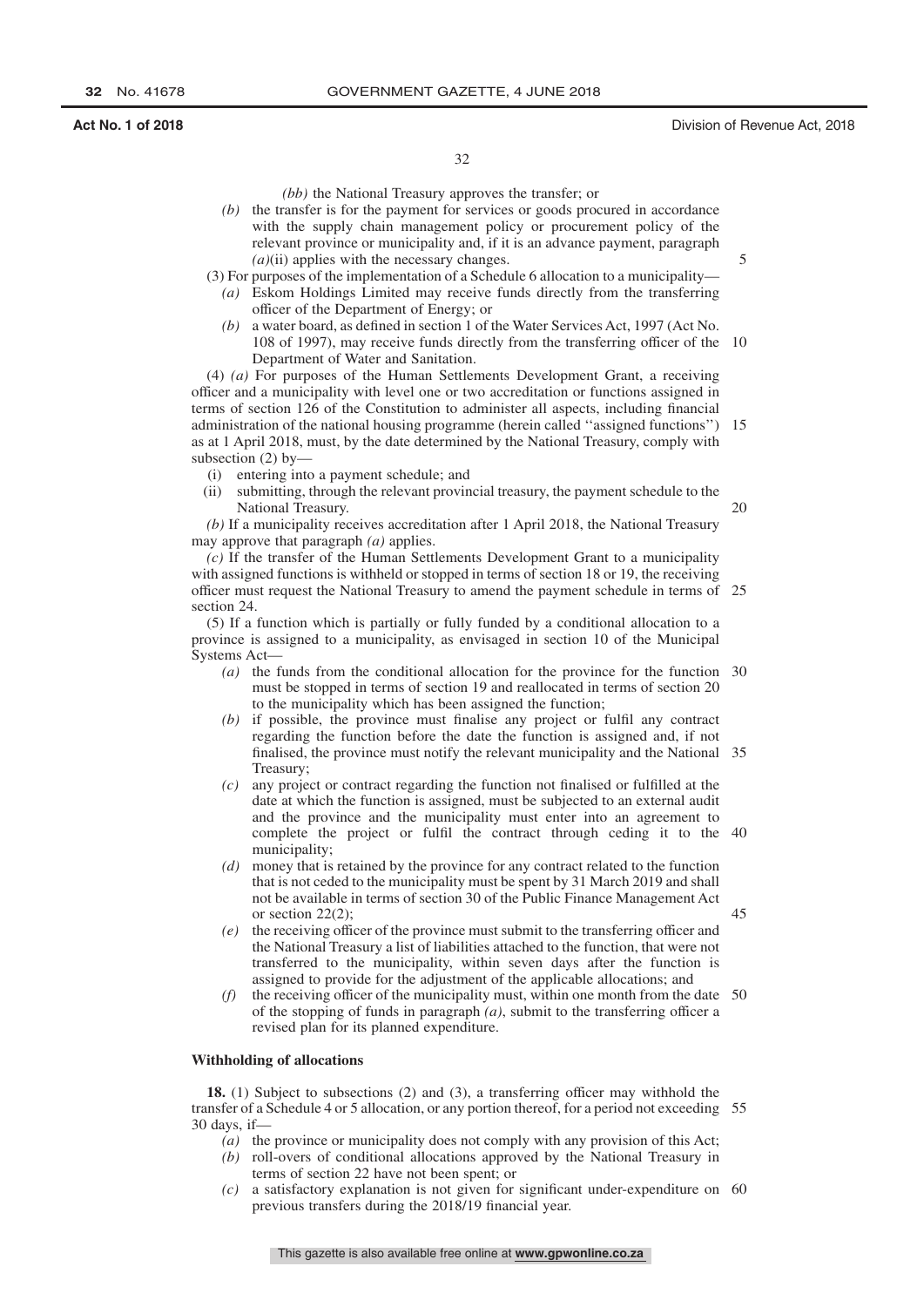*(bb)* the National Treasury approves the transfer; or

*(b)* the transfer is for the payment for services or goods procured in accordance with the supply chain management policy or procurement policy of the relevant province or municipality and, if it is an advance payment, paragraph *(a)*(ii) applies with the necessary changes.

(3) For purposes of the implementation of a Schedule 6 allocation to a municipality—

*(a)* Eskom Holdings Limited may receive funds directly from the transferring officer of the Department of Energy; or

*(b)* a water board, as defined in section 1 of the Water Services Act, 1997 (Act No. 108 of 1997), may receive funds directly from the transferring officer of the Department of Water and Sanitation.

(4) *(a)* For purposes of the Human Settlements Development Grant, a receiving officer and a municipality with level one or two accreditation or functions assigned in terms of section 126 of the Constitution to administer all aspects, including financial administration of the national housing programme (herein called ''assigned functions'') as at 1 April 2018, must, by the date determined by the National Treasury, comply with subsection (2) by—

(i) entering into a payment schedule; and

(ii) submitting, through the relevant provincial treasury, the payment schedule to the National Treasury.

*(b)* If a municipality receives accreditation after 1 April 2018, the National Treasury may approve that paragraph *(a)* applies.

*(c)* If the transfer of the Human Settlements Development Grant to a municipality with assigned functions is withheld or stopped in terms of section 18 or 19, the receiving officer must request the National Treasury to amend the payment schedule in terms of section 24.

(5) If a function which is partially or fully funded by a conditional allocation to a province is assigned to a municipality, as envisaged in section 10 of the Municipal Systems Act—

*(a)* the funds from the conditional allocation for the province for the function must be stopped in terms of section 19 and reallocated in terms of section 20 to the municipality which has been assigned the function;

*(b)* if possible, the province must finalise any project or fulfil any contract regarding the function before the date the function is assigned and, if not finalised, the province must notify the relevant municipality and the National Treasury;

*(c)* any project or contract regarding the function not finalised or fulfilled at the date at which the function is assigned, must be subjected to an external audit and the province and the municipality must enter into an agreement to complete the project or fulfil the contract through ceding it to the municipality;

*(d)* money that is retained by the province for any contract related to the function that is not ceded to the municipality must be spent by 31 March 2019 and shall not be available in terms of section 30 of the Public Finance Management Act or section 22(2);

*(e)* the receiving officer of the province must submit to the transferring officer and the National Treasury a list of liabilities attached to the function, that were not transferred to the municipality, within seven days after the function is assigned to provide for the adjustment of the applicable allocations; and

*(f)* the receiving officer of the municipality must, within one month from the date of the stopping of funds in paragraph *(a)*, submit to the transferring officer a revised plan for its planned expenditure.

**Withholding of allocations**

**18.** (1) Subject to subsections (2) and (3), a transferring officer may withhold the transfer of a Schedule 4 or 5 allocation, or any portion thereof, for a period not exceeding 30 days, if—

*(a)* the province or municipality does not comply with any provision of this Act;

*(b)* roll-overs of conditional allocations approved by the National Treasury in terms of section 22 have not been spent; or

*(c)* a satisfactory explanation is not given for significant under-expenditure on previous transfers during the 2018/19 financial year.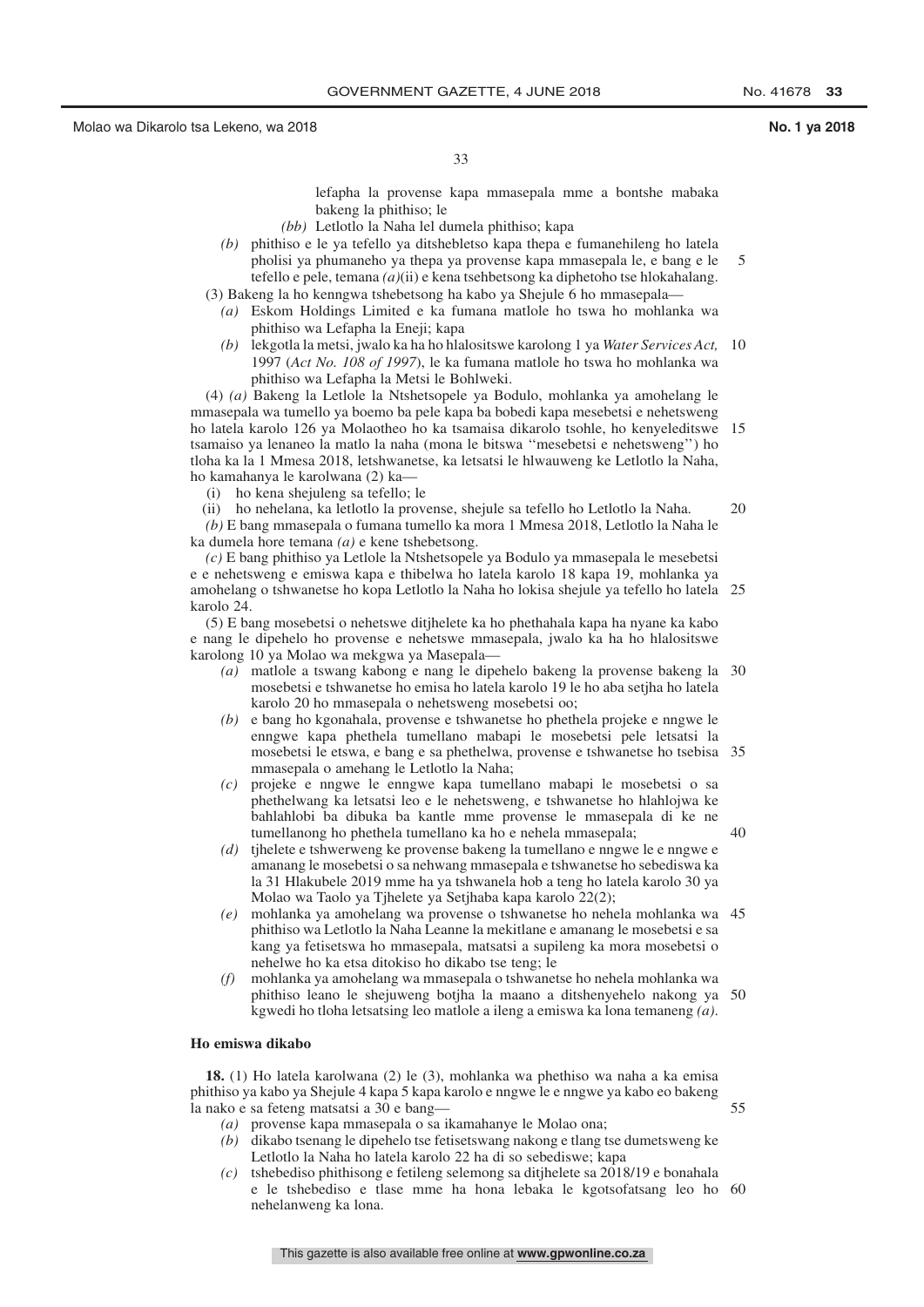lefapha la provense kapa mmasepala mme a bontshe mabaka bakeng la phithiso; le

*(bb)* Letlotlo la Naha lel dumela phithiso; kapa

*(b)* phithiso e le ya tefello ya ditshebletso kapa thepa e fumanehileng ho latela pholisi ya phumaneho ya thepa ya provense kapa mmasepala le, e bang e le tefello e pele, temana *(a)*(ii) e kena tsehbetsong ka diphetoho tse hlokahalang.

(3) Bakeng la ho kenngwa tshebetsong ha kabo ya Shejule 6 ho mmasepala—

*(a)* Eskom Holdings Limited e ka fumana matlole ho tswa ho mohlanka wa phithiso wa Lefapha la Eneji; kapa

*(b)* lekgotla la metsi, jwalo ka ha ho hlalositswe karolong 1 ya *Water Services Act,* 1997 (*Act No. 108 of 1997*), le ka fumana matlole ho tswa ho mohlanka wa phithiso wa Lefapha la Metsi le Bohlweki.

(4) *(a)* Bakeng la Letlole la Ntshetsopele ya Bodulo, mohlanka ya amohelang le mmasepala wa tumello ya boemo ba pele kapa ba bobedi kapa mesebetsi e nehetsweng ho latela karolo 126 ya Molaotheo ho ka tsamaisa dikarolo tsohle, ho kenyeleditswe tsamaiso ya lenaneo la matlo la naha (mona le bitswa ''mesebetsi e nehetsweng'') ho tloha ka la 1 Mmesa 2018, letshwanetse, ka letsatsi le hlwauweng ke Letlotlo la Naha, ho kamahanya le karolwana (2) ka—

(i) ho kena shejuleng sa tefello; le

(ii) ho nehelana, ka letlotlo la provense, shejule sa tefello ho Letlotlo la Naha.

*(b)* E bang mmasepala o fumana tumello ka mora 1 Mmesa 2018, Letlotlo la Naha le ka dumela hore temana *(a)* e kene tshebetsong.

*(c)* E bang phithiso ya Letlole la Ntshetsopele ya Bodulo ya mmasepala le mesebetsi e e nehetsweng e emiswa kapa e thibelwa ho latela karolo 18 kapa 19, mohlanka ya amohelang o tshwanetse ho kopa Letlotlo la Naha ho lokisa shejule ya tefello ho latela karolo 24.

(5) E bang mosebetsi o nehetswe ditjhelete ka ho phethahala kapa ha nyane ka kabo e nang le dipehelo ho provense e nehetswe mmasepala, jwalo ka ha ho hlalositswe karolong 10 ya Molao wa mekgwa ya Masepala—

*(a)* matlole a tswang kabong e nang le dipehelo bakeng la provense bakeng la mosebetsi e tshwanetse ho emisa ho latela karolo 19 le ho aba setjha ho latela karolo 20 ho mmasepala o nehetsweng mosebetsi oo;

*(b)* e bang ho kgonahala, provense e tshwanetse ho phethela projeke e nngwe le enngwe kapa phethela tumellano mabapi le mosebetsi pele letsatsi la mosebetsi le etswa, e bang e sa phethelwa, provense e tshwanetse ho tsebisa mmasepala o amehang le Letlotlo la Naha;

*(c)* projeke e nngwe le enngwe kapa tumellano mabapi le mosebetsi o sa phethelwang ka letsatsi leo e le nehetsweng, e tshwanetse ho hlahlojwa ke bahlahlobi ba dibuka ba kantle mme provense le mmasepala di ke ne tumellanong ho phethela tumellano ka ho e nehela mmasepala;

*(d)* tjhelete e tshwerweng ke provense bakeng la tumellano e nngwe le e nngwe e amanang le mosebetsi o sa nehwang mmasepala e tshwanetse ho sebediswa ka la 31 Hlakubele 2019 mme ha ya tshwanela hob a teng ho latela karolo 30 ya Molao wa Taolo ya Tjhelete ya Setjhaba kapa karolo 22(2);

*(e)* mohlanka ya amohelang wa provense o tshwanetse ho nehela mohlanka wa phithiso wa Letlotlo la Naha Leanne la mekitlane e amanang le mosebetsi e sa kang ya fetisetswa ho mmasepala, matsatsi a supileng ka mora mosebetsi o nehelwe ho ka etsa ditokiso ho dikabo tse teng; le

*(f)* mohlanka ya amohelang wa mmasepala o tshwanetse ho nehela mohlanka wa phithiso leano le shejuweng botjha la maano a ditshenyehelo nakong ya kgwedi ho tloha letsatsing leo matlole a ileng a emiswa ka lona temaneng *(a)*.

**Ho emiswa dikabo**

**18.** (1) Ho latela karolwana (2) le (3), mohlanka wa phethiso wa naha a ka emisa phithiso ya kabo ya Shejule 4 kapa 5 kapa karolo e nngwe le e nngwe ya kabo eo bakeng la nako e sa feteng matsatsi a 30 e bang—

*(a)* provense kapa mmasepala o sa ikamahanye le Molao ona;

*(b)* dikabo tsenang le dipehelo tse fetisetswang nakong e tlang tse dumetsweng ke Letlotlo la Naha ho latela karolo 22 ha di so sebediswe; kapa

*(c)* tshebediso phithisong e fetileng selemong sa ditjhelete sa 2018/19 e bonahala e le tshebediso e tlase mme ha hona lebaka le kgotsofatsang leo ho nehelanweng ka lona.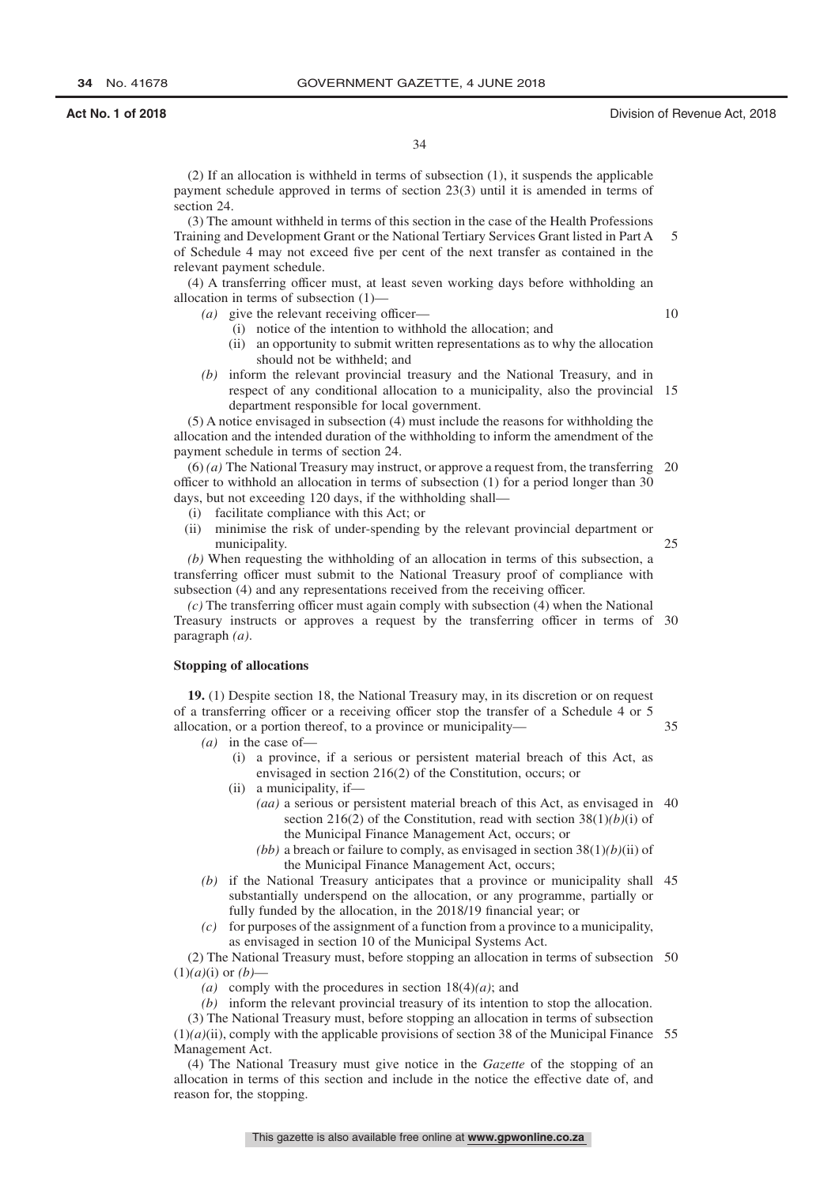(2) If an allocation is withheld in terms of subsection (1), it suspends the applicable payment schedule approved in terms of section 23(3) until it is amended in terms of section 24.

(3) The amount withheld in terms of this section in the case of the Health Professions Training and Development Grant or the National Tertiary Services Grant listed in Part A of Schedule 4 may not exceed five per cent of the next transfer as contained in the relevant payment schedule.

(4) A transferring officer must, at least seven working days before withholding an allocation in terms of subsection (1)—

*(a)* give the relevant receiving officer—

(i) notice of the intention to withhold the allocation; and

(ii) an opportunity to submit written representations as to why the allocation should not be withheld; and

*(b)* inform the relevant provincial treasury and the National Treasury, and in respect of any conditional allocation to a municipality, also the provincial department responsible for local government.

(5) A notice envisaged in subsection (4) must include the reasons for withholding the allocation and the intended duration of the withholding to inform the amendment of the payment schedule in terms of section 24.

(6) *(a)* The National Treasury may instruct, or approve a request from, the transferring officer to withhold an allocation in terms of subsection (1) for a period longer than 30 days, but not exceeding 120 days, if the withholding shall—

(i) facilitate compliance with this Act; or

(ii) minimise the risk of under-spending by the relevant provincial department or municipality.

*(b)* When requesting the withholding of an allocation in terms of this subsection, a transferring officer must submit to the National Treasury proof of compliance with subsection (4) and any representations received from the receiving officer.

*(c)* The transferring officer must again comply with subsection (4) when the National Treasury instructs or approves a request by the transferring officer in terms of paragraph *(a)*.

**Stopping of allocations**

**19.** (1) Despite section 18, the National Treasury may, in its discretion or on request of a transferring officer or a receiving officer stop the transfer of a Schedule 4 or 5 allocation, or a portion thereof, to a province or municipality—

*(a)* in the case of—

(i) a province, if a serious or persistent material breach of this Act, as envisaged in section 216(2) of the Constitution, occurs; or

(ii) a municipality, if—

*(aa)* a serious or persistent material breach of this Act, as envisaged in section 216(2) of the Constitution, read with section 38(1)*(b)*(i) of the Municipal Finance Management Act, occurs; or

*(bb)* a breach or failure to comply, as envisaged in section 38(1)*(b)*(ii) of the Municipal Finance Management Act, occurs;

*(b)* if the National Treasury anticipates that a province or municipality shall substantially underspend on the allocation, or any programme, partially or fully funded by the allocation, in the 2018/19 financial year; or

*(c)* for purposes of the assignment of a function from a province to a municipality, as envisaged in section 10 of the Municipal Systems Act.

(2) The National Treasury must, before stopping an allocation in terms of subsection (1)*(a)*(i) or *(b)*—

*(a)* comply with the procedures in section 18(4)*(a)*; and

*(b)* inform the relevant provincial treasury of its intention to stop the allocation.

(3) The National Treasury must, before stopping an allocation in terms of subsection (1)*(a)*(ii), comply with the applicable provisions of section 38 of the Municipal Finance Management Act.

(4) The National Treasury must give notice in the *Gazette* of the stopping of an allocation in terms of this section and include in the notice the effective date of, and reason for, the stopping.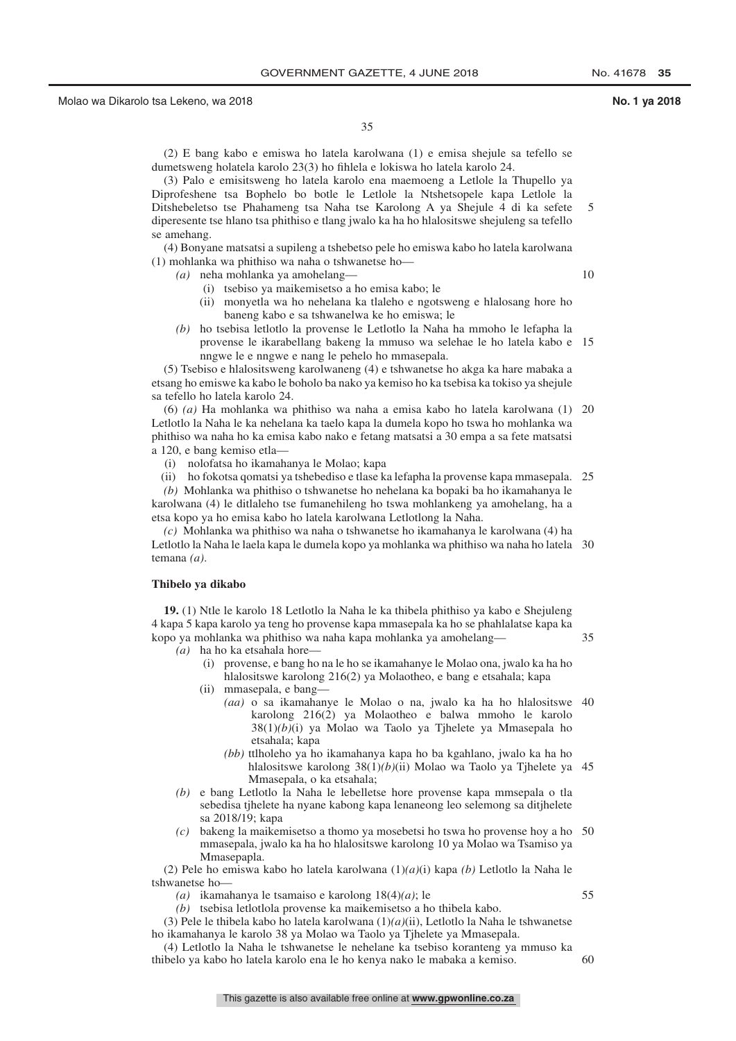(2) E bang kabo e emiswa ho latela karolwana (1) e emisa shejule sa tefello se dumetsweng holatela karolo 23(3) ho fihlela e lokiswa ho latela karolo 24.

(3) Palo e emisitsweng ho latela karolo ena maemoeng a Letlole la Thupello ya Diprofeshene tsa Bophelo bo botle le Letlole la Ntshetsopele kapa Letlole la Ditshebeletso tse Phahameng tsa Naha tse Karolong A ya Shejule 4 di ka sefete diperesente tse hlano tsa phithiso e tlang jwalo ka ha ho hlalositswe shejuleng sa tefello se amehang.

(4) Bonyane matsatsi a supileng a tshebetso pele ho emiswa kabo ho latela karolwana (1) mohlanka wa phithiso wa naha o tshwanetse ho—

*(a)* neha mohlanka ya amohelang—

(i) tsebiso ya maikemisetso a ho emisa kabo; le

(ii) monyetla wa ho nehelana ka tlaleho e ngotsweng e hlalosang hore ho baneng kabo e sa tshwanelwa ke ho emiswa; le

*(b)* ho tsebisa letlotlo la provense le Letlotlo la Naha ha mmoho le lefapha la provense le ikarabellang bakeng la mmuso wa selehae le ho latela kabo e nngwe le e nngwe e nang le pehelo ho mmasepala.

(5) Tsebiso e hlalositsweng karolwaneng (4) e tshwanetse ho akga ka hare mabaka a etsang ho emiswe ka kabo le boholo ba nako ya kemiso ho ka tsebisa ka tokiso ya shejule sa tefello ho latela karolo 24.

(6) *(a)* Ha mohlanka wa phithiso wa naha a emisa kabo ho latela karolwana (1) Letlotlo la Naha le ka nehelana ka taelo kapa la dumela kopo ho tswa ho mohlanka wa phithiso wa naha ho ka emisa kabo nako e fetang matsatsi a 30 empa a sa fete matsatsi a 120, e bang kemiso etla—

(i) nolofatsa ho ikamahanya le Molao; kapa

(ii) ho fokotsa qomatsi ya tshebediso e tlase ka lefapha la provense kapa mmasepala.

*(b)* Mohlanka wa phithiso o tshwanetse ho nehelana ka bopaki ba ho ikamahanya le karolwana (4) le ditlaleho tse fumanehileng ho tswa mohlankeng ya amohelang, ha a etsa kopo ya ho emisa kabo ho latela karolwana Letlotlong la Naha.

*(c)* Mohlanka wa phithiso wa naha o tshwanetse ho ikamahanya le karolwana (4) ha Letlotlo la Naha le laela kapa le dumela kopo ya mohlanka wa phithiso wa naha ho latela temana *(a)*.

**Thibelo ya dikabo**

**19.** (1) Ntle le karolo 18 Letlotlo la Naha le ka thibela phithiso ya kabo e Shejuleng 4 kapa 5 kapa karolo ya teng ho provense kapa mmasepala ka ho se phahlalatse kapa ka kopo ya mohlanka wa phithiso wa naha kapa mohlanka ya amohelang—

*(a)* ha ho ka etsahala hore—

(i) provense, e bang ho na le ho se ikamahanye le Molao ona, jwalo ka ha ho hlalositswe karolong 216(2) ya Molaotheo, e bang e etsahala; kapa

(ii) mmasepala, e bang—

*(aa)* o sa ikamahanye le Molao o na, jwalo ka ha ho hlalositswe karolong 216(2) ya Molaotheo e balwa mmoho le karolo 38(1)*(b)*(i) ya Molao wa Taolo ya Tjhelete ya Mmasepala ho etsahala; kapa

*(bb)* ttlholeho ya ho ikamahanya kapa ho ba kgahlano, jwalo ka ha ho hlalositswe karolong 38(1)*(b)*(ii) Molao wa Taolo ya Tjhelete ya Mmasepala, o ka etsahala;

*(b)* e bang Letlotlo la Naha le lebelletse hore provense kapa mmsepala o tla sebedisa tjhelete ha nyane kabong kapa lenaneong leo selemong sa ditjhelete sa 2018/19; kapa

*(c)* bakeng la maikemisetso a thomo ya mosebetsi ho tswa ho provense hoy a ho mmasepala, jwalo ka ha ho hlalositswe karolong 10 ya Molao wa Tsamiso ya Mmasepapla.

(2) Pele ho emiswa kabo ho latela karolwana (1)*(a)*(i) kapa *(b)* Letlotlo la Naha le tshwanetse ho—

*(a)* ikamahanya le tsamaiso e karolong 18(4)*(a)*; le

*(b)* tsebisa letlotlola provense ka maikemisetso a ho thibela kabo.

(3) Pele le thibela kabo ho latela karolwana (1)*(a)*(ii), Letlotlo la Naha le tshwanetse ho ikamahanya le karolo 38 ya Molao wa Taolo ya Tjhelete ya Mmasepala.

(4) Letlotlo la Naha le tshwanetse le nehelane ka tsebiso koranteng ya mmuso ka thibelo ya kabo ho latela karolo ena le ho kenya nako le mabaka a kemiso.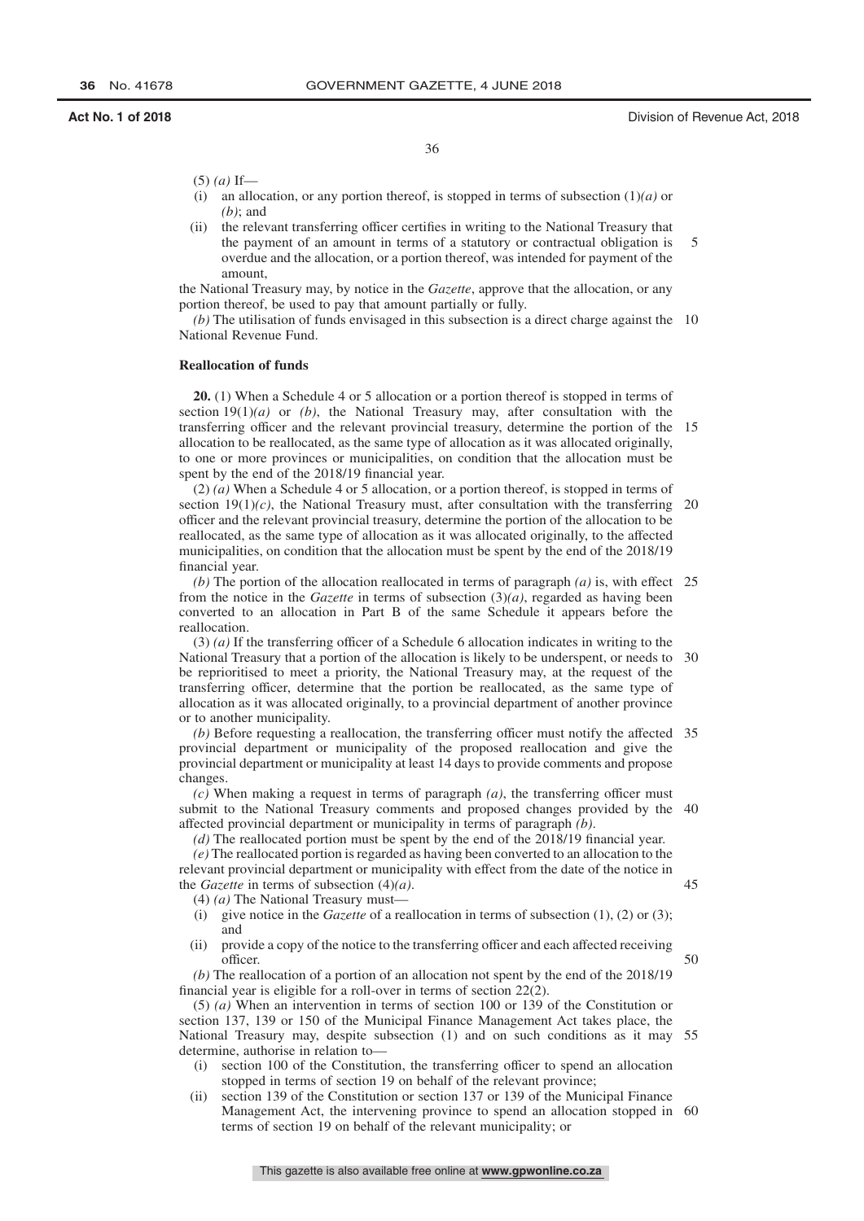(5) *(a)* If—

(i) an allocation, or any portion thereof, is stopped in terms of subsection (1)*(a)* or *(b)*; and

(ii) the relevant transferring officer certifies in writing to the National Treasury that the payment of an amount in terms of a statutory or contractual obligation is overdue and the allocation, or a portion thereof, was intended for payment of the amount,

the National Treasury may, by notice in the *Gazette*, approve that the allocation, or any portion thereof, be used to pay that amount partially or fully.

*(b)* The utilisation of funds envisaged in this subsection is a direct charge against the National Revenue Fund.

**Reallocation of funds**

**20.** (1) When a Schedule 4 or 5 allocation or a portion thereof is stopped in terms of section 19(1)*(a)* or *(b)*, the National Treasury may, after consultation with the transferring officer and the relevant provincial treasury, determine the portion of the allocation to be reallocated, as the same type of allocation as it was allocated originally, to one or more provinces or municipalities, on condition that the allocation must be spent by the end of the 2018/19 financial year.

(2) *(a)* When a Schedule 4 or 5 allocation, or a portion thereof, is stopped in terms of section 19(1)*(c)*, the National Treasury must, after consultation with the transferring officer and the relevant provincial treasury, determine the portion of the allocation to be reallocated, as the same type of allocation as it was allocated originally, to the affected municipalities, on condition that the allocation must be spent by the end of the 2018/19 financial year.

*(b)* The portion of the allocation reallocated in terms of paragraph *(a)* is, with effect from the notice in the *Gazette* in terms of subsection (3)*(a)*, regarded as having been converted to an allocation in Part B of the same Schedule it appears before the reallocation.

(3) *(a)* If the transferring officer of a Schedule 6 allocation indicates in writing to the National Treasury that a portion of the allocation is likely to be underspent, or needs to be reprioritised to meet a priority, the National Treasury may, at the request of the transferring officer, determine that the portion be reallocated, as the same type of allocation as it was allocated originally, to a provincial department of another province or to another municipality.

*(b)* Before requesting a reallocation, the transferring officer must notify the affected provincial department or municipality of the proposed reallocation and give the provincial department or municipality at least 14 days to provide comments and propose changes.

*(c)* When making a request in terms of paragraph *(a)*, the transferring officer must submit to the National Treasury comments and proposed changes provided by the affected provincial department or municipality in terms of paragraph *(b)*.

*(d)* The reallocated portion must be spent by the end of the 2018/19 financial year.

*(e)* The reallocated portion is regarded as having been converted to an allocation to the relevant provincial department or municipality with effect from the date of the notice in the *Gazette* in terms of subsection (4)*(a)*.

(4) *(a)* The National Treasury must—

(i) give notice in the *Gazette* of a reallocation in terms of subsection (1), (2) or (3); and

(ii) provide a copy of the notice to the transferring officer and each affected receiving officer.

*(b)* The reallocation of a portion of an allocation not spent by the end of the 2018/19 financial year is eligible for a roll-over in terms of section 22(2).

(5) *(a)* When an intervention in terms of section 100 or 139 of the Constitution or section 137, 139 or 150 of the Municipal Finance Management Act takes place, the National Treasury may, despite subsection (1) and on such conditions as it may determine, authorise in relation to—

(i) section 100 of the Constitution, the transferring officer to spend an allocation stopped in terms of section 19 on behalf of the relevant province;

(ii) section 139 of the Constitution or section 137 or 139 of the Municipal Finance Management Act, the intervening province to spend an allocation stopped in terms of section 19 on behalf of the relevant municipality; or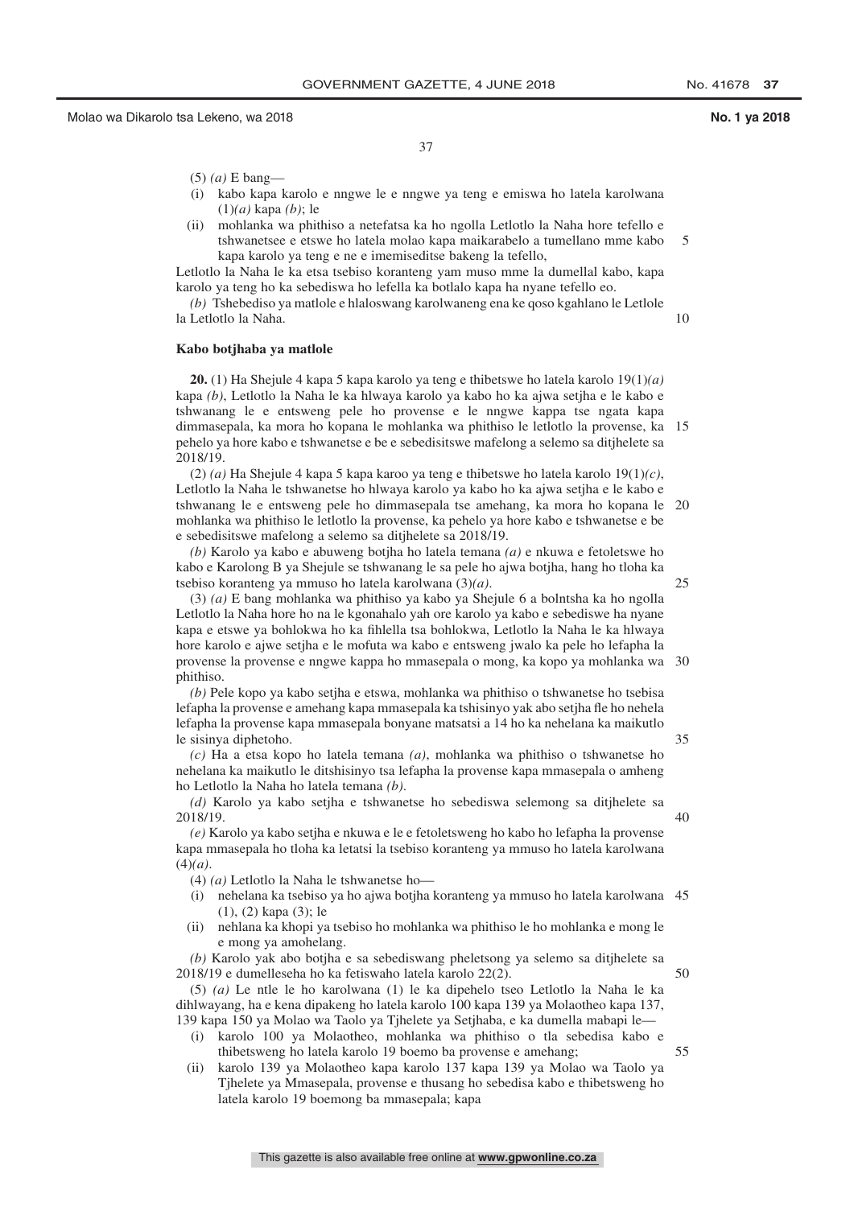(5) *(a)* E bang—

(i) kabo kapa karolo e nngwe le e nngwe ya teng e emiswa ho latela karolwana (1)*(a)* kapa *(b)*; le

(ii) mohlanka wa phithiso a netefatsa ka ho ngolla Letlotlo la Naha hore tefello e tshwanetsee e etswe ho latela molao kapa maikarabelo a tumellano mme kabo kapa karolo ya teng e ne e imemiseditse bakeng la tefello,

Letlotlo la Naha le ka etsa tsebiso koranteng yam muso mme la dumellal kabo, kapa karolo ya teng ho ka sebediswa ho lefella ka botlalo kapa ha nyane tefello eo.

*(b)* Tshebediso ya matlole e hlaloswang karolwaneng ena ke qoso kgahlano le Letlole la Letlotlo la Naha.

**Kabo botjhaba ya matlole**

**20.** (1) Ha Shejule 4 kapa 5 kapa karolo ya teng e thibetswe ho latela karolo 19(1)*(a)* kapa *(b)*, Letlotlo la Naha le ka hlwaya karolo ya kabo ho ka ajwa setjha e le kabo e tshwanang le e entsweng pele ho provense e le nngwe kappa tse ngata kapa dimmasepala, ka mora ho kopana le mohlanka wa phithiso le letlotlo la provense, ka pehelo ya hore kabo e tshwanetse e be e sebedisitswe mafelong a selemo sa ditjhelete sa 2018/19.

(2) *(a)* Ha Shejule 4 kapa 5 kapa karoo ya teng e thibetswe ho latela karolo 19(1)*(c)*, Letlotlo la Naha le tshwanetse ho hlwaya karolo ya kabo ho ka ajwa setjha e le kabo e tshwanang le e entsweng pele ho dimmasepala tse amehang, ka mora ho kopana le mohlanka wa phithiso le letlotlo la provense, ka pehelo ya hore kabo e tshwanetse e be e sebedisitswe mafelong a selemo sa ditjhelete sa 2018/19.

*(b)* Karolo ya kabo e abuweng botjha ho latela temana *(a)* e nkuwa e fetoletswe ho kabo e Karolong B ya Shejule se tshwanang le sa pele ho ajwa botjha, hang ho tloha ka tsebiso koranteng ya mmuso ho latela karolwana (3)*(a)*.

(3) *(a)* E bang mohlanka wa phithiso ya kabo ya Shejule 6 a bolntsha ka ho ngolla Letlotlo la Naha hore ho na le kgonahalo yah ore karolo ya kabo e sebediswe ha nyane kapa e etswe ya bohlokwa ho ka fihlella tsa bohlokwa, Letlotlo la Naha le ka hlwaya hore karolo e ajwe setjha e le mofuta wa kabo e entsweng jwalo ka pele ho lefapha la provense la provense e nngwe kappa ho mmasepala o mong, ka kopo ya mohlanka wa phithiso.

*(b)* Pele kopo ya kabo setjha e etswa, mohlanka wa phithiso o tshwanetse ho tsebisa lefapha la provense e amehang kapa mmasepala ka tshisinyo yak abo setjha fle ho nehela lefapha la provense kapa mmasepala bonyane matsatsi a 14 ho ka nehelana ka maikutlo le sisinya diphetoho.

*(c)* Ha a etsa kopo ho latela temana *(a)*, mohlanka wa phithiso o tshwanetse ho nehelana ka maikutlo le ditshisinyo tsa lefapha la provense kapa mmasepala o amheng ho Letlotlo la Naha ho latela temana *(b)*.

*(d)* Karolo ya kabo setjha e tshwanetse ho sebediswa selemong sa ditjhelete sa 2018/19.

*(e)* Karolo ya kabo setjha e nkuwa e le e fetoletsweng ho kabo ho lefapha la provense kapa mmasepala ho tloha ka letatsi la tsebiso koranteng ya mmuso ho latela karolwana (4)*(a)*.

(4) *(a)* Letlotlo la Naha le tshwanetse ho—

(i) nehelana ka tsebiso ya ho ajwa botjha koranteng ya mmuso ho latela karolwana (1), (2) kapa (3); le

(ii) nehlana ka khopi ya tsebiso ho mohlanka wa phithiso le ho mohlanka e mong le e mong ya amohelang.

*(b)* Karolo yak abo botjha e sa sebediswang pheletsong ya selemo sa ditjhelete sa 2018/19 e dumelleseha ho ka fetiswaho latela karolo 22(2).

(5) *(a)* Le ntle le ho karolwana (1) le ka dipehelo tseo Letlotlo la Naha le ka dihlwayang, ha e kena dipakeng ho latela karolo 100 kapa 139 ya Molaotheo kapa 137, 139 kapa 150 ya Molao wa Taolo ya Tjhelete ya Setjhaba, e ka dumella mabapi le—

(i) karolo 100 ya Molaotheo, mohlanka wa phithiso o tla sebedisa kabo e thibetsweng ho latela karolo 19 boemo ba provense e amehang;

(ii) karolo 139 ya Molaotheo kapa karolo 137 kapa 139 ya Molao wa Taolo ya Tjhelete ya Mmasepala, provense e thusang ho sebedisa kabo e thibetsweng ho latela karolo 19 boemong ba mmasepala; kapa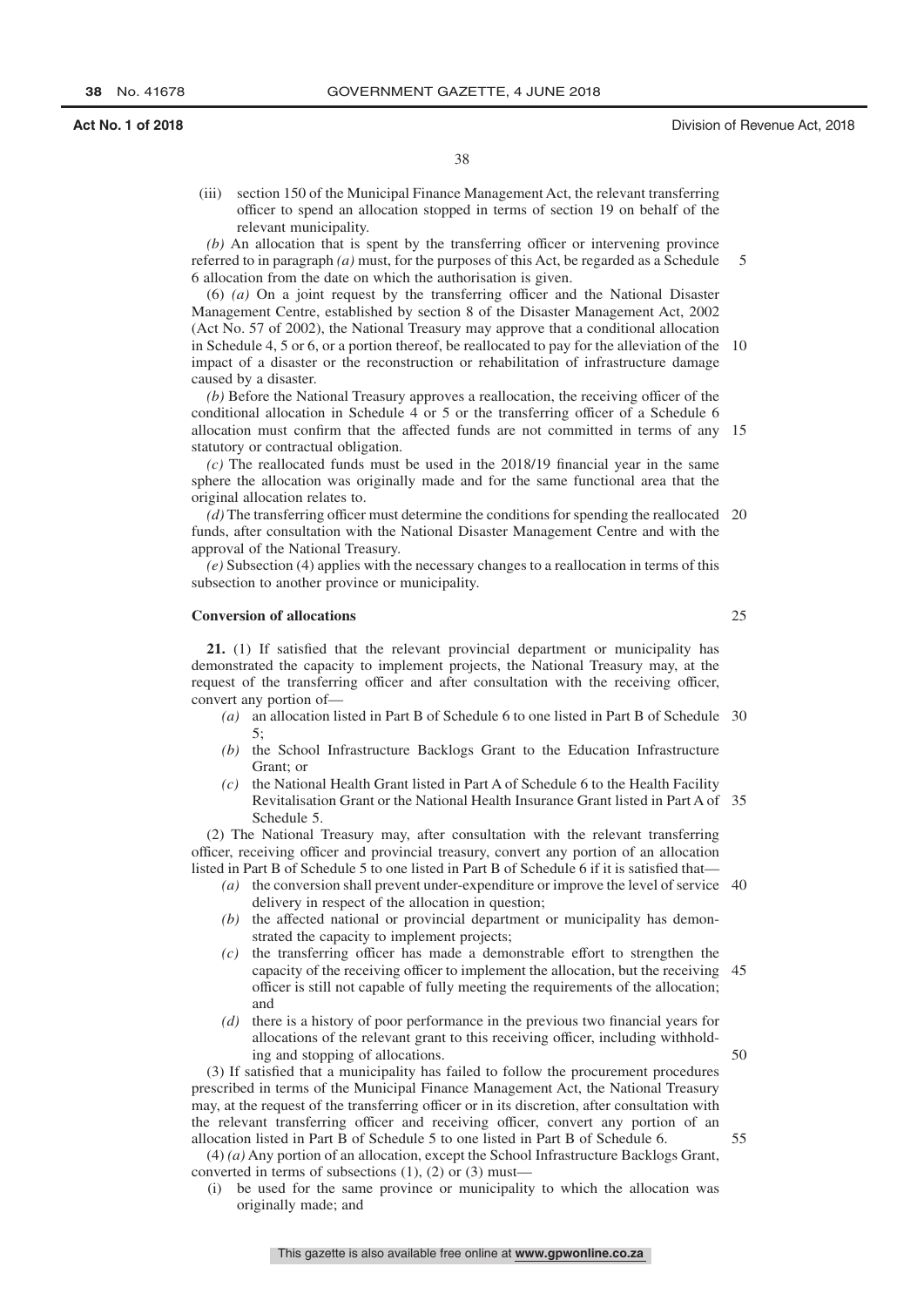(iii) section 150 of the Municipal Finance Management Act, the relevant transferring officer to spend an allocation stopped in terms of section 19 on behalf of the relevant municipality.

*(b)* An allocation that is spent by the transferring officer or intervening province referred to in paragraph *(a)* must, for the purposes of this Act, be regarded as a Schedule 6 allocation from the date on which the authorisation is given.

(6) *(a)* On a joint request by the transferring officer and the National Disaster Management Centre, established by section 8 of the Disaster Management Act, 2002 (Act No. 57 of 2002), the National Treasury may approve that a conditional allocation in Schedule 4, 5 or 6, or a portion thereof, be reallocated to pay for the alleviation of the impact of a disaster or the reconstruction or rehabilitation of infrastructure damage caused by a disaster.

*(b)* Before the National Treasury approves a reallocation, the receiving officer of the conditional allocation in Schedule 4 or 5 or the transferring officer of a Schedule 6 allocation must confirm that the affected funds are not committed in terms of any statutory or contractual obligation.

*(c)* The reallocated funds must be used in the 2018/19 financial year in the same sphere the allocation was originally made and for the same functional area that the original allocation relates to.

*(d)* The transferring officer must determine the conditions for spending the reallocated funds, after consultation with the National Disaster Management Centre and with the approval of the National Treasury.

*(e)* Subsection (4) applies with the necessary changes to a reallocation in terms of this subsection to another province or municipality.

**Conversion of allocations**

**21.** (1) If satisfied that the relevant provincial department or municipality has demonstrated the capacity to implement projects, the National Treasury may, at the request of the transferring officer and after consultation with the receiving officer, convert any portion of—

*(a)* an allocation listed in Part B of Schedule 6 to one listed in Part B of Schedule 5;

*(b)* the School Infrastructure Backlogs Grant to the Education Infrastructure Grant; or

*(c)* the National Health Grant listed in Part A of Schedule 6 to the Health Facility Revitalisation Grant or the National Health Insurance Grant listed in Part A of Schedule 5.

(2) The National Treasury may, after consultation with the relevant transferring officer, receiving officer and provincial treasury, convert any portion of an allocation listed in Part B of Schedule 5 to one listed in Part B of Schedule 6 if it is satisfied that—

*(a)* the conversion shall prevent under-expenditure or improve the level of service delivery in respect of the allocation in question;

*(b)* the affected national or provincial department or municipality has demonstrated the capacity to implement projects;

*(c)* the transferring officer has made a demonstrable effort to strengthen the capacity of the receiving officer to implement the allocation, but the receiving officer is still not capable of fully meeting the requirements of the allocation; and

*(d)* there is a history of poor performance in the previous two financial years for allocations of the relevant grant to this receiving officer, including withholding and stopping of allocations.

(3) If satisfied that a municipality has failed to follow the procurement procedures prescribed in terms of the Municipal Finance Management Act, the National Treasury may, at the request of the transferring officer or in its discretion, after consultation with the relevant transferring officer and receiving officer, convert any portion of an allocation listed in Part B of Schedule 5 to one listed in Part B of Schedule 6.

(4) *(a)* Any portion of an allocation, except the School Infrastructure Backlogs Grant, converted in terms of subsections (1), (2) or (3) must—

(i) be used for the same province or municipality to which the allocation was originally made; and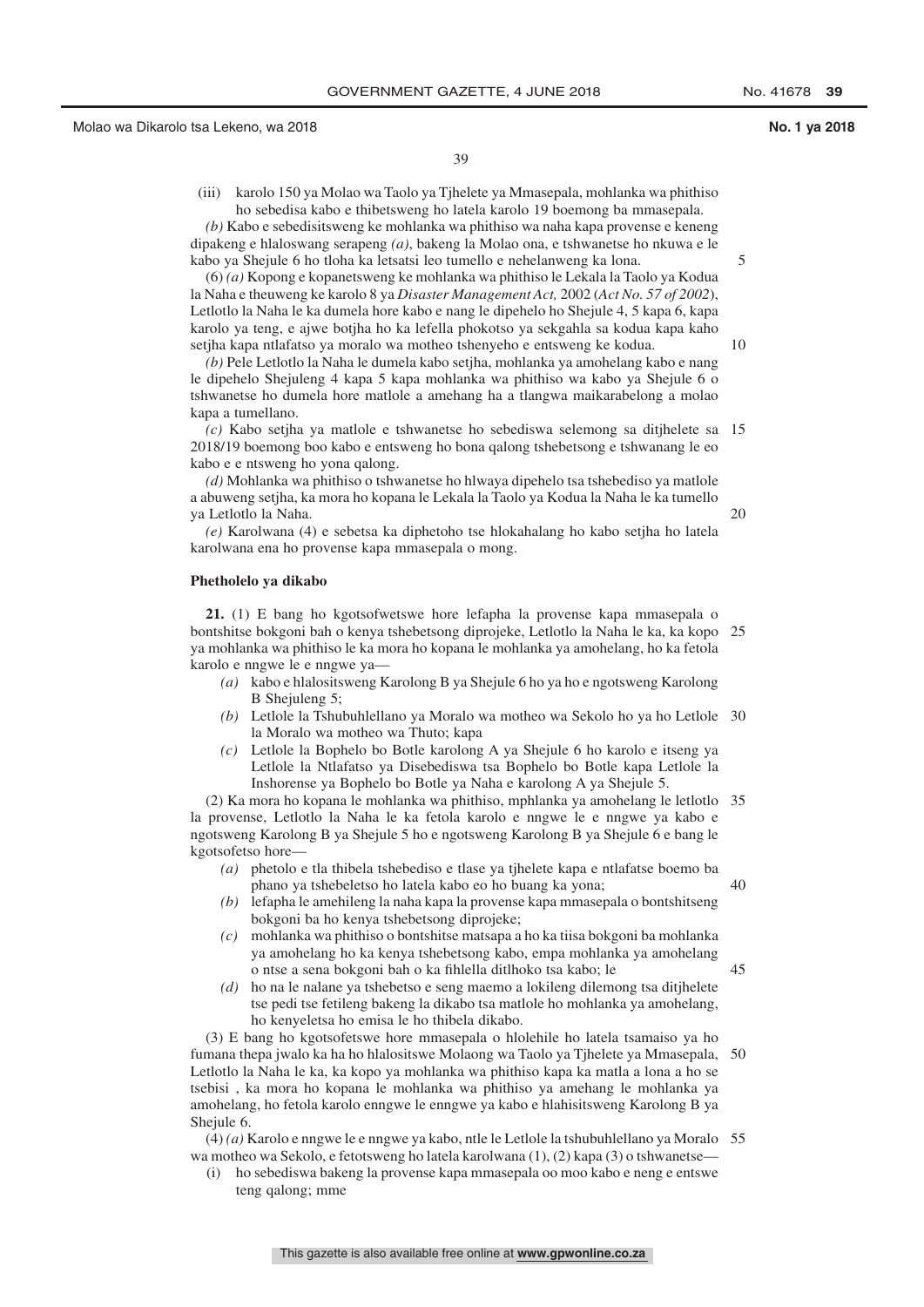(iii) karolo 150 ya Molao wa Taolo ya Tjhelete ya Mmasepala, mohlanka wa phithiso ho sebedisa kabo e thibetsweng ho latela karolo 19 boemong ba mmasepala.

*(b)* Kabo e sebedisitsweng ke mohlanka wa phithiso wa naha kapa provense e keneng dipakeng e hlaloswang serapeng *(a)*, bakeng la Molao ona, e tshwanetse ho nkuwa e le kabo ya Shejule 6 ho tloha ka letsatsi leo tumello e nehelanweng ka lona.

(6) *(a)* Kopong e kopanetsweng ke mohlanka wa phithiso le Lekala la Taolo ya Kodua la Naha e theuweng ke karolo 8 ya *Disaster Management Act,* 2002 (*Act No. 57 of 2002*), Letlotlo la Naha le ka dumela hore kabo e nang le dipehelo ho Shejule 4, 5 kapa 6, kapa karolo ya teng, e ajwe botjha ho ka lefella phokotso ya sekgahla sa kodua kapa kaho setjha kapa ntlafatso ya moralo wa motheo tshenyeho e entsweng ke kodua.

*(b)* Pele Letlotlo la Naha le dumela kabo setjha, mohlanka ya amohelang kabo e nang le dipehelo Shejuleng 4 kapa 5 kapa mohlanka wa phithiso wa kabo ya Shejule 6 o tshwanetse ho dumela hore matlole a amehang ha a tlangwa maikarabelong a molao kapa a tumellano.

*(c)* Kabo setjha ya matlole e tshwanetse ho sebediswa selemong sa ditjhelete sa 2018/19 boemong boo kabo e entsweng ho bona qalong tshebetsong e tshwanang le eo kabo e e ntsweng ho yona qalong.

*(d)* Mohlanka wa phithiso o tshwanetse ho hlwaya dipehelo tsa tshebediso ya matlole a abuweng setjha, ka mora ho kopana le Lekala la Taolo ya Kodua la Naha le ka tumello ya Letlotlo la Naha.

*(e)* Karolwana (4) e sebetsa ka diphetoho tse hlokahalang ho kabo setjha ho latela karolwana ena ho provense kapa mmasepala o mong.

**Phetholelo ya dikabo**

**21.** (1) E bang ho kgotsofwetswe hore lefapha la provense kapa mmasepala o bontshitse bokgoni bah o kenya tshebetsong diprojeke, Letlotlo la Naha le ka, ka kopo ya mohlanka wa phithiso le ka mora ho kopana le mohlanka ya amohelang, ho ka fetola karolo e nngwe le e nngwe ya—

*(a)* kabo e hlalositsweng Karolong B ya Shejule 6 ho ya ho e ngotsweng Karolong B Shejuleng 5;

*(b)* Letlole la Tshubuhlellano ya Moralo wa motheo wa Sekolo ho ya ho Letlole la Moralo wa motheo wa Thuto; kapa

*(c)* Letlole la Bophelo bo Botle karolong A ya Shejule 6 ho karolo e itseng ya Letlole la Ntlafatso ya Disebediswa tsa Bophelo bo Botle kapa Letlole la Inshorense ya Bophelo bo Botle ya Naha e karolong A ya Shejule 5.

(2) Ka mora ho kopana le mohlanka wa phithiso, mphlanka ya amohelang le letlotlo la provense, Letlotlo la Naha le ka fetola karolo e nngwe le e nngwe ya kabo e ngotsweng Karolong B ya Shejule 5 ho e ngotsweng Karolong B ya Shejule 6 e bang le kgotsofetso hore—

*(a)* phetolo e tla thibela tshebediso e tlase ya tjhelete kapa e ntlafatse boemo ba phano ya tshebeletso ho latela kabo eo ho buang ka yona;

*(b)* lefapha le amehileng la naha kapa la provense kapa mmasepala o bontshitseng bokgoni ba ho kenya tshebetsong diprojeke;

*(c)* mohlanka wa phithiso o bontshitse matsapa a ho ka tiisa bokgoni ba mohlanka ya amohelang ho ka kenya tshebetsong kabo, empa mohlanka ya amohelang o ntse a sena bokgoni bah o ka fihlella ditlhoko tsa kabo; le

*(d)* ho na le nalane ya tshebetso e seng maemo a lokileng dilemong tsa ditjhelete tse pedi tse fetileng bakeng la dikabo tsa matlole ho mohlanka ya amohelang, ho kenyeletsa ho emisa le ho thibela dikabo.

(3) E bang ho kgotsofetswe hore mmasepala o hlolehile ho latela tsamaiso ya ho fumana thepa jwalo ka ha ho hlalositswe Molaong wa Taolo ya Tjhelete ya Mmasepala, Letlotlo la Naha le ka, ka kopo ya mohlanka wa phithiso kapa ka matla a lona a ho se tsebisi , ka mora ho kopana le mohlanka wa phithiso ya amehang le mohlanka ya amohelang, ho fetola karolo enngwe le enngwe ya kabo e hlahisitsweng Karolong B ya Shejule 6.

(4) *(a)* Karolo e nngwe le e nngwe ya kabo, ntle le Letlole la tshubuhlellano ya Moralo wa motheo wa Sekolo, e fetotsweng ho latela karolwana (1), (2) kapa (3) o tshwanetse—

(i) ho sebediswa bakeng la provense kapa mmasepala oo moo kabo e neng e entswe teng qalong; mme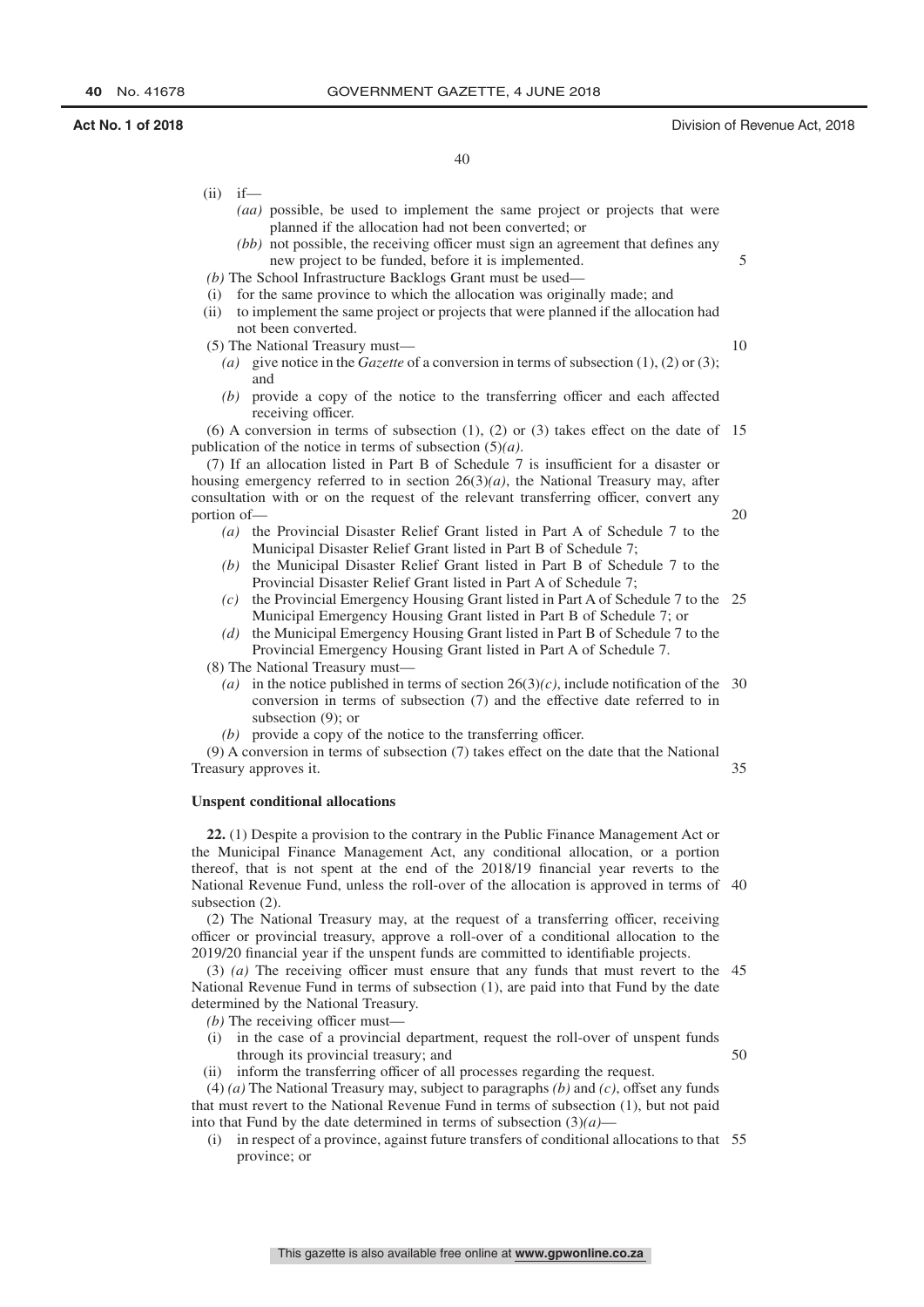(ii) if—

*(aa)* possible, be used to implement the same project or projects that were planned if the allocation had not been converted; or

*(bb)* not possible, the receiving officer must sign an agreement that defines any new project to be funded, before it is implemented.

*(b)* The School Infrastructure Backlogs Grant must be used—

(i) for the same province to which the allocation was originally made; and

(ii) to implement the same project or projects that were planned if the allocation had not been converted.

(5) The National Treasury must—

*(a)* give notice in the *Gazette* of a conversion in terms of subsection (1), (2) or (3); and

*(b)* provide a copy of the notice to the transferring officer and each affected receiving officer.

(6) A conversion in terms of subsection (1), (2) or (3) takes effect on the date of publication of the notice in terms of subsection (5)*(a)*.

(7) If an allocation listed in Part B of Schedule 7 is insufficient for a disaster or housing emergency referred to in section 26(3)*(a)*, the National Treasury may, after consultation with or on the request of the relevant transferring officer, convert any portion of—

*(a)* the Provincial Disaster Relief Grant listed in Part A of Schedule 7 to the Municipal Disaster Relief Grant listed in Part B of Schedule 7;

*(b)* the Municipal Disaster Relief Grant listed in Part B of Schedule 7 to the Provincial Disaster Relief Grant listed in Part A of Schedule 7;

*(c)* the Provincial Emergency Housing Grant listed in Part A of Schedule 7 to the Municipal Emergency Housing Grant listed in Part B of Schedule 7; or

*(d)* the Municipal Emergency Housing Grant listed in Part B of Schedule 7 to the Provincial Emergency Housing Grant listed in Part A of Schedule 7.

(8) The National Treasury must—

*(a)* in the notice published in terms of section 26(3)*(c)*, include notification of the conversion in terms of subsection (7) and the effective date referred to in subsection (9); or

*(b)* provide a copy of the notice to the transferring officer.

(9) A conversion in terms of subsection (7) takes effect on the date that the National Treasury approves it.

**Unspent conditional allocations**

**22.** (1) Despite a provision to the contrary in the Public Finance Management Act or the Municipal Finance Management Act, any conditional allocation, or a portion thereof, that is not spent at the end of the 2018/19 financial year reverts to the National Revenue Fund, unless the roll-over of the allocation is approved in terms of subsection (2).

(2) The National Treasury may, at the request of a transferring officer, receiving officer or provincial treasury, approve a roll-over of a conditional allocation to the 2019/20 financial year if the unspent funds are committed to identifiable projects.

(3) *(a)* The receiving officer must ensure that any funds that must revert to the National Revenue Fund in terms of subsection (1), are paid into that Fund by the date determined by the National Treasury.

*(b)* The receiving officer must—

(i) in the case of a provincial department, request the roll-over of unspent funds through its provincial treasury; and

(ii) inform the transferring officer of all processes regarding the request.

(4) *(a)* The National Treasury may, subject to paragraphs *(b)* and *(c)*, offset any funds that must revert to the National Revenue Fund in terms of subsection (1), but not paid into that Fund by the date determined in terms of subsection (3)*(a)*—

(i) in respect of a province, against future transfers of conditional allocations to that province; or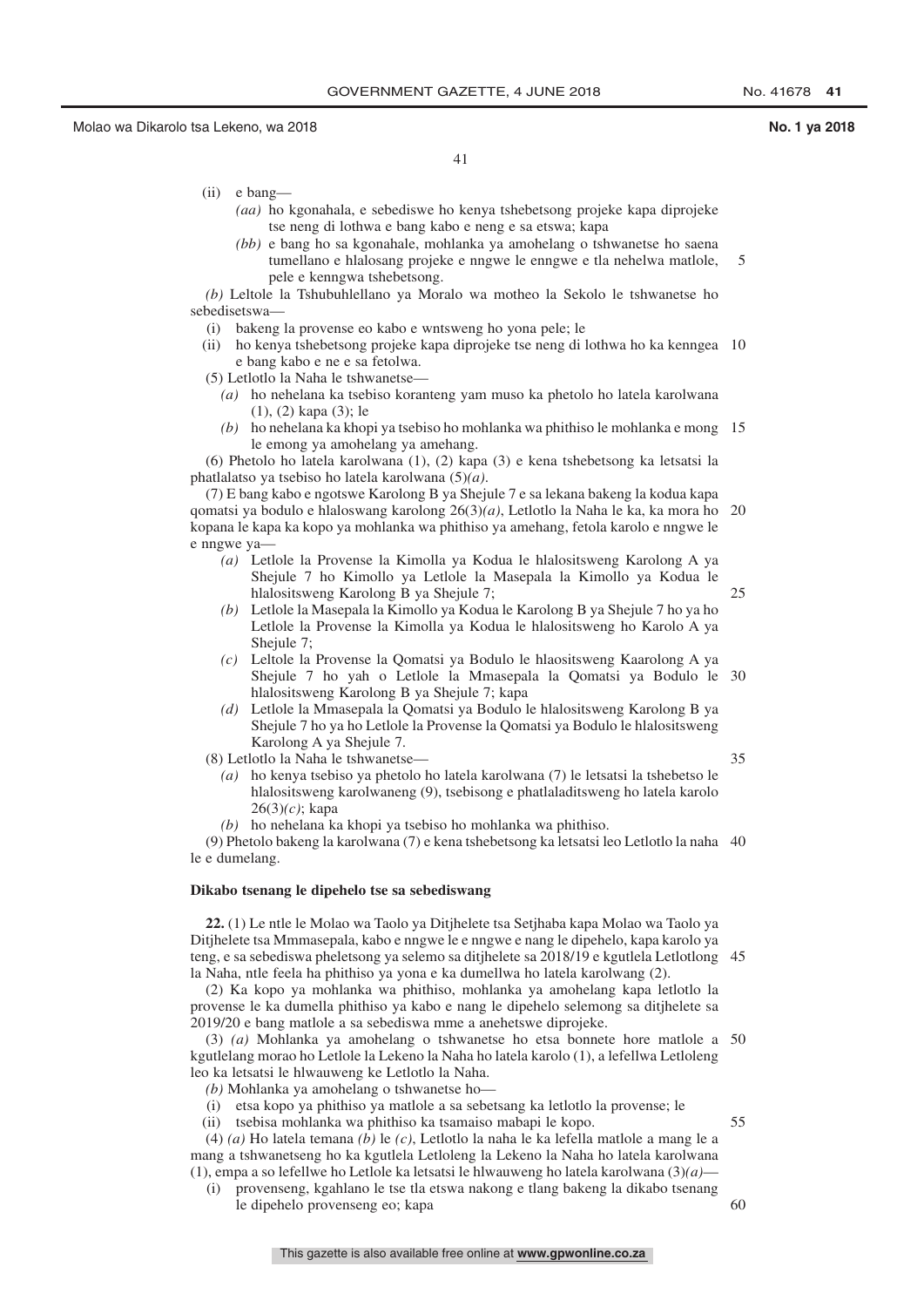(ii) e bang—

*(aa)* ho kgonahala, e sebediswe ho kenya tshebetsong projeke kapa diprojeke tse neng di lothwa e bang kabo e neng e sa etswa; kapa

*(bb)* e bang ho sa kgonahale, mohlanka ya amohelang o tshwanetse ho saena tumellano e hlalosang projeke e nngwe le enngwe e tla nehelwa matlole, pele e kenngwa tshebetsong.

*(b)* Leltole la Tshubuhlellano ya Moralo wa motheo la Sekolo le tshwanetse ho sebedisetswa—

(i) bakeng la provense eo kabo e wntsweng ho yona pele; le

(ii) ho kenya tshebetsong projeke kapa diprojeke tse neng di lothwa ho ka kenngea e bang kabo e ne e sa fetolwa.

(5) Letlotlo la Naha le tshwanetse—

*(a)* ho nehelana ka tsebiso koranteng yam muso ka phetolo ho latela karolwana (1), (2) kapa (3); le

*(b)* ho nehelana ka khopi ya tsebiso ho mohlanka wa phithiso le mohlanka e mong le emong ya amohelang ya amehang.

(6) Phetolo ho latela karolwana (1), (2) kapa (3) e kena tshebetsong ka letsatsi la phatlalatso ya tsebiso ho latela karolwana (5)*(a)*.

(7) E bang kabo e ngotswe Karolong B ya Shejule 7 e sa lekana bakeng la kodua kapa qomatsi ya bodulo e hlaloswang karolong 26(3)*(a)*, Letlotlo la Naha le ka, ka mora ho kopana le kapa ka kopo ya mohlanka wa phithiso ya amehang, fetola karolo e nngwe le e nngwe ya—

*(a)* Letlole la Provense la Kimolla ya Kodua le hlalositsweng Karolong A ya Shejule 7 ho Kimollo ya Letlole la Masepala la Kimollo ya Kodua le hlalositsweng Karolong B ya Shejule 7;

*(b)* Letlole la Masepala la Kimollo ya Kodua le Karolong B ya Shejule 7 ho ya ho Letlole la Provense la Kimolla ya Kodua le hlalositsweng ho Karolo A ya Shejule 7;

*(c)* Leltole la Provense la Qomatsi ya Bodulo le hlaositsweng Kaarolong A ya Shejule 7 ho yah o Letlole la Mmasepala la Qomatsi ya Bodulo le hlalositsweng Karolong B ya Shejule 7; kapa

*(d)* Letlole la Mmasepala la Qomatsi ya Bodulo le hlalositsweng Karolong B ya Shejule 7 ho ya ho Letlole la Provense la Qomatsi ya Bodulo le hlalositsweng Karolong A ya Shejule 7.

(8) Letlotlo la Naha le tshwanetse—

*(a)* ho kenya tsebiso ya phetolo ho latela karolwana (7) le letsatsi la tshebetso le hlalositsweng karolwaneng (9), tsebisong e phatlaladitsweng ho latela karolo 26(3)*(c)*; kapa

*(b)* ho nehelana ka khopi ya tsebiso ho mohlanka wa phithiso.

(9) Phetolo bakeng la karolwana (7) e kena tshebetsong ka letsatsi leo Letlotlo la naha le e dumelang.

**Dikabo tsenang le dipehelo tse sa sebediswang**

**22.** (1) Le ntle le Molao wa Taolo ya Ditjhelete tsa Setjhaba kapa Molao wa Taolo ya Ditjhelete tsa Mmmasepala, kabo e nngwe le e nngwe e nang le dipehelo, kapa karolo ya teng, e sa sebediswa pheletsong ya selemo sa ditjhelete sa 2018/19 e kgutlela Letlotlong la Naha, ntle feela ha phithiso ya yona e ka dumellwa ho latela karolwang (2).

(2) Ka kopo ya mohlanka wa phithiso, mohlanka ya amohelang kapa letlotlo la provense le ka dumella phithiso ya kabo e nang le dipehelo selemong sa ditjhelete sa 2019/20 e bang matlole a sa sebediswa mme a anehetswe diprojeke.

(3) *(a)* Mohlanka ya amohelang o tshwanetse ho etsa bonnete hore matlole a kgutlelang morao ho Letlole la Lekeno la Naha ho latela karolo (1), a lefellwa Letloleng leo ka letsatsi le hlwauweng ke Letlotlo la Naha.

*(b)* Mohlanka ya amohelang o tshwanetse ho—

(i) etsa kopo ya phithiso ya matlole a sa sebetsang ka letlotlo la provense; le

(ii) tsebisa mohlanka wa phithiso ka tsamaiso mabapi le kopo.

(4) *(a)* Ho latela temana *(b)* le *(c)*, Letlotlo la naha le ka lefella matlole a mang le a mang a tshwanetseng ho ka kgutlela Letloleng la Lekeno la Naha ho latela karolwana (1), empa a so lefellwe ho Letlole ka letsatsi le hlwauweng ho latela karolwana (3)*(a)*—

(i) provenseng, kgahlano le tse tla etswa nakong e tlang bakeng la dikabo tsenang le dipehelo provenseng eo; kapa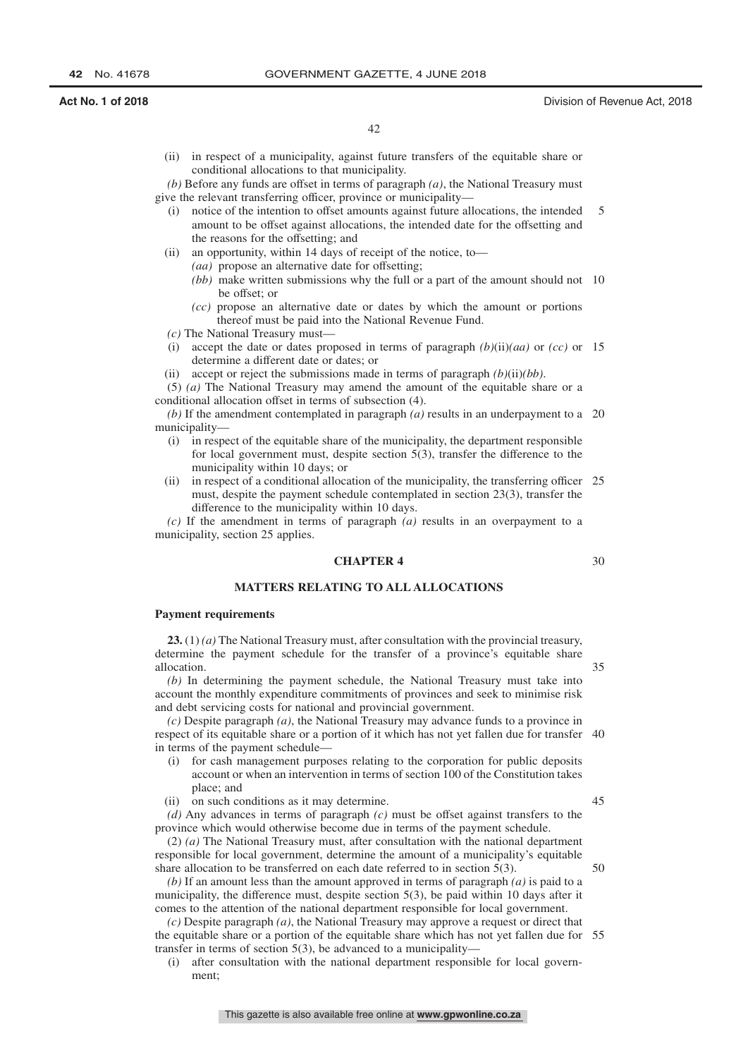(ii) in respect of a municipality, against future transfers of the equitable share or conditional allocations to that municipality.

*(b)* Before any funds are offset in terms of paragraph *(a)*, the National Treasury must give the relevant transferring officer, province or municipality—

(i) notice of the intention to offset amounts against future allocations, the intended amount to be offset against allocations, the intended date for the offsetting and the reasons for the offsetting; and

(ii) an opportunity, within 14 days of receipt of the notice, to—

*(aa)* propose an alternative date for offsetting;

*(bb)* make written submissions why the full or a part of the amount should not be offset; or

*(cc)* propose an alternative date or dates by which the amount or portions thereof must be paid into the National Revenue Fund.

*(c)* The National Treasury must—

(i) accept the date or dates proposed in terms of paragraph *(b)*(ii)*(aa)* or *(cc)* or determine a different date or dates; or

(ii) accept or reject the submissions made in terms of paragraph *(b)*(ii)*(bb)*.

(5) *(a)* The National Treasury may amend the amount of the equitable share or a conditional allocation offset in terms of subsection (4).

*(b)* If the amendment contemplated in paragraph *(a)* results in an underpayment to a municipality—

(i) in respect of the equitable share of the municipality, the department responsible for local government must, despite section 5(3), transfer the difference to the municipality within 10 days; or

(ii) in respect of a conditional allocation of the municipality, the transferring officer must, despite the payment schedule contemplated in section 23(3), transfer the difference to the municipality within 10 days.

*(c)* If the amendment in terms of paragraph *(a)* results in an overpayment to a municipality, section 25 applies.

## CHAPTER 4

## MATTERS RELATING TO ALL ALLOCATIONS

### Payment requirements

**23.** (1) *(a)* The National Treasury must, after consultation with the provincial treasury, determine the payment schedule for the transfer of a province's equitable share allocation.

*(b)* In determining the payment schedule, the National Treasury must take into account the monthly expenditure commitments of provinces and seek to minimise risk and debt servicing costs for national and provincial government.

*(c)* Despite paragraph *(a)*, the National Treasury may advance funds to a province in respect of its equitable share or a portion of it which has not yet fallen due for transfer in terms of the payment schedule—

(i) for cash management purposes relating to the corporation for public deposits account or when an intervention in terms of section 100 of the Constitution takes place; and

(ii) on such conditions as it may determine.

*(d)* Any advances in terms of paragraph *(c)* must be offset against transfers to the province which would otherwise become due in terms of the payment schedule.

(2) *(a)* The National Treasury must, after consultation with the national department responsible for local government, determine the amount of a municipality's equitable share allocation to be transferred on each date referred to in section 5(3).

*(b)* If an amount less than the amount approved in terms of paragraph *(a)* is paid to a municipality, the difference must, despite section 5(3), be paid within 10 days after it comes to the attention of the national department responsible for local government.

*(c)* Despite paragraph *(a)*, the National Treasury may approve a request or direct that the equitable share or a portion of the equitable share which has not yet fallen due for transfer in terms of section 5(3), be advanced to a municipality—

(i) after consultation with the national department responsible for local government;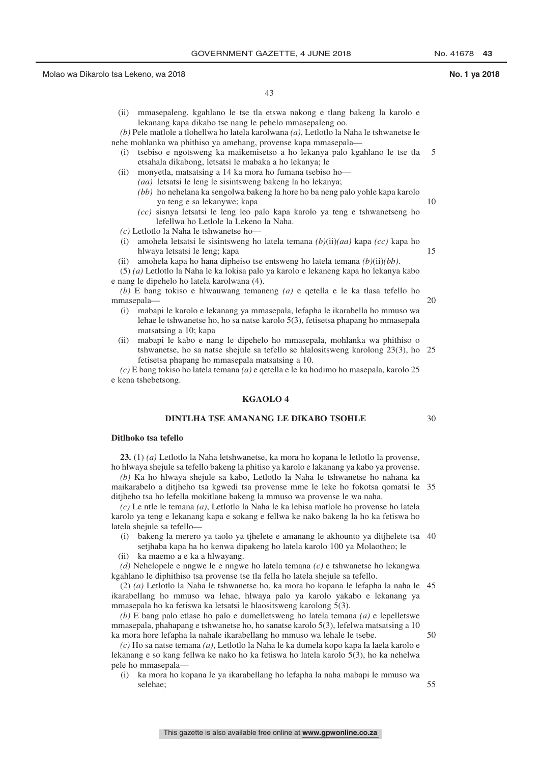(ii) mmasepaleng, kgahlano le tse tla etswa nakong e tlang bakeng la karolo e lekanang kapa dikabo tse nang le pehelo mmasepaleng oo.

*(b)* Pele matlole a tlohellwa ho latela karolwana *(a)*, Letlotlo la Naha le tshwanetse le nehe mohlanka wa phithiso ya amehang, provense kapa mmasepala—

(i) tsebiso e ngotsweng ka maikemisetso a ho lekanya palo kgahlano le tse tla etsahala dikabong, letsatsi le mabaka a ho lekanya; le

(ii) monyetla, matsatsing a 14 ka mora ho fumana tsebiso ho—

*(aa)* letsatsi le leng le sisintsweng bakeng la ho lekanya;

*(bb)* ho nehelana ka sengolwa bakeng la hore ho ba neng palo yohle kapa karolo ya teng e sa lekanywe; kapa

*(cc)* sisnya letsatsi le leng leo palo kapa karolo ya teng e tshwanetseng ho lefellwa ho Letlole la Lekeno la Naha.

*(c)* Letlotlo la Naha le tshwanetse ho—

(i) amohela letsatsi le sisintsweng ho latela temana *(b)*(ii)*(aa)* kapa *(cc)* kapa ho hlwaya letsatsi le leng; kapa

(ii) amohela kapa ho hana dipheiso tse entsweng ho latela temana *(b)*(ii)*(bb)*.

(5) *(a)* Letlotlo la Naha le ka lokisa palo ya karolo e lekaneng kapa ho lekanya kabo e nang le dipehelo ho latela karolwana (4).

*(b)* E bang tokiso e hlwauwang temaneng *(a)* e qetella e le ka tlasa tefello ho mmasepala—

(i) mabapi le karolo e lekanang ya mmasepala, lefapha le ikarabella ho mmuso wa lehae le tshwanetse ho, ho sa natse karolo 5(3), fetisetsa phapang ho mmasepala matsatsing a 10; kapa

(ii) mabapi le kabo e nang le dipehelo ho mmasepala, mohlanka wa phithiso o tshwanetse, ho sa natse shejule sa tefello se hlalositsweng karolong 23(3), ho fetisetsa phapang ho mmasepala matsatsing a 10.

*(c)* E bang tokiso ho latela temana *(a)* e qetella e le ka hodimo ho masepala, karolo 25 e kena tshebetsong.

## KGAOLO 4

## DINTLHA TSE AMANANG LE DIKABO TSOHLE

**Ditlhoko tsa tefello**

**23.** (1) *(a)* Letlotlo la Naha letshwanetse, ka mora ho kopana le letlotlo la provense, ho hlwaya shejule sa tefello bakeng la phitiso ya karolo e lakanang ya kabo ya provense.

*(b)* Ka ho hlwaya shejule sa kabo, Letlotlo la Naha le tshwanetse ho nahana ka maikarabelo a ditjheho tsa kgwedi tsa provense mme le leke ho fokotsa qomatsi le ditjheho tsa ho lefella mokitlane bakeng la mmuso wa provense le wa naha.

*(c)* Le ntle le temana *(a)*, Letlotlo la Naha le ka lebisa matlole ho provense ho latela karolo ya teng e lekanang kapa e sokang e fellwa ke nako bakeng la ho ka fetiswa ho latela shejule sa tefello—

(i) bakeng la merero ya taolo ya tjhelete e amanang le akhounto ya ditjhelete tsa setjhaba kapa ha ho kenwa dipakeng ho latela karolo 100 ya Molaotheo; le

(ii) ka maemo a e ka a hlwayang.

*(d)* Nehelopele e nngwe le e nngwe ho latela temana *(c)* e tshwanetse ho lekangwa kgahlano le diphithiso tsa provense tse tla fella ho latela shejule sa tefello.

(2) *(a)* Letlotlo la Naha le tshwanetse ho, ka mora ho kopana le lefapha la naha le ikarabellang ho mmuso wa lehae, hlwaya palo ya karolo yakabo e lekanang ya mmasepala ho ka fetiswa ka letsatsi le hlaositsweng karolong 5(3).

*(b)* E bang palo etlase ho palo e dumelletsweng ho latela temana *(a)* e lepelletswe mmasepala, phahapang e tshwanetse ho, ho sanatse karolo 5(3), lefelwa matsatsing a 10 ka mora hore lefapha la nahale ikarabellang ho mmuso wa lehale le tsebe.

*(c)* Ho sa natse temana *(a)*, Letlotlo la Naha le ka dumela kopo kapa la laela karolo e lekanang e so kang fellwa ke nako ho ka fetiswa ho latela karolo 5(3), ho ka nehelwa pele ho mmasepala—

(i) ka mora ho kopana le ya ikarabellang ho lefapha la naha mabapi le mmuso wa selehae;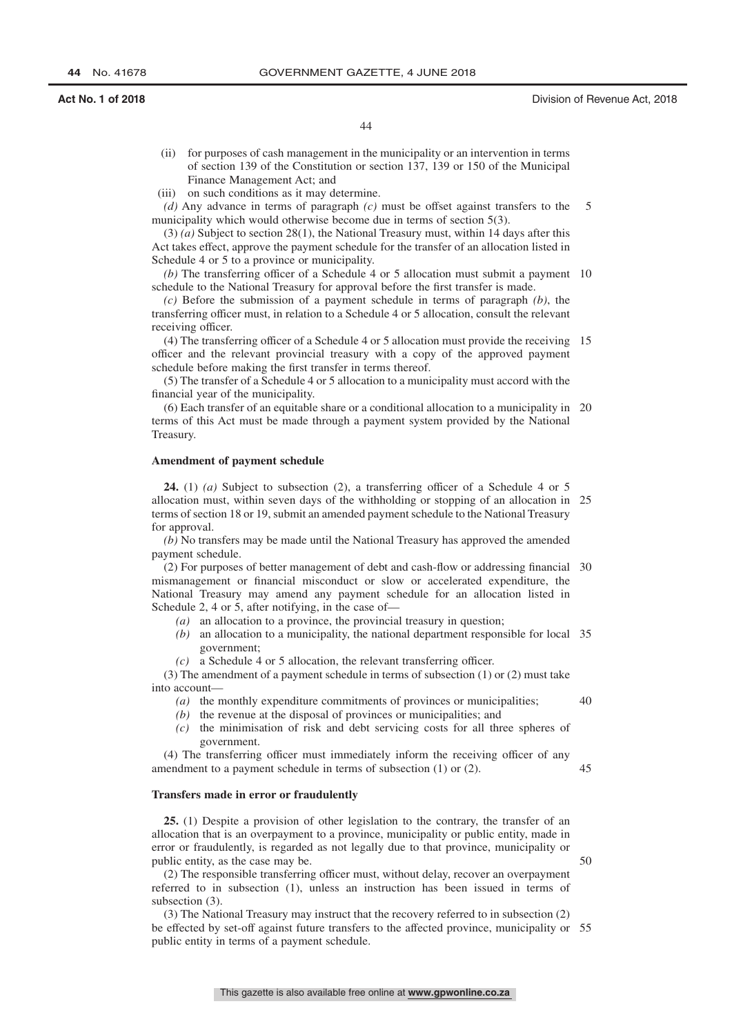(ii) for purposes of cash management in the municipality or an intervention in terms of section 139 of the Constitution or section 137, 139 or 150 of the Municipal Finance Management Act; and

(iii) on such conditions as it may determine.

*(d)* Any advance in terms of paragraph *(c)* must be offset against transfers to the municipality which would otherwise become due in terms of section 5(3).

(3) *(a)* Subject to section 28(1), the National Treasury must, within 14 days after this Act takes effect, approve the payment schedule for the transfer of an allocation listed in Schedule 4 or 5 to a province or municipality.

*(b)* The transferring officer of a Schedule 4 or 5 allocation must submit a payment schedule to the National Treasury for approval before the first transfer is made.

*(c)* Before the submission of a payment schedule in terms of paragraph *(b)*, the transferring officer must, in relation to a Schedule 4 or 5 allocation, consult the relevant receiving officer.

(4) The transferring officer of a Schedule 4 or 5 allocation must provide the receiving officer and the relevant provincial treasury with a copy of the approved payment schedule before making the first transfer in terms thereof.

(5) The transfer of a Schedule 4 or 5 allocation to a municipality must accord with the financial year of the municipality.

(6) Each transfer of an equitable share or a conditional allocation to a municipality in terms of this Act must be made through a payment system provided by the National Treasury.

**Amendment of payment schedule**

**24.** (1) *(a)* Subject to subsection (2), a transferring officer of a Schedule 4 or 5 allocation must, within seven days of the withholding or stopping of an allocation in terms of section 18 or 19, submit an amended payment schedule to the National Treasury for approval.

*(b)* No transfers may be made until the National Treasury has approved the amended payment schedule.

(2) For purposes of better management of debt and cash-flow or addressing financial mismanagement or financial misconduct or slow or accelerated expenditure, the National Treasury may amend any payment schedule for an allocation listed in Schedule 2, 4 or 5, after notifying, in the case of—

*(a)* an allocation to a province, the provincial treasury in question;

*(b)* an allocation to a municipality, the national department responsible for local government;

*(c)* a Schedule 4 or 5 allocation, the relevant transferring officer.

(3) The amendment of a payment schedule in terms of subsection (1) or (2) must take into account—

*(a)* the monthly expenditure commitments of provinces or municipalities;

*(b)* the revenue at the disposal of provinces or municipalities; and

*(c)* the minimisation of risk and debt servicing costs for all three spheres of government.

(4) The transferring officer must immediately inform the receiving officer of any amendment to a payment schedule in terms of subsection (1) or (2).

**Transfers made in error or fraudulently**

**25.** (1) Despite a provision of other legislation to the contrary, the transfer of an allocation that is an overpayment to a province, municipality or public entity, made in error or fraudulently, is regarded as not legally due to that province, municipality or public entity, as the case may be.

(2) The responsible transferring officer must, without delay, recover an overpayment referred to in subsection (1), unless an instruction has been issued in terms of subsection (3).

(3) The National Treasury may instruct that the recovery referred to in subsection (2) be effected by set-off against future transfers to the affected province, municipality or public entity in terms of a payment schedule.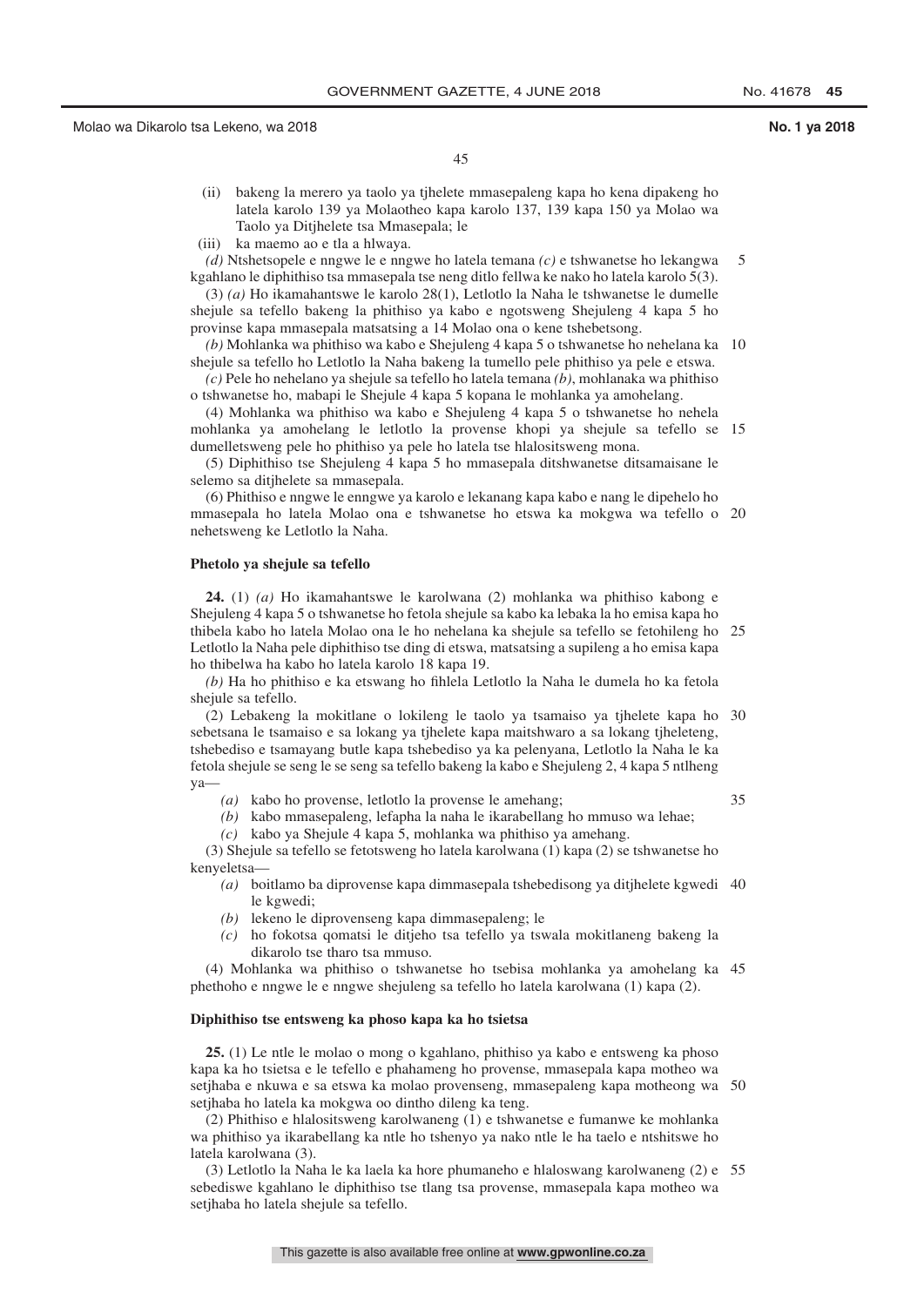(ii) bakeng la merero ya taolo ya tjhelete mmasepaleng kapa ho kena dipakeng ho latela karolo 139 ya Molaotheo kapa karolo 137, 139 kapa 150 ya Molao wa Taolo ya Ditjhelete tsa Mmasepala; le

(iii) ka maemo ao e tla a hlwaya.

*(d)* Ntshetsopele e nngwe le e nngwe ho latela temana *(c)* e tshwanetse ho lekangwa kgahlano le diphithiso tsa mmasepala tse neng ditlo fellwa ke nako ho latela karolo 5(3).

(3) *(a)* Ho ikamahantswe le karolo 28(1), Letlotlo la Naha le tshwanetse le dumelle shejule sa tefello bakeng la phithiso ya kabo e ngotsweng Shejuleng 4 kapa 5 ho provinse kapa mmasepala matsatsing a 14 Molao ona o kene tshebetsong.

*(b)* Mohlanka wa phithiso wa kabo e Shejuleng 4 kapa 5 o tshwanetse ho nehelana ka shejule sa tefello ho Letlotlo la Naha bakeng la tumello pele phithiso ya pele e etswa.

*(c)* Pele ho nehelano ya shejule sa tefello ho latela temana *(b)*, mohlanaka wa phithiso o tshwanetse ho, mabapi le Shejule 4 kapa 5 kopana le mohlanka ya amohelang.

(4) Mohlanka wa phithiso wa kabo e Shejuleng 4 kapa 5 o tshwanetse ho nehela mohlanka ya amohelang le letlotlo la provense khopi ya shejule sa tefello se dumelletsweng pele ho phithiso ya pele ho latela tse hlalositsweng mona.

(5) Diphithiso tse Shejuleng 4 kapa 5 ho mmasepala ditshwanetse ditsamaisane le selemo sa ditjhelete sa mmasepala.

(6) Phithiso e nngwe le enngwe ya karolo e lekanang kapa kabo e nang le dipehelo ho mmasepala ho latela Molao ona e tshwanetse ho etswa ka mokgwa wa tefello o nehetsweng ke Letlotlo la Naha.

**Phetolo ya shejule sa tefello**

**24.** (1) *(a)* Ho ikamahantswe le karolwana (2) mohlanka wa phithiso kabong e Shejuleng 4 kapa 5 o tshwanetse ho fetola shejule sa kabo ka lebaka la ho emisa kapa ho thibela kabo ho latela Molao ona le ho nehelana ka shejule sa tefello se fetohileng ho Letlotlo la Naha pele diphithiso tse ding di etswa, matsatsing a supileng a ho emisa kapa ho thibelwa ha kabo ho latela karolo 18 kapa 19.

*(b)* Ha ho phithiso e ka etswang ho fihlela Letlotlo la Naha le dumela ho ka fetola shejule sa tefello.

(2) Lebakeng la mokitlane o lokileng le taolo ya tsamaiso ya tjhelete kapa ho sebetsana le tsamaiso e sa lokang ya tjhelete kapa maitshwaro a sa lokang tjheleteng, tshebediso e tsamayang butle kapa tshebediso ya ka pelenyana, Letlotlo la Naha le ka fetola shejule se seng le se seng sa tefello bakeng la kabo e Shejuleng 2, 4 kapa 5 ntlheng ya—

*(a)* kabo ho provense, letlotlo la provense le amehang;

*(b)* kabo mmasepaleng, lefapha la naha le ikarabellang ho mmuso wa lehae;

*(c)* kabo ya Shejule 4 kapa 5, mohlanka wa phithiso ya amehang.

(3) Shejule sa tefello se fetotsweng ho latela karolwana (1) kapa (2) se tshwanetse ho kenyeletsa—

*(a)* boitlamo ba diprovense kapa dimmasepala tshebedisong ya ditjhelete kgwedi le kgwedi;

*(b)* lekeno le diprovenseng kapa dimmasepaleng; le

*(c)* ho fokotsa qomatsi le ditjeho tsa tefello ya tswala mokitlaneng bakeng la dikarolo tse tharo tsa mmuso.

(4) Mohlanka wa phithiso o tshwanetse ho tsebisa mohlanka ya amohelang ka phethoho e nngwe le e nngwe shejuleng sa tefello ho latela karolwana (1) kapa (2).

**Diphithiso tse entsweng ka phoso kapa ka ho tsietsa**

**25.** (1) Le ntle le molao o mong o kgahlano, phithiso ya kabo e entsweng ka phoso kapa ka ho tsietsa e le tefello e phahameng ho provense, mmasepala kapa motheo wa setjhaba e nkuwa e sa etswa ka molao provenseng, mmasepaleng kapa motheong wa setjhaba ho latela ka mokgwa oo dintho dileng ka teng.

(2) Phithiso e hlalositsweng karolwaneng (1) e tshwanetse e fumanwe ke mohlanka wa phithiso ya ikarabellang ka ntle ho tshenyo ya nako ntle le ha taelo e ntshitswe ho latela karolwana (3).

(3) Letlotlo la Naha le ka laela ka hore phumaneho e hlaloswang karolwaneng (2) e sebediswe kgahlano le diphithiso tse tlang tsa provense, mmasepala kapa motheo wa setjhaba ho latela shejule sa tefello.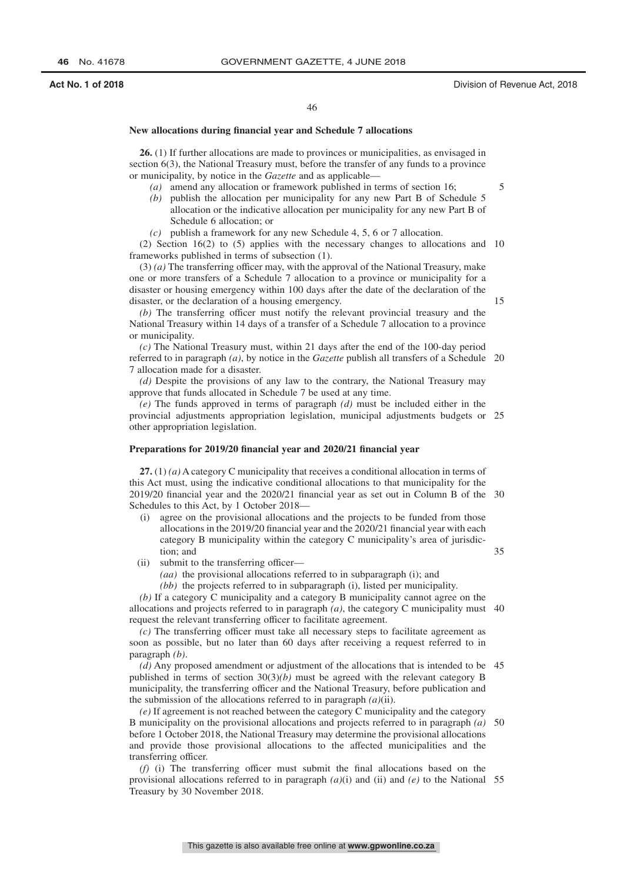### New allocations during financial year and Schedule 7 allocations

**26.** (1) If further allocations are made to provinces or municipalities, as envisaged in section 6(3), the National Treasury must, before the transfer of any funds to a province or municipality, by notice in the *Gazette* and as applicable—

*(a)* amend any allocation or framework published in terms of section 16;

*(b)* publish the allocation per municipality for any new Part B of Schedule 5 allocation or the indicative allocation per municipality for any new Part B of Schedule 6 allocation; or

*(c)* publish a framework for any new Schedule 4, 5, 6 or 7 allocation.

(2) Section 16(2) to (5) applies with the necessary changes to allocations and frameworks published in terms of subsection (1).

(3) *(a)* The transferring officer may, with the approval of the National Treasury, make one or more transfers of a Schedule 7 allocation to a province or municipality for a disaster or housing emergency within 100 days after the date of the declaration of the disaster, or the declaration of a housing emergency.

*(b)* The transferring officer must notify the relevant provincial treasury and the National Treasury within 14 days of a transfer of a Schedule 7 allocation to a province or municipality.

*(c)* The National Treasury must, within 21 days after the end of the 100-day period referred to in paragraph *(a)*, by notice in the *Gazette* publish all transfers of a Schedule 7 allocation made for a disaster.

*(d)* Despite the provisions of any law to the contrary, the National Treasury may approve that funds allocated in Schedule 7 be used at any time.

*(e)* The funds approved in terms of paragraph *(d)* must be included either in the provincial adjustments appropriation legislation, municipal adjustments budgets or other appropriation legislation.

### Preparations for 2019/20 financial year and 2020/21 financial year

**27.** (1) *(a)* A category C municipality that receives a conditional allocation in terms of this Act must, using the indicative conditional allocations to that municipality for the 2019/20 financial year and the 2020/21 financial year as set out in Column B of the Schedules to this Act, by 1 October 2018—

(i) agree on the provisional allocations and the projects to be funded from those allocations in the 2019/20 financial year and the 2020/21 financial year with each category B municipality within the category C municipality's area of jurisdiction; and

(ii) submit to the transferring officer—

*(aa)* the provisional allocations referred to in subparagraph (i); and

*(bb)* the projects referred to in subparagraph (i), listed per municipality.

*(b)* If a category C municipality and a category B municipality cannot agree on the allocations and projects referred to in paragraph *(a)*, the category C municipality must request the relevant transferring officer to facilitate agreement.

*(c)* The transferring officer must take all necessary steps to facilitate agreement as soon as possible, but no later than 60 days after receiving a request referred to in paragraph *(b)*.

*(d)* Any proposed amendment or adjustment of the allocations that is intended to be published in terms of section 30(3)*(b)* must be agreed with the relevant category B municipality, the transferring officer and the National Treasury, before publication and the submission of the allocations referred to in paragraph *(a)*(ii).

*(e)* If agreement is not reached between the category C municipality and the category B municipality on the provisional allocations and projects referred to in paragraph *(a)* before 1 October 2018, the National Treasury may determine the provisional allocations and provide those provisional allocations to the affected municipalities and the transferring officer.

*(f)* (i) The transferring officer must submit the final allocations based on the provisional allocations referred to in paragraph *(a)*(i) and (ii) and *(e)* to the National Treasury by 30 November 2018.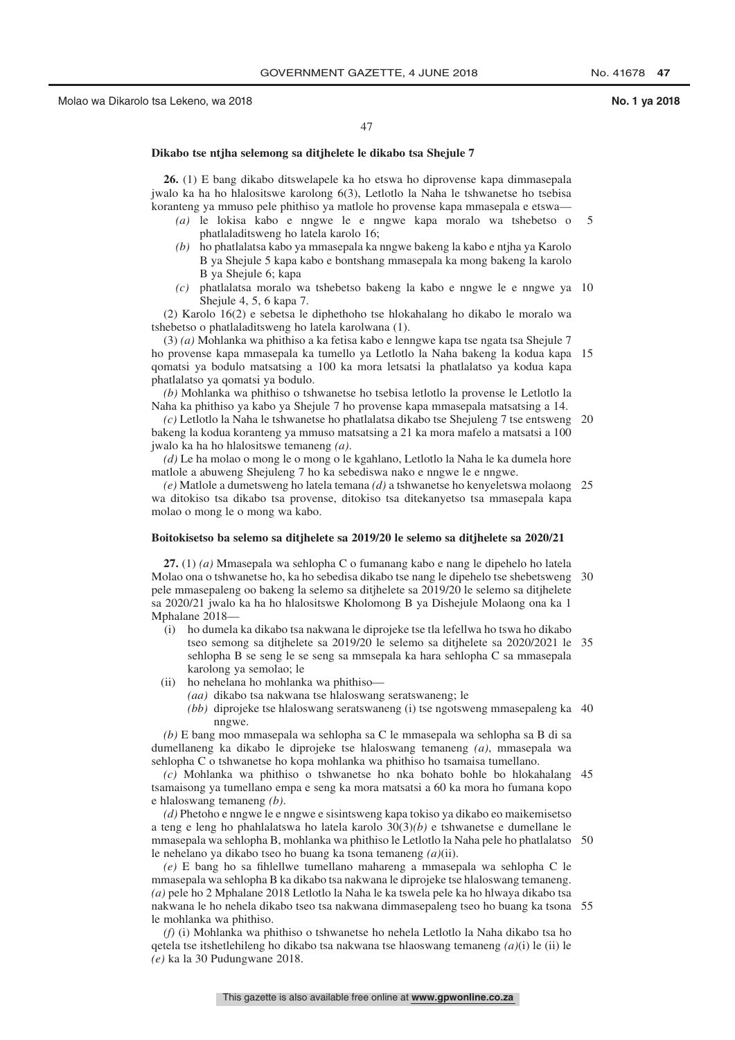**Dikabo tse ntjha selemong sa ditjhelete le dikabo tsa Shejule 7**

**26.** (1) E bang dikabo ditswelapele ka ho etswa ho diprovense kapa dimmasepala jwalo ka ha ho hlalositswe karolong 6(3), Letlotlo la Naha le tshwanetse ho tsebisa koranteng ya mmuso pele phithiso ya matlole ho provense kapa mmasepala e etswa—

- *(a)* le lokisa kabo e nngwe le e nngwe kapa moralo wa tshebetso o phatlaladitsweng ho latela karolo 16;
- *(b)* ho phatlalatsa kabo ya mmasepala ka nngwe bakeng la kabo e ntjha ya Karolo B ya Shejule 5 kapa kabo e bontshang mmasepala ka mong bakeng la karolo B ya Shejule 6; kapa
- *(c)* phatlalatsa moralo wa tshebetso bakeng la kabo e nngwe le e nngwe ya Shejule 4, 5, 6 kapa 7.

(2) Karolo 16(2) e sebetsa le diphethoho tse hlokahalang ho dikabo le moralo wa tshebetso o phatlaladitsweng ho latela karolwana (1).

(3) *(a)* Mohlanka wa phithiso a ka fetisa kabo e lenngwe kapa tse ngata tsa Shejule 7 ho provense kapa mmasepala ka tumello ya Letlotlo la Naha bakeng la kodua kapa qomatsi ya bodulo matsatsing a 100 ka mora letsatsi la phatlalatso ya kodua kapa phatlalatso ya qomatsi ya bodulo.

*(b)* Mohlanka wa phithiso o tshwanetse ho tsebisa letlotlo la provense le Letlotlo la Naha ka phithiso ya kabo ya Shejule 7 ho provense kapa mmasepala matsatsing a 14.

*(c)* Letlotlo la Naha le tshwanetse ho phatlalatsa dikabo tse Shejuleng 7 tse entsweng bakeng la kodua koranteng ya mmuso matsatsing a 21 ka mora mafelo a matsatsi a 100 jwalo ka ha ho hlalositswe temaneng *(a)*.

*(d)* Le ha molao o mong le o mong o le kgahlano, Letlotlo la Naha le ka dumela hore matlole a abuweng Shejuleng 7 ho ka sebediswa nako e nngwe le e nngwe.

*(e)* Matlole a dumetsweng ho latela temana *(d)* a tshwanetse ho kenyeletswa molaong wa ditokiso tsa dikabo tsa provense, ditokiso tsa ditekanyetso tsa mmasepala kapa molao o mong le o mong wa kabo.

**Boitokisetso ba selemo sa ditjhelete sa 2019/20 le selemo sa ditjhelete sa 2020/21**

**27.** (1) *(a)* Mmasepala wa sehlopha C o fumanang kabo e nang le dipehelo ho latela Molao ona o tshwanetse ho, ka ho sebedisa dikabo tse nang le dipehelo tse shebetsweng pele mmasepaleng oo bakeng la selemo sa ditjhelete sa 2019/20 le selemo sa ditjhelete sa 2020/21 jwalo ka ha ho hlalositswe Kholomong B ya Dishejule Molaong ona ka 1 Mphalane 2018—

- (i) ho dumela ka dikabo tsa nakwana le diprojeke tse tla lefellwa ho tswa ho dikabo tseo semong sa ditjhelete sa 2019/20 le selemo sa ditjhelete sa 2020/2021 le sehlopha B se seng le se seng sa mmasepala ka hara sehlopha C sa mmasepala karolong ya semolao; le
- (ii) ho nehelana ho mohlanka wa phithiso—
  - *(aa)* dikabo tsa nakwana tse hlaloswang seratswaneng; le
  - *(bb)* diprojeke tse hlaloswang seratswaneng (i) tse ngotsweng mmasepaleng ka nngwe.

*(b)* E bang moo mmasepala wa sehlopha sa C le mmasepala wa sehlopha sa B di sa dumellaneng ka dikabo le diprojeke tse hlaloswang temaneng *(a)*, mmasepala wa sehlopha C o tshwanetse ho kopa mohlanka wa phithiso ho tsamaisa tumellano.

*(c)* Mohlanka wa phithiso o tshwanetse ho nka bohato bohle bo hlokahalang tsamaisong ya tumellano empa e seng ka mora matsatsi a 60 ka mora ho fumana kopo e hlaloswang temaneng *(b)*.

*(d)* Phetoho e nngwe le e nngwe e sisintsweng kapa tokiso ya dikabo eo maikemisetso a teng e leng ho phahlalatswa ho latela karolo 30(3)*(b)* e tshwanetse e dumellane le mmasepala wa sehlopha B, mohlanka wa phithiso le Letlotlo la Naha pele ho phatlalatso le nehelano ya dikabo tseo ho buang ka tsona temaneng *(a)*(ii).

*(e)* E bang ho sa fihlellwe tumellano mahareng a mmasepala wa sehlopha C le mmasepala wa sehlopha B ka dikabo tsa nakwana le diprojeke tse hlaloswang temaneng. *(a)* pele ho 2 Mphalane 2018 Letlotlo la Naha le ka tswela pele ka ho hlwaya dikabo tsa nakwana le ho nehela dikabo tseo tsa nakwana dimmasepaleng tseo ho buang ka tsona le mohlanka wa phithiso.

*(f)* (i) Mohlanka wa phithiso o tshwanetse ho nehela Letlotlo la Naha dikabo tsa ho qetela tse itshetlehileng ho dikabo tsa nakwana tse hlaoswang temaneng *(a)*(i) le (ii) le *(e)* ka la 30 Pudungwane 2018.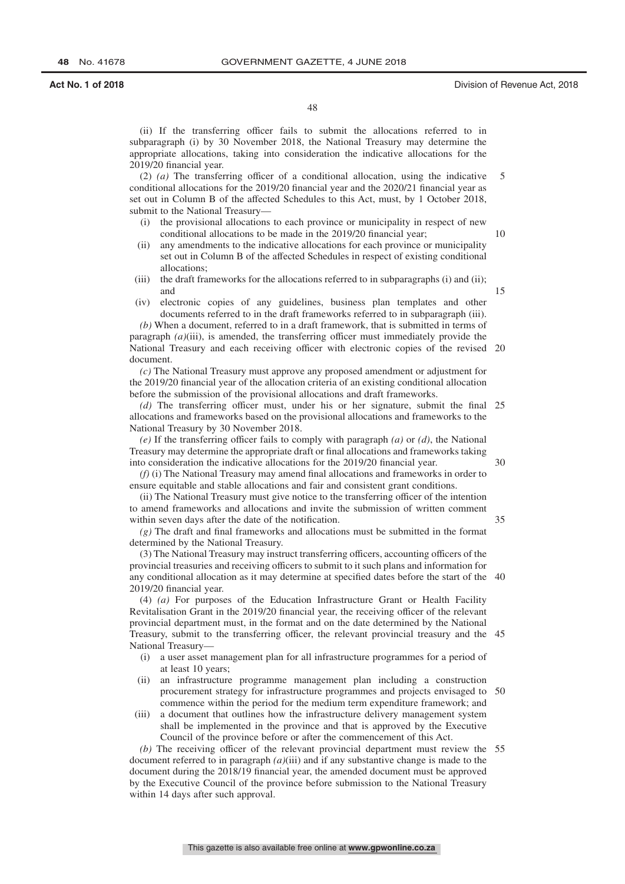(ii) If the transferring officer fails to submit the allocations referred to in subparagraph (i) by 30 November 2018, the National Treasury may determine the appropriate allocations, taking into consideration the indicative allocations for the 2019/20 financial year.

(2) *(a)* The transferring officer of a conditional allocation, using the indicative conditional allocations for the 2019/20 financial year and the 2020/21 financial year as set out in Column B of the affected Schedules to this Act, must, by 1 October 2018, submit to the National Treasury—

- (i) the provisional allocations to each province or municipality in respect of new conditional allocations to be made in the 2019/20 financial year;
- (ii) any amendments to the indicative allocations for each province or municipality set out in Column B of the affected Schedules in respect of existing conditional allocations;
- (iii) the draft frameworks for the allocations referred to in subparagraphs (i) and (ii); and
- (iv) electronic copies of any guidelines, business plan templates and other documents referred to in the draft frameworks referred to in subparagraph (iii).

*(b)* When a document, referred to in a draft framework, that is submitted in terms of paragraph *(a)*(iii), is amended, the transferring officer must immediately provide the National Treasury and each receiving officer with electronic copies of the revised document.

*(c)* The National Treasury must approve any proposed amendment or adjustment for the 2019/20 financial year of the allocation criteria of an existing conditional allocation before the submission of the provisional allocations and draft frameworks.

*(d)* The transferring officer must, under his or her signature, submit the final allocations and frameworks based on the provisional allocations and frameworks to the National Treasury by 30 November 2018.

*(e)* If the transferring officer fails to comply with paragraph *(a)* or *(d)*, the National Treasury may determine the appropriate draft or final allocations and frameworks taking into consideration the indicative allocations for the 2019/20 financial year.

*(f)* (i) The National Treasury may amend final allocations and frameworks in order to ensure equitable and stable allocations and fair and consistent grant conditions.

(ii) The National Treasury must give notice to the transferring officer of the intention to amend frameworks and allocations and invite the submission of written comment within seven days after the date of the notification.

*(g)* The draft and final frameworks and allocations must be submitted in the format determined by the National Treasury.

(3) The National Treasury may instruct transferring officers, accounting officers of the provincial treasuries and receiving officers to submit to it such plans and information for any conditional allocation as it may determine at specified dates before the start of the 2019/20 financial year.

(4) *(a)* For purposes of the Education Infrastructure Grant or Health Facility Revitalisation Grant in the 2019/20 financial year, the receiving officer of the relevant provincial department must, in the format and on the date determined by the National Treasury, submit to the transferring officer, the relevant provincial treasury and the National Treasury—

- (i) a user asset management plan for all infrastructure programmes for a period of at least 10 years;
- (ii) an infrastructure programme management plan including a construction procurement strategy for infrastructure programmes and projects envisaged to commence within the period for the medium term expenditure framework; and
- (iii) a document that outlines how the infrastructure delivery management system shall be implemented in the province and that is approved by the Executive Council of the province before or after the commencement of this Act.

*(b)* The receiving officer of the relevant provincial department must review the document referred to in paragraph *(a)*(iii) and if any substantive change is made to the document during the 2018/19 financial year, the amended document must be approved by the Executive Council of the province before submission to the National Treasury within 14 days after such approval.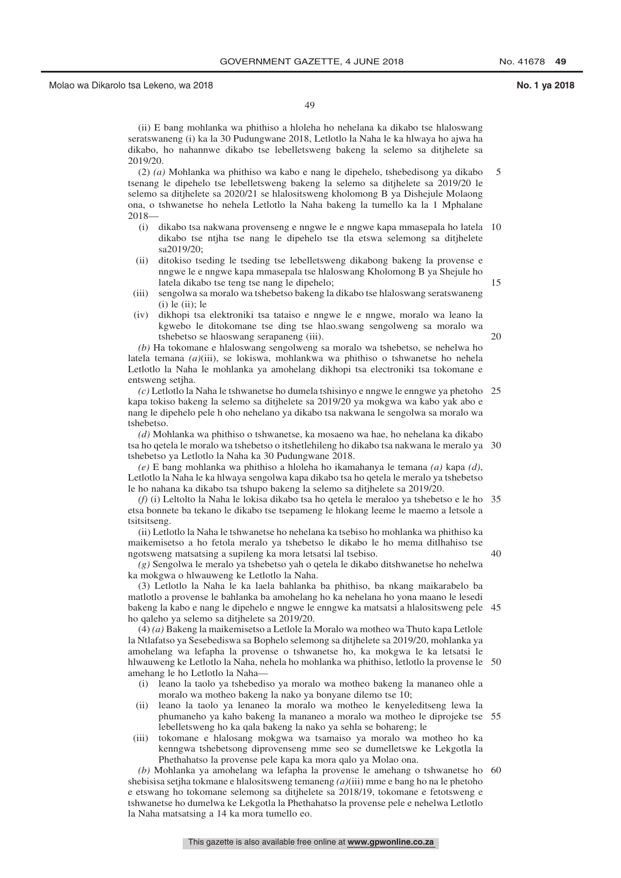(ii) E bang mohlanka wa phithiso a hloleha ho nehelana ka dikabo tse hlaloswang seratswaneng (i) ka la 30 Pudungwane 2018, Letlotlo la Naha le ka hlwaya ho ajwa ha dikabo, ho nahannwe dikabo tse lebelletsweng bakeng la selemo sa ditjhelete sa 2019/20.

(2) *(a)* Mohlanka wa phithiso wa kabo e nang le dipehelo, tshebedisong ya dikabo tsenang le dipehelo tse lebelletsweng bakeng la selemo sa ditjhelete sa 2019/20 le selemo sa ditjhelete sa 2020/21 se hlalositsweng kholomong B ya Dishejule Molaong ona, o tshwanetse ho nehela Letlotlo la Naha bakeng la tumello ka la 1 Mphalane 2018—

(i) dikabo tsa nakwana provenseng e nngwe le e nngwe kapa mmasepala ho latela dikabo tse ntjha tse nang le dipehelo tse tla etswa selemong sa ditjhelete sa2019/20;

(ii) ditokiso tseding le tseding tse lebelletsweng dikabong bakeng la provense e nngwe le e nngwe kapa mmasepala tse hlaloswang Kholomong B ya Shejule ho latela dikabo tse teng tse nang le dipehelo;

(iii) sengolwa sa moralo wa tshebetso bakeng la dikabo tse hlaloswang seratswaneng (i) le (ii); le

(iv) dikhopi tsa elektroniki tsa tataiso e nngwe le e nngwe, moralo wa leano la kgwebo le ditokomane tse ding tse hlao.swang sengolweng sa moralo wa tshebetso se hlaoswang serapaneng (iii).

*(b)* Ha tokomane e hlaloswang sengolweng sa moralo wa tshebetso, se nehelwa ho latela temana *(a)*(iii), se lokiswa, mohlankwa wa phithiso o tshwanetse ho nehela Letlotlo la Naha le mohlanka ya amohelang dikhopi tsa electroniki tsa tokomane e entsweng setjha.

*(c)* Letlotlo la Naha le tshwanetse ho dumela tshisinyo e nngwe le enngwe ya phetoho kapa tokiso bakeng la selemo sa ditjhelete sa 2019/20 ya mokgwa wa kabo yak abo e nang le dipehelo pele h oho nehelano ya dikabo tsa nakwana le sengolwa sa moralo wa tshebetso.

*(d)* Mohlanka wa phithiso o tshwanetse, ka mosaeno wa hae, ho nehelana ka dikabo tsa ho qetela le moralo wa tshebetso o itshetlehileng ho dikabo tsa nakwana le meralo ya tshebetso ya Letlotlo la Naha ka 30 Pudungwane 2018.

*(e)* E bang mohlanka wa phithiso a hloleha ho ikamahanya le temana *(a)* kapa *(d)*, Letlotlo la Naha le ka hlwaya sengolwa kapa dikabo tsa ho qetela le meralo ya tshebetso le ho nahana ka dikabo tsa tshupo bakeng la selemo sa ditjhelete sa 2019/20.

*(f)* (i) Leltolto la Naha le lokisa dikabo tsa ho qetela le meraloo ya tshebetso e le ho etsa bonnete ba tekano le dikabo tse tsepameng le hlokang leeme le maemo a letsole a tsitsitseng.

(ii) Letlotlo la Naha le tshwanetse ho nehelana ka tsebiso ho mohlanka wa phithiso ka maikemisetso a ho fetola meralo ya tshebetso le dikabo le ho mema ditlhahiso tse ngotsweng matsatsing a supileng ka mora letsatsi lal tsebiso.

*(g)* Sengolwa le meralo ya tshebetso yah o qetela le dikabo ditshwanetse ho nehelwa ka mokgwa o hlwauweng ke Letlotlo la Naha.

(3) Letlotlo la Naha le ka laela bahlanka ba phithiso, ba nkang maikarabelo ba matlotlo a provense le bahlanka ba amohelang ho ka nehelana ho yona maano le lesedi bakeng la kabo e nang le dipehelo e nngwe le enngwe ka matsatsi a hlalositsweng pele ho qaleho ya selemo sa ditjhelete sa 2019/20.

(4) *(a)* Bakeng la maikemisetso a Letlole la Moralo wa motheo wa Thuto kapa Letlole la Ntlafatso ya Sesebediswa sa Bophelo selemong sa ditjhelete sa 2019/20, mohlanka ya amohelang wa lefapha la provense o tshwanetse ho, ka mokgwa le ka letsatsi le hlwauweng ke Letlotlo la Naha, nehela ho mohlanka wa phithiso, letlotlo la provense le amehang le ho Letlotlo la Naha—

(i) leano la taolo ya tshebediso ya moralo wa motheo bakeng la mananeo ohle a moralo wa motheo bakeng la nako ya bonyane dilemo tse 10;

(ii) leano la taolo ya lenaneo la moralo wa motheo le kenyeleditseng lewa la phumaneho ya kaho bakeng la mananeo a moralo wa motheo le diprojeke tse lebelletsweng ho ka qala bakeng la nako ya sehla se bohareng; le

(iii) tokomane e hlalosang mokgwa wa tsamaiso ya moralo wa motheo ho ka kenngwa tshebetsong diprovenseng mme seo se dumelletswe ke Lekgotla la Phethahatso la provense pele kapa ka mora qalo ya Molao ona.

*(b)* Mohlanka ya amohelang wa lefapha la provense le amehang o tshwanetse ho shebisisa setjha tokmane e hlalositsweng temaneng *(a)*(iii) mme e bang ho na le phetoho e etswang ho tokomane selemong sa ditjhelete sa 2018/19, tokomane e fetotsweng e tshwanetse ho dumelwa ke Lekgotla la Phethahatso la provense pele e nehelwa Letlotlo la Naha matsatsing a 14 ka mora tumello eo.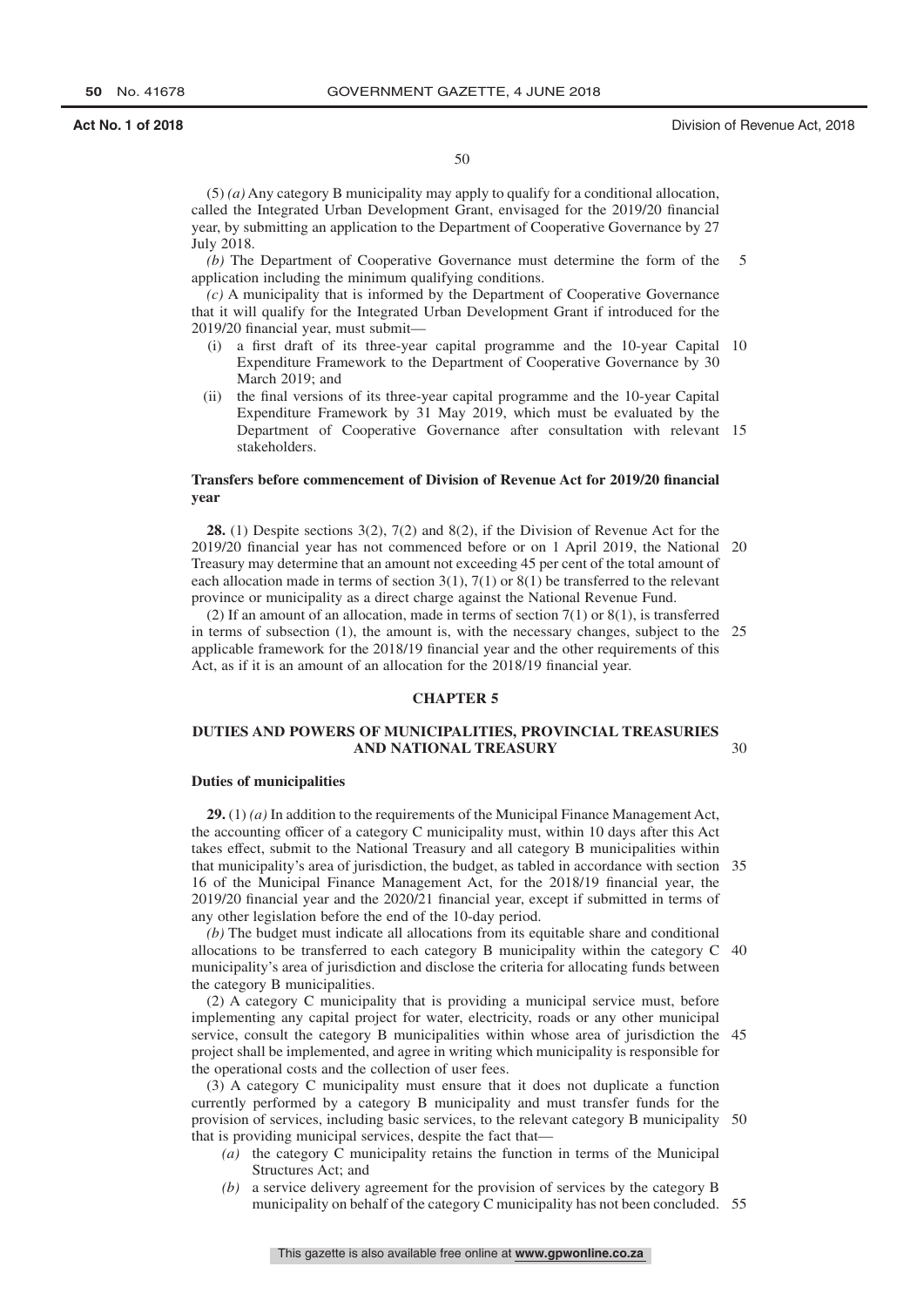(5) *(a)* Any category B municipality may apply to qualify for a conditional allocation, called the Integrated Urban Development Grant, envisaged for the 2019/20 financial year, by submitting an application to the Department of Cooperative Governance by 27 July 2018.

*(b)* The Department of Cooperative Governance must determine the form of the application including the minimum qualifying conditions.

*(c)* A municipality that is informed by the Department of Cooperative Governance that it will qualify for the Integrated Urban Development Grant if introduced for the 2019/20 financial year, must submit—

- (i) a first draft of its three-year capital programme and the 10-year Capital Expenditure Framework to the Department of Cooperative Governance by 30 March 2019; and
- (ii) the final versions of its three-year capital programme and the 10-year Capital Expenditure Framework by 31 May 2019, which must be evaluated by the Department of Cooperative Governance after consultation with relevant stakeholders.

**Transfers before commencement of Division of Revenue Act for 2019/20 financial year**

**28.** (1) Despite sections 3(2), 7(2) and 8(2), if the Division of Revenue Act for the 2019/20 financial year has not commenced before or on 1 April 2019, the National Treasury may determine that an amount not exceeding 45 per cent of the total amount of each allocation made in terms of section 3(1), 7(1) or 8(1) be transferred to the relevant province or municipality as a direct charge against the National Revenue Fund.

(2) If an amount of an allocation, made in terms of section 7(1) or 8(1), is transferred in terms of subsection (1), the amount is, with the necessary changes, subject to the applicable framework for the 2018/19 financial year and the other requirements of this Act, as if it is an amount of an allocation for the 2018/19 financial year.

## CHAPTER 5

## DUTIES AND POWERS OF MUNICIPALITIES, PROVINCIAL TREASURIES AND NATIONAL TREASURY

**Duties of municipalities**

**29.** (1) *(a)* In addition to the requirements of the Municipal Finance Management Act, the accounting officer of a category C municipality must, within 10 days after this Act takes effect, submit to the National Treasury and all category B municipalities within that municipality's area of jurisdiction, the budget, as tabled in accordance with section 16 of the Municipal Finance Management Act, for the 2018/19 financial year, the 2019/20 financial year and the 2020/21 financial year, except if submitted in terms of any other legislation before the end of the 10-day period.

*(b)* The budget must indicate all allocations from its equitable share and conditional allocations to be transferred to each category B municipality within the category C municipality's area of jurisdiction and disclose the criteria for allocating funds between the category B municipalities.

(2) A category C municipality that is providing a municipal service must, before implementing any capital project for water, electricity, roads or any other municipal service, consult the category B municipalities within whose area of jurisdiction the project shall be implemented, and agree in writing which municipality is responsible for the operational costs and the collection of user fees.

(3) A category C municipality must ensure that it does not duplicate a function currently performed by a category B municipality and must transfer funds for the provision of services, including basic services, to the relevant category B municipality that is providing municipal services, despite the fact that—

- *(a)* the category C municipality retains the function in terms of the Municipal Structures Act; and
- *(b)* a service delivery agreement for the provision of services by the category B municipality on behalf of the category C municipality has not been concluded.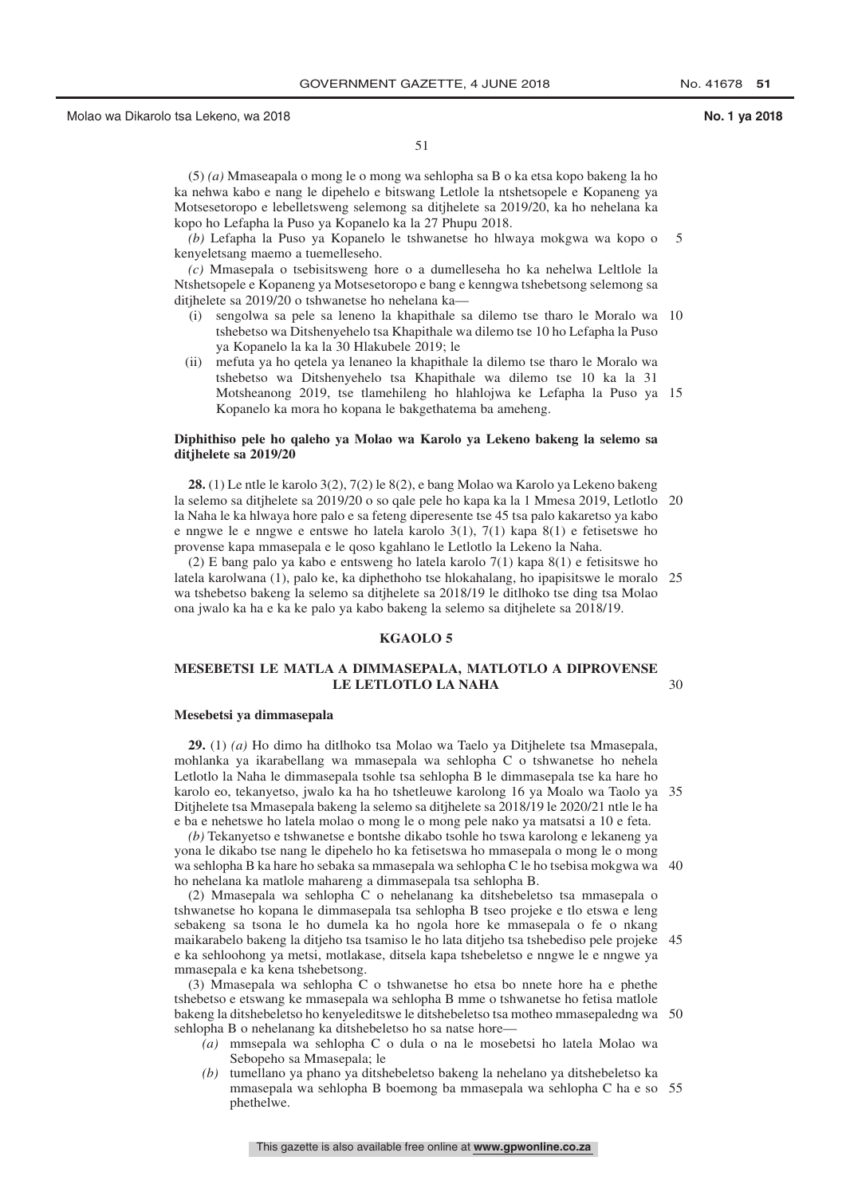(5) *(a)* Mmaseapala o mong le o mong wa sehlopha sa B o ka etsa kopo bakeng la ho ka nehwa kabo e nang le dipehelo e bitswang Letlole la ntshetsopele e Kopaneng ya Motsesetoropo e lebelletsweng selemong sa ditjhelete sa 2019/20, ka ho nehelana ka kopo ho Lefapha la Puso ya Kopanelo ka la 27 Phupu 2018.

*(b)* Lefapha la Puso ya Kopanelo le tshwanetse ho hlwaya mokgwa wa kopo o kenyeletsang maemo a tuemelleseho.

*(c)* Mmasepala o tsebisitsweng hore o a dumelleseha ho ka nehelwa Leltlole la Ntshetsopele e Kopaneng ya Motsesetoropo e bang e kenngwa tshebetsong selemong sa ditjhelete sa 2019/20 o tshwanetse ho nehelana ka—

(i) sengolwa sa pele sa leneno la khapithale sa dilemo tse tharo le Moralo wa tshebetso wa Ditshenyehelo tsa Khapithale wa dilemo tse 10 ho Lefapha la Puso ya Kopanelo la ka la 30 Hlakubele 2019; le

(ii) mefuta ya ho qetela ya lenaneo la khapithale la dilemo tse tharo le Moralo wa tshebetso wa Ditshenyehelo tsa Khapithale wa dilemo tse 10 ka la 31 Motsheanong 2019, tse tlamehileng ho hlahlojwa ke Lefapha la Puso ya Kopanelo ka mora ho kopana le bakgethatema ba ameheng.

**Diphithiso pele ho qaleho ya Molao wa Karolo ya Lekeno bakeng la selemo sa ditjhelete sa 2019/20**

**28.** (1) Le ntle le karolo 3(2), 7(2) le 8(2), e bang Molao wa Karolo ya Lekeno bakeng la selemo sa ditjhelete sa 2019/20 o so qale pele ho kapa ka la 1 Mmesa 2019, Letlotlo la Naha le ka hlwaya hore palo e sa feteng diperesente tse 45 tsa palo kakaretso ya kabo e nngwe le e nngwe e entswe ho latela karolo 3(1), 7(1) kapa 8(1) e fetisetswe ho provense kapa mmasepala e le qoso kgahlano le Letlotlo la Lekeno la Naha.

(2) E bang palo ya kabo e entsweng ho latela karolo 7(1) kapa 8(1) e fetisitswe ho latela karolwana (1), palo ke, ka diphethoho tse hlokahalang, ho ipapisitswe le moralo wa tshebetso bakeng la selemo sa ditjhelete sa 2018/19 le ditlhoko tse ding tsa Molao ona jwalo ka ha e ka ke palo ya kabo bakeng la selemo sa ditjhelete sa 2018/19.

## KGAOLO 5

## MESEBETSI LE MATLA A DIMMASEPALA, MATLOTLO A DIPROVENSE LE LETLOTLO LA NAHA

**Mesebetsi ya dimmasepala**

**29.** (1) *(a)* Ho dimo ha ditlhoko tsa Molao wa Taelo ya Ditjhelete tsa Mmasepala, mohlanka ya ikarabellang wa mmasepala wa sehlopha C o tshwanetse ho nehela Letlotlo la Naha le dimmasepala tsohle tsa sehlopha B le dimmasepala tse ka hare ho karolo eo, tekanyetso, jwalo ka ha ho tshetleuwe karolong 16 ya Moalo wa Taolo ya Ditjhelete tsa Mmasepala bakeng la selemo sa ditjhelete sa 2018/19 le 2020/21 ntle le ha e ba e nehetswe ho latela molao o mong le o mong pele nako ya matsatsi a 10 e feta.

*(b)* Tekanyetso e tshwanetse e bontshe dikabo tsohle ho tswa karolong e lekaneng ya yona le dikabo tse nang le dipehelo ho ka fetisetswa ho mmasepala o mong le o mong wa sehlopha B ka hare ho sebaka sa mmasepala wa sehlopha C le ho tsebisa mokgwa wa ho nehelana ka matlole mahareng a dimmasepala tsa sehlopha B.

(2) Mmasepala wa sehlopha C o nehelanang ka ditshebeletso tsa mmasepala o tshwanetse ho kopana le dimmasepala tsa sehlopha B tseo projeke e tlo etswa e leng sebakeng sa tsona le ho dumela ka ho ngola hore ke mmasepala o fe o nkang maikarabelo bakeng la ditjeho tsa tsamiso le ho lata ditjeho tsa tshebediso pele projeke e ka sehloohong ya metsi, motlakase, ditsela kapa tshebeletso e nngwe le e nngwe ya mmasepala e ka kena tshebetsong.

(3) Mmasepala wa sehlopha C o tshwanetse ho etsa bo nnete hore ha e phethe tshebetso e etswang ke mmasepala wa sehlopha B mme o tshwanetse ho fetisa matlole bakeng la ditshebeletso ho kenyeleditswe le ditshebeletso tsa motheo mmasepaledng wa sehlopha B o nehelanang ka ditshebeletso ho sa natse hore—

*(a)* mmsepala wa sehlopha C o dula o na le mosebetsi ho latela Molao wa Sebopeho sa Mmasepala; le

*(b)* tumellano ya phano ya ditshebeletso bakeng la nehelano ya ditshebeletso ka mmasepala wa sehlopha B boemong ba mmasepala wa sehlopha C ha e so phethelwe.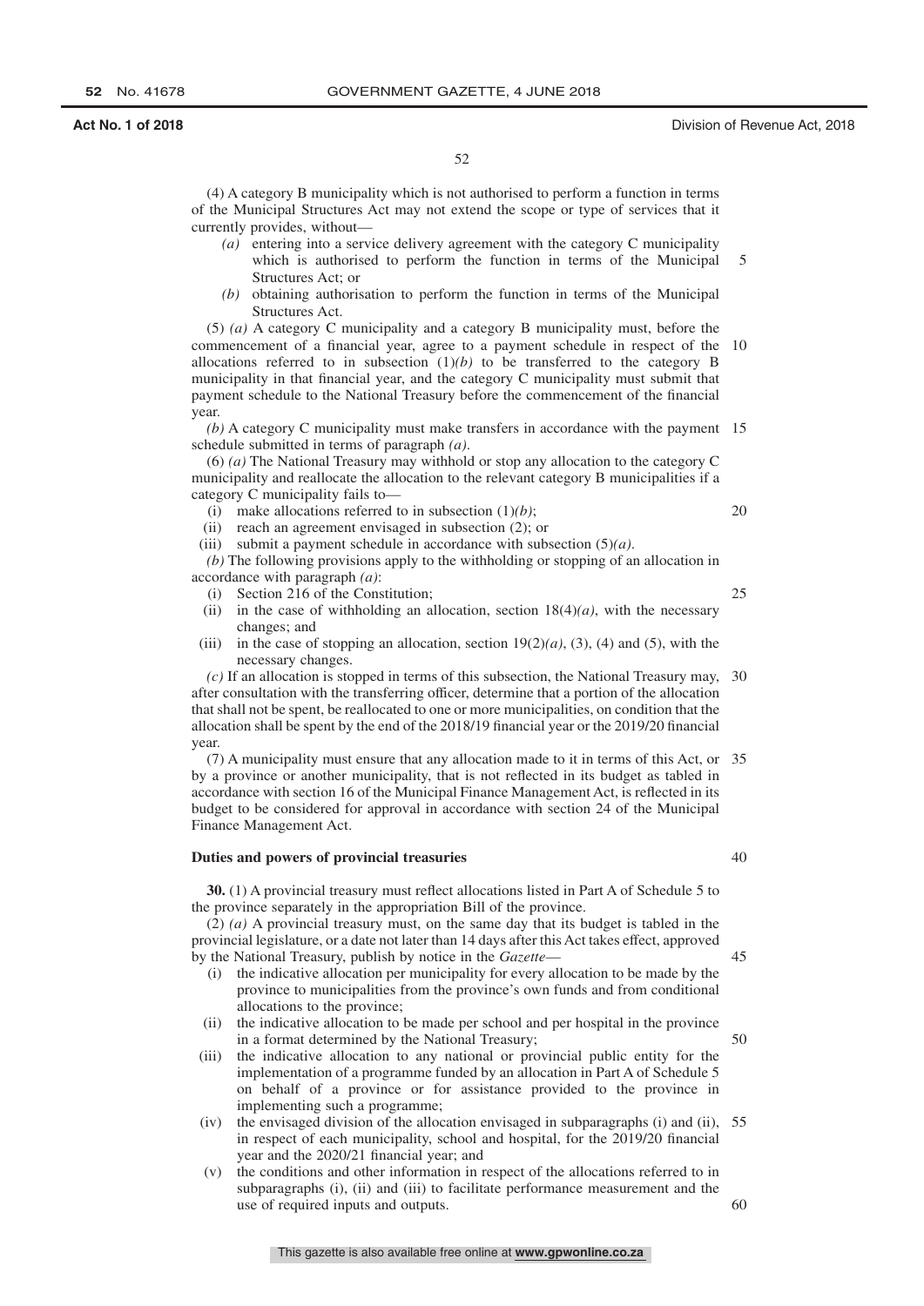(4) A category B municipality which is not authorised to perform a function in terms of the Municipal Structures Act may not extend the scope or type of services that it currently provides, without—

*(a)* entering into a service delivery agreement with the category C municipality which is authorised to perform the function in terms of the Municipal Structures Act; or

*(b)* obtaining authorisation to perform the function in terms of the Municipal Structures Act.

(5) *(a)* A category C municipality and a category B municipality must, before the commencement of a financial year, agree to a payment schedule in respect of the allocations referred to in subsection (1)*(b)* to be transferred to the category B municipality in that financial year, and the category C municipality must submit that payment schedule to the National Treasury before the commencement of the financial year.

*(b)* A category C municipality must make transfers in accordance with the payment schedule submitted in terms of paragraph *(a)*.

(6) *(a)* The National Treasury may withhold or stop any allocation to the category C municipality and reallocate the allocation to the relevant category B municipalities if a category C municipality fails to—

(i) make allocations referred to in subsection (1)*(b)*;

(ii) reach an agreement envisaged in subsection (2); or

(iii) submit a payment schedule in accordance with subsection (5)*(a)*.

*(b)* The following provisions apply to the withholding or stopping of an allocation in accordance with paragraph *(a)*:

(i) Section 216 of the Constitution;

(ii) in the case of withholding an allocation, section 18(4)*(a)*, with the necessary changes; and

(iii) in the case of stopping an allocation, section 19(2)*(a)*, (3), (4) and (5), with the necessary changes.

*(c)* If an allocation is stopped in terms of this subsection, the National Treasury may, after consultation with the transferring officer, determine that a portion of the allocation that shall not be spent, be reallocated to one or more municipalities, on condition that the allocation shall be spent by the end of the 2018/19 financial year or the 2019/20 financial year.

(7) A municipality must ensure that any allocation made to it in terms of this Act, or by a province or another municipality, that is not reflected in its budget as tabled in accordance with section 16 of the Municipal Finance Management Act, is reflected in its budget to be considered for approval in accordance with section 24 of the Municipal Finance Management Act.

**Duties and powers of provincial treasuries**

**30.** (1) A provincial treasury must reflect allocations listed in Part A of Schedule 5 to the province separately in the appropriation Bill of the province.

(2) *(a)* A provincial treasury must, on the same day that its budget is tabled in the provincial legislature, or a date not later than 14 days after this Act takes effect, approved by the National Treasury, publish by notice in the *Gazette*—

(i) the indicative allocation per municipality for every allocation to be made by the province to municipalities from the province's own funds and from conditional allocations to the province;

(ii) the indicative allocation to be made per school and per hospital in the province in a format determined by the National Treasury;

(iii) the indicative allocation to any national or provincial public entity for the implementation of a programme funded by an allocation in Part A of Schedule 5 on behalf of a province or for assistance provided to the province in implementing such a programme;

(iv) the envisaged division of the allocation envisaged in subparagraphs (i) and (ii), in respect of each municipality, school and hospital, for the 2019/20 financial year and the 2020/21 financial year; and

(v) the conditions and other information in respect of the allocations referred to in subparagraphs (i), (ii) and (iii) to facilitate performance measurement and the use of required inputs and outputs.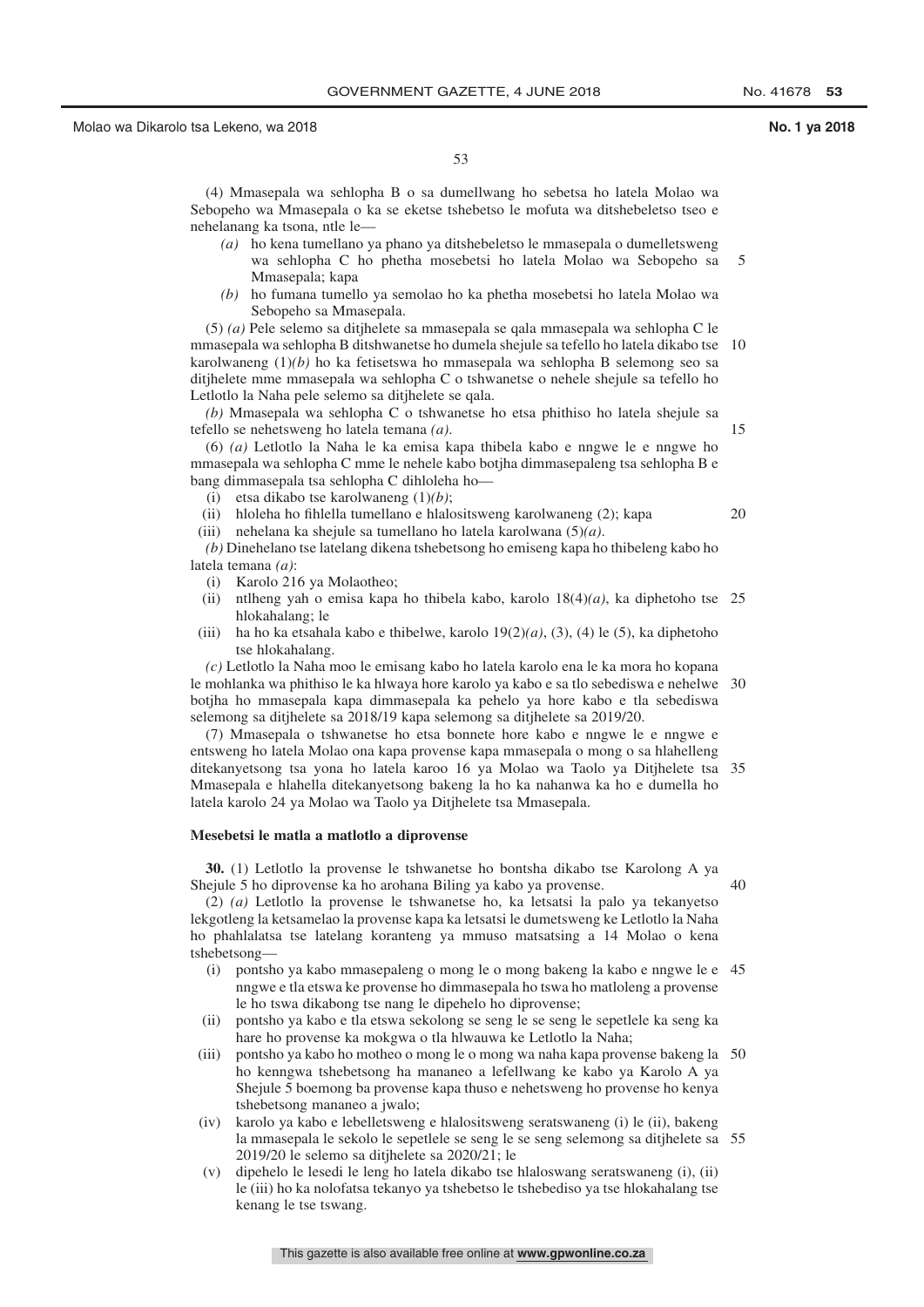(4) Mmasepala wa sehlopha B o sa dumellwang ho sebetsa ho latela Molao wa Sebopeho wa Mmasepala o ka se eketse tshebetso le mofuta wa ditshebeletso tseo e nehelanang ka tsona, ntle le—

*(a)* ho kena tumellano ya phano ya ditshebeletso le mmasepala o dumelletsweng wa sehlopha C ho phetha mosebetsi ho latela Molao wa Sebopeho sa Mmasepala; kapa

*(b)* ho fumana tumello ya semolao ho ka phetha mosebetsi ho latela Molao wa Sebopeho sa Mmasepala.

(5) *(a)* Pele selemo sa ditjhelete sa mmasepala se qala mmasepala wa sehlopha C le mmasepala wa sehlopha B ditshwanetse ho dumela shejule sa tefello ho latela dikabo tse karolwaneng (1)*(b)* ho ka fetisetswa ho mmasepala wa sehlopha B selemong seo sa ditjhelete mme mmasepala wa sehlopha C o tshwanetse o nehele shejule sa tefello ho Letlotlo la Naha pele selemo sa ditjhelete se qala.

*(b)* Mmasepala wa sehlopha C o tshwanetse ho etsa phithiso ho latela shejule sa tefello se nehetsweng ho latela temana *(a)*.

(6) *(a)* Letlotlo la Naha le ka emisa kapa thibela kabo e nngwe le e nngwe ho mmasepala wa sehlopha C mme le nehele kabo botjha dimmasepaleng tsa sehlopha B e bang dimmasepala tsa sehlopha C dihloleha ho—

(i) etsa dikabo tse karolwaneng (1)*(b)*;

(ii) hloleha ho fihlella tumellano e hlalositsweng karolwaneng (2); kapa

(iii) nehelana ka shejule sa tumellano ho latela karolwana (5)*(a)*.

*(b)* Dinehelano tse latelang dikena tshebetsong ho emiseng kapa ho thibeleng kabo ho latela temana *(a)*:

(i) Karolo 216 ya Molaotheo;

(ii) ntlheng yah o emisa kapa ho thibela kabo, karolo 18(4)*(a)*, ka diphetoho tse hlokahalang; le

(iii) ha ho ka etsahala kabo e thibelwe, karolo 19(2)*(a)*, (3), (4) le (5), ka diphetoho tse hlokahalang.

*(c)* Letlotlo la Naha moo le emisang kabo ho latela karolo ena le ka mora ho kopana le mohlanka wa phithiso le ka hlwaya hore karolo ya kabo e sa tlo sebediswa e nehelwe botjha ho mmasepala kapa dimmasepala ka pehelo ya hore kabo e tla sebediswa selemong sa ditjhelete sa 2018/19 kapa selemong sa ditjhelete sa 2019/20.

(7) Mmasepala o tshwanetse ho etsa bonnete hore kabo e nngwe le e nngwe e entsweng ho latela Molao ona kapa provense kapa mmasepala o mong o sa hlahelleng ditekanyetsong tsa yona ho latela karoo 16 ya Molao wa Taolo ya Ditjhelete tsa Mmasepala e hlahella ditekanyetsong bakeng la ho ka nahanwa ka ho e dumella ho latela karolo 24 ya Molao wa Taolo ya Ditjhelete tsa Mmasepala.

**Mesebetsi le matla a matlotlo a diprovense**

**30.** (1) Letlotlo la provense le tshwanetse ho bontsha dikabo tse Karolong A ya Shejule 5 ho diprovense ka ho arohana Biling ya kabo ya provense.

(2) *(a)* Letlotlo la provense le tshwanetse ho, ka letsatsi la palo ya tekanyetso lekgotleng la ketsamelao la provense kapa ka letsatsi le dumetsweng ke Letlotlo la Naha ho phahlalatsa tse latelang koranteng ya mmuso matsatsing a 14 Molao o kena tshebetsong—

(i) pontsho ya kabo mmasepaleng o mong le o mong bakeng la kabo e nngwe le e nngwe e tla etswa ke provense ho dimmasepala ho tswa ho matloleng a provense le ho tswa dikabong tse nang le dipehelo ho diprovense;

(ii) pontsho ya kabo e tla etswa sekolong se seng le se seng le sepetlele ka seng ka hare ho provense ka mokgwa o tla hlwauwa ke Letlotlo la Naha;

(iii) pontsho ya kabo ho motheo o mong le o mong wa naha kapa provense bakeng la ho kenngwa tshebetsong ha mananeo a lefellwang ke kabo ya Karolo A ya Shejule 5 boemong ba provense kapa thuso e nehetsweng ho provense ho kenya tshebetsong mananeo a jwalo;

(iv) karolo ya kabo e lebelletsweng e hlalositsweng seratswaneng (i) le (ii), bakeng la mmasepala le sekolo le sepetlele se seng le se seng selemong sa ditjhelete sa 2019/20 le selemo sa ditjhelete sa 2020/21; le

(v) dipehelo le lesedi le leng ho latela dikabo tse hlaloswang seratswaneng (i), (ii) le (iii) ho ka nolofatsa tekanyo ya tshebetso le tshebediso ya tse hlokahalang tse kenang le tse tswang.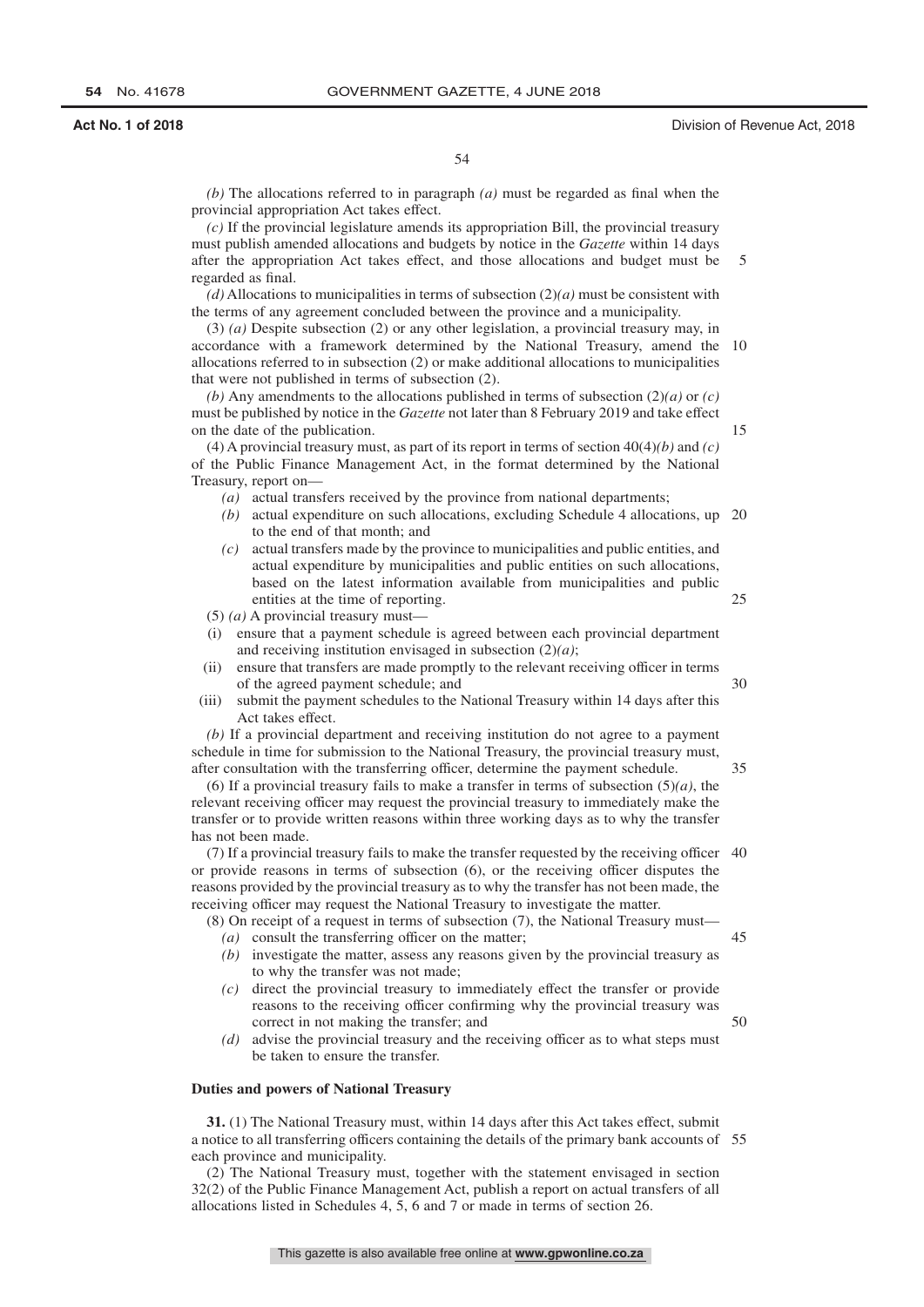*(b)* The allocations referred to in paragraph *(a)* must be regarded as final when the provincial appropriation Act takes effect.

*(c)* If the provincial legislature amends its appropriation Bill, the provincial treasury must publish amended allocations and budgets by notice in the *Gazette* within 14 days after the appropriation Act takes effect, and those allocations and budget must be regarded as final.

*(d)* Allocations to municipalities in terms of subsection (2)*(a)* must be consistent with the terms of any agreement concluded between the province and a municipality.

(3) *(a)* Despite subsection (2) or any other legislation, a provincial treasury may, in accordance with a framework determined by the National Treasury, amend the allocations referred to in subsection (2) or make additional allocations to municipalities that were not published in terms of subsection (2).

*(b)* Any amendments to the allocations published in terms of subsection (2)*(a)* or *(c)* must be published by notice in the *Gazette* not later than 8 February 2019 and take effect on the date of the publication.

(4) A provincial treasury must, as part of its report in terms of section 40(4)*(b)* and *(c)* of the Public Finance Management Act, in the format determined by the National Treasury, report on—

*(a)* actual transfers received by the province from national departments;

*(b)* actual expenditure on such allocations, excluding Schedule 4 allocations, up to the end of that month; and

*(c)* actual transfers made by the province to municipalities and public entities, and actual expenditure by municipalities and public entities on such allocations, based on the latest information available from municipalities and public entities at the time of reporting.

(5) *(a)* A provincial treasury must—

(i) ensure that a payment schedule is agreed between each provincial department and receiving institution envisaged in subsection (2)*(a)*;

(ii) ensure that transfers are made promptly to the relevant receiving officer in terms of the agreed payment schedule; and

(iii) submit the payment schedules to the National Treasury within 14 days after this Act takes effect.

*(b)* If a provincial department and receiving institution do not agree to a payment schedule in time for submission to the National Treasury, the provincial treasury must, after consultation with the transferring officer, determine the payment schedule.

(6) If a provincial treasury fails to make a transfer in terms of subsection (5)*(a)*, the relevant receiving officer may request the provincial treasury to immediately make the transfer or to provide written reasons within three working days as to why the transfer has not been made.

(7) If a provincial treasury fails to make the transfer requested by the receiving officer or provide reasons in terms of subsection (6), or the receiving officer disputes the reasons provided by the provincial treasury as to why the transfer has not been made, the receiving officer may request the National Treasury to investigate the matter.

(8) On receipt of a request in terms of subsection (7), the National Treasury must—

*(a)* consult the transferring officer on the matter;

*(b)* investigate the matter, assess any reasons given by the provincial treasury as to why the transfer was not made;

*(c)* direct the provincial treasury to immediately effect the transfer or provide reasons to the receiving officer confirming why the provincial treasury was correct in not making the transfer; and

*(d)* advise the provincial treasury and the receiving officer as to what steps must be taken to ensure the transfer.

**Duties and powers of National Treasury**

**31.** (1) The National Treasury must, within 14 days after this Act takes effect, submit a notice to all transferring officers containing the details of the primary bank accounts of each province and municipality.

(2) The National Treasury must, together with the statement envisaged in section 32(2) of the Public Finance Management Act, publish a report on actual transfers of all allocations listed in Schedules 4, 5, 6 and 7 or made in terms of section 26.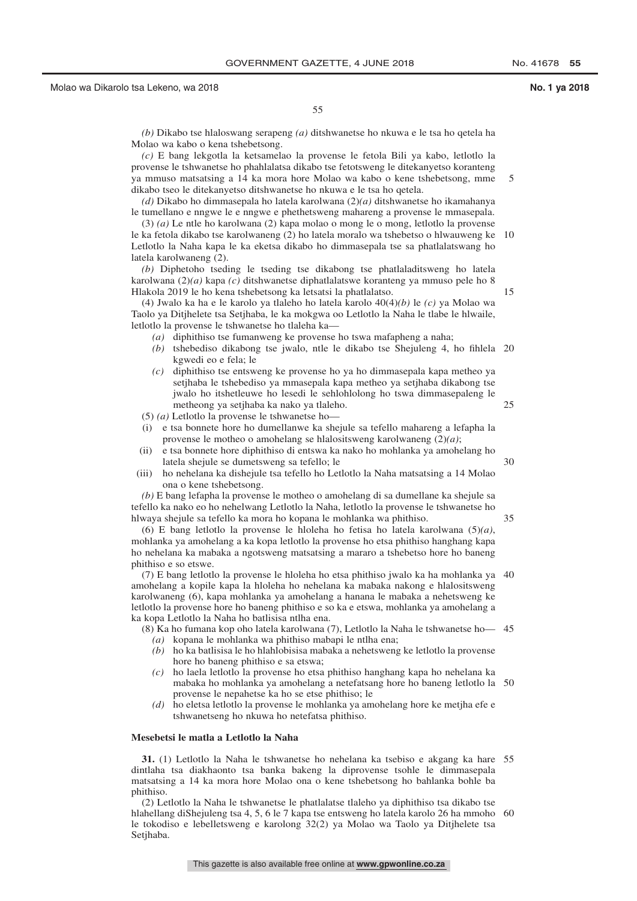*(b)* Dikabo tse hlaloswang serapeng *(a)* ditshwanetse ho nkuwa e le tsa ho qetela ha Molao wa kabo o kena tshebetsong.

*(c)* E bang lekgotla la ketsamelao la provense le fetola Bili ya kabo, letlotlo la provense le tshwanetse ho phahlalatsa dikabo tse fetotsweng le ditekanyetso koranteng ya mmuso matsatsing a 14 ka mora hore Molao wa kabo o kene tshebetsong, mme dikabo tseo le ditekanyetso ditshwanetse ho nkuwa e le tsa ho qetela.

*(d)* Dikabo ho dimmasepala ho latela karolwana (2)*(a)* ditshwanetse ho ikamahanya le tumellano e nngwe le e nngwe e phethetsweng mahareng a provense le mmasepala.

(3) *(a)* Le ntle ho karolwana (2) kapa molao o mong le o mong, letlotlo la provense le ka fetola dikabo tse karolwaneng (2) ho latela moralo wa tshebetso o hlwauweng ke Letlotlo la Naha kapa le ka eketsa dikabo ho dimmasepala tse sa phatlalatswang ho latela karolwaneng (2).

*(b)* Diphetoho tseding le tseding tse dikabong tse phatlaladitsweng ho latela karolwana (2)*(a)* kapa *(c)* ditshwanetse diphatlalatswe koranteng ya mmuso pele ho 8 Hlakola 2019 le ho kena tshebetsong ka letsatsi la phatlalatso.

(4) Jwalo ka ha e le karolo ya tlaleho ho latela karolo 40(4)*(b)* le *(c)* ya Molao wa Taolo ya Ditjhelete tsa Setjhaba, le ka mokgwa oo Letlotlo la Naha le tlabe le hlwaile, letlotlo la provense le tshwanetse ho tlaleha ka—

- *(a)* diphithiso tse fumanweng ke provense ho tswa mafapheng a naha;
- *(b)* tshebediso dikabong tse jwalo, ntle le dikabo tse Shejuleng 4, ho fihlela kgwedi eo e fela; le
- *(c)* diphithiso tse entsweng ke provense ho ya ho dimmasepala kapa metheo ya setjhaba le tshebediso ya mmasepala kapa metheo ya setjhaba dikabong tse jwalo ho itshetleuwe ho lesedi le sehlohlolong ho tswa dimmasepaleng le metheong ya setjhaba ka nako ya tlaleho.

(5) *(a)* Letlotlo la provense le tshwanetse ho—

- (i) e tsa bonnete hore ho dumellanwe ka shejule sa tefello mahareng a lefapha la provense le motheo o amohelang se hlalositsweng karolwaneng (2)*(a)*;
- (ii) e tsa bonnete hore diphithiso di entswa ka nako ho mohlanka ya amohelang ho latela shejule se dumetsweng sa tefello; le
- (iii) ho nehelana ka dishejule tsa tefello ho Letlotlo la Naha matsatsing a 14 Molao ona o kene tshebetsong.

*(b)* E bang lefapha la provense le motheo o amohelang di sa dumellane ka shejule sa tefello ka nako eo ho nehelwang Letlotlo la Naha, letlotlo la provense le tshwanetse ho hlwaya shejule sa tefello ka mora ho kopana le mohlanka wa phithiso.

(6) E bang letlotlo la provense le hloleha ho fetisa ho latela karolwana (5)*(a)*, mohlanka ya amohelang a ka kopa letlotlo la provense ho etsa phithiso hanghang kapa ho nehelana ka mabaka a ngotsweng matsatsing a mararo a tshebetso hore ho baneng phithiso e so etswe.

(7) E bang letlotlo la provense le hloleha ho etsa phithiso jwalo ka ha mohlanka ya amohelang a kopile kapa la hloleha ho nehelana ka mabaka nakong e hlalositsweng karolwaneng (6), kapa mohlanka ya amohelang a hanana le mabaka a nehetsweng ke letlotlo la provense hore ho baneng phithiso e so ka e etswa, mohlanka ya amohelang a ka kopa Letlotlo la Naha ho batlisisa ntlha ena.

(8) Ka ho fumana kop oho latela karolwana (7), Letlotlo la Naha le tshwanetse ho—

- *(a)* kopana le mohlanka wa phithiso mabapi le ntlha ena;
- *(b)* ho ka batlisisa le ho hlahlobisisa mabaka a nehetsweng ke letlotlo la provense hore ho baneng phithiso e sa etswa;
- *(c)* ho laela letlotlo la provense ho etsa phithiso hanghang kapa ho nehelana ka mabaka ho mohlanka ya amohelang a netefatsang hore ho baneng letlotlo la provense le nepahetse ka ho se etse phithiso; le
- *(d)* ho eletsa letlotlo la provense le mohlanka ya amohelang hore ke metjha efe e tshwanetseng ho nkuwa ho netefatsa phithiso.

**Mesebetsi le matla a Letlotlo la Naha**

**31.** (1) Letlotlo la Naha le tshwanetse ho nehelana ka tsebiso e akgang ka hare dintlaha tsa diakhaonto tsa banka bakeng la diprovense tsohle le dimmasepala matsatsing a 14 ka mora hore Molao ona o kene tshebetsong ho bahlanka bohle ba phithiso.

(2) Letlotlo la Naha le tshwanetse le phatlalatse tlaleho ya diphithiso tsa dikabo tse hlahellang diShejuleng tsa 4, 5, 6 le 7 kapa tse entsweng ho latela karolo 26 ha mmoho le tokodiso e lebelletsweng e karolong 32(2) ya Molao wa Taolo ya Ditjhelete tsa Setjhaba.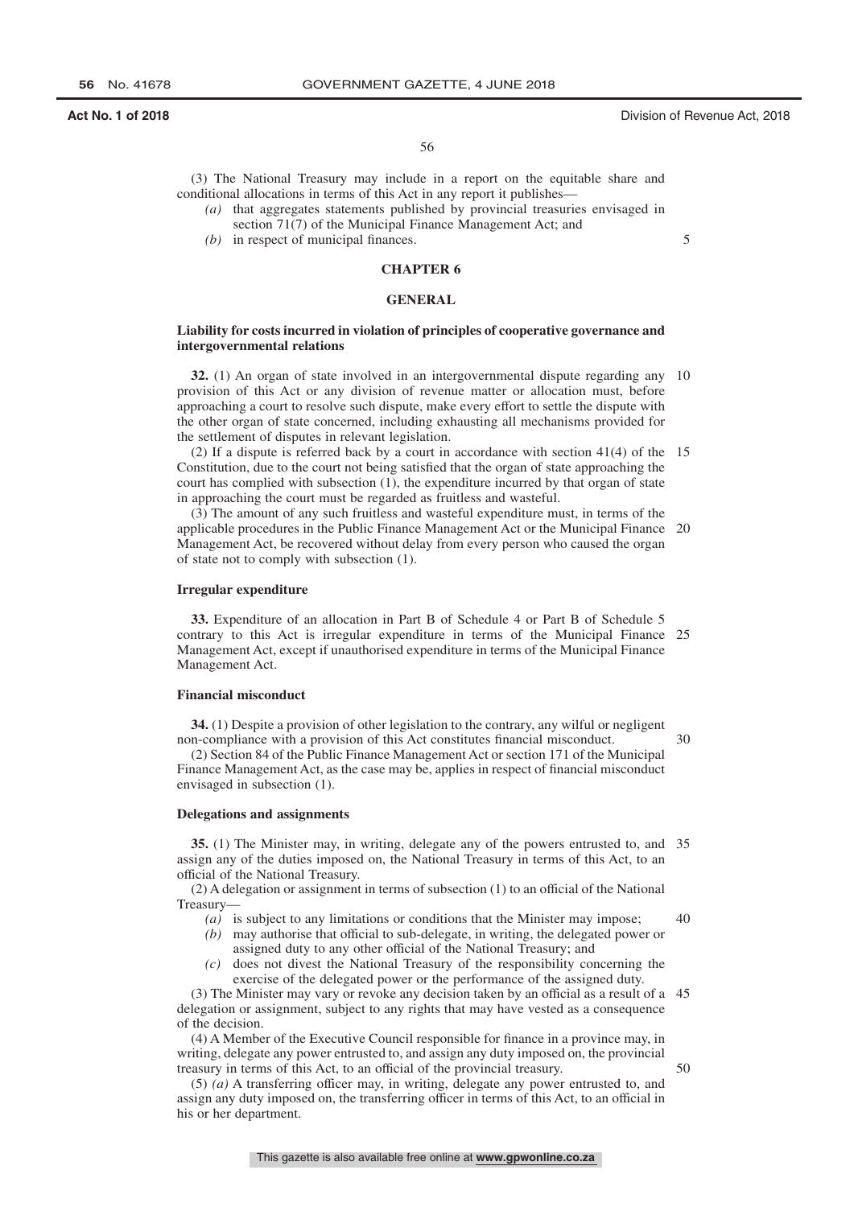(3) The National Treasury may include in a report on the equitable share and conditional allocations in terms of this Act in any report it publishes—

*(a)* that aggregates statements published by provincial treasuries envisaged in section 71(7) of the Municipal Finance Management Act; and

*(b)* in respect of municipal finances.

## CHAPTER 6

## GENERAL

### Liability for costs incurred in violation of principles of cooperative governance and intergovernmental relations

**32.** (1) An organ of state involved in an intergovernmental dispute regarding any provision of this Act or any division of revenue matter or allocation must, before approaching a court to resolve such dispute, make every effort to settle the dispute with the other organ of state concerned, including exhausting all mechanisms provided for the settlement of disputes in relevant legislation.

(2) If a dispute is referred back by a court in accordance with section 41(4) of the Constitution, due to the court not being satisfied that the organ of state approaching the court has complied with subsection (1), the expenditure incurred by that organ of state in approaching the court must be regarded as fruitless and wasteful.

(3) The amount of any such fruitless and wasteful expenditure must, in terms of the applicable procedures in the Public Finance Management Act or the Municipal Finance Management Act, be recovered without delay from every person who caused the organ of state not to comply with subsection (1).

### Irregular expenditure

**33.** Expenditure of an allocation in Part B of Schedule 4 or Part B of Schedule 5 contrary to this Act is irregular expenditure in terms of the Municipal Finance Management Act, except if unauthorised expenditure in terms of the Municipal Finance Management Act.

### Financial misconduct

**34.** (1) Despite a provision of other legislation to the contrary, any wilful or negligent non-compliance with a provision of this Act constitutes financial misconduct.

(2) Section 84 of the Public Finance Management Act or section 171 of the Municipal Finance Management Act, as the case may be, applies in respect of financial misconduct envisaged in subsection (1).

### Delegations and assignments

**35.** (1) The Minister may, in writing, delegate any of the powers entrusted to, and assign any of the duties imposed on, the National Treasury in terms of this Act, to an official of the National Treasury.

(2) A delegation or assignment in terms of subsection (1) to an official of the National Treasury—

*(a)* is subject to any limitations or conditions that the Minister may impose;

*(b)* may authorise that official to sub-delegate, in writing, the delegated power or assigned duty to any other official of the National Treasury; and

*(c)* does not divest the National Treasury of the responsibility concerning the exercise of the delegated power or the performance of the assigned duty.

(3) The Minister may vary or revoke any decision taken by an official as a result of a delegation or assignment, subject to any rights that may have vested as a consequence of the decision.

(4) A Member of the Executive Council responsible for finance in a province may, in writing, delegate any power entrusted to, and assign any duty imposed on, the provincial treasury in terms of this Act, to an official of the provincial treasury.

(5) *(a)* A transferring officer may, in writing, delegate any power entrusted to, and assign any duty imposed on, the transferring officer in terms of this Act, to an official in his or her department.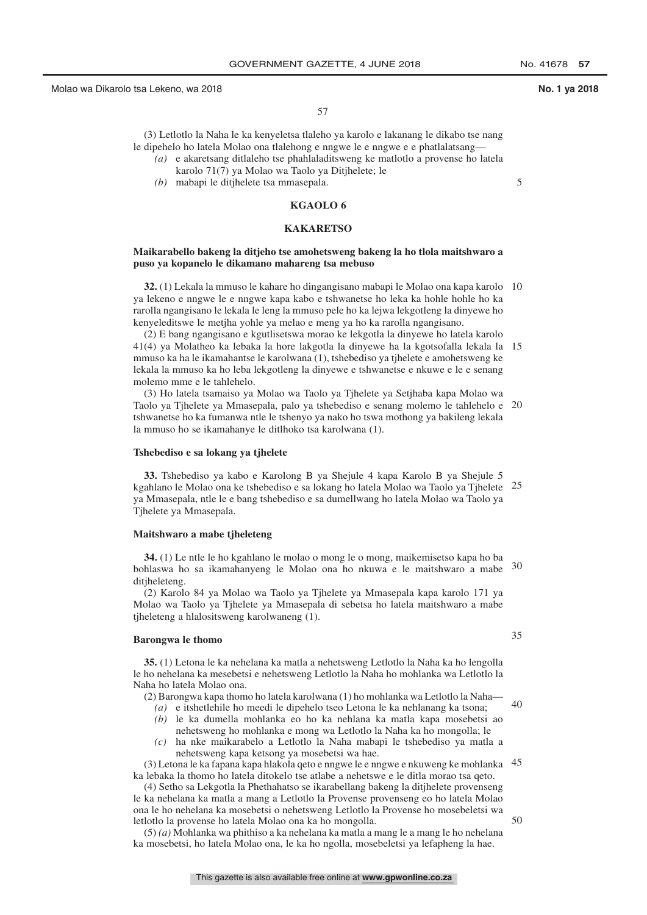(3) Letlotlo la Naha le ka kenyeletsa tlaleho ya karolo e lakanang le dikabo tse nang le dipehelo ho latela Molao ona tlalehong e nngwe le e nngwe e e phatlalatsang—

*(a)* e akaretsang ditlaleho tse phahlaladitsweng ke matlotlo a provense ho latela karolo 71(7) ya Molao wa Taolo ya Ditjhelete; le

*(b)* mabapi le ditjhelete tsa mmasepala.

## KGAOLO 6

## KAKARETSO

**Maikarabello bakeng la ditjeho tse amohetsweng bakeng la ho tlola maitshwaro a puso ya kopanelo le dikamano mahareng tsa mebuso**

**32.** (1) Lekala la mmuso le kahare ho dingangisano mabapi le Molao ona kapa karolo ya lekeno e nngwe le e nngwe kapa kabo e tshwanetse ho leka ka hohle hohle ho ka rarolla ngangisano le lekala le leng la mmuso pele ho ka lejwa lekgotleng la dinyewe ho kenyeleditswe le metjha yohle ya melao e meng ya ho ka rarolla ngangisano.

(2) E bang ngangisano e kgutlisetswa morao ke lekgotla la dinyewe ho latela karolo 41(4) ya Molatheo ka lebaka la hore lakgotla la dinyewe ha la kgotsofalla lekala la mmuso ka ha le ikamahantse le karolwana (1), tshebediso ya tjhelete e amohetsweng ke lekala la mmuso ka ho leba lekgotleng la dinyewe e tshwanetse e nkuwe e le e senang molemo mme e le tahlehelo.

(3) Ho latela tsamaiso ya Molao wa Taolo ya Tjhelete ya Setjhaba kapa Molao wa Taolo ya Tjhelete ya Mmasepala, palo ya tshebediso e senang molemo le tahlehelo e tshwanetse ho ka fumanwa ntle le tshenyo ya nako ho tswa mothong ya bakileng lekala la mmuso ho se ikamahanye le ditlhoko tsa karolwana (1).

**Tshebediso e sa lokang ya tjhelete**

**33.** Tshebediso ya kabo e Karolong B ya Shejule 4 kapa Karolo B ya Shejule 5 kgahlano le Molao ona ke tshebediso e sa lokang ho latela Molao wa Taolo ya Tjhelete ya Mmasepala, ntle le e bang tshebediso e sa dumellwang ho latela Molao wa Taolo ya Tjhelete ya Mmasepala.

**Maitshwaro a mabe tjheleteng**

**34.** (1) Le ntle le ho kgahlano le molao o mong le o mong, maikemisetso kapa ho ba bohlaswa ho sa ikamahanyeng le Molao ona ho nkuwa e le maitshwaro a mabe ditjheleteng.

(2) Karolo 84 ya Molao wa Taolo ya Tjhelete ya Mmasepala kapa karolo 171 ya Molao wa Taolo ya Tjhelete ya Mmasepala di sebetsa ho latela maitshwaro a mabe tjheleteng a hlalositsweng karolwaneng (1).

**Barongwa le thomo**

**35.** (1) Letona le ka nehelana ka matla a nehetsweng Letlotlo la Naha ka ho lengolla le ho nehelana ka mesebetsi e nehetsweng Letlotlo la Naha ho mohlanka wa Letlotlo la Naha ho latela Molao ona.

(2) Barongwa kapa thomo ho latela karolwana (1) ho mohlanka wa Letlotlo la Naha—

*(a)* e itshetlehile ho meedi le dipehelo tseo Letona le ka nehlanang ka tsona;

*(b)* le ka dumella mohlanka eo ho ka nehlana ka matla kapa mosebetsi ao nehetsweng ho mohlanka e mong wa Letlotlo la Naha ka ho mongolla; le

*(c)* ha nke maikarabelo a Letlotlo la Naha mabapi le tshebediso ya matla a nehetsweng kapa ketsong ya mosebetsi wa hae.

(3) Letona le ka fapana kapa hlakola qeto e nngwe le e nngwe e nkuweng ke mohlanka ka lebaka la thomo ho latela ditokelo tse atlabe a nehetswe e le ditla morao tsa qeto.

(4) Setho sa Lekgotla la Phethahatso se ikarabellang bakeng la ditjhelete provenseng le ka nehelana ka matla a mang a Letlotlo la Provense provenseng eo ho latela Molao ona le ho nehelana ka mosebetsi o nehetsweng Letlotlo la Provense ho mosebeletsi wa letlotlo la provense ho latela Molao ona ka ho mongolla.

(5) *(a)* Mohlanka wa phithiso a ka nehelana ka matla a mang le a mang le ho nehelana ka mosebetsi, ho latela Molao ona, le ka ho ngolla, mosebeletsi ya lefapheng la hae.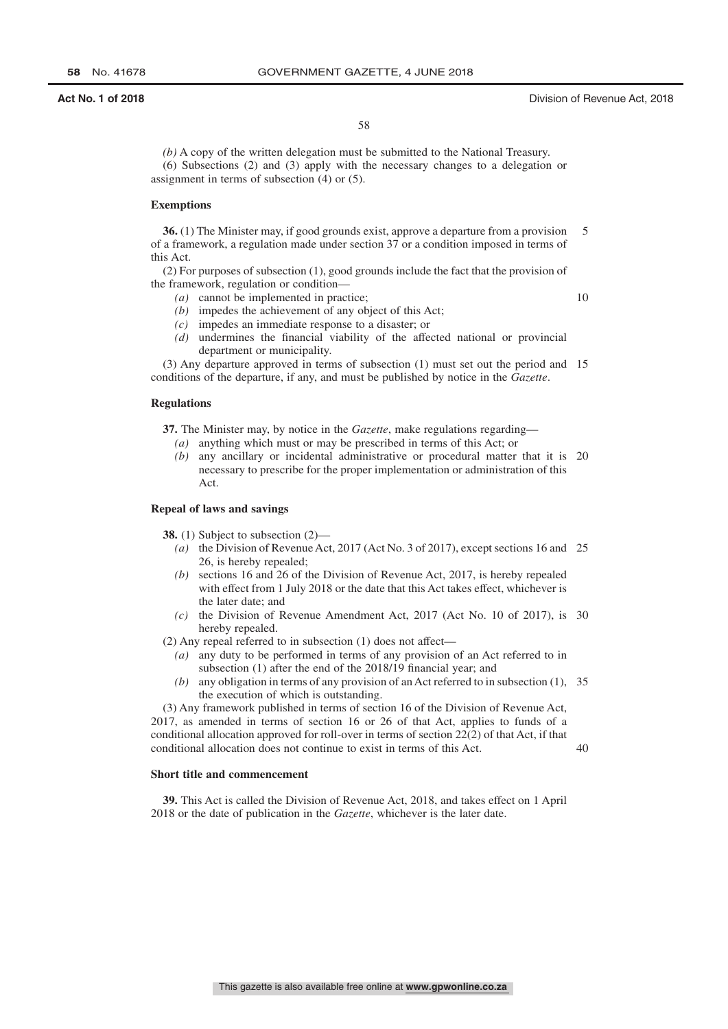*(b)* A copy of the written delegation must be submitted to the National Treasury.

(6) Subsections (2) and (3) apply with the necessary changes to a delegation or assignment in terms of subsection (4) or (5).

**Exemptions**

**36.** (1) The Minister may, if good grounds exist, approve a departure from a provision of a framework, a regulation made under section 37 or a condition imposed in terms of this Act.

(2) For purposes of subsection (1), good grounds include the fact that the provision of the framework, regulation or condition—

*(a)* cannot be implemented in practice;

*(b)* impedes the achievement of any object of this Act;

*(c)* impedes an immediate response to a disaster; or

*(d)* undermines the financial viability of the affected national or provincial department or municipality.

(3) Any departure approved in terms of subsection (1) must set out the period and conditions of the departure, if any, and must be published by notice in the *Gazette*.

**Regulations**

**37.** The Minister may, by notice in the *Gazette*, make regulations regarding—

*(a)* anything which must or may be prescribed in terms of this Act; or

*(b)* any ancillary or incidental administrative or procedural matter that it is necessary to prescribe for the proper implementation or administration of this Act.

**Repeal of laws and savings**

**38.** (1) Subject to subsection (2)—

*(a)* the Division of Revenue Act, 2017 (Act No. 3 of 2017), except sections 16 and 26, is hereby repealed;

*(b)* sections 16 and 26 of the Division of Revenue Act, 2017, is hereby repealed with effect from 1 July 2018 or the date that this Act takes effect, whichever is the later date; and

*(c)* the Division of Revenue Amendment Act, 2017 (Act No. 10 of 2017), is hereby repealed.

(2) Any repeal referred to in subsection (1) does not affect—

*(a)* any duty to be performed in terms of any provision of an Act referred to in subsection (1) after the end of the 2018/19 financial year; and

*(b)* any obligation in terms of any provision of an Act referred to in subsection (1), the execution of which is outstanding.

(3) Any framework published in terms of section 16 of the Division of Revenue Act, 2017, as amended in terms of section 16 or 26 of that Act, applies to funds of a conditional allocation approved for roll-over in terms of section 22(2) of that Act, if that conditional allocation does not continue to exist in terms of this Act.

**Short title and commencement**

**39.** This Act is called the Division of Revenue Act, 2018, and takes effect on 1 April 2018 or the date of publication in the *Gazette*, whichever is the later date.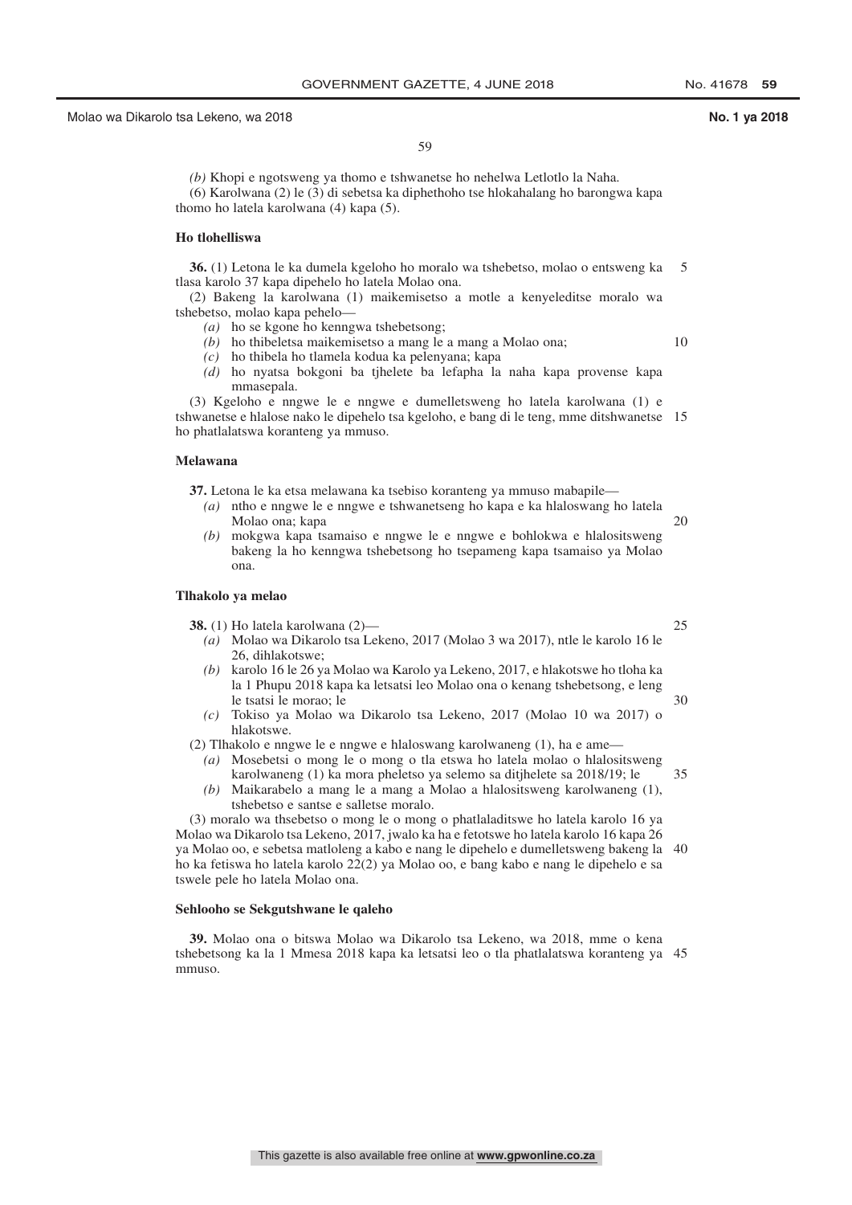*(b)* Khopi e ngotsweng ya thomo e tshwanetse ho nehelwa Letlotlo la Naha.

(6) Karolwana (2) le (3) di sebetsa ka diphethoho tse hlokahalang ho barongwa kapa thomo ho latela karolwana (4) kapa (5).

**Ho tlohelliswa**

**36.** (1) Letona le ka dumela kgeloho ho moralo wa tshebetso, molao o entsweng ka tlasa karolo 37 kapa dipehelo ho latela Molao ona.

(2) Bakeng la karolwana (1) maikemisetso a motle a kenyeleditse moralo wa tshebetso, molao kapa pehelo—

*(a)* ho se kgone ho kenngwa tshebetsong;

*(b)* ho thibeletsa maikemisetso a mang le a mang a Molao ona;

*(c)* ho thibela ho tlamela kodua ka pelenyana; kapa

*(d)* ho nyatsa bokgoni ba tjhelete ba lefapha la naha kapa provense kapa mmasepala.

(3) Kgeloho e nngwe le e nngwe e dumelletsweng ho latela karolwana (1) e tshwanetse e hlalose nako le dipehelo tsa kgeloho, e bang di le teng, mme ditshwanetse ho phatlalatswa koranteng ya mmuso.

**Melawana**

**37.** Letona le ka etsa melawana ka tsebiso koranteng ya mmuso mabapile—

*(a)* ntho e nngwe le e nngwe e tshwanetseng ho kapa e ka hlaloswang ho latela Molao ona; kapa

*(b)* mokgwa kapa tsamaiso e nngwe le e nngwe e bohlokwa e hlalositsweng bakeng la ho kenngwa tshebetsong ho tsepameng kapa tsamaiso ya Molao ona.

**Tlhakolo ya melao**

**38.** (1) Ho latela karolwana (2)—

*(a)* Molao wa Dikarolo tsa Lekeno, 2017 (Molao 3 wa 2017), ntle le karolo 16 le 26, dihlakotswe;

*(b)* karolo 16 le 26 ya Molao wa Karolo ya Lekeno, 2017, e hlakotswe ho tloha ka la 1 Phupu 2018 kapa ka letsatsi leo Molao ona o kenang tshebetsong, e leng le tsatsi le morao; le

*(c)* Tokiso ya Molao wa Dikarolo tsa Lekeno, 2017 (Molao 10 wa 2017) o hlakotswe.

(2) Tlhakolo e nngwe le e nngwe e hlaloswang karolwaneng (1), ha e ame—

*(a)* Mosebetsi o mong le o mong o tla etswa ho latela molao o hlalositsweng karolwaneng (1) ka mora pheletso ya selemo sa ditjhelete sa 2018/19; le

*(b)* Maikarabelo a mang le a mang a Molao a hlalositsweng karolwaneng (1), tshebetso e santse e salletse moralo.

(3) moralo wa thsebetso o mong le o mong o phatlaladitswe ho latela karolo 16 ya Molao wa Dikarolo tsa Lekeno, 2017, jwalo ka ha e fetotswe ho latela karolo 16 kapa 26 ya Molao oo, e sebetsa matloleng a kabo e nang le dipehelo e dumelletsweng bakeng la ho ka fetiswa ho latela karolo 22(2) ya Molao oo, e bang kabo e nang le dipehelo e sa tswele pele ho latela Molao ona.

**Sehlooho se Sekgutshwane le qaleho**

**39.** Molao ona o bitswa Molao wa Dikarolo tsa Lekeno, wa 2018, mme o kena tshebetsong ka la 1 Mmesa 2018 kapa ka letsatsi leo o tla phatlalatswa koranteng ya mmuso.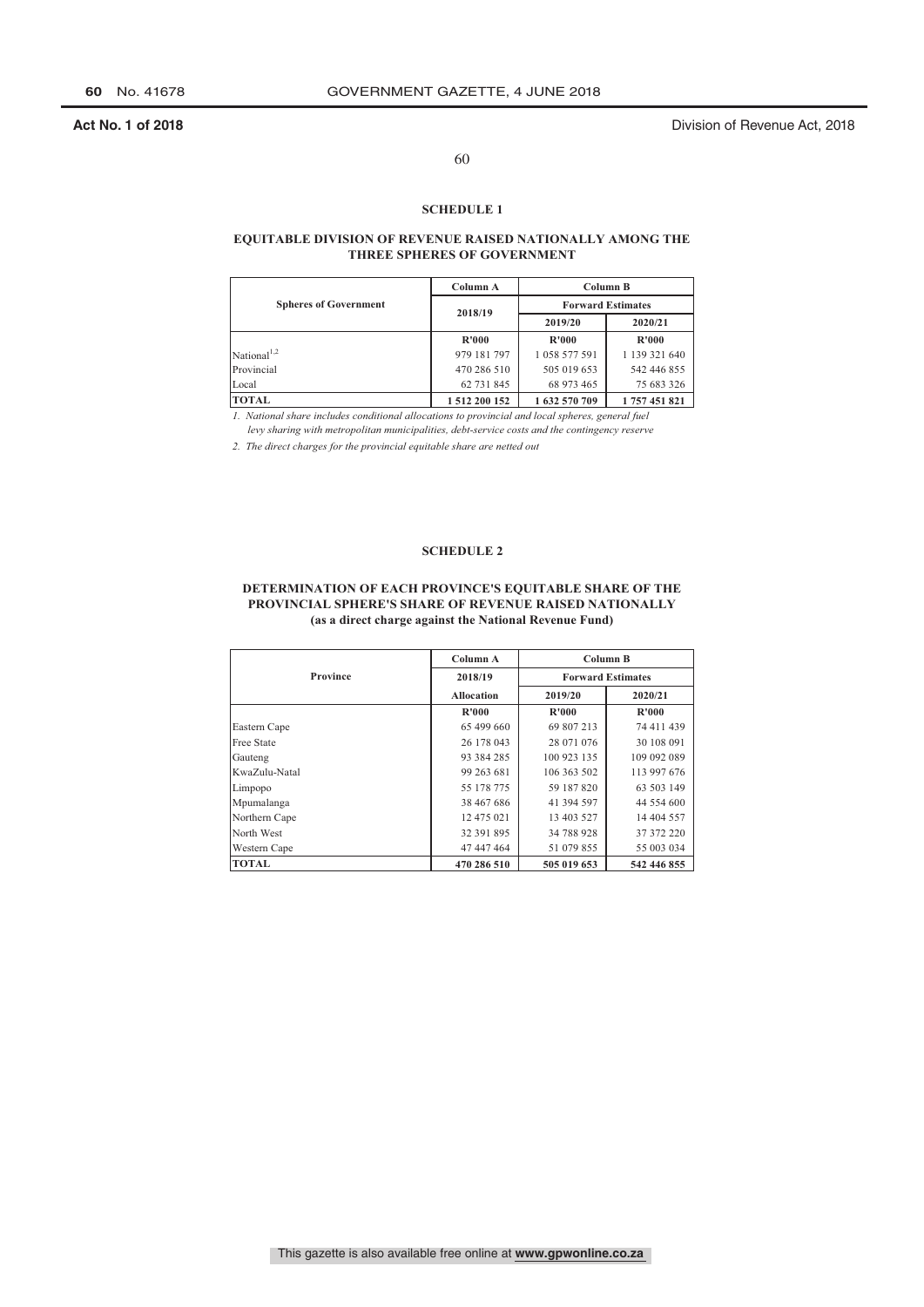## SCHEDULE 1

### EQUITABLE DIVISION OF REVENUE RAISED NATIONALLY AMONG THE THREE SPHERES OF GOVERNMENT

| Spheres of Government | Column A | Column B | |
|---|---|---|---|
| | 2018/19 | Forward Estimates | |
| | | 2019/20 | 2020/21 |
| | R'000 | R'000 | R'000 |
| National[1,2] | 979 181 797 | 1 058 577 591 | 1 139 321 640 |
| Provincial | 470 286 510 | 505 019 653 | 542 446 855 |
| Local | 62 731 845 | 68 973 465 | 75 683 326 |
| **TOTAL** | **1 512 200 152** | **1 632 570 709** | **1 757 451 821** |

*1. National share includes conditional allocations to provincial and local spheres, general fuel levy sharing with metropolitan municipalities, debt-service costs and the contingency reserve*

*2. The direct charges for the provincial equitable share are netted out*

## SCHEDULE 2

### DETERMINATION OF EACH PROVINCE'S EQUITABLE SHARE OF THE PROVINCIAL SPHERE'S SHARE OF REVENUE RAISED NATIONALLY (as a direct charge against the National Revenue Fund)

| Province | Column A | Column B | |
|---|---|---|---|
| | 2018/19 | Forward Estimates | |
| | Allocation | 2019/20 | 2020/21 |
| | R'000 | R'000 | R'000 |
| Eastern Cape | 65 499 660 | 69 807 213 | 74 411 439 |
| Free State | 26 178 043 | 28 071 076 | 30 108 091 |
| Gauteng | 93 384 285 | 100 923 135 | 109 092 089 |
| KwaZulu-Natal | 99 263 681 | 106 363 502 | 113 997 676 |
| Limpopo | 55 178 775 | 59 187 820 | 63 503 149 |
| Mpumalanga | 38 467 686 | 41 394 597 | 44 554 600 |
| Northern Cape | 12 475 021 | 13 403 527 | 14 404 557 |
| North West | 32 391 895 | 34 788 928 | 37 372 220 |
| Western Cape | 47 447 464 | 51 079 855 | 55 003 034 |
| **TOTAL** | **470 286 510** | **505 019 653** | **542 446 855** |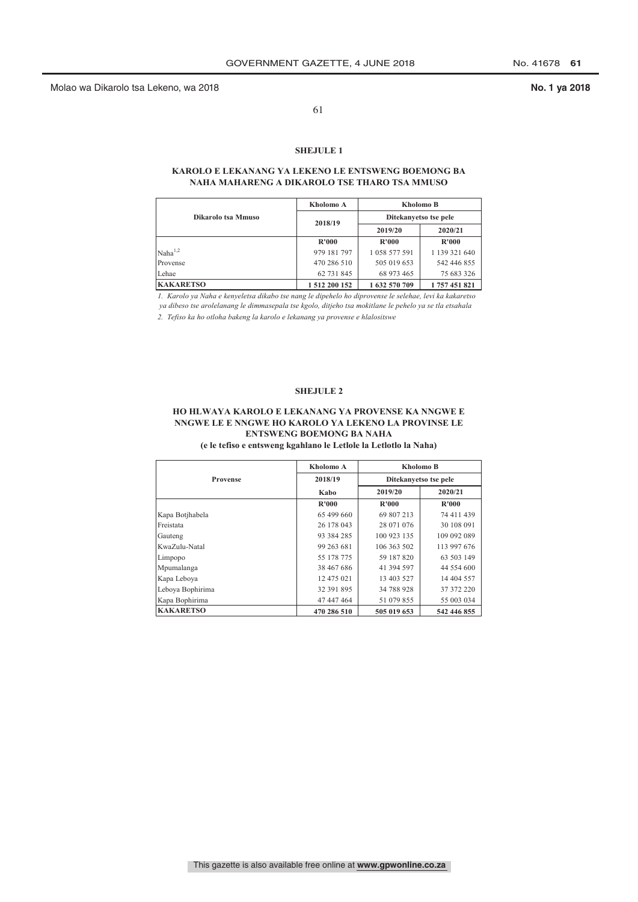## SHEJULE 1

### KAROLO E LEKANANG YA LEKENO LE ENTSWENG BOEMONG BA NAHA MAHARENG A DIKAROLO TSE THARO TSA MMUSO

| Dikarolo tsa Mmuso | Kholomo A | Kholomo B | |
|---|---|---|---|
| | 2018/19 | Ditekanyetso tse pele | |
| | | 2019/20 | 2020/21 |
| | R'000 | R'000 | R'000 |
| Naha[1,2] | 979 181 797 | 1 058 577 591 | 1 139 321 640 |
| Provense | 470 286 510 | 505 019 653 | 542 446 855 |
| Lehae | 62 731 845 | 68 973 465 | 75 683 326 |
| **KAKARETSO** | **1 512 200 152** | **1 632 570 709** | **1 757 451 821** |

*1. Karolo ya Naha e kenyeletsa dikabo tse nang le dipehelo ho diprovense le selehae, levi ka kakaretso ya dibeso tse arolelanang le dimmasepala tse kgolo, ditjeho tsa mokitlane le pehelo ya se tla etsahala*

*2. Tefiso ka ho otloha bakeng la karolo e lekanang ya provense e hlalositswe*

## SHEJULE 2

### HO HLWAYA KAROLO E LEKANANG YA PROVENSE KA NNGWE E NNGWE LE E NNGWE HO KAROLO YA LEKENO LA PROVINSE LE ENTSWENG BOEMONG BA NAHA
**(e le tefiso e entsweng kgahlano le Letlole la Letlotlo la Naha)**

| Provense | Kholomo A | Kholomo B | |
|---|---|---|---|
| | 2018/19 | Ditekanyetso tse pele | |
| | Kabo | 2019/20 | 2020/21 |
| | R'000 | R'000 | R'000 |
| Kapa Botjhabela | 65 499 660 | 69 807 213 | 74 411 439 |
| Freistata | 26 178 043 | 28 071 076 | 30 108 091 |
| Gauteng | 93 384 285 | 100 923 135 | 109 092 089 |
| KwaZulu-Natal | 99 263 681 | 106 363 502 | 113 997 676 |
| Limpopo | 55 178 775 | 59 187 820 | 63 503 149 |
| Mpumalanga | 38 467 686 | 41 394 597 | 44 554 600 |
| Kapa Leboya | 12 475 021 | 13 403 527 | 14 404 557 |
| Leboya Bophirima | 32 391 895 | 34 788 928 | 37 372 220 |
| Kapa Bophirima | 47 447 464 | 51 079 855 | 55 003 034 |
| **KAKARETSO** | **470 286 510** | **505 019 653** | **542 446 855** |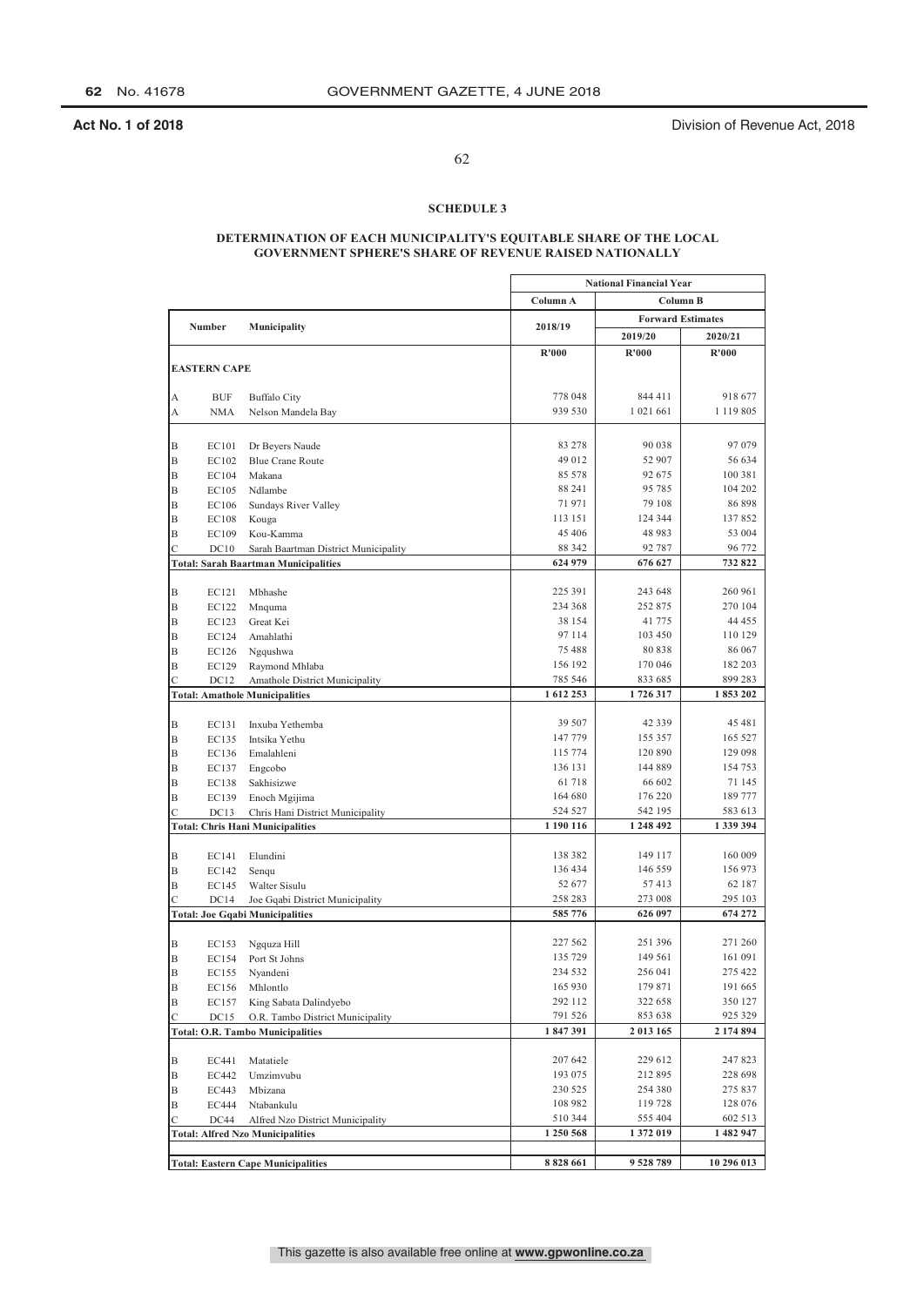## SCHEDULE 3

### DETERMINATION OF EACH MUNICIPALITY'S EQUITABLE SHARE OF THE LOCAL GOVERNMENT SPHERE'S SHARE OF REVENUE RAISED NATIONALLY

| | Number | Municipality | National Financial Year | | |
|---|---|---|---|---|---|
| | | | Column A | Column B | |
| | | | 2018/19 | Forward Estimates | |
| | | | | 2019/20 | 2020/21 |
| | | | R'000 | R'000 | R'000 |
| **EASTERN CAPE** | | | | | |
| A | BUF | Buffalo City | 778 048 | 844 411 | 918 677 |
| A | NMA | Nelson Mandela Bay | 939 530 | 1 021 661 | 1 119 805 |
| B | EC101 | Dr Beyers Naude | 83 278 | 90 038 | 97 079 |
| B | EC102 | Blue Crane Route | 49 012 | 52 907 | 56 634 |
| B | EC104 | Makana | 85 578 | 92 675 | 100 381 |
| B | EC105 | Ndlambe | 88 241 | 95 785 | 104 202 |
| B | EC106 | Sundays River Valley | 71 971 | 79 108 | 86 898 |
| B | EC108 | Kouga | 113 151 | 124 344 | 137 852 |
| B | EC109 | Kou-Kamma | 45 406 | 48 983 | 53 004 |
| C | DC10 | Sarah Baartman District Municipality | 88 342 | 92 787 | 96 772 |
| **Total: Sarah Baartman Municipalities** | | | **624 979** | **676 627** | **732 822** |
| B | EC121 | Mbhashe | 225 391 | 243 648 | 260 961 |
| B | EC122 | Mnquma | 234 368 | 252 875 | 270 104 |
| B | EC123 | Great Kei | 38 154 | 41 775 | 44 455 |
| B | EC124 | Amahlathi | 97 114 | 103 450 | 110 129 |
| B | EC126 | Ngqushwa | 75 488 | 80 838 | 86 067 |
| B | EC129 | Raymond Mhlaba | 156 192 | 170 046 | 182 203 |
| C | DC12 | Amathole District Municipality | 785 546 | 833 685 | 899 283 |
| **Total: Amathole Municipalities** | | | **1 612 253** | **1 726 317** | **1 853 202** |
| B | EC131 | Inxuba Yethemba | 39 507 | 42 339 | 45 481 |
| B | EC135 | Intsika Yethu | 147 779 | 155 357 | 165 527 |
| B | EC136 | Emalahleni | 115 774 | 120 890 | 129 098 |
| B | EC137 | Engcobo | 136 131 | 144 889 | 154 753 |
| B | EC138 | Sakhisizwe | 61 718 | 66 602 | 71 145 |
| B | EC139 | Enoch Mgijima | 164 680 | 176 220 | 189 777 |
| C | DC13 | Chris Hani District Municipality | 524 527 | 542 195 | 583 613 |
| **Total: Chris Hani Municipalities** | | | **1 190 116** | **1 248 492** | **1 339 394** |
| B | EC141 | Elundini | 138 382 | 149 117 | 160 009 |
| B | EC142 | Senqu | 136 434 | 146 559 | 156 973 |
| B | EC145 | Walter Sisulu | 52 677 | 57 413 | 62 187 |
| C | DC14 | Joe Gqabi District Municipality | 258 283 | 273 008 | 295 103 |
| **Total: Joe Gqabi Municipalities** | | | **585 776** | **626 097** | **674 272** |
| B | EC153 | Ngquza Hill | 227 562 | 251 396 | 271 260 |
| B | EC154 | Port St Johns | 135 729 | 149 561 | 161 091 |
| B | EC155 | Nyandeni | 234 532 | 256 041 | 275 422 |
| B | EC156 | Mhlontlo | 165 930 | 179 871 | 191 665 |
| B | EC157 | King Sabata Dalindyebo | 292 112 | 322 658 | 350 127 |
| C | DC15 | O.R. Tambo District Municipality | 791 526 | 853 638 | 925 329 |
| **Total: O.R. Tambo Municipalities** | | | **1 847 391** | **2 013 165** | **2 174 894** |
| B | EC441 | Matatiele | 207 642 | 229 612 | 247 823 |
| B | EC442 | Umzimvubu | 193 075 | 212 895 | 228 698 |
| B | EC443 | Mbizana | 230 525 | 254 380 | 275 837 |
| B | EC444 | Ntabankulu | 108 982 | 119 728 | 128 076 |
| C | DC44 | Alfred Nzo District Municipality | 510 344 | 555 404 | 602 513 |
| **Total: Alfred Nzo Municipalities** | | | **1 250 568** | **1 372 019** | **1 482 947** |
| **Total: Eastern Cape Municipalities** | | | **8 828 661** | **9 528 789** | **10 296 013** |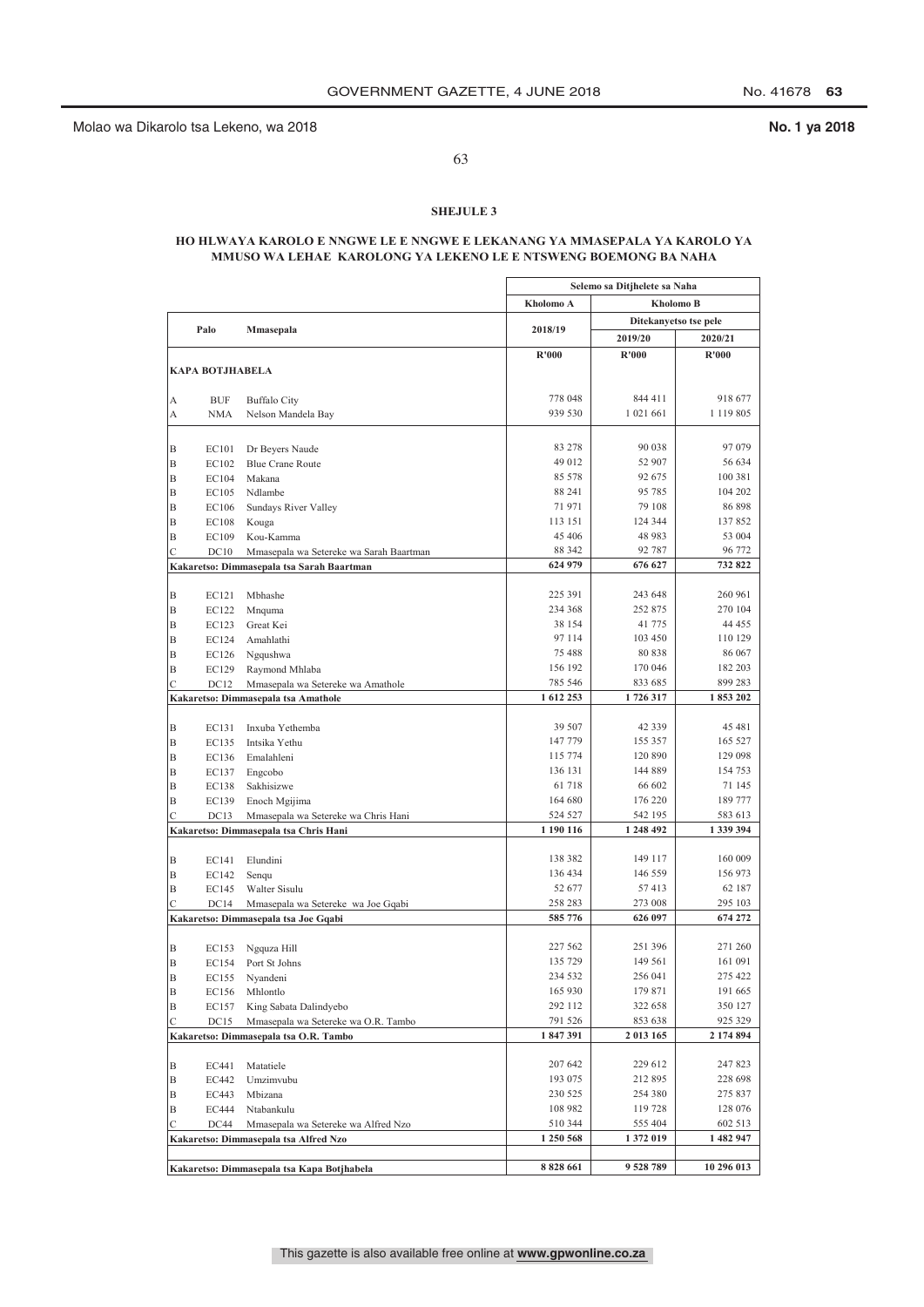Molao wa Dikarolo tsa Lekeno, wa 2018 **No. 1 ya 2018**

## SHEJULE 3

### HO HLWAYA KAROLO E NNGWE LE E NNGWE E LEKANANG YA MMASEPALA YA KAROLO YA MMUSO WA LEHAE KAROLONG YA LEKENO LE E NTSWENG BOEMONG BA NAHA

| | | | Selemo sa Ditjhelete sa Naha | | |
|---|---|---|---|---|---|
| | | | Kholomo A | Kholomo B | |
| | Palo | Mmasepala | 2018/19 | Ditekanyetso tse pele | |
| | | | | 2019/20 | 2020/21 |
| | | | R'000 | R'000 | R'000 |
| **KAPA BOTJHABELA** | | | | | |
| A | BUF | Buffalo City | 778 048 | 844 411 | 918 677 |
| A | NMA | Nelson Mandela Bay | 939 530 | 1 021 661 | 1 119 805 |
| B | EC101 | Dr Beyers Naude | 83 278 | 90 038 | 97 079 |
| B | EC102 | Blue Crane Route | 49 012 | 52 907 | 56 634 |
| B | EC104 | Makana | 85 578 | 92 675 | 100 381 |
| B | EC105 | Ndlambe | 88 241 | 95 785 | 104 202 |
| B | EC106 | Sundays River Valley | 71 971 | 79 108 | 86 898 |
| B | EC108 | Kouga | 113 151 | 124 344 | 137 852 |
| B | EC109 | Kou-Kamma | 45 406 | 48 983 | 53 004 |
| C | DC10 | Mmasepala wa Setereke wa Sarah Baartman | 88 342 | 92 787 | 96 772 |
| **Kakaretso: Dimmasepala tsa Sarah Baartman** | | | **624 979** | **676 627** | **732 822** |
| B | EC121 | Mbhashe | 225 391 | 243 648 | 260 961 |
| B | EC122 | Mnquma | 234 368 | 252 875 | 270 104 |
| B | EC123 | Great Kei | 38 154 | 41 775 | 44 455 |
| B | EC124 | Amahlathi | 97 114 | 103 450 | 110 129 |
| B | EC126 | Ngqushwa | 75 488 | 80 838 | 86 067 |
| B | EC129 | Raymond Mhlaba | 156 192 | 170 046 | 182 203 |
| C | DC12 | Mmasepala wa Setereke wa Amathole | 785 546 | 833 685 | 899 283 |
| **Kakaretso: Dimmasepala tsa Amathole** | | | **1 612 253** | **1 726 317** | **1 853 202** |
| B | EC131 | Inxuba Yethemba | 39 507 | 42 339 | 45 481 |
| B | EC135 | Intsika Yethu | 147 779 | 155 357 | 165 527 |
| B | EC136 | Emalahleni | 115 774 | 120 890 | 129 098 |
| B | EC137 | Engcobo | 136 131 | 144 889 | 154 753 |
| B | EC138 | Sakhisizwe | 61 718 | 66 602 | 71 145 |
| B | EC139 | Enoch Mgijima | 164 680 | 176 220 | 189 777 |
| C | DC13 | Mmasepala wa Setereke wa Chris Hani | 524 527 | 542 195 | 583 613 |
| **Kakaretso: Dimmasepala tsa Chris Hani** | | | **1 190 116** | **1 248 492** | **1 339 394** |
| B | EC141 | Elundini | 138 382 | 149 117 | 160 009 |
| B | EC142 | Senqu | 136 434 | 146 559 | 156 973 |
| B | EC145 | Walter Sisulu | 52 677 | 57 413 | 62 187 |
| C | DC14 | Mmasepala wa Setereke wa Joe Gqabi | 258 283 | 273 008 | 295 103 |
| **Kakaretso: Dimmasepala tsa Joe Gqabi** | | | **585 776** | **626 097** | **674 272** |
| B | EC153 | Ngquza Hill | 227 562 | 251 396 | 271 260 |
| B | EC154 | Port St Johns | 135 729 | 149 561 | 161 091 |
| B | EC155 | Nyandeni | 234 532 | 256 041 | 275 422 |
| B | EC156 | Mhlontlo | 165 930 | 179 871 | 191 665 |
| B | EC157 | King Sabata Dalindyebo | 292 112 | 322 658 | 350 127 |
| C | DC15 | Mmasepala wa Setereke wa O.R. Tambo | 791 526 | 853 638 | 925 329 |
| **Kakaretso: Dimmasepala tsa O.R. Tambo** | | | **1 847 391** | **2 013 165** | **2 174 894** |
| B | EC441 | Matatiele | 207 642 | 229 612 | 247 823 |
| B | EC442 | Umzimvubu | 193 075 | 212 895 | 228 698 |
| B | EC443 | Mbizana | 230 525 | 254 380 | 275 837 |
| B | EC444 | Ntabankulu | 108 982 | 119 728 | 128 076 |
| C | DC44 | Mmasepala wa Setereke wa Alfred Nzo | 510 344 | 555 404 | 602 513 |
| **Kakaretso: Dimmasepala tsa Alfred Nzo** | | | **1 250 568** | **1 372 019** | **1 482 947** |
| **Kakaretso: Dimmasepala tsa Kapa Botjhabela** | | | **8 828 661** | **9 528 789** | **10 296 013** |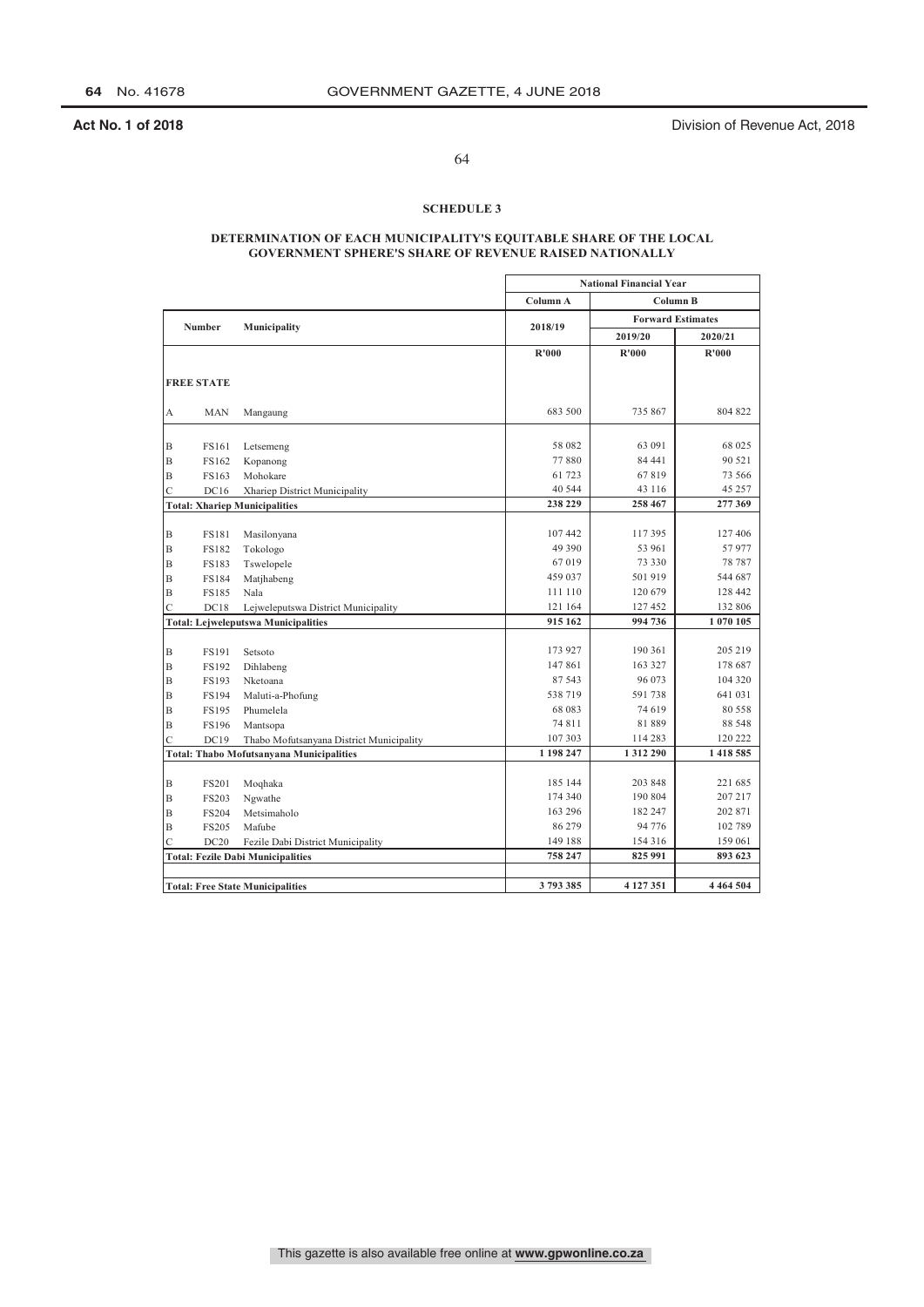Act No. 1 of 2018 — Division of Revenue Act, 2018

**SCHEDULE 3**

**DETERMINATION OF EACH MUNICIPALITY'S EQUITABLE SHARE OF THE LOCAL GOVERNMENT SPHERE'S SHARE OF REVENUE RAISED NATIONALLY**

| | | | National Financial Year | | |
|---|---|---|---|---|---|
| | | | Column A | Column B | |
| Number | | Municipality | 2018/19 | Forward Estimates | |
| | | | | 2019/20 | 2020/21 |
| | | | R'000 | R'000 | R'000 |
| **FREE STATE** | | | | | |
| A | MAN | Mangaung | 683 500 | 735 867 | 804 822 |
| B | FS161 | Letsemeng | 58 082 | 63 091 | 68 025 |
| B | FS162 | Kopanong | 77 880 | 84 441 | 90 521 |
| B | FS163 | Mohokare | 61 723 | 67 819 | 73 566 |
| C | DC16 | Xhariep District Municipality | 40 544 | 43 116 | 45 257 |
| **Total: Xhariep Municipalities** | | | **238 229** | **258 467** | **277 369** |
| B | FS181 | Masilonyana | 107 442 | 117 395 | 127 406 |
| B | FS182 | Tokologo | 49 390 | 53 961 | 57 977 |
| B | FS183 | Tswelopele | 67 019 | 73 330 | 78 787 |
| B | FS184 | Matjhabeng | 459 037 | 501 919 | 544 687 |
| B | FS185 | Nala | 111 110 | 120 679 | 128 442 |
| C | DC18 | Lejweleputswa District Municipality | 121 164 | 127 452 | 132 806 |
| **Total: Lejweleputswa Municipalities** | | | **915 162** | **994 736** | **1 070 105** |
| B | FS191 | Setsoto | 173 927 | 190 361 | 205 219 |
| B | FS192 | Dihlabeng | 147 861 | 163 327 | 178 687 |
| B | FS193 | Nketoana | 87 543 | 96 073 | 104 320 |
| B | FS194 | Maluti-a-Phofung | 538 719 | 591 738 | 641 031 |
| B | FS195 | Phumelela | 68 083 | 74 619 | 80 558 |
| B | FS196 | Mantsopa | 74 811 | 81 889 | 88 548 |
| C | DC19 | Thabo Mofutsanyana District Municipality | 107 303 | 114 283 | 120 222 |
| **Total: Thabo Mofutsanyana Municipalities** | | | **1 198 247** | **1 312 290** | **1 418 585** |
| B | FS201 | Moqhaka | 185 144 | 203 848 | 221 685 |
| B | FS203 | Ngwathe | 174 340 | 190 804 | 207 217 |
| B | FS204 | Metsimaholo | 163 296 | 182 247 | 202 871 |
| B | FS205 | Mafube | 86 279 | 94 776 | 102 789 |
| C | DC20 | Fezile Dabi District Municipality | 149 188 | 154 316 | 159 061 |
| **Total: Fezile Dabi Municipalities** | | | **758 247** | **825 991** | **893 623** |
| **Total: Free State Municipalities** | | | **3 793 385** | **4 127 351** | **4 464 504** |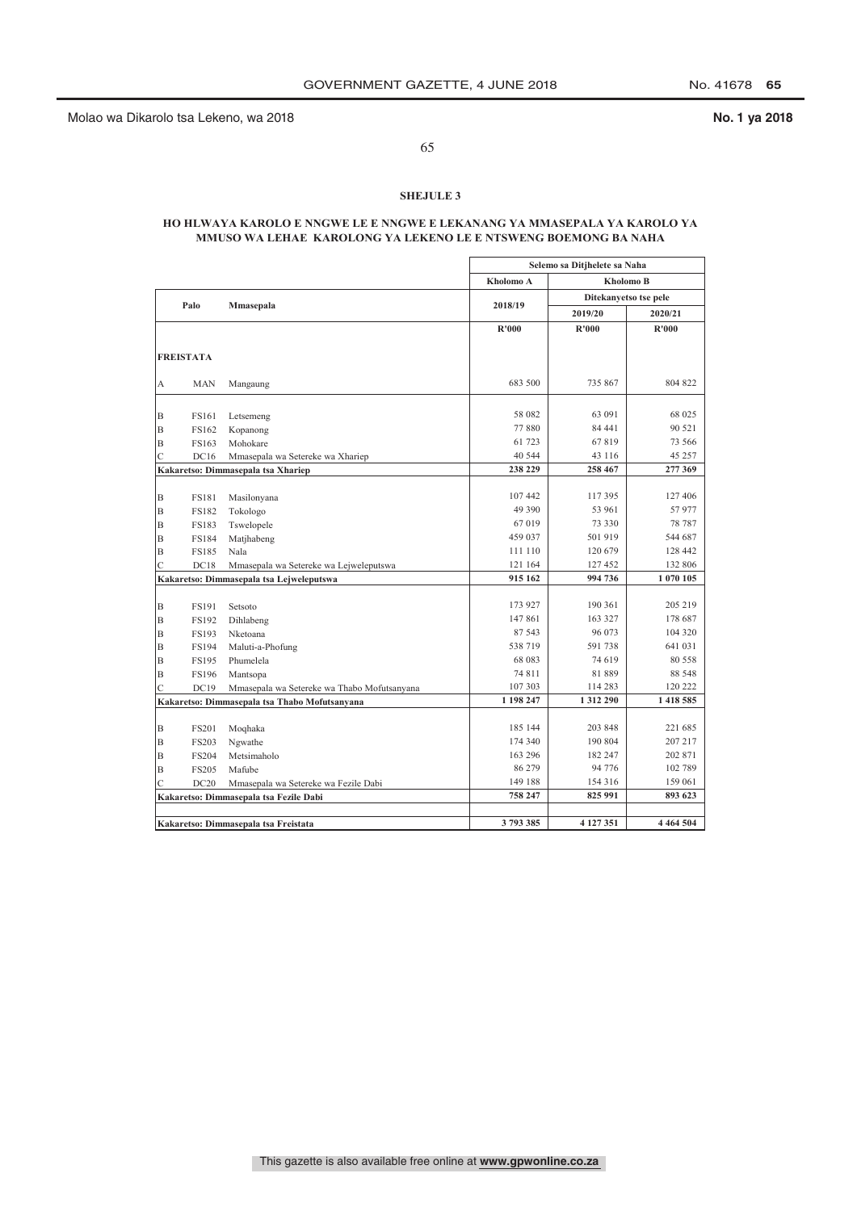Molao wa Dikarolo tsa Lekeno, wa 2018 **No. 1 ya 2018**

### SHEJULE 3

### HO HLWAYA KAROLO E NNGWE LE E NNGWE E LEKANANG YA MMASEPALA YA KAROLO YA MMUSO WA LEHAE KAROLONG YA LEKENO LE E NTSWENG BOEMONG BA NAHA

| | Palo | Mmasepala | Selemo sa Ditjhelete sa Naha | | |
|---|---|---|---|---|---|
| | | | Kholomo A | Kholomo B | |
| | | | 2018/19 | Ditekanyetso tse pele | |
| | | | | 2019/20 | 2020/21 |
| | | | R'000 | R'000 | R'000 |
| **FREISTATA** | | | | | |
| A | MAN | Mangaung | 683 500 | 735 867 | 804 822 |
| B | FS161 | Letsemeng | 58 082 | 63 091 | 68 025 |
| B | FS162 | Kopanong | 77 880 | 84 441 | 90 521 |
| B | FS163 | Mohokare | 61 723 | 67 819 | 73 566 |
| C | DC16 | Mmasepala wa Setereke wa Xhariep | 40 544 | 43 116 | 45 257 |
| **Kakaretso: Dimmasepala tsa Xhariep** | | | **238 229** | **258 467** | **277 369** |
| B | FS181 | Masilonyana | 107 442 | 117 395 | 127 406 |
| B | FS182 | Tokologo | 49 390 | 53 961 | 57 977 |
| B | FS183 | Tswelopele | 67 019 | 73 330 | 78 787 |
| B | FS184 | Matjhabeng | 459 037 | 501 919 | 544 687 |
| B | FS185 | Nala | 111 110 | 120 679 | 128 442 |
| C | DC18 | Mmasepala wa Setereke wa Lejweleputswa | 121 164 | 127 452 | 132 806 |
| **Kakaretso: Dimmasepala tsa Lejweleputswa** | | | **915 162** | **994 736** | **1 070 105** |
| B | FS191 | Setsoto | 173 927 | 190 361 | 205 219 |
| B | FS192 | Dihlabeng | 147 861 | 163 327 | 178 687 |
| B | FS193 | Nketoana | 87 543 | 96 073 | 104 320 |
| B | FS194 | Maluti-a-Phofung | 538 719 | 591 738 | 641 031 |
| B | FS195 | Phumelela | 68 083 | 74 619 | 80 558 |
| B | FS196 | Mantsopa | 74 811 | 81 889 | 88 548 |
| C | DC19 | Mmasepala wa Setereke wa Thabo Mofutsanyana | 107 303 | 114 283 | 120 222 |
| **Kakaretso: Dimmasepala tsa Thabo Mofutsanyana** | | | **1 198 247** | **1 312 290** | **1 418 585** |
| B | FS201 | Moqhaka | 185 144 | 203 848 | 221 685 |
| B | FS203 | Ngwathe | 174 340 | 190 804 | 207 217 |
| B | FS204 | Metsimaholo | 163 296 | 182 247 | 202 871 |
| B | FS205 | Mafube | 86 279 | 94 776 | 102 789 |
| C | DC20 | Mmasepala wa Setereke wa Fezile Dabi | 149 188 | 154 316 | 159 061 |
| **Kakaretso: Dimmasepala tsa Fezile Dabi** | | | **758 247** | **825 991** | **893 623** |
| **Kakaretso: Dimmasepala tsa Freistata** | | | **3 793 385** | **4 127 351** | **4 464 504** |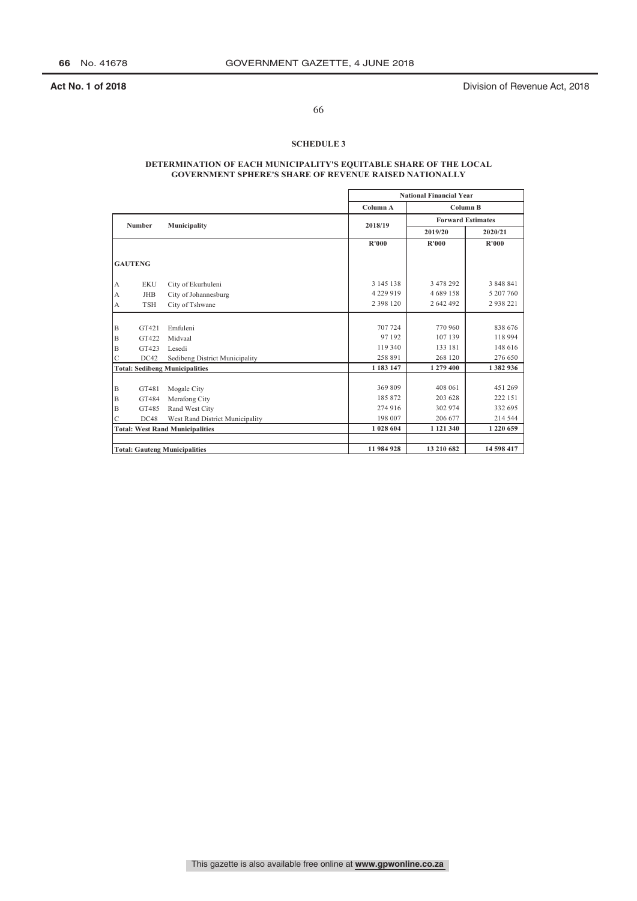Act No. 1 of 2018 — Division of Revenue Act, 2018

## SCHEDULE 3

### DETERMINATION OF EACH MUNICIPALITY'S EQUITABLE SHARE OF THE LOCAL GOVERNMENT SPHERE'S SHARE OF REVENUE RAISED NATIONALLY

| | Number | Municipality | National Financial Year | | |
|---|---|---|---|---|---|
| | | | Column A | Column B | |
| | | | 2018/19 | Forward Estimates | |
| | | | | 2019/20 | 2020/21 |
| | | | R'000 | R'000 | R'000 |
| **GAUTENG** | | | | | |
| A | EKU | City of Ekurhuleni | 3 145 138 | 3 478 292 | 3 848 841 |
| A | JHB | City of Johannesburg | 4 229 919 | 4 689 158 | 5 207 760 |
| A | TSH | City of Tshwane | 2 398 120 | 2 642 492 | 2 938 221 |
| B | GT421 | Emfuleni | 707 724 | 770 960 | 838 676 |
| B | GT422 | Midvaal | 97 192 | 107 139 | 118 994 |
| B | GT423 | Lesedi | 119 340 | 133 181 | 148 616 |
| C | DC42 | Sedibeng District Municipality | 258 891 | 268 120 | 276 650 |
| **Total: Sedibeng Municipalities** | | | **1 183 147** | **1 279 400** | **1 382 936** |
| B | GT481 | Mogale City | 369 809 | 408 061 | 451 269 |
| B | GT484 | Merafong City | 185 872 | 203 628 | 222 151 |
| B | GT485 | Rand West City | 274 916 | 302 974 | 332 695 |
| C | DC48 | West Rand District Municipality | 198 007 | 206 677 | 214 544 |
| **Total: West Rand Municipalities** | | | **1 028 604** | **1 121 340** | **1 220 659** |
| **Total: Gauteng Municipalities** | | | **11 984 928** | **13 210 682** | **14 598 417** |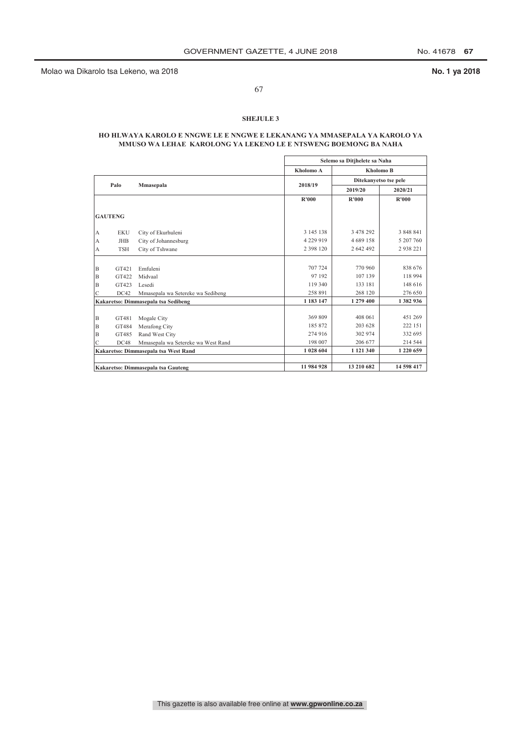## SHEJULE 3

### HO HLWAYA KAROLO E NNGWE LE E NNGWE E LEKANANG YA MMASEPALA YA KAROLO YA MMUSO WA LEHAE KAROLONG YA LEKENO LE E NTSWENG BOEMONG BA NAHA

| | Palo | Mmasepala | Selemo sa Ditjhelete sa Naha | | |
|---|---|---|---|---|---|
| | | | Kholomo A | Kholomo B | |
| | | | 2018/19 | Ditekanyetso tse pele | |
| | | | | 2019/20 | 2020/21 |
| | | | R'000 | R'000 | R'000 |
| **GAUTENG** | | | | | |
| A | EKU | City of Ekurhuleni | 3 145 138 | 3 478 292 | 3 848 841 |
| A | JHB | City of Johannesburg | 4 229 919 | 4 689 158 | 5 207 760 |
| A | TSH | City of Tshwane | 2 398 120 | 2 642 492 | 2 938 221 |
| B | GT421 | Emfuleni | 707 724 | 770 960 | 838 676 |
| B | GT422 | Midvaal | 97 192 | 107 139 | 118 994 |
| B | GT423 | Lesedi | 119 340 | 133 181 | 148 616 |
| C | DC42 | Mmasepala wa Setereke wa Sedibeng | 258 891 | 268 120 | 276 650 |
| **Kakaretso: Dimmasepala tsa Sedibeng** | | | **1 183 147** | **1 279 400** | **1 382 936** |
| B | GT481 | Mogale City | 369 809 | 408 061 | 451 269 |
| B | GT484 | Merafong City | 185 872 | 203 628 | 222 151 |
| B | GT485 | Rand West City | 274 916 | 302 974 | 332 695 |
| C | DC48 | Mmasepala wa Setereke wa West Rand | 198 007 | 206 677 | 214 544 |
| **Kakaretso: Dimmasepala tsa West Rand** | | | **1 028 604** | **1 121 340** | **1 220 659** |
| **Kakaretso: Dimmasepala tsa Gauteng** | | | **11 984 928** | **13 210 682** | **14 598 417** |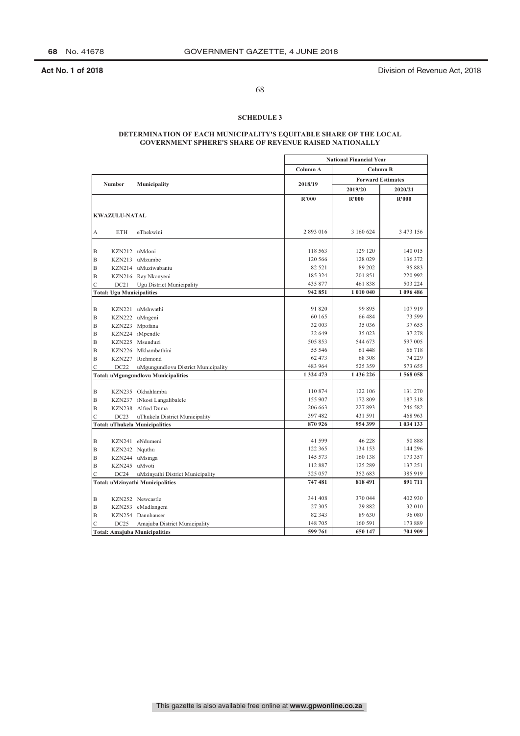## SCHEDULE 3

### DETERMINATION OF EACH MUNICIPALITY'S EQUITABLE SHARE OF THE LOCAL GOVERNMENT SPHERE'S SHARE OF REVENUE RAISED NATIONALLY

| | Number | Municipality | National Financial Year | | |
|---|---|---|---|---|---|
| | | | Column A | Column B | |
| | | | 2018/19 | Forward Estimates | |
| | | | | 2019/20 | 2020/21 |
| | | | R'000 | R'000 | R'000 |
| **KWAZULU-NATAL** | | | | | |
| A | ETH | eThekwini | 2 893 016 | 3 160 624 | 3 473 156 |
| B | KZN212 | uMdoni | 118 563 | 129 120 | 140 015 |
| B | KZN213 | uMzumbe | 120 566 | 128 029 | 136 372 |
| B | KZN214 | uMuziwabantu | 82 521 | 89 202 | 95 883 |
| B | KZN216 | Ray Nkonyeni | 185 324 | 201 851 | 220 992 |
| C | DC21 | Ugu District Municipality | 435 877 | 461 838 | 503 224 |
| **Total: Ugu Municipalities** | | | **942 851** | **1 010 040** | **1 096 486** |
| B | KZN221 | uMshwathi | 91 820 | 99 895 | 107 919 |
| B | KZN222 | uMngeni | 60 165 | 66 484 | 73 599 |
| B | KZN223 | Mpofana | 32 003 | 35 036 | 37 655 |
| B | KZN224 | iMpendle | 32 649 | 35 023 | 37 278 |
| B | KZN225 | Msunduzi | 505 853 | 544 673 | 597 005 |
| B | KZN226 | Mkhambathini | 55 546 | 61 448 | 66 718 |
| B | KZN227 | Richmond | 62 473 | 68 308 | 74 229 |
| C | DC22 | uMgungundlovu District Municipality | 483 964 | 525 359 | 573 655 |
| **Total: uMgungundlovu Municipalities** | | | **1 324 473** | **1 436 226** | **1 568 058** |
| B | KZN235 | Okhahlamba | 110 874 | 122 106 | 131 270 |
| B | KZN237 | iNkosi Langalibalele | 155 907 | 172 809 | 187 318 |
| B | KZN238 | Alfred Duma | 206 663 | 227 893 | 246 582 |
| C | DC23 | uThukela District Municipality | 397 482 | 431 591 | 468 963 |
| **Total: uThukela Municipalities** | | | **870 926** | **954 399** | **1 034 133** |
| B | KZN241 | eNdumeni | 41 599 | 46 228 | 50 888 |
| B | KZN242 | Nquthu | 122 365 | 134 153 | 144 296 |
| B | KZN244 | uMsinga | 145 573 | 160 138 | 173 357 |
| B | KZN245 | uMvoti | 112 887 | 125 289 | 137 251 |
| C | DC24 | uMzinyathi District Municipality | 325 057 | 352 683 | 385 919 |
| **Total: uMzinyathi Municipalities** | | | **747 481** | **818 491** | **891 711** |
| B | KZN252 | Newcastle | 341 408 | 370 044 | 402 930 |
| B | KZN253 | eMadlangeni | 27 305 | 29 882 | 32 010 |
| B | KZN254 | Dannhauser | 82 343 | 89 630 | 96 080 |
| C | DC25 | Amajuba District Municipality | 148 705 | 160 591 | 173 889 |
| **Total: Amajuba Municipalities** | | | **599 761** | **650 147** | **704 909** |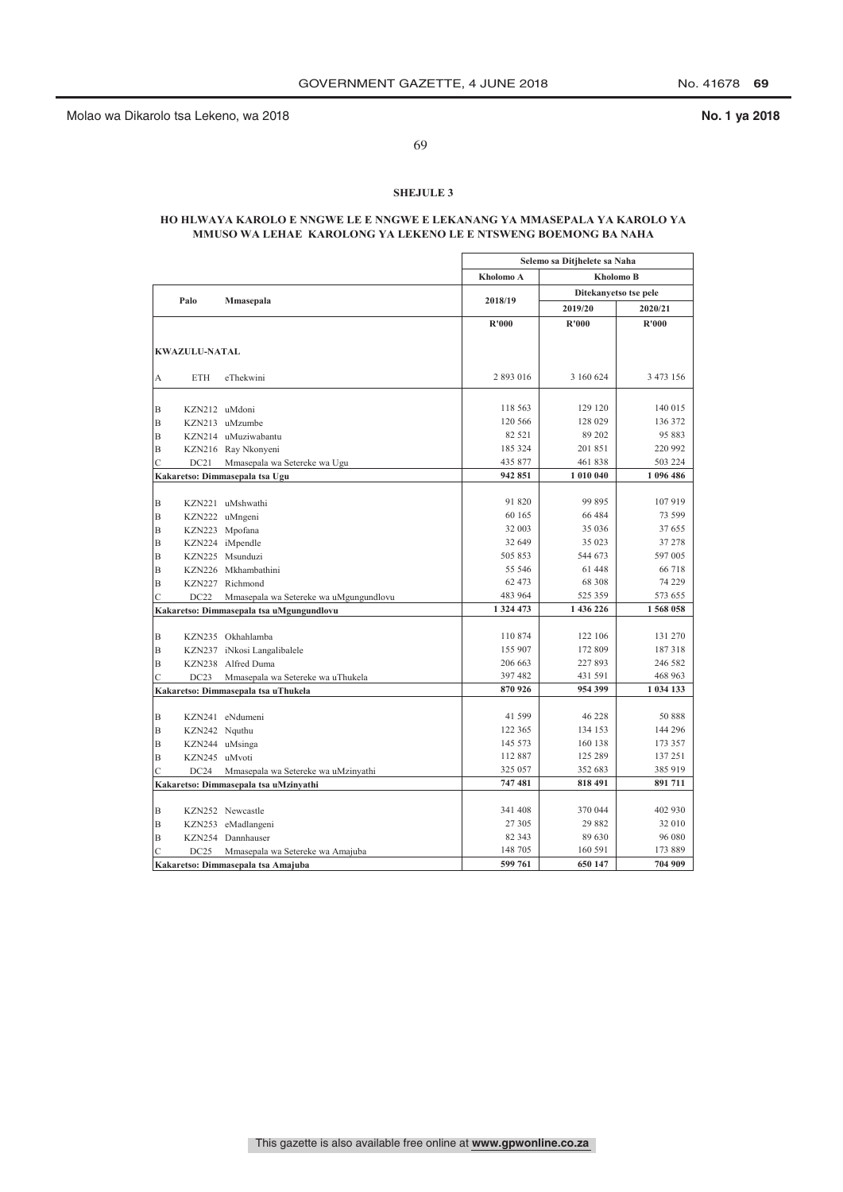Molao wa Dikarolo tsa Lekeno, wa 2018 **No. 1 ya 2018**

**SHEJULE 3**

**HO HLWAYA KAROLO E NNGWE LE E NNGWE E LEKANANG YA MMASEPALA YA KAROLO YA MMUSO WA LEHAE KAROLONG YA LEKENO LE E NTSWENG BOEMONG BA NAHA**

| | Palo | Mmasepala | Selemo sa Ditjhelete sa Naha | | |
|---|---|---|---|---|---|
| | | | Kholomo A | Kholomo B | |
| | | | 2018/19 | Ditekanyetso tse pele | |
| | | | | 2019/20 | 2020/21 |
| | | | R'000 | R'000 | R'000 |
| **KWAZULU-NATAL** | | | | | |
| A | ETH | eThekwini | 2 893 016 | 3 160 624 | 3 473 156 |
| B | KZN212 | uMdoni | 118 563 | 129 120 | 140 015 |
| B | KZN213 | uMzumbe | 120 566 | 128 029 | 136 372 |
| B | KZN214 | uMuziwabantu | 82 521 | 89 202 | 95 883 |
| B | KZN216 | Ray Nkonyeni | 185 324 | 201 851 | 220 992 |
| C | DC21 | Mmasepala wa Setereke wa Ugu | 435 877 | 461 838 | 503 224 |
| **Kakaretso: Dimmasepala tsa Ugu** | | | **942 851** | **1 010 040** | **1 096 486** |
| B | KZN221 | uMshwathi | 91 820 | 99 895 | 107 919 |
| B | KZN222 | uMngeni | 60 165 | 66 484 | 73 599 |
| B | KZN223 | Mpofana | 32 003 | 35 036 | 37 655 |
| B | KZN224 | iMpendle | 32 649 | 35 023 | 37 278 |
| B | KZN225 | Msunduzi | 505 853 | 544 673 | 597 005 |
| B | KZN226 | Mkhambathini | 55 546 | 61 448 | 66 718 |
| B | KZN227 | Richmond | 62 473 | 68 308 | 74 229 |
| C | DC22 | Mmasepala wa Setereke wa uMgungundlovu | 483 964 | 525 359 | 573 655 |
| **Kakaretso: Dimmasepala tsa uMgungundlovu** | | | **1 324 473** | **1 436 226** | **1 568 058** |
| B | KZN235 | Okhahlamba | 110 874 | 122 106 | 131 270 |
| B | KZN237 | iNkosi Langalibalele | 155 907 | 172 809 | 187 318 |
| B | KZN238 | Alfred Duma | 206 663 | 227 893 | 246 582 |
| C | DC23 | Mmasepala wa Setereke wa uThukela | 397 482 | 431 591 | 468 963 |
| **Kakaretso: Dimmasepala tsa uThukela** | | | **870 926** | **954 399** | **1 034 133** |
| B | KZN241 | eNdumeni | 41 599 | 46 228 | 50 888 |
| B | KZN242 | Nquthu | 122 365 | 134 153 | 144 296 |
| B | KZN244 | uMsinga | 145 573 | 160 138 | 173 357 |
| B | KZN245 | uMvoti | 112 887 | 125 289 | 137 251 |
| C | DC24 | Mmasepala wa Setereke wa uMzinyathi | 325 057 | 352 683 | 385 919 |
| **Kakaretso: Dimmasepala tsa uMzinyathi** | | | **747 481** | **818 491** | **891 711** |
| B | KZN252 | Newcastle | 341 408 | 370 044 | 402 930 |
| B | KZN253 | eMadlangeni | 27 305 | 29 882 | 32 010 |
| B | KZN254 | Dannhauser | 82 343 | 89 630 | 96 080 |
| C | DC25 | Mmasepala wa Setereke wa Amajuba | 148 705 | 160 591 | 173 889 |
| **Kakaretso: Dimmasepala tsa Amajuba** | | | **599 761** | **650 147** | **704 909** |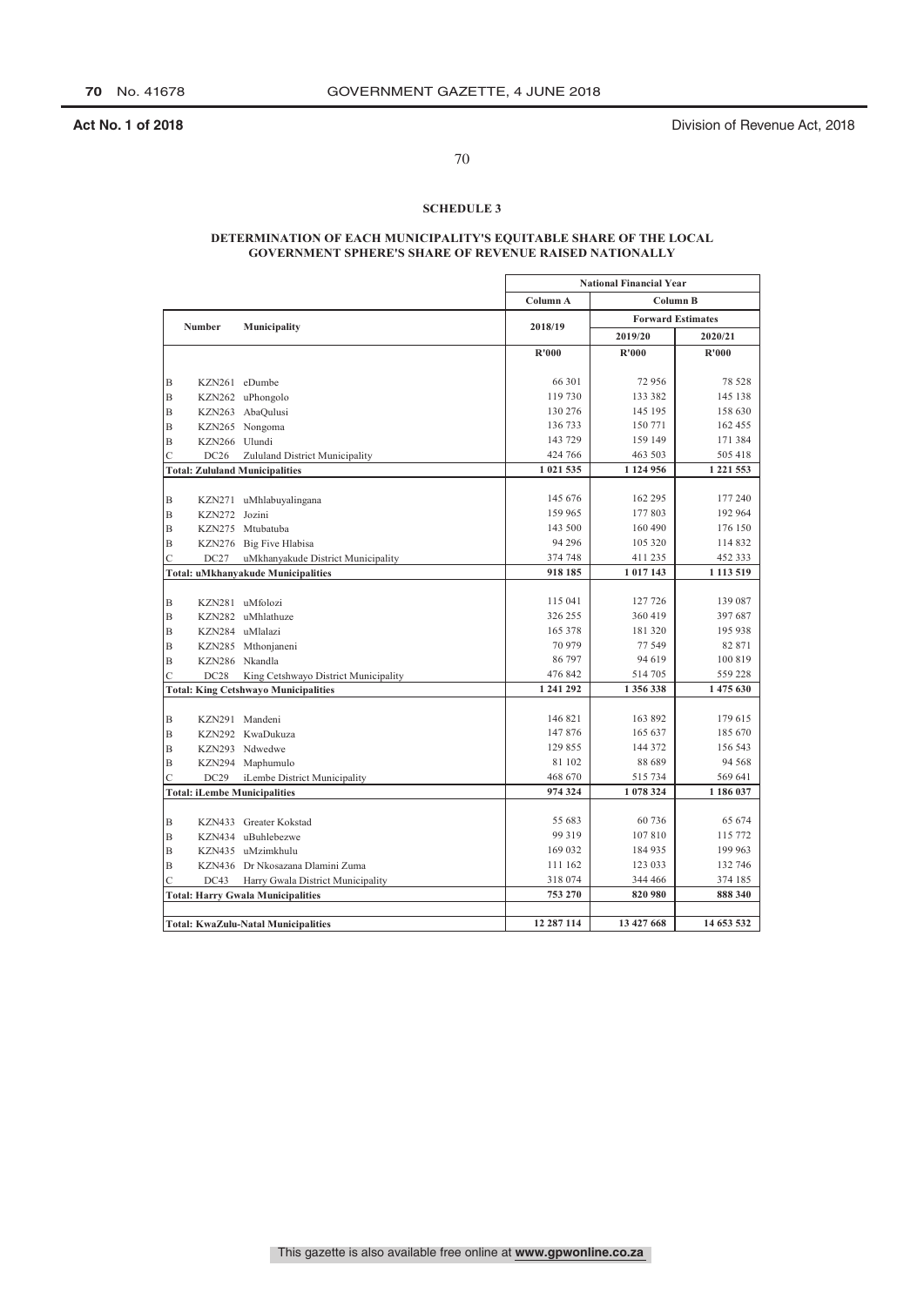**SCHEDULE 3**

**DETERMINATION OF EACH MUNICIPALITY'S EQUITABLE SHARE OF THE LOCAL GOVERNMENT SPHERE'S SHARE OF REVENUE RAISED NATIONALLY**

| | Number | Municipality | National Financial Year | | |
|---|---|---|---|---|---|
| | | | Column A | Column B | |
| | | | 2018/19 | Forward Estimates | |
| | | | | 2019/20 | 2020/21 |
| | | | R'000 | R'000 | R'000 |
| B | KZN261 | eDumbe | 66 301 | 72 956 | 78 528 |
| B | KZN262 | uPhongolo | 119 730 | 133 382 | 145 138 |
| B | KZN263 | AbaQulusi | 130 276 | 145 195 | 158 630 |
| B | KZN265 | Nongoma | 136 733 | 150 771 | 162 455 |
| B | KZN266 | Ulundi | 143 729 | 159 149 | 171 384 |
| C | DC26 | Zululand District Municipality | 424 766 | 463 503 | 505 418 |
| **Total: Zululand Municipalities** | | | **1 021 535** | **1 124 956** | **1 221 553** |
| B | KZN271 | uMhlabuyalingana | 145 676 | 162 295 | 177 240 |
| B | KZN272 | Jozini | 159 965 | 177 803 | 192 964 |
| B | KZN275 | Mtubatuba | 143 500 | 160 490 | 176 150 |
| B | KZN276 | Big Five Hlabisa | 94 296 | 105 320 | 114 832 |
| C | DC27 | uMkhanyakude District Municipality | 374 748 | 411 235 | 452 333 |
| **Total: uMkhanyakude Municipalities** | | | **918 185** | **1 017 143** | **1 113 519** |
| B | KZN281 | uMfolozi | 115 041 | 127 726 | 139 087 |
| B | KZN282 | uMhlathuze | 326 255 | 360 419 | 397 687 |
| B | KZN284 | uMlalazi | 165 378 | 181 320 | 195 938 |
| B | KZN285 | Mthonjaneni | 70 979 | 77 549 | 82 871 |
| B | KZN286 | Nkandla | 86 797 | 94 619 | 100 819 |
| C | DC28 | King Cetshwayo District Municipality | 476 842 | 514 705 | 559 228 |
| **Total: King Cetshwayo Municipalities** | | | **1 241 292** | **1 356 338** | **1 475 630** |
| B | KZN291 | Mandeni | 146 821 | 163 892 | 179 615 |
| B | KZN292 | KwaDukuza | 147 876 | 165 637 | 185 670 |
| B | KZN293 | Ndwedwe | 129 855 | 144 372 | 156 543 |
| B | KZN294 | Maphumulo | 81 102 | 88 689 | 94 568 |
| C | DC29 | iLembe District Municipality | 468 670 | 515 734 | 569 641 |
| **Total: iLembe Municipalities** | | | **974 324** | **1 078 324** | **1 186 037** |
| B | KZN433 | Greater Kokstad | 55 683 | 60 736 | 65 674 |
| B | KZN434 | uBuhlebezwe | 99 319 | 107 810 | 115 772 |
| B | KZN435 | uMzimkhulu | 169 032 | 184 935 | 199 963 |
| B | KZN436 | Dr Nkosazana Dlamini Zuma | 111 162 | 123 033 | 132 746 |
| C | DC43 | Harry Gwala District Municipality | 318 074 | 344 466 | 374 185 |
| **Total: Harry Gwala Municipalities** | | | **753 270** | **820 980** | **888 340** |
| **Total: KwaZulu-Natal Municipalities** | | | **12 287 114** | **13 427 668** | **14 653 532** |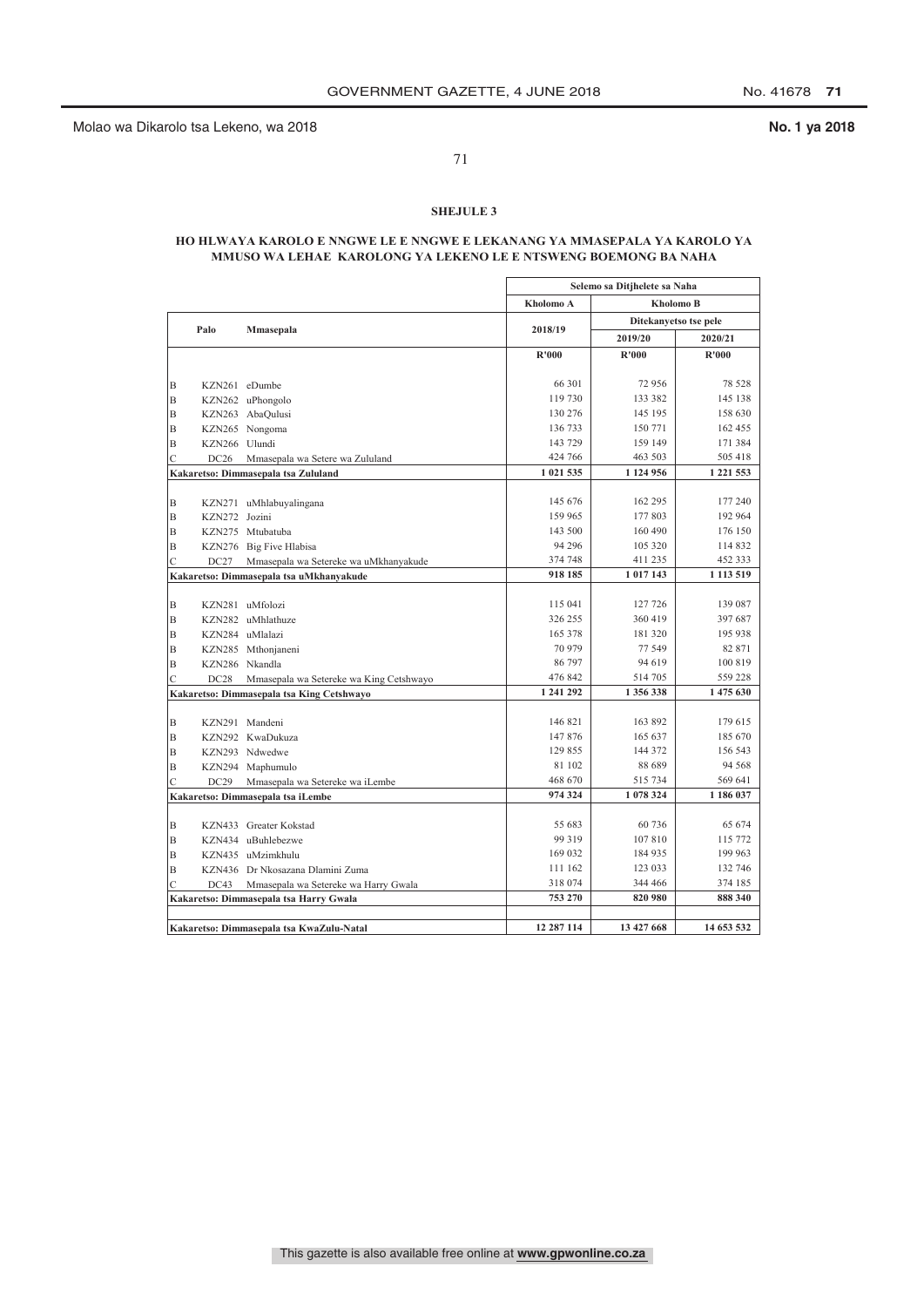Molao wa Dikarolo tsa Lekeno, wa 2018 **No. 1 ya 2018**

### SHEJULE 3

#### HO HLWAYA KAROLO E NNGWE LE E NNGWE E LEKANANG YA MMASEPALA YA KAROLO YA MMUSO WA LEHAE KAROLONG YA LEKENO LE E NTSWENG BOEMONG BA NAHA

| | Palo | Mmasepala | Selemo sa Ditjhelete sa Naha | | |
|---|---|---|---|---|---|
| | | | Kholomo A | Kholomo B | |
| | | | 2018/19 | Ditekanyetso tse pele | |
| | | | | 2019/20 | 2020/21 |
| | | | R'000 | R'000 | R'000 |
| B | KZN261 | eDumbe | 66 301 | 72 956 | 78 528 |
| B | KZN262 | uPhongolo | 119 730 | 133 382 | 145 138 |
| B | KZN263 | AbaQulusi | 130 276 | 145 195 | 158 630 |
| B | KZN265 | Nongoma | 136 733 | 150 771 | 162 455 |
| B | KZN266 | Ulundi | 143 729 | 159 149 | 171 384 |
| C | DC26 | Mmasepala wa Setere wa Zululand | 424 766 | 463 503 | 505 418 |
| **Kakaretso: Dimmasepala tsa Zululand** | | | **1 021 535** | **1 124 956** | **1 221 553** |
| B | KZN271 | uMhlabuyalingana | 145 676 | 162 295 | 177 240 |
| B | KZN272 | Jozini | 159 965 | 177 803 | 192 964 |
| B | KZN275 | Mtubatuba | 143 500 | 160 490 | 176 150 |
| B | KZN276 | Big Five Hlabisa | 94 296 | 105 320 | 114 832 |
| C | DC27 | Mmasepala wa Setereke wa uMkhanyakude | 374 748 | 411 235 | 452 333 |
| **Kakaretso: Dimmasepala tsa uMkhanyakude** | | | **918 185** | **1 017 143** | **1 113 519** |
| B | KZN281 | uMfolozi | 115 041 | 127 726 | 139 087 |
| B | KZN282 | uMhlathuze | 326 255 | 360 419 | 397 687 |
| B | KZN284 | uMlalazi | 165 378 | 181 320 | 195 938 |
| B | KZN285 | Mthonjaneni | 70 979 | 77 549 | 82 871 |
| B | KZN286 | Nkandla | 86 797 | 94 619 | 100 819 |
| C | DC28 | Mmasepala wa Setereke wa King Cetshwayo | 476 842 | 514 705 | 559 228 |
| **Kakaretso: Dimmasepala tsa King Cetshwayo** | | | **1 241 292** | **1 356 338** | **1 475 630** |
| B | KZN291 | Mandeni | 146 821 | 163 892 | 179 615 |
| B | KZN292 | KwaDukuza | 147 876 | 165 637 | 185 670 |
| B | KZN293 | Ndwedwe | 129 855 | 144 372 | 156 543 |
| B | KZN294 | Maphumulo | 81 102 | 88 689 | 94 568 |
| C | DC29 | Mmasepala wa Setereke wa iLembe | 468 670 | 515 734 | 569 641 |
| **Kakaretso: Dimmasepala tsa iLembe** | | | **974 324** | **1 078 324** | **1 186 037** |
| B | KZN433 | Greater Kokstad | 55 683 | 60 736 | 65 674 |
| B | KZN434 | uBuhlebezwe | 99 319 | 107 810 | 115 772 |
| B | KZN435 | uMzimkhulu | 169 032 | 184 935 | 199 963 |
| B | KZN436 | Dr Nkosazana Dlamini Zuma | 111 162 | 123 033 | 132 746 |
| C | DC43 | Mmasepala wa Setereke wa Harry Gwala | 318 074 | 344 466 | 374 185 |
| **Kakaretso: Dimmasepala tsa Harry Gwala** | | | **753 270** | **820 980** | **888 340** |
| **Kakaretso: Dimmasepala tsa KwaZulu-Natal** | | | **12 287 114** | **13 427 668** | **14 653 532** |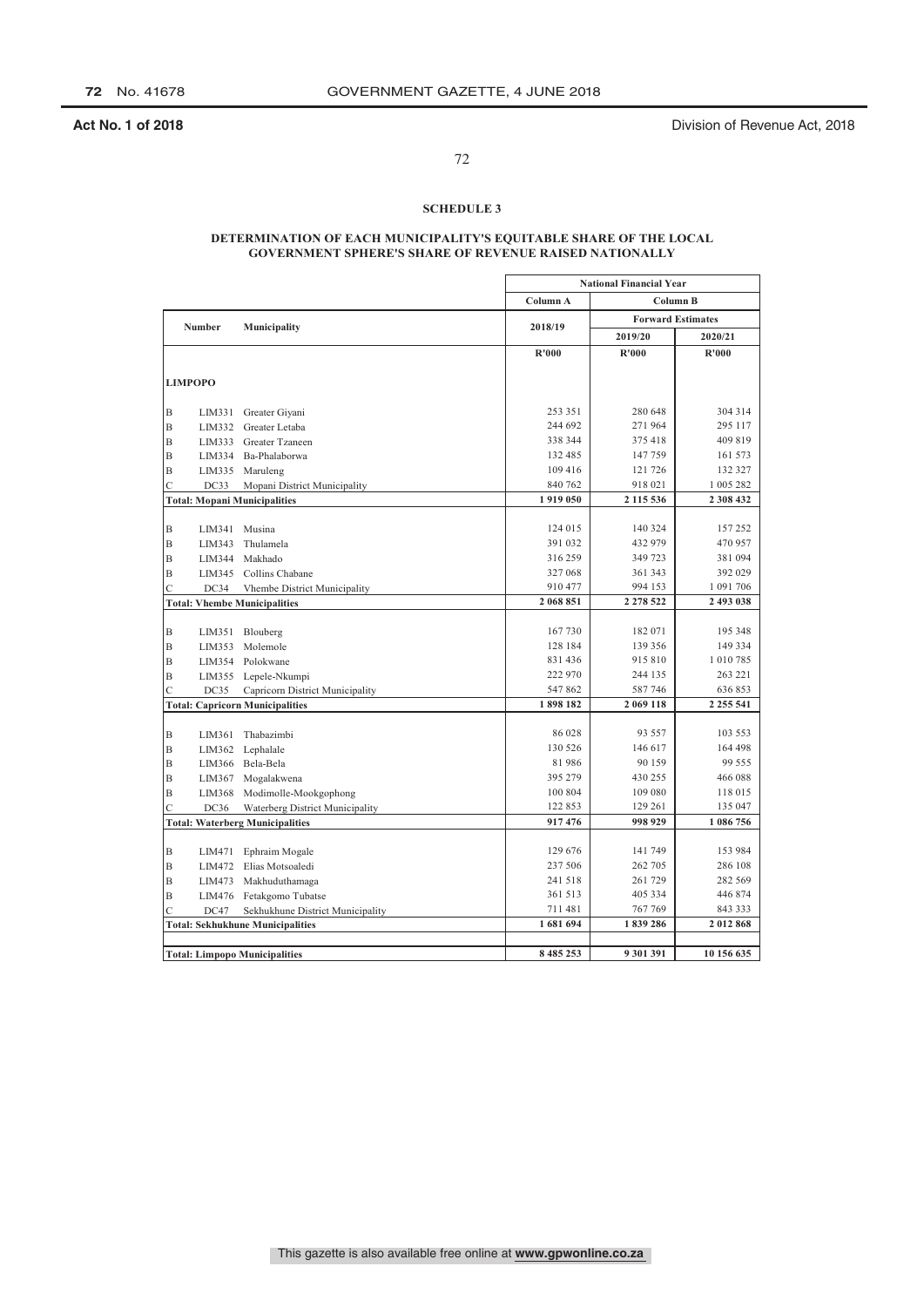Act No. 1 of 2018 — Division of Revenue Act, 2018

## SCHEDULE 3

### DETERMINATION OF EACH MUNICIPALITY'S EQUITABLE SHARE OF THE LOCAL GOVERNMENT SPHERE'S SHARE OF REVENUE RAISED NATIONALLY

| | Number | Municipality | National Financial Year | | |
|---|---|---|---|---|---|
| | | | Column A | Column B | |
| | | | 2018/19 | Forward Estimates | |
| | | | | 2019/20 | 2020/21 |
| | | | R'000 | R'000 | R'000 |
| **LIMPOPO** | | | | | |
| B | LIM331 | Greater Giyani | 253 351 | 280 648 | 304 314 |
| B | LIM332 | Greater Letaba | 244 692 | 271 964 | 295 117 |
| B | LIM333 | Greater Tzaneen | 338 344 | 375 418 | 409 819 |
| B | LIM334 | Ba-Phalaborwa | 132 485 | 147 759 | 161 573 |
| B | LIM335 | Maruleng | 109 416 | 121 726 | 132 327 |
| C | DC33 | Mopani District Municipality | 840 762 | 918 021 | 1 005 282 |
| **Total: Mopani Municipalities** | | | **1 919 050** | **2 115 536** | **2 308 432** |
| B | LIM341 | Musina | 124 015 | 140 324 | 157 252 |
| B | LIM343 | Thulamela | 391 032 | 432 979 | 470 957 |
| B | LIM344 | Makhado | 316 259 | 349 723 | 381 094 |
| B | LIM345 | Collins Chabane | 327 068 | 361 343 | 392 029 |
| C | DC34 | Vhembe District Municipality | 910 477 | 994 153 | 1 091 706 |
| **Total: Vhembe Municipalities** | | | **2 068 851** | **2 278 522** | **2 493 038** |
| B | LIM351 | Blouberg | 167 730 | 182 071 | 195 348 |
| B | LIM353 | Molemole | 128 184 | 139 356 | 149 334 |
| B | LIM354 | Polokwane | 831 436 | 915 810 | 1 010 785 |
| B | LIM355 | Lepele-Nkumpi | 222 970 | 244 135 | 263 221 |
| C | DC35 | Capricorn District Municipality | 547 862 | 587 746 | 636 853 |
| **Total: Capricorn Municipalities** | | | **1 898 182** | **2 069 118** | **2 255 541** |
| B | LIM361 | Thabazimbi | 86 028 | 93 557 | 103 553 |
| B | LIM362 | Lephalale | 130 526 | 146 617 | 164 498 |
| B | LIM366 | Bela-Bela | 81 986 | 90 159 | 99 555 |
| B | LIM367 | Mogalakwena | 395 279 | 430 255 | 466 088 |
| B | LIM368 | Modimolle-Mookgophong | 100 804 | 109 080 | 118 015 |
| C | DC36 | Waterberg District Municipality | 122 853 | 129 261 | 135 047 |
| **Total: Waterberg Municipalities** | | | **917 476** | **998 929** | **1 086 756** |
| B | LIM471 | Ephraim Mogale | 129 676 | 141 749 | 153 984 |
| B | LIM472 | Elias Motsoaledi | 237 506 | 262 705 | 286 108 |
| B | LIM473 | Makhuduthamaga | 241 518 | 261 729 | 282 569 |
| B | LIM476 | Fetakgomo Tubatse | 361 513 | 405 334 | 446 874 |
| C | DC47 | Sekhukhune District Municipality | 711 481 | 767 769 | 843 333 |
| **Total: Sekhukhune Municipalities** | | | **1 681 694** | **1 839 286** | **2 012 868** |
| **Total: Limpopo Municipalities** | | | **8 485 253** | **9 301 391** | **10 156 635** |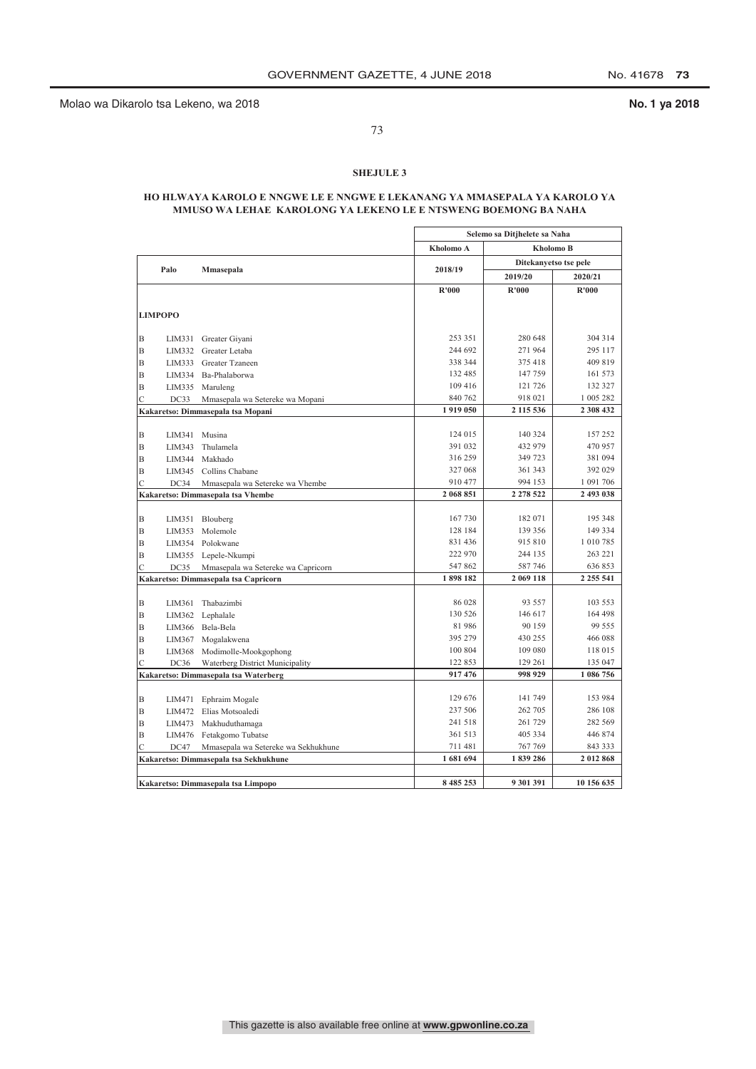**SHEJULE 3**

**HO HLWAYA KAROLO E NNGWE LE E NNGWE E LEKANANG YA MMASEPALA YA KAROLO YA MMUSO WA LEHAE KAROLONG YA LEKENO LE E NTSWENG BOEMONG BA NAHA**

| | Palo | Mmasepala | Selemo sa Ditjhelete sa Naha | | |
|---|---|---|---|---|---|
| | | | Kholomo A | Kholomo B | |
| | | | 2018/19 | Ditekanyetso tse pele | |
| | | | | 2019/20 | 2020/21 |
| | | | R'000 | R'000 | R'000 |
| **LIMPOPO** | | | | | |
| B | LIM331 | Greater Giyani | 253 351 | 280 648 | 304 314 |
| B | LIM332 | Greater Letaba | 244 692 | 271 964 | 295 117 |
| B | LIM333 | Greater Tzaneen | 338 344 | 375 418 | 409 819 |
| B | LIM334 | Ba-Phalaborwa | 132 485 | 147 759 | 161 573 |
| B | LIM335 | Maruleng | 109 416 | 121 726 | 132 327 |
| C | DC33 | Mmasepala wa Setereke wa Mopani | 840 762 | 918 021 | 1 005 282 |
| **Kakaretso: Dimmasepala tsa Mopani** | | | **1 919 050** | **2 115 536** | **2 308 432** |
| B | LIM341 | Musina | 124 015 | 140 324 | 157 252 |
| B | LIM343 | Thulamela | 391 032 | 432 979 | 470 957 |
| B | LIM344 | Makhado | 316 259 | 349 723 | 381 094 |
| B | LIM345 | Collins Chabane | 327 068 | 361 343 | 392 029 |
| C | DC34 | Mmasepala wa Setereke wa Vhembe | 910 477 | 994 153 | 1 091 706 |
| **Kakaretso: Dimmasepala tsa Vhembe** | | | **2 068 851** | **2 278 522** | **2 493 038** |
| B | LIM351 | Blouberg | 167 730 | 182 071 | 195 348 |
| B | LIM353 | Molemole | 128 184 | 139 356 | 149 334 |
| B | LIM354 | Polokwane | 831 436 | 915 810 | 1 010 785 |
| B | LIM355 | Lepele-Nkumpi | 222 970 | 244 135 | 263 221 |
| C | DC35 | Mmasepala wa Setereke wa Capricorn | 547 862 | 587 746 | 636 853 |
| **Kakaretso: Dimmasepala tsa Capricorn** | | | **1 898 182** | **2 069 118** | **2 255 541** |
| B | LIM361 | Thabazimbi | 86 028 | 93 557 | 103 553 |
| B | LIM362 | Lephalale | 130 526 | 146 617 | 164 498 |
| B | LIM366 | Bela-Bela | 81 986 | 90 159 | 99 555 |
| B | LIM367 | Mogalakwena | 395 279 | 430 255 | 466 088 |
| B | LIM368 | Modimolle-Mookgophong | 100 804 | 109 080 | 118 015 |
| C | DC36 | Waterberg District Municipality | 122 853 | 129 261 | 135 047 |
| **Kakaretso: Dimmasepala tsa Waterberg** | | | **917 476** | **998 929** | **1 086 756** |
| B | LIM471 | Ephraim Mogale | 129 676 | 141 749 | 153 984 |
| B | LIM472 | Elias Motsoaledi | 237 506 | 262 705 | 286 108 |
| B | LIM473 | Makhuduthamaga | 241 518 | 261 729 | 282 569 |
| B | LIM476 | Fetakgomo Tubatse | 361 513 | 405 334 | 446 874 |
| C | DC47 | Mmasepala wa Setereke wa Sekhukhune | 711 481 | 767 769 | 843 333 |
| **Kakaretso: Dimmasepala tsa Sekhukhune** | | | **1 681 694** | **1 839 286** | **2 012 868** |
| **Kakaretso: Dimmasepala tsa Limpopo** | | | **8 485 253** | **9 301 391** | **10 156 635** |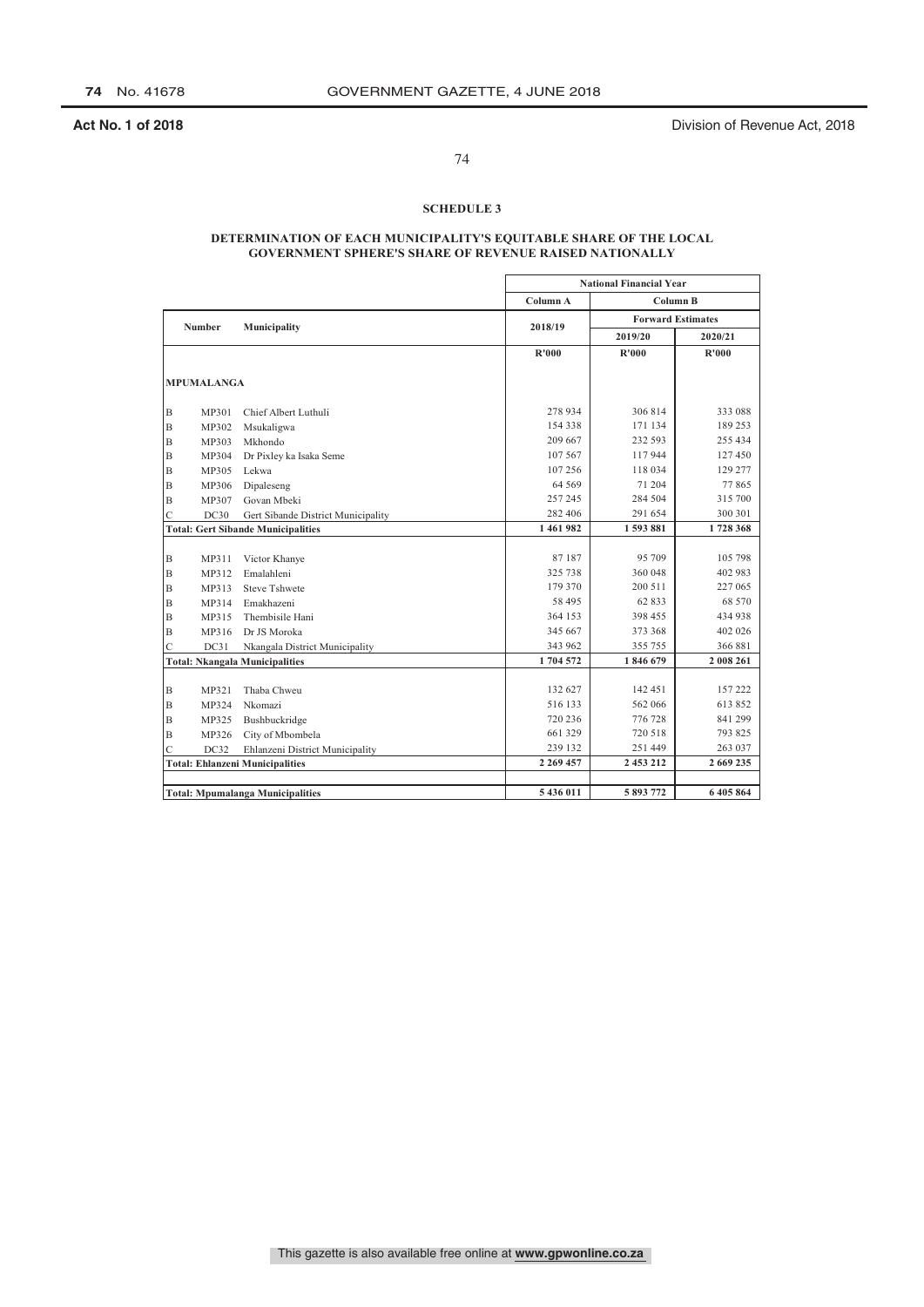Act No. 1 of 2018 Division of Revenue Act, 2018

**SCHEDULE 3**

**DETERMINATION OF EACH MUNICIPALITY'S EQUITABLE SHARE OF THE LOCAL GOVERNMENT SPHERE'S SHARE OF REVENUE RAISED NATIONALLY**

| | Number | Municipality | National Financial Year | | |
|---|---|---|---|---|---|
| | | | Column A | Column B | |
| | | | 2018/19 | Forward Estimates | |
| | | | | 2019/20 | 2020/21 |
| | | | R'000 | R'000 | R'000 |
| | **MPUMALANGA** | | | | |
| B | MP301 | Chief Albert Luthuli | 278 934 | 306 814 | 333 088 |
| B | MP302 | Msukaligwa | 154 338 | 171 134 | 189 253 |
| B | MP303 | Mkhondo | 209 667 | 232 593 | 255 434 |
| B | MP304 | Dr Pixley ka Isaka Seme | 107 567 | 117 944 | 127 450 |
| B | MP305 | Lekwa | 107 256 | 118 034 | 129 277 |
| B | MP306 | Dipaleseng | 64 569 | 71 204 | 77 865 |
| B | MP307 | Govan Mbeki | 257 245 | 284 504 | 315 700 |
| C | DC30 | Gert Sibande District Municipality | 282 406 | 291 654 | 300 301 |
| **Total: Gert Sibande Municipalities** | | | **1 461 982** | **1 593 881** | **1 728 368** |
| B | MP311 | Victor Khanye | 87 187 | 95 709 | 105 798 |
| B | MP312 | Emalahleni | 325 738 | 360 048 | 402 983 |
| B | MP313 | Steve Tshwete | 179 370 | 200 511 | 227 065 |
| B | MP314 | Emakhazeni | 58 495 | 62 833 | 68 570 |
| B | MP315 | Thembisile Hani | 364 153 | 398 455 | 434 938 |
| B | MP316 | Dr JS Moroka | 345 667 | 373 368 | 402 026 |
| C | DC31 | Nkangala District Municipality | 343 962 | 355 755 | 366 881 |
| **Total: Nkangala Municipalities** | | | **1 704 572** | **1 846 679** | **2 008 261** |
| B | MP321 | Thaba Chweu | 132 627 | 142 451 | 157 222 |
| B | MP324 | Nkomazi | 516 133 | 562 066 | 613 852 |
| B | MP325 | Bushbuckridge | 720 236 | 776 728 | 841 299 |
| B | MP326 | City of Mbombela | 661 329 | 720 518 | 793 825 |
| C | DC32 | Ehlanzeni District Municipality | 239 132 | 251 449 | 263 037 |
| **Total: Ehlanzeni Municipalities** | | | **2 269 457** | **2 453 212** | **2 669 235** |
| **Total: Mpumalanga Municipalities** | | | **5 436 011** | **5 893 772** | **6 405 864** |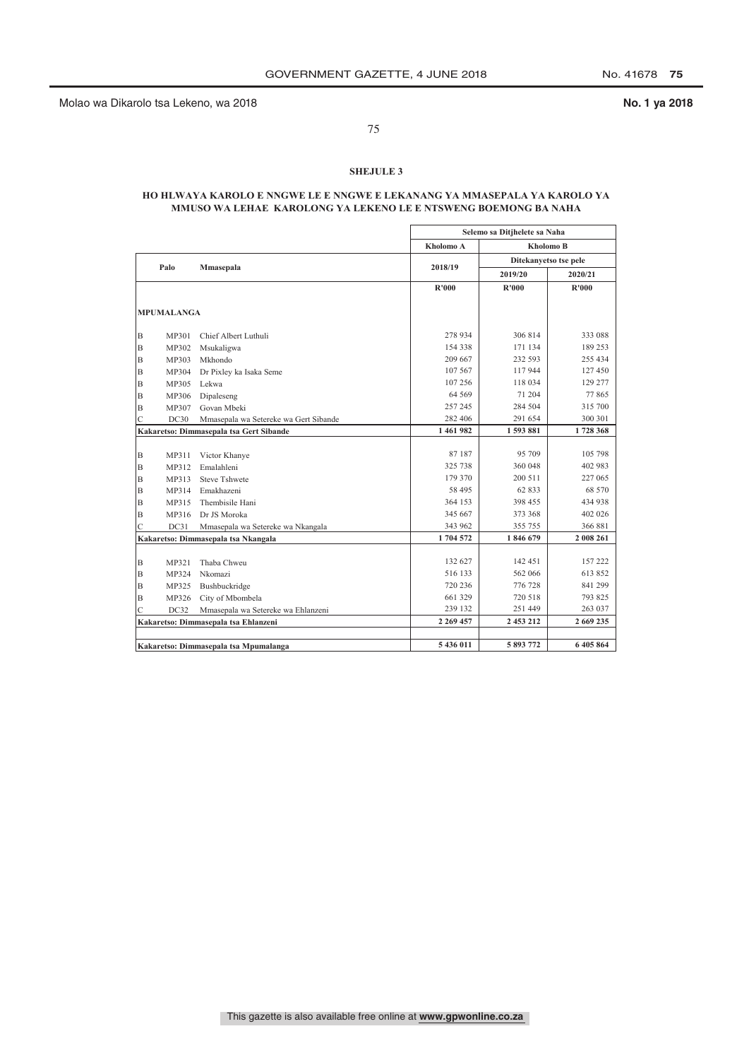## SHEJULE 3

### HO HLWAYA KAROLO E NNGWE LE E NNGWE E LEKANANG YA MMASEPALA YA KAROLO YA MMUSO WA LEHAE KAROLONG YA LEKENO LE E NTSWENG BOEMONG BA NAHA

| | Palo | Mmasepala | Selemo sa Ditjhelete sa Naha | | |
|---|---|---|---|---|---|
| | | | Kholomo A | Kholomo B | |
| | | | 2018/19 | Ditekanyetso tse pele | |
| | | | | 2019/20 | 2020/21 |
| | | | R'000 | R'000 | R'000 |
| **MPUMALANGA** | | | | | |
| B | MP301 | Chief Albert Luthuli | 278 934 | 306 814 | 333 088 |
| B | MP302 | Msukaligwa | 154 338 | 171 134 | 189 253 |
| B | MP303 | Mkhondo | 209 667 | 232 593 | 255 434 |
| B | MP304 | Dr Pixley ka Isaka Seme | 107 567 | 117 944 | 127 450 |
| B | MP305 | Lekwa | 107 256 | 118 034 | 129 277 |
| B | MP306 | Dipaleseng | 64 569 | 71 204 | 77 865 |
| B | MP307 | Govan Mbeki | 257 245 | 284 504 | 315 700 |
| C | DC30 | Mmasepala wa Setereke wa Gert Sibande | 282 406 | 291 654 | 300 301 |
| **Kakaretso: Dimmasepala tsa Gert Sibande** | | | **1 461 982** | **1 593 881** | **1 728 368** |
| B | MP311 | Victor Khanye | 87 187 | 95 709 | 105 798 |
| B | MP312 | Emalahleni | 325 738 | 360 048 | 402 983 |
| B | MP313 | Steve Tshwete | 179 370 | 200 511 | 227 065 |
| B | MP314 | Emakhazeni | 58 495 | 62 833 | 68 570 |
| B | MP315 | Thembisile Hani | 364 153 | 398 455 | 434 938 |
| B | MP316 | Dr JS Moroka | 345 667 | 373 368 | 402 026 |
| C | DC31 | Mmasepala wa Setereke wa Nkangala | 343 962 | 355 755 | 366 881 |
| **Kakaretso: Dimmasepala tsa Nkangala** | | | **1 704 572** | **1 846 679** | **2 008 261** |
| B | MP321 | Thaba Chweu | 132 627 | 142 451 | 157 222 |
| B | MP324 | Nkomazi | 516 133 | 562 066 | 613 852 |
| B | MP325 | Bushbuckridge | 720 236 | 776 728 | 841 299 |
| B | MP326 | City of Mbombela | 661 329 | 720 518 | 793 825 |
| C | DC32 | Mmasepala wa Setereke wa Ehlanzeni | 239 132 | 251 449 | 263 037 |
| **Kakaretso: Dimmasepala tsa Ehlanzeni** | | | **2 269 457** | **2 453 212** | **2 669 235** |
| **Kakaretso: Dimmasepala tsa Mpumalanga** | | | **5 436 011** | **5 893 772** | **6 405 864** |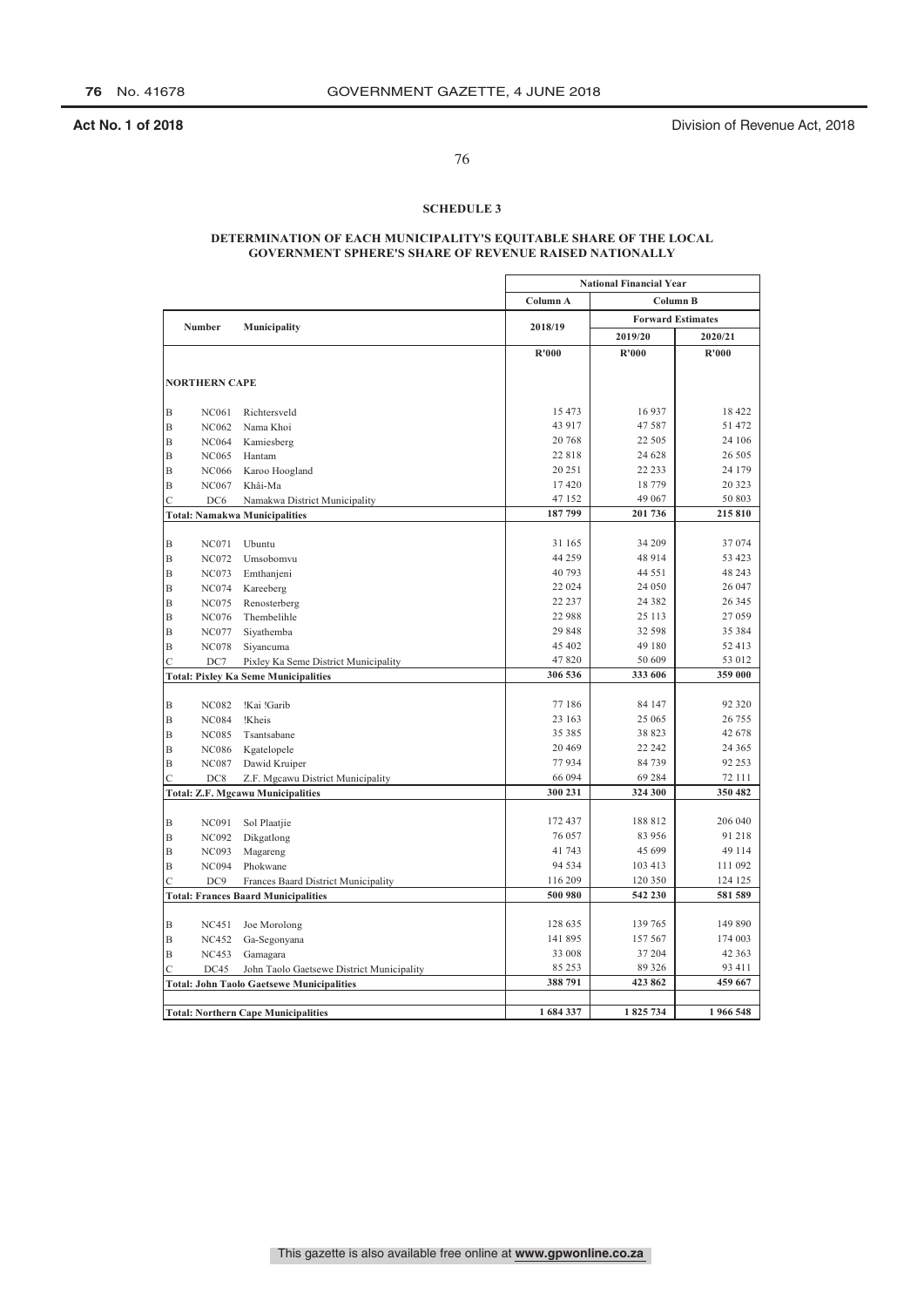Act No. 1 of 2018 | Division of Revenue Act, 2018

## SCHEDULE 3

### DETERMINATION OF EACH MUNICIPALITY'S EQUITABLE SHARE OF THE LOCAL GOVERNMENT SPHERE'S SHARE OF REVENUE RAISED NATIONALLY

| | Number | Municipality | National Financial Year | | |
|---|---|---|---|---|---|
| | | | Column A | Column B | |
| | | | 2018/19 | Forward Estimates | |
| | | | | 2019/20 | 2020/21 |
| | | | R'000 | R'000 | R'000 |
| **NORTHERN CAPE** | | | | | |
| B | NC061 | Richtersveld | 15 473 | 16 937 | 18 422 |
| B | NC062 | Nama Khoi | 43 917 | 47 587 | 51 472 |
| B | NC064 | Kamiesberg | 20 768 | 22 505 | 24 106 |
| B | NC065 | Hantam | 22 818 | 24 628 | 26 505 |
| B | NC066 | Karoo Hoogland | 20 251 | 22 233 | 24 179 |
| B | NC067 | Khâi-Ma | 17 420 | 18 779 | 20 323 |
| C | DC6 | Namakwa District Municipality | 47 152 | 49 067 | 50 803 |
| **Total: Namakwa Municipalities** | | | **187 799** | **201 736** | **215 810** |
| B | NC071 | Ubuntu | 31 165 | 34 209 | 37 074 |
| B | NC072 | Umsobomvu | 44 259 | 48 914 | 53 423 |
| B | NC073 | Emthanjeni | 40 793 | 44 551 | 48 243 |
| B | NC074 | Kareeberg | 22 024 | 24 050 | 26 047 |
| B | NC075 | Renosterberg | 22 237 | 24 382 | 26 345 |
| B | NC076 | Thembelihle | 22 988 | 25 113 | 27 059 |
| B | NC077 | Siyathemba | 29 848 | 32 598 | 35 384 |
| B | NC078 | Siyancuma | 45 402 | 49 180 | 52 413 |
| C | DC7 | Pixley Ka Seme District Municipality | 47 820 | 50 609 | 53 012 |
| **Total: Pixley Ka Seme Municipalities** | | | **306 536** | **333 606** | **359 000** |
| B | NC082 | !Kai !Garib | 77 186 | 84 147 | 92 320 |
| B | NC084 | !Kheis | 23 163 | 25 065 | 26 755 |
| B | NC085 | Tsantsabane | 35 385 | 38 823 | 42 678 |
| B | NC086 | Kgatelopele | 20 469 | 22 242 | 24 365 |
| B | NC087 | Dawid Kruiper | 77 934 | 84 739 | 92 253 |
| C | DC8 | Z.F. Mgcawu District Municipality | 66 094 | 69 284 | 72 111 |
| **Total: Z.F. Mgcawu Municipalities** | | | **300 231** | **324 300** | **350 482** |
| B | NC091 | Sol Plaatjie | 172 437 | 188 812 | 206 040 |
| B | NC092 | Dikgatlong | 76 057 | 83 956 | 91 218 |
| B | NC093 | Magareng | 41 743 | 45 699 | 49 114 |
| B | NC094 | Phokwane | 94 534 | 103 413 | 111 092 |
| C | DC9 | Frances Baard District Municipality | 116 209 | 120 350 | 124 125 |
| **Total: Frances Baard Municipalities** | | | **500 980** | **542 230** | **581 589** |
| B | NC451 | Joe Morolong | 128 635 | 139 765 | 149 890 |
| B | NC452 | Ga-Segonyana | 141 895 | 157 567 | 174 003 |
| B | NC453 | Gamagara | 33 008 | 37 204 | 42 363 |
| C | DC45 | John Taolo Gaetsewe District Municipality | 85 253 | 89 326 | 93 411 |
| **Total: John Taolo Gaetsewe Municipalities** | | | **388 791** | **423 862** | **459 667** |
| **Total: Northern Cape Municipalities** | | | **1 684 337** | **1 825 734** | **1 966 548** |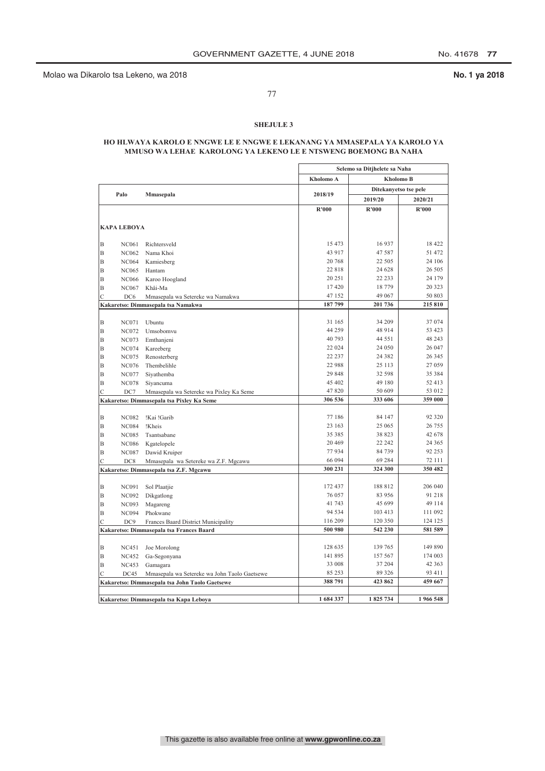Molao wa Dikarolo tsa Lekeno, wa 2018 **No. 1 ya 2018**

**SHEJULE 3**

**HO HLWAYA KAROLO E NNGWE LE E NNGWE E LEKANANG YA MMASEPALA YA KAROLO YA MMUSO WA LEHAE KAROLONG YA LEKENO LE E NTSWENG BOEMONG BA NAHA**

| | Palo | Mmasepala | Selemo sa Ditjhelete sa Naha | | |
|---|---|---|---|---|---|
| | | | Kholomo A | Kholomo B | |
| | | | 2018/19 | Ditekanyetso tse pele | |
| | | | | 2019/20 | 2020/21 |
| | | | R'000 | R'000 | R'000 |
| **KAPA LEBOYA** | | | | | |
| B | NC061 | Richtersveld | 15 473 | 16 937 | 18 422 |
| B | NC062 | Nama Khoi | 43 917 | 47 587 | 51 472 |
| B | NC064 | Kamiesberg | 20 768 | 22 505 | 24 106 |
| B | NC065 | Hantam | 22 818 | 24 628 | 26 505 |
| B | NC066 | Karoo Hoogland | 20 251 | 22 233 | 24 179 |
| B | NC067 | Khâi-Ma | 17 420 | 18 779 | 20 323 |
| C | DC6 | Mmasepala wa Setereke wa Namakwa | 47 152 | 49 067 | 50 803 |
| **Kakaretso: Dimmasepala tsa Namakwa** | | | **187 799** | **201 736** | **215 810** |
| B | NC071 | Ubuntu | 31 165 | 34 209 | 37 074 |
| B | NC072 | Umsobomvu | 44 259 | 48 914 | 53 423 |
| B | NC073 | Emthanjeni | 40 793 | 44 551 | 48 243 |
| B | NC074 | Kareeberg | 22 024 | 24 050 | 26 047 |
| B | NC075 | Renosterberg | 22 237 | 24 382 | 26 345 |
| B | NC076 | Thembelihle | 22 988 | 25 113 | 27 059 |
| B | NC077 | Siyathemba | 29 848 | 32 598 | 35 384 |
| B | NC078 | Siyancuma | 45 402 | 49 180 | 52 413 |
| C | DC7 | Mmasepala wa Setereke wa Pixley Ka Seme | 47 820 | 50 609 | 53 012 |
| **Kakaretso: Dimmasepala tsa Pixley Ka Seme** | | | **306 536** | **333 606** | **359 000** |
| B | NC082 | !Kai !Garib | 77 186 | 84 147 | 92 320 |
| B | NC084 | !Kheis | 23 163 | 25 065 | 26 755 |
| B | NC085 | Tsantsabane | 35 385 | 38 823 | 42 678 |
| B | NC086 | Kgatelopele | 20 469 | 22 242 | 24 365 |
| B | NC087 | Dawid Kruiper | 77 934 | 84 739 | 92 253 |
| C | DC8 | Mmasepala wa Setereke wa Z.F. Mgcawu | 66 094 | 69 284 | 72 111 |
| **Kakaretso: Dimmasepala tsa Z.F. Mgcawu** | | | **300 231** | **324 300** | **350 482** |
| B | NC091 | Sol Plaatjie | 172 437 | 188 812 | 206 040 |
| B | NC092 | Dikgatlong | 76 057 | 83 956 | 91 218 |
| B | NC093 | Magareng | 41 743 | 45 699 | 49 114 |
| B | NC094 | Phokwane | 94 534 | 103 413 | 111 092 |
| C | DC9 | Frances Baard District Municipality | 116 209 | 120 350 | 124 125 |
| **Kakaretso: Dimmasepala tsa Frances Baard** | | | **500 980** | **542 230** | **581 589** |
| B | NC451 | Joe Morolong | 128 635 | 139 765 | 149 890 |
| B | NC452 | Ga-Segonyana | 141 895 | 157 567 | 174 003 |
| B | NC453 | Gamagara | 33 008 | 37 204 | 42 363 |
| C | DC45 | Mmasepala wa Setereke wa John Taolo Gaetsewe | 85 253 | 89 326 | 93 411 |
| **Kakaretso: Dimmasepala tsa John Taolo Gaetsewe** | | | **388 791** | **423 862** | **459 667** |
| **Kakaretso: Dimmasepala tsa Kapa Leboya** | | | **1 684 337** | **1 825 734** | **1 966 548** |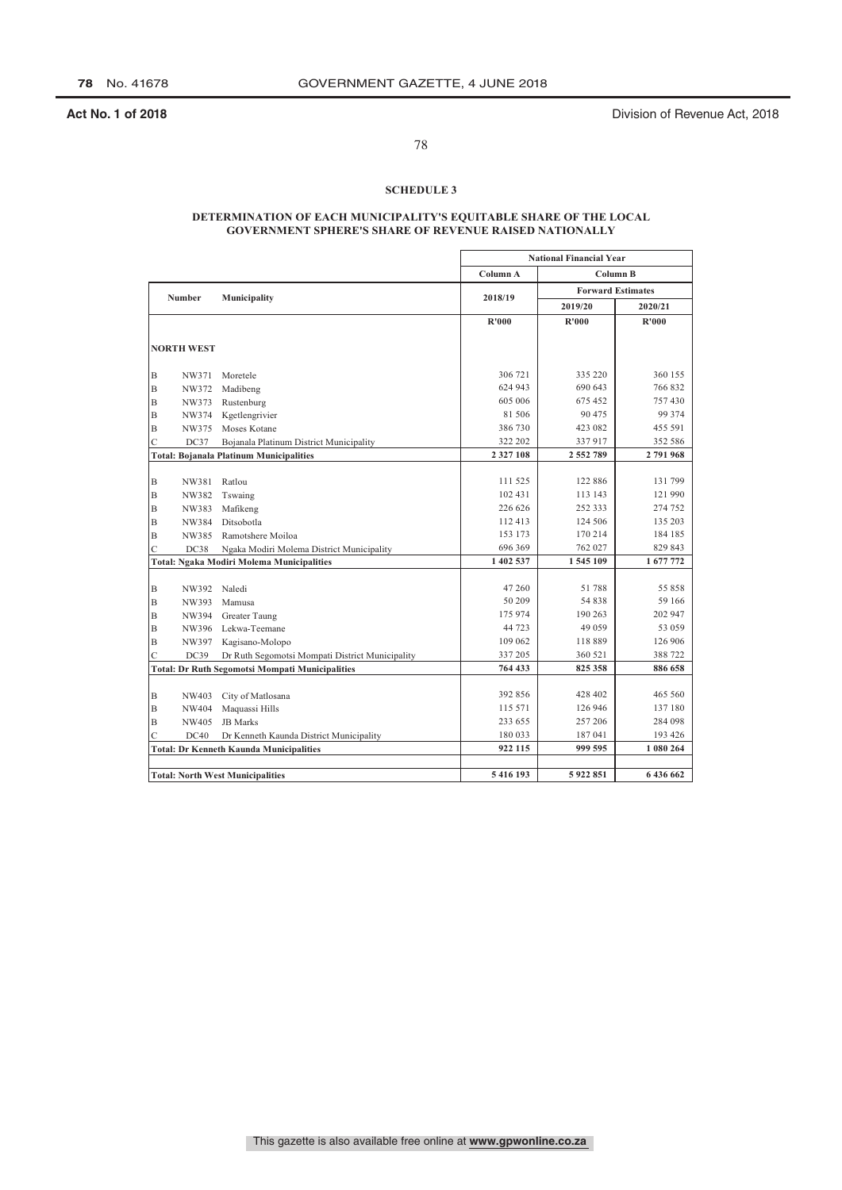## SCHEDULE 3

### DETERMINATION OF EACH MUNICIPALITY'S EQUITABLE SHARE OF THE LOCAL GOVERNMENT SPHERE'S SHARE OF REVENUE RAISED NATIONALLY

| | Number | Municipality | National Financial Year | | |
|---|---|---|---|---|---|
| | | | Column A | Column B | |
| | | | 2018/19 | Forward Estimates | |
| | | | | 2019/20 | 2020/21 |
| | | | R'000 | R'000 | R'000 |
| | **NORTH WEST** | | | | |
| B | NW371 | Moretele | 306 721 | 335 220 | 360 155 |
| B | NW372 | Madibeng | 624 943 | 690 643 | 766 832 |
| B | NW373 | Rustenburg | 605 006 | 675 452 | 757 430 |
| B | NW374 | Kgetlengrivier | 81 506 | 90 475 | 99 374 |
| B | NW375 | Moses Kotane | 386 730 | 423 082 | 455 591 |
| C | DC37 | Bojanala Platinum District Municipality | 322 202 | 337 917 | 352 586 |
| **Total: Bojanala Platinum Municipalities** | | | **2 327 108** | **2 552 789** | **2 791 968** |
| B | NW381 | Ratlou | 111 525 | 122 886 | 131 799 |
| B | NW382 | Tswaing | 102 431 | 113 143 | 121 990 |
| B | NW383 | Mafikeng | 226 626 | 252 333 | 274 752 |
| B | NW384 | Ditsobotla | 112 413 | 124 506 | 135 203 |
| B | NW385 | Ramotshere Moiloa | 153 173 | 170 214 | 184 185 |
| C | DC38 | Ngaka Modiri Molema District Municipality | 696 369 | 762 027 | 829 843 |
| **Total: Ngaka Modiri Molema Municipalities** | | | **1 402 537** | **1 545 109** | **1 677 772** |
| B | NW392 | Naledi | 47 260 | 51 788 | 55 858 |
| B | NW393 | Mamusa | 50 209 | 54 838 | 59 166 |
| B | NW394 | Greater Taung | 175 974 | 190 263 | 202 947 |
| B | NW396 | Lekwa-Teemane | 44 723 | 49 059 | 53 059 |
| B | NW397 | Kagisano-Molopo | 109 062 | 118 889 | 126 906 |
| C | DC39 | Dr Ruth Segomotsi Mompati District Municipality | 337 205 | 360 521 | 388 722 |
| **Total: Dr Ruth Segomotsi Mompati Municipalities** | | | **764 433** | **825 358** | **886 658** |
| B | NW403 | City of Matlosana | 392 856 | 428 402 | 465 560 |
| B | NW404 | Maquassi Hills | 115 571 | 126 946 | 137 180 |
| B | NW405 | JB Marks | 233 655 | 257 206 | 284 098 |
| C | DC40 | Dr Kenneth Kaunda District Municipality | 180 033 | 187 041 | 193 426 |
| **Total: Dr Kenneth Kaunda Municipalities** | | | **922 115** | **999 595** | **1 080 264** |
| **Total: North West Municipalities** | | | **5 416 193** | **5 922 851** | **6 436 662** |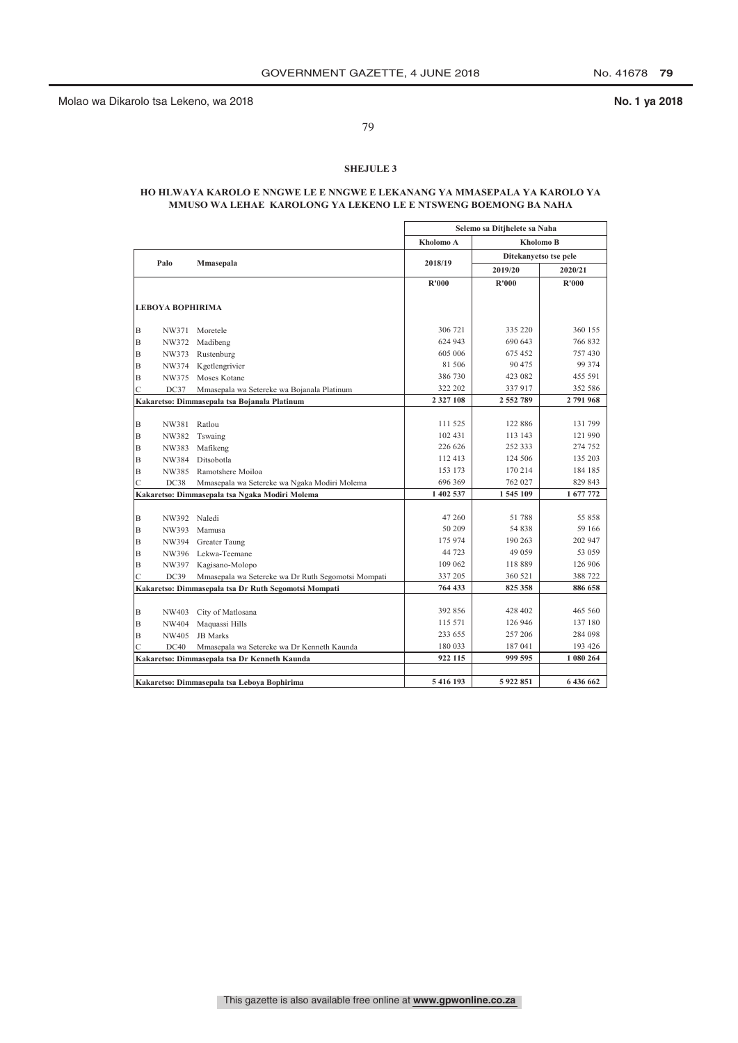Molao wa Dikarolo tsa Lekeno, wa 2018 **No. 1 ya 2018**

## SHEJULE 3

### HO HLWAYA KAROLO E NNGWE LE E NNGWE E LEKANANG YA MMASEPALA YA KAROLO YA MMUSO WA LEHAE KAROLONG YA LEKENO LE E NTSWENG BOEMONG BA NAHA

| | Palo | Mmasepala | Selemo sa Ditjhelete sa Naha | | |
|---|---|---|---|---|---|
| | | | Kholomo A | Kholomo B | |
| | | | 2018/19 | Ditekanyetso tse pele | |
| | | | | 2019/20 | 2020/21 |
| | | | R'000 | R'000 | R'000 |
| **LEBOYA BOPHIRIMA** | | | | | |
| B | NW371 | Moretele | 306 721 | 335 220 | 360 155 |
| B | NW372 | Madibeng | 624 943 | 690 643 | 766 832 |
| B | NW373 | Rustenburg | 605 006 | 675 452 | 757 430 |
| B | NW374 | Kgetlengrivier | 81 506 | 90 475 | 99 374 |
| B | NW375 | Moses Kotane | 386 730 | 423 082 | 455 591 |
| C | DC37 | Mmasepala wa Setereke wa Bojanala Platinum | 322 202 | 337 917 | 352 586 |
| **Kakaretso: Dimmasepala tsa Bojanala Platinum** | | | **2 327 108** | **2 552 789** | **2 791 968** |
| B | NW381 | Ratlou | 111 525 | 122 886 | 131 799 |
| B | NW382 | Tswaing | 102 431 | 113 143 | 121 990 |
| B | NW383 | Mafikeng | 226 626 | 252 333 | 274 752 |
| B | NW384 | Ditsobotla | 112 413 | 124 506 | 135 203 |
| B | NW385 | Ramotshere Moiloa | 153 173 | 170 214 | 184 185 |
| C | DC38 | Mmasepala wa Setereke wa Ngaka Modiri Molema | 696 369 | 762 027 | 829 843 |
| **Kakaretso: Dimmasepala tsa Ngaka Modiri Molema** | | | **1 402 537** | **1 545 109** | **1 677 772** |
| B | NW392 | Naledi | 47 260 | 51 788 | 55 858 |
| B | NW393 | Mamusa | 50 209 | 54 838 | 59 166 |
| B | NW394 | Greater Taung | 175 974 | 190 263 | 202 947 |
| B | NW396 | Lekwa-Teemane | 44 723 | 49 059 | 53 059 |
| B | NW397 | Kagisano-Molopo | 109 062 | 118 889 | 126 906 |
| C | DC39 | Mmasepala wa Setereke wa Dr Ruth Segomotsi Mompati | 337 205 | 360 521 | 388 722 |
| **Kakaretso: Dimmasepala tsa Dr Ruth Segomotsi Mompati** | | | **764 433** | **825 358** | **886 658** |
| B | NW403 | City of Matlosana | 392 856 | 428 402 | 465 560 |
| B | NW404 | Maquassi Hills | 115 571 | 126 946 | 137 180 |
| B | NW405 | JB Marks | 233 655 | 257 206 | 284 098 |
| C | DC40 | Mmasepala wa Setereke wa Dr Kenneth Kaunda | 180 033 | 187 041 | 193 426 |
| **Kakaretso: Dimmasepala tsa Dr Kenneth Kaunda** | | | **922 115** | **999 595** | **1 080 264** |
| **Kakaretso: Dimmasepala tsa Leboya Bophirima** | | | **5 416 193** | **5 922 851** | **6 436 662** |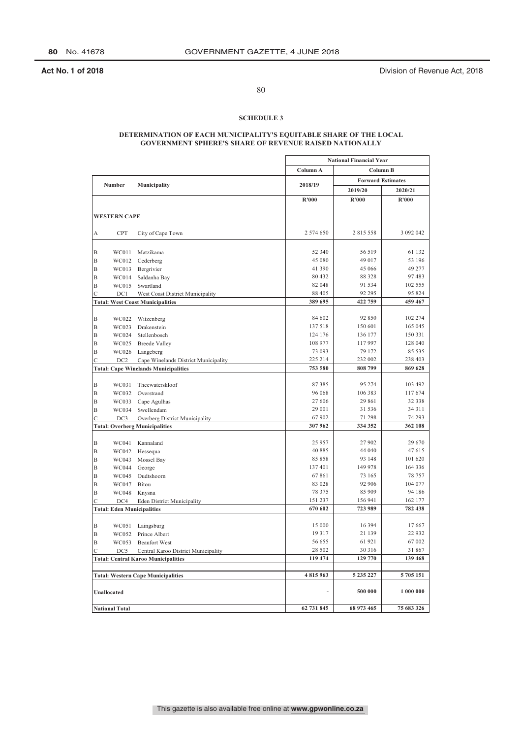## SCHEDULE 3

### DETERMINATION OF EACH MUNICIPALITY'S EQUITABLE SHARE OF THE LOCAL GOVERNMENT SPHERE'S SHARE OF REVENUE RAISED NATIONALLY

| | Number | Municipality | National Financial Year | | |
|---|---|---|---|---|---|
| | | | Column A | Column B | |
| | | | 2018/19 | Forward Estimates | |
| | | | | 2019/20 | 2020/21 |
| | | | R'000 | R'000 | R'000 |
| **WESTERN CAPE** | | | | | |
| A | CPT | City of Cape Town | 2 574 650 | 2 815 558 | 3 092 042 |
| B | WC011 | Matzikama | 52 340 | 56 519 | 61 132 |
| B | WC012 | Cederberg | 45 080 | 49 017 | 53 196 |
| B | WC013 | Bergrivier | 41 390 | 45 066 | 49 277 |
| B | WC014 | Saldanha Bay | 80 432 | 88 328 | 97 483 |
| B | WC015 | Swartland | 82 048 | 91 534 | 102 555 |
| C | DC1 | West Coast District Municipality | 88 405 | 92 295 | 95 824 |
| **Total: West Coast Municipalities** | | | **389 695** | **422 759** | **459 467** |
| B | WC022 | Witzenberg | 84 602 | 92 850 | 102 274 |
| B | WC023 | Drakenstein | 137 518 | 150 601 | 165 045 |
| B | WC024 | Stellenbosch | 124 176 | 136 177 | 150 331 |
| B | WC025 | Breede Valley | 108 977 | 117 997 | 128 040 |
| B | WC026 | Langeberg | 73 093 | 79 172 | 85 535 |
| C | DC2 | Cape Winelands District Municipality | 225 214 | 232 002 | 238 403 |
| **Total: Cape Winelands Municipalities** | | | **753 580** | **808 799** | **869 628** |
| B | WC031 | Theewaterskloof | 87 385 | 95 274 | 103 492 |
| B | WC032 | Overstrand | 96 068 | 106 383 | 117 674 |
| B | WC033 | Cape Agulhas | 27 606 | 29 861 | 32 338 |
| B | WC034 | Swellendam | 29 001 | 31 536 | 34 311 |
| C | DC3 | Overberg District Municipality | 67 902 | 71 298 | 74 293 |
| **Total: Overberg Municipalities** | | | **307 962** | **334 352** | **362 108** |
| B | WC041 | Kannaland | 25 957 | 27 902 | 29 670 |
| B | WC042 | Hessequa | 40 885 | 44 040 | 47 615 |
| B | WC043 | Mossel Bay | 85 858 | 93 148 | 101 620 |
| B | WC044 | George | 137 401 | 149 978 | 164 336 |
| B | WC045 | Oudtshoorn | 67 861 | 73 165 | 78 757 |
| B | WC047 | Bitou | 83 028 | 92 906 | 104 077 |
| B | WC048 | Knysna | 78 375 | 85 909 | 94 186 |
| C | DC4 | Eden District Municipality | 151 237 | 156 941 | 162 177 |
| **Total: Eden Municipalities** | | | **670 602** | **723 989** | **782 438** |
| B | WC051 | Laingsburg | 15 000 | 16 394 | 17 667 |
| B | WC052 | Prince Albert | 19 317 | 21 139 | 22 932 |
| B | WC053 | Beaufort West | 56 655 | 61 921 | 67 002 |
| C | DC5 | Central Karoo District Municipality | 28 502 | 30 316 | 31 867 |
| **Total: Central Karoo Municipalities** | | | **119 474** | **129 770** | **139 468** |
| **Total: Western Cape Municipalities** | | | **4 815 963** | **5 235 227** | **5 705 151** |
| **Unallocated** | | | - | **500 000** | **1 000 000** |
| **National Total** | | | **62 731 845** | **68 973 465** | **75 683 326** |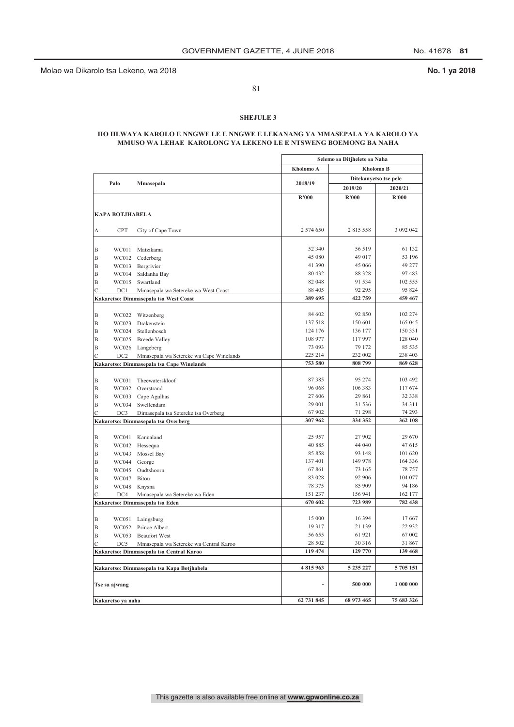Molao wa Dikarolo tsa Lekeno, wa 2018

**No. 1 ya 2018**

## SHEJULE 3

### HO HLWAYA KAROLO E NNGWE LE E NNGWE E LEKANANG YA MMASEPALA YA KAROLO YA MMUSO WA LEHAE KAROLONG YA LEKENO LE E NTSWENG BOEMONG BA NAHA

| | Palo | Mmasepala | Selemo sa Ditjhelete sa Naha | | |
|---|---|---|---|---|---|
| | | | Kholomo A | Kholomo B | |
| | | | 2018/19 | Ditekanyetso tse pele | |
| | | | | 2019/20 | 2020/21 |
| | | | R'000 | R'000 | R'000 |
| **KAPA BOTJHABELA** | | | | | |
| A | CPT | City of Cape Town | 2 574 650 | 2 815 558 | 3 092 042 |
| B | WC011 | Matzikama | 52 340 | 56 519 | 61 132 |
| B | WC012 | Cederberg | 45 080 | 49 017 | 53 196 |
| B | WC013 | Bergrivier | 41 390 | 45 066 | 49 277 |
| B | WC014 | Saldanha Bay | 80 432 | 88 328 | 97 483 |
| B | WC015 | Swartland | 82 048 | 91 534 | 102 555 |
| C | DC1 | Mmasepala wa Setereke wa West Coast | 88 405 | 92 295 | 95 824 |
| **Kakaretso: Dimmasepala tsa West Coast** | | | **389 695** | **422 759** | **459 467** |
| B | WC022 | Witzenberg | 84 602 | 92 850 | 102 274 |
| B | WC023 | Drakenstein | 137 518 | 150 601 | 165 045 |
| B | WC024 | Stellenbosch | 124 176 | 136 177 | 150 331 |
| B | WC025 | Breede Valley | 108 977 | 117 997 | 128 040 |
| B | WC026 | Langeberg | 73 093 | 79 172 | 85 535 |
| C | DC2 | Mmasepala wa Setereke wa Cape Winelands | 225 214 | 232 002 | 238 403 |
| **Kakaretso: Dimmasepala tsa Cape Winelands** | | | **753 580** | **808 799** | **869 628** |
| B | WC031 | Theewaterskloof | 87 385 | 95 274 | 103 492 |
| B | WC032 | Overstrand | 96 068 | 106 383 | 117 674 |
| B | WC033 | Cape Agulhas | 27 606 | 29 861 | 32 338 |
| B | WC034 | Swellendam | 29 001 | 31 536 | 34 311 |
| C | DC3 | Dimasepala tsa Setereke tsa Overberg | 67 902 | 71 298 | 74 293 |
| **Kakaretso: Dimmasepala tsa Overberg** | | | **307 962** | **334 352** | **362 108** |
| B | WC041 | Kannaland | 25 957 | 27 902 | 29 670 |
| B | WC042 | Hessequa | 40 885 | 44 040 | 47 615 |
| B | WC043 | Mossel Bay | 85 858 | 93 148 | 101 620 |
| B | WC044 | George | 137 401 | 149 978 | 164 336 |
| B | WC045 | Oudtshoorn | 67 861 | 73 165 | 78 757 |
| B | WC047 | Bitou | 83 028 | 92 906 | 104 077 |
| B | WC048 | Knysna | 78 375 | 85 909 | 94 186 |
| C | DC4 | Mmasepala wa Setereke wa Eden | 151 237 | 156 941 | 162 177 |
| **Kakaretso: Dimmasepala tsa Eden** | | | **670 602** | **723 989** | **782 438** |
| B | WC051 | Laingsburg | 15 000 | 16 394 | 17 667 |
| B | WC052 | Prince Albert | 19 317 | 21 139 | 22 932 |
| B | WC053 | Beaufort West | 56 655 | 61 921 | 67 002 |
| C | DC5 | Mmasepala wa Setereke wa Central Karoo | 28 502 | 30 316 | 31 867 |
| **Kakaretso: Dimmasepala tsa Central Karoo** | | | **119 474** | **129 770** | **139 468** |
| **Kakaretso: Dimmasepala tsa Kapa Botjhabela** | | | **4 815 963** | **5 235 227** | **5 705 151** |
| **Tse sa ajwang** | | | **-** | **500 000** | **1 000 000** |
| **Kakaretso ya naha** | | | **62 731 845** | **68 973 465** | **75 683 326** |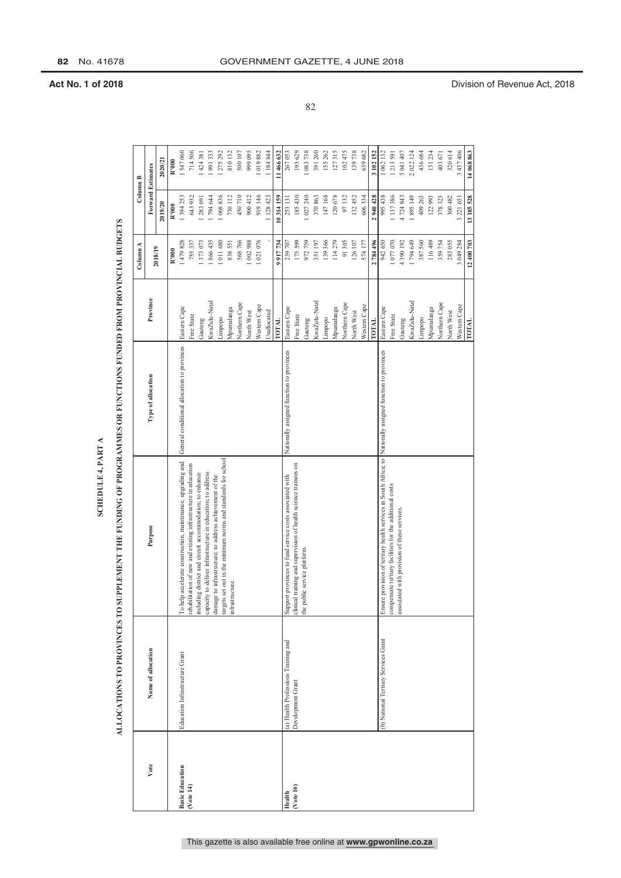**Act No. 1 of 2018** Division of Revenue Act, 2018

# SCHEDULE 4, PART A

## ALLOCATIONS TO PROVINCES TO SUPPLEMENT THE FUNDING OF PROGRAMMES OR FUNCTIONS FUNDED FROM PROVINCIAL BUDGETS

| Vote | Name of allocation | Purpose | Type of allocation | Province | Column A | Column B | |
|---|---|---|---|---|---|---|---|
| | | | | | 2018/19 | Forward Estimates | |
| | | | | | | 2019/20 | 2020/21 |
| | | | | | R'000 | R'000 | R'000 |
| **Basic Education (Vote 14)** | Education Infrastructure Grant | To help accelerate construction, maintenance, upgrading and rehabilitation of new and existing infrastructure in education including district and circuit accommodation; to enhance capacity to deliver infrastructure in education; to address damage to infrastructure; to address achievement of the targets set out in the minimum norms and standards for school infrastructure. | General conditional allocation to provinces | Eastern Cape | 1 479 828 | 1 394 253 | 1 547 060 |
| | | | | Free State | 755 337 | 643 932 | 714 506 |
| | | | | Gauteng | 1 373 073 | 1 283 691 | 1 424 381 |
| | | | | KwaZulu-Natal | 1 866 435 | 1 794 644 | 1 991 333 |
| | | | | Limpopo | 1 011 680 | 1 068 836 | 1 275 292 |
| | | | | Mpumalanga | 838 551 | 730 112 | 810 132 |
| | | | | Northern Cape | 568 766 | 450 710 | 500 107 |
| | | | | North West | 1 002 988 | 900 412 | 999 095 |
| | | | | Western Cape | 1 021 076 | 919 146 | 1 019 882 |
| | | | | Unallocated | - | 1 128 423 | 1 184 844 |
| | | | | **TOTAL** | **9 917 734** | **10 314 159** | **11 466 632** |
| **Health (Vote 16)** | (a) Health Professions Training and Development Grant | Support provinces to fund service costs associated with clinical training and supervision of health science trainees on the public service platform. | Nationally assigned function to provinces | Eastern Cape | 239 707 | 253 131 | 267 053 |
| | | | | Free State | 175 599 | 185 430 | 195 629 |
| | | | | Gauteng | 972 759 | 1 027 240 | 1 083 738 |
| | | | | KwaZulu-Natal | 351 197 | 370 863 | 391 260 |
| | | | | Limpopo | 139 366 | 147 168 | 155 262 |
| | | | | Mpumalanga | 114 279 | 120 678 | 127 315 |
| | | | | Northern Cape | 91 305 | 97 132 | 102 475 |
| | | | | North West | 126 107 | 132 452 | 139 738 |
| | | | | Western Cape | 574 177 | 606 334 | 639 682 |
| | | | | **TOTAL** | **2 784 496** | **2 940 428** | **3 102 152** |
| | (b) National Tertiary Services Grant | Ensure provision of tertiary health services in South Africa; to compensate tertiary facilities for the additional costs associated with provision of these services. | Nationally assigned function to provinces | Eastern Cape | 942 650 | 995 438 | 1 062 132 |
| | | | | Free State | 1 077 070 | 1 137 386 | 1 213 591 |
| | | | | Gauteng | 4 390 192 | 4 724 843 | 5 041 407 |
| | | | | KwaZulu-Natal | 1 794 649 | 1 895 149 | 2 022 124 |
| | | | | Limpopo | 387 560 | 409 263 | 436 684 |
| | | | | Mpumalanga | 116 489 | 122 993 | 131 234 |
| | | | | Northern Cape | 359 754 | 378 323 | 403 671 |
| | | | | North West | 283 055 | 300 482 | 320 614 |
| | | | | Western Cape | 3 049 284 | 3 221 651 | 3 437 406 |
| | | | | **TOTAL** | **12 400 703** | **13 185 528** | **14 068 863** |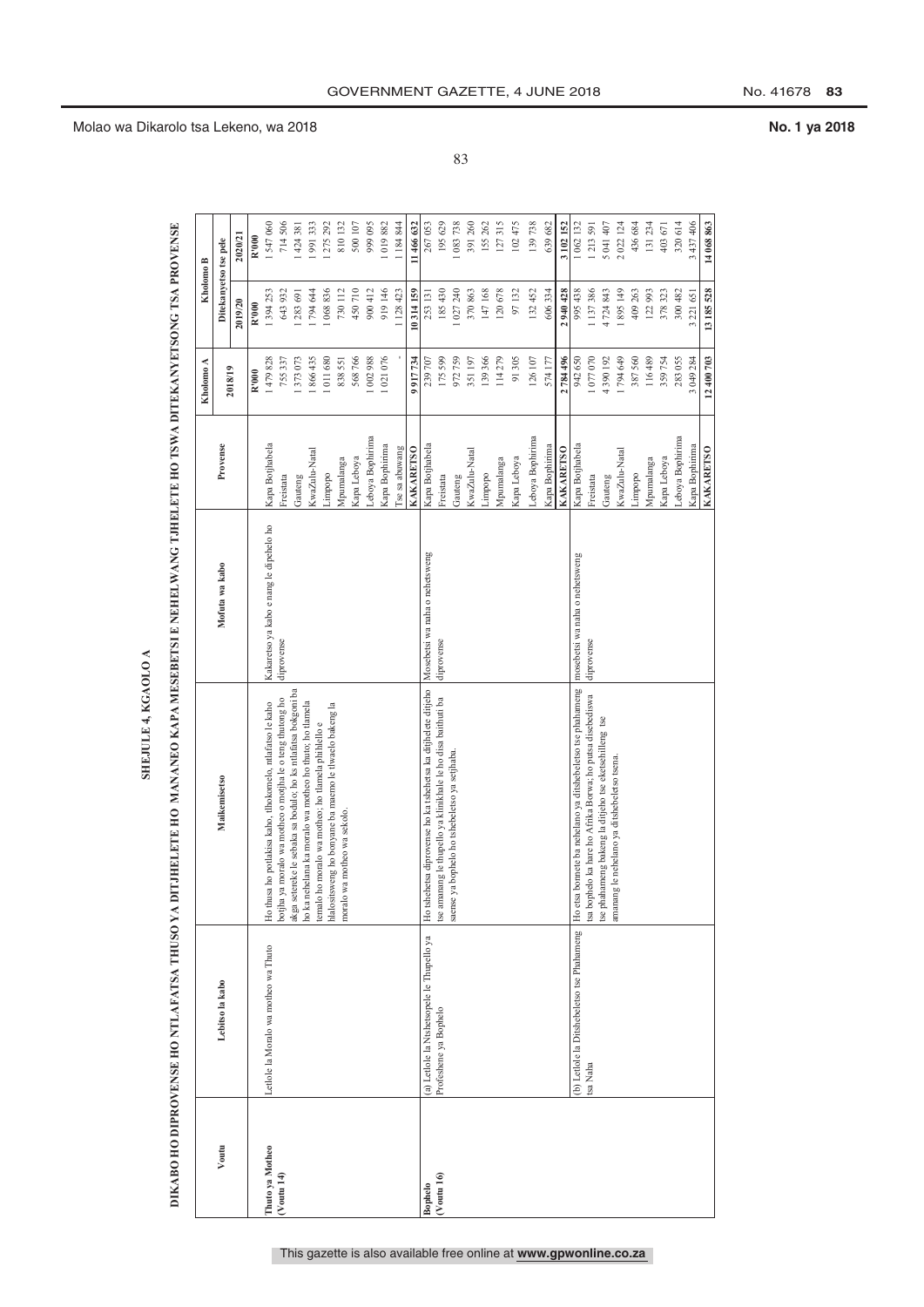Molao wa Dikarolo tsa Lekeno, wa 2018

**No. 1 ya 2018**

# SHEJULE 4, KGAOLO A

## DIKABO HO DIPROVENSE HO NTLAFATSA THUSO YA DITJHELETE HO MANANEO KAPA MESEBETSI E NEHELWANG TJHELETE HO TSWA DITEKANYETSONG TSA PROVENSE

| Voutu | Lebitso la kabo | Maikemisetso | Mofuta wa kabo | Provense | Kholomo A | Kholomo B | |
|---|---|---|---|---|---|---|---|
| | | | | | 2018/19 | Ditekanyetso tse pele | |
| | | | | | | 2019/20 | 2020/21 |
| | | | | | R'000 | R'000 | R'000 |
| **Thuto ya Motheo (Voutu 14)** | Letlole la Moralo wa motheo wa Thuto | Ho thusa ho potlakisa kaho, tlhokomelo, ntlafatso le kaho botjha ya moralo wa motheo o motjha le o teng thutong ho akga seterekе le sebaka sa bodulo, ho ks ntlafatsa bokgoni ba ho ka nehelana ka moralo wa motheo ho thuto; ho tlamela temalo ho moralo wa motheo; ho tlamela phihlello e hlalositsweng ho bonyane ba maemo le tlwaelo bakeng la moralo wa motheo wa sekolo. | Kakaretso ya kabo e nang le dipehelo ho diprovense | Kapa Botjhabela | 1 479 828 | 1 394 253 | 1 547 060 |
| | | | | Freistata | 755 337 | 643 932 | 714 506 |
| | | | | Gauteng | 1 373 073 | 1 283 691 | 1 424 381 |
| | | | | KwaZulu-Natal | 1 866 435 | 1 794 644 | 1 991 333 |
| | | | | Limpopo | 1 011 680 | 1 068 836 | 1 275 292 |
| | | | | Mpumalanga | 838 551 | 730 112 | 810 132 |
| | | | | Kapa Leboya | 568 766 | 450 710 | 500 107 |
| | | | | Leboya Bophirima | 1 002 988 | 900 412 | 999 095 |
| | | | | Kapa Bophirima | 1 021 076 | 919 146 | 1 019 882 |
| | | | | Tse sa abuwang | - | 1 128 423 | 1 184 844 |
| | | | | **KAKARETSO** | **9 917 734** | **10 314 159** | **11 466 632** |
| **Bophelo (Voutu 16)** | (a) Letlole la Ntshetsopele le Thupello ya Profeshene ya Bophelo | Ho tshehetsa diprovense ho ka tshehetsa ka ditjhelete ditjeho tse amanang le thupello ya klinikhale le ho disa baithuti ba saense ya bophelo ho tshebeletso ya setjhaba. | Mosebetsi wa naha o nehetsweng diprovense | Kapa Botjhabela | 239 707 | 253 131 | 267 053 |
| | | | | Freistata | 175 599 | 185 430 | 195 629 |
| | | | | Gauteng | 972 759 | 1 027 240 | 1 083 738 |
| | | | | KwaZulu-Natal | 351 197 | 370 863 | 391 260 |
| | | | | Limpopo | 139 366 | 147 168 | 155 262 |
| | | | | Mpumalanga | 114 279 | 120 678 | 127 315 |
| | | | | Kapa Leboya | 91 305 | 97 132 | 102 475 |
| | | | | Leboya Bophirima | 126 107 | 132 452 | 139 738 |
| | | | | Kapa Bophirima | 574 177 | 606 334 | 639 682 |
| | | | | **KAKARETSO** | **2 784 496** | **2 940 428** | **3 102 152** |
| | (b) Letlole la Ditshebeletso tse Phahameng tsa Naha | Ho etsa bonnete ba nehelano ya ditshebeletso tse phahameng tsa bophelo ka hare ho Afrika Borwa; ho patsa disebediswa tse phahameng bakeng la ditjeho tse eketsehileng tse amanang le nehelano ya ditshebeletso tsena. | mosebetsi wa naha o nehetsweng diprovense | Kapa Botjhabela | 942 650 | 995 438 | 1 062 132 |
| | | | | Freistata | 1 077 070 | 1 137 386 | 1 213 591 |
| | | | | Gauteng | 4 390 192 | 4 724 843 | 5 041 407 |
| | | | | KwaZulu-Natal | 1 794 649 | 1 895 149 | 2 022 124 |
| | | | | Limpopo | 387 560 | 409 263 | 436 684 |
| | | | | Mpumalanga | 116 489 | 122 993 | 131 234 |
| | | | | Kapa Leboya | 359 754 | 378 323 | 403 671 |
| | | | | Leboya Bophirima | 283 055 | 300 482 | 320 614 |
| | | | | Kapa Bophirima | 3 049 284 | 3 221 651 | 3 437 406 |
| | | | | **KAKARETSO** | **12 400 703** | **13 185 528** | **14 068 863** |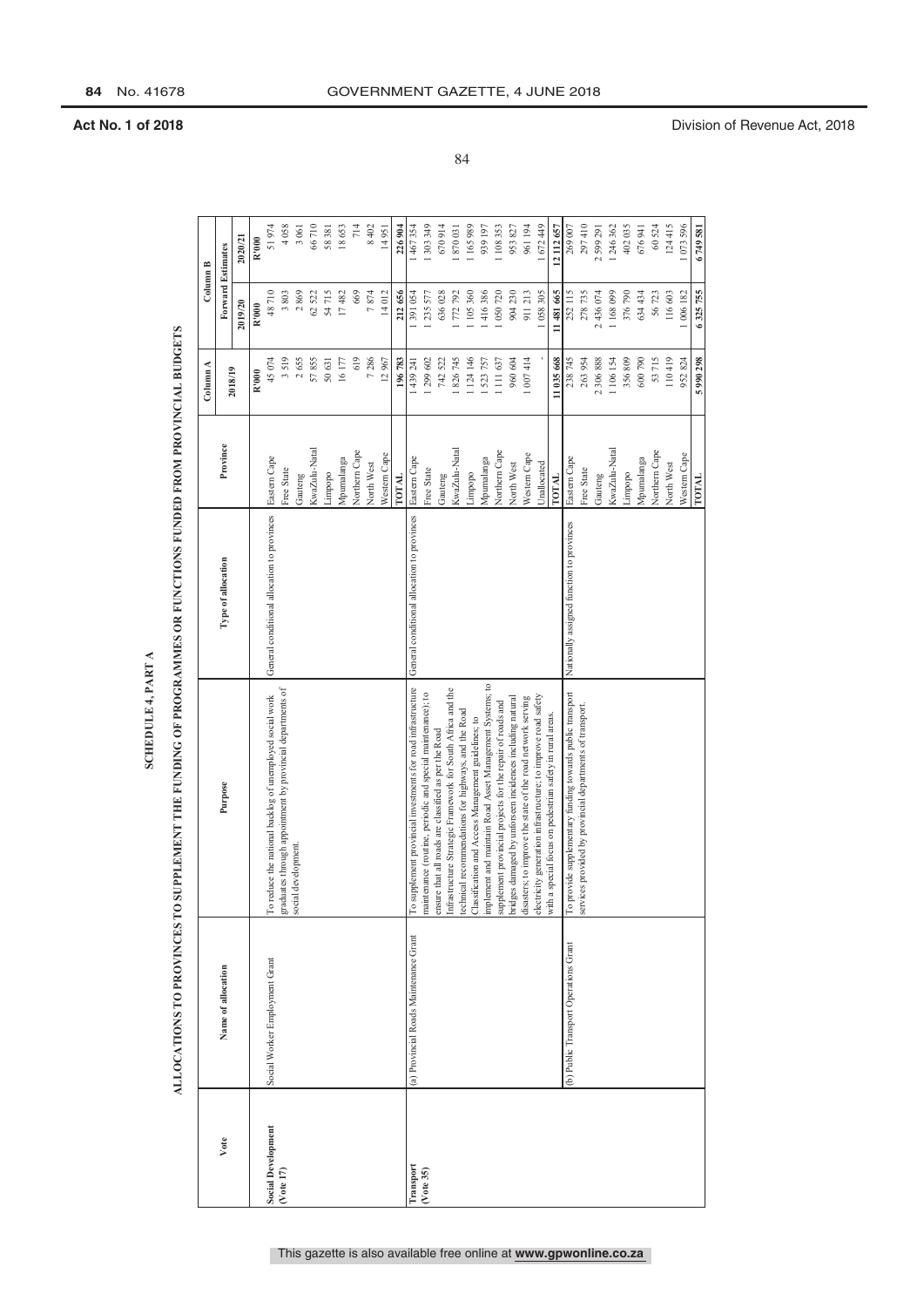Act No. 1 of 2018 Division of Revenue Act, 2018

## SCHEDULE 4, PART A

## ALLOCATIONS TO PROVINCES TO SUPPLEMENT THE FUNDING OF PROGRAMMES OR FUNCTIONS FUNDED FROM PROVINCIAL BUDGETS

| Vote | Name of allocation | Purpose | Type of allocation | Province | Column A | Column B | |
|---|---|---|---|---|---|---|---|
| | | | | | 2018/19 | Forward Estimates | |
| | | | | | | 2019/20 | 2020/21 |
| | | | | | R'000 | R'000 | R'000 |
| **Social Development (Vote 17)** | Social Worker Employment Grant | To reduce the national backlog of unemployed social work graduates through appointment by provincial departments of social development. | General conditional allocation to provinces | Eastern Cape | 45 074 | 48 710 | 51 974 |
| | | | | Free State | 3 519 | 3 803 | 4 058 |
| | | | | Gauteng | 2 655 | 2 869 | 3 061 |
| | | | | KwaZulu-Natal | 57 855 | 62 522 | 66 710 |
| | | | | Limpopo | 50 631 | 54 715 | 58 381 |
| | | | | Mpumalanga | 16 177 | 17 482 | 18 653 |
| | | | | Northern Cape | 619 | 669 | 714 |
| | | | | North West | 7 286 | 7 874 | 8 402 |
| | | | | Western Cape | 12 967 | 14 012 | 14 951 |
| | | | | **TOTAL** | **196 783** | **212 656** | **226 904** |
| **Transport (Vote 35)** | (a) Provincial Roads Maintenance Grant | To supplement provincial investments for road infrastructure maintenance (routine, periodic and special maintenance); to ensure that all roads are classified as per the Road Infrastructure Strategic Framework for South Africa and the technical recommendations for highways, and the Road Classification and Access Management guidelines; to implement and maintain Road Asset Management Systems; to supplement provincial projects for the repair of roads and bridges damaged by unforeseen incidences including natural disasters; to improve the state of the road network serving electricity generation infrastructure; to improve road safety with a special focus on pedestrian safety in rural areas. | General conditional allocation to provinces | Eastern Cape | 1 439 241 | 1 391 054 | 1 467 354 |
| | | | | Free State | 1 299 602 | 1 235 577 | 1 303 349 |
| | | | | Gauteng | 742 522 | 636 028 | 670 914 |
| | | | | KwaZulu-Natal | 1 826 745 | 1 772 792 | 1 870 031 |
| | | | | Limpopo | 1 124 146 | 1 105 360 | 1 165 989 |
| | | | | Mpumalanga | 1 523 757 | 1 416 386 | 939 197 |
| | | | | Northern Cape | 1 111 637 | 1 050 720 | 1 108 353 |
| | | | | North West | 960 604 | 904 230 | 953 827 |
| | | | | Western Cape | 1 007 414 | 911 213 | 961 194 |
| | | | | Unallocated | - | 1 058 305 | 1 672 449 |
| | | | | **TOTAL** | **11 035 668** | **11 481 665** | **12 112 657** |
| | (b) Public Transport Operations Grant | To provide supplementary funding towards public transport services provided by provincial departments of transport. | Nationally assigned function to provinces | Eastern Cape | 238 745 | 252 115 | 269 007 |
| | | | | Free State | 263 954 | 278 735 | 297 410 |
| | | | | Gauteng | 2 306 888 | 2 436 074 | 2 599 291 |
| | | | | KwaZulu-Natal | 1 106 154 | 1 168 099 | 1 246 362 |
| | | | | Limpopo | 356 809 | 376 790 | 402 035 |
| | | | | Mpumalanga | 600 790 | 634 434 | 676 941 |
| | | | | Northern Cape | 53 715 | 56 723 | 60 524 |
| | | | | North West | 110 419 | 116 603 | 124 415 |
| | | | | Western Cape | 952 824 | 1 006 182 | 1 073 596 |
| | | | | **TOTAL** | **5 990 298** | **6 325 755** | **6 749 581** |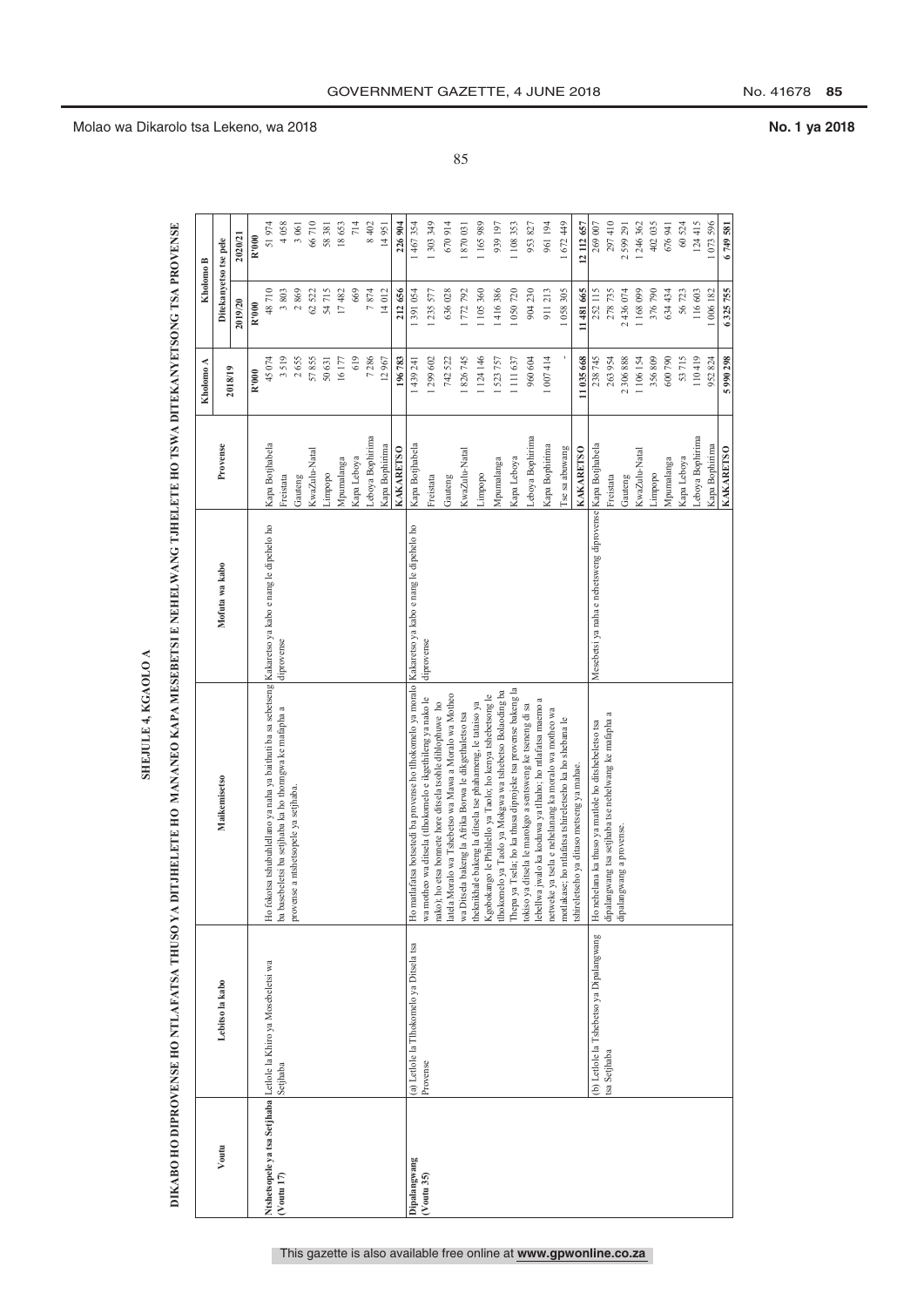Molao wa Dikarolo tsa Lekeno, wa 2018

**No. 1 ya 2018**

## SHEJULE 4, KGAOLO A

## DIKABO HO DIPROVENSE HO NTLAFATSA THUSO YA DITJHELETE HO MANANEO KAPA MESEBETSI E NEHELWANG TJHELETE HO TSWA DITEKANYETSONG TSA PROVENSE

| Voutu | Lebitso la kabo | Maikemisetso | Mofuta wa kabo | Provense | Kholomo A | Kholomo B | |
|---|---|---|---|---|---|---|---|
| | | | | | 2018/19 | Ditekanyetso tse pele | |
| | | | | | | 2019/20 | 2020/21 |
| | | | | | R'000 | R'000 | R'000 |
| **Ntshetsopele ya tsa Setjhaba (Voutu 17)** | Letlole la Khiro ya Mosebeletsi wa Setjhaba | Ho fokotsa tshubuhlellano ya naha ya batlhoki ba sa sebetseng ba basebeletsi ba setjhaba ka ho thonngwa ke mafapha a provense a ntshetsopele ya setjhaba. | Kakaretso ya kabo e nang le dipehelo ho diprovense | Kapa Botjhabela | 45 074 | 48 710 | 51 974 |
| | | | | Freistata | 3 519 | 3 803 | 4 058 |
| | | | | Gauteng | 2 655 | 2 869 | 3 061 |
| | | | | KwaZulu-Natal | 57 855 | 62 522 | 66 710 |
| | | | | Limpopo | 50 631 | 54 715 | 58 381 |
| | | | | Mpumalanga | 16 177 | 17 482 | 18 653 |
| | | | | Kapa Leboya | 619 | 669 | 714 |
| | | | | Leboya Bophirima | 7 286 | 7 874 | 8 402 |
| | | | | Kapa Bophirima | 12 967 | 14 012 | 14 951 |
| | | | | **KAKARETSO** | **196 783** | **212 656** | **226 904** |
| **Dipalangwang (Voutu 35)** | (a) Letlole la Tlhokomelo ya Ditsela tsa Provense | Ho matlafatsa botsetedi ba provense ho tlhokomelo ya moralo wa motheo wa ditsela (tlhokomelo e tlwaetsehileng ya nako le nako); ho etsa bonnete hore ditsela tsohle diikopanye ho latela Moralo wa Tshebetso wa Mawa a Moralo wa Motheo wa Ditsela bakeng la Afrika Borwa le dikgethaletso tsa theknikhale bakeng la ditsela tse phahameng, le tataiso ya Kgokokango le Phihlello ya Taolo; ho kenya tshebetsong le tlhokomelo ya Taolo ya Mokgwa wa tshebetso Bolaoding ba Thepa ya Tsela; ho ka thusa diprojeke tsa provense bakeng la tokiso ya ditsela le marokgo a senitsweng ke tseneng di sa lebellwa jwalo ka kodiwa ya tlhabo; ho ntlafatsa maemo a netweke ya tsela e nehelanang ka moralo wa motheo wa moruo; ho ntlafatsa tshireletseho ka ho shebana le metlakase; ho ntlafatsa tshireletseho ka ho shebana le tshireletseho ya ditaso metseng ya mahae. | Kakaretso ya kabo e nang le dipehelo ho diprovense | Kapa Botjhabela | 1 439 241 | 1 391 054 | 1 467 354 |
| | | | | Freistata | 1 299 602 | 1 235 577 | 1 303 349 |
| | | | | Gauteng | 742 522 | 636 028 | 670 914 |
| | | | | KwaZulu-Natal | 1 826 745 | 1 772 792 | 1 870 031 |
| | | | | Limpopo | 1 124 146 | 1 105 360 | 1 165 989 |
| | | | | Mpumalanga | 1 523 757 | 1 416 386 | 939 197 |
| | | | | Kapa Leboya | 1 111 637 | 1 050 720 | 1 108 353 |
| | | | | Leboya Bophirima | 960 604 | 904 230 | 953 827 |
| | | | | Kapa Bophirima | 1 007 414 | 911 213 | 961 194 |
| | | | | Tse sa abuwang | - | 1 058 305 | 1 672 449 |
| | | | | **KAKARETSO** | **11 035 668** | **11 481 665** | **12 112 657** |
| | (b) Letlole la Tshebetso ya Dipalangwang tsa Setjhaba | Ho nehelana ka thuso ya matlole ho ditshebeletso tsa dipalangwang tsa setjhaba tse nehelwang ke mafapha a dipalangwang a provense. | Mesebetsi ya naha e nehetsweng diprovense | Kapa Botjhabela | 238 745 | 252 115 | 269 007 |
| | | | | Freistata | 263 954 | 278 735 | 297 410 |
| | | | | Gauteng | 2 306 888 | 2 436 074 | 2 599 291 |
| | | | | KwaZulu-Natal | 1 106 154 | 1 168 099 | 1 246 362 |
| | | | | Limpopo | 356 809 | 376 790 | 402 035 |
| | | | | Mpumalanga | 600 790 | 634 434 | 676 941 |
| | | | | Kapa Leboya | 53 715 | 56 723 | 60 524 |
| | | | | Leboya Bophirima | 110 419 | 116 603 | 124 415 |
| | | | | Kapa Bophirima | 952 824 | 1 006 182 | 1 073 596 |
| | | | | **KAKARETSO** | **5 990 298** | **6 325 755** | **6 749 581** |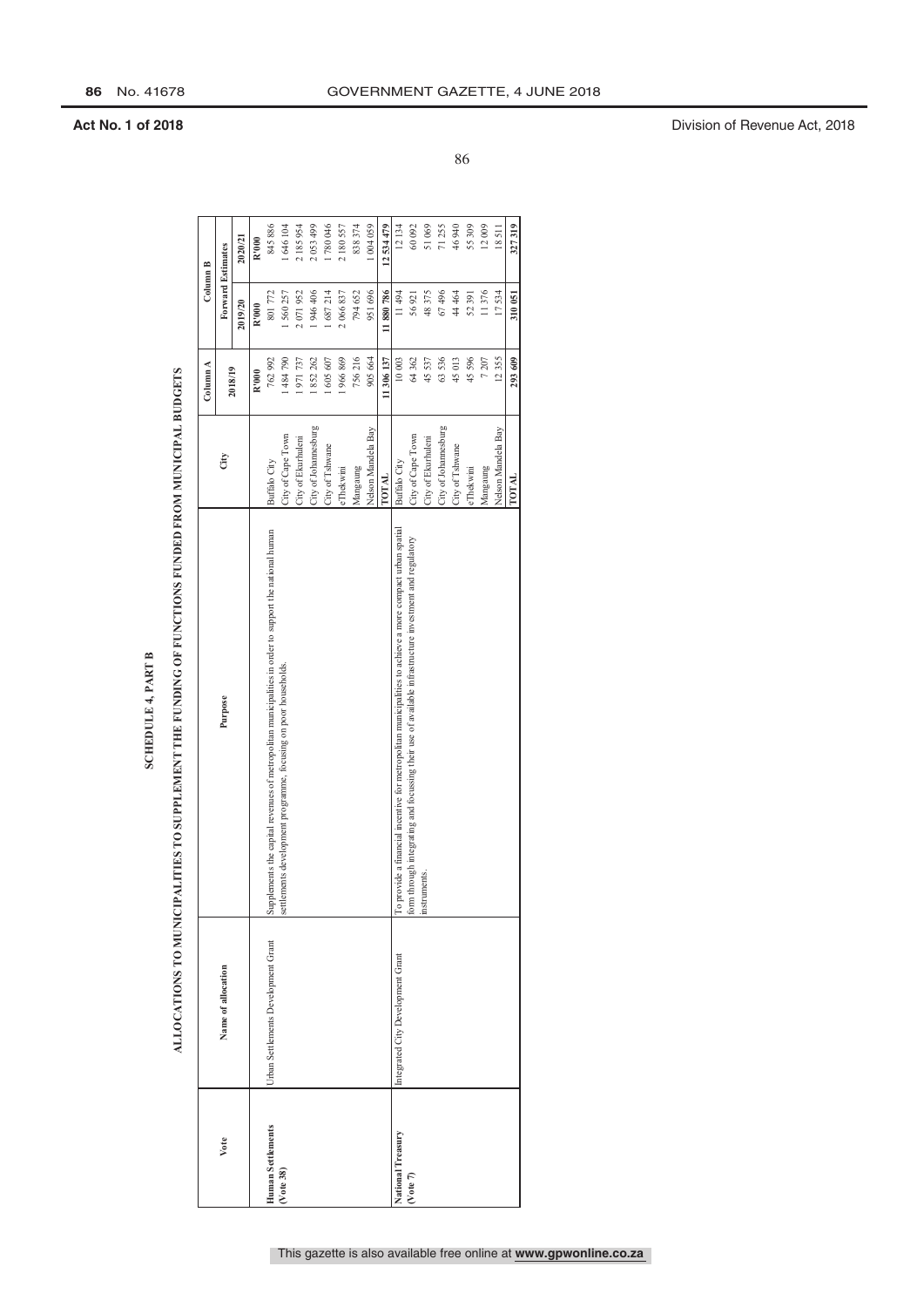**SCHEDULE 4, PART B**

**ALLOCATIONS TO MUNICIPALITIES TO SUPPLEMENT THE FUNDING OF FUNCTIONS FUNDED FROM MUNICIPAL BUDGETS**

| Vote | Name of allocation | Purpose | City | Column A | Column B | |
|---|---|---|---|---|---|---|
| | | | | 2018/19 | Forward Estimates | |
| | | | | | 2019/20 | 2020/21 |
| | | | | R'000 | R'000 | R'000 |
| **Human Settlements (Vote 38)** | Urban Settlements Development Grant | Supplements the capital revenues of metropolitan municipalities in order to support the national human settlements development programme, focusing on poor households. | Buffalo City | 762 992 | 801 772 | 845 886 |
| | | | City of Cape Town | 1 484 790 | 1 560 257 | 1 646 104 |
| | | | City of Ekurhuleni | 1 971 737 | 2 071 952 | 2 185 954 |
| | | | City of Johannesburg | 1 852 262 | 1 946 406 | 2 053 499 |
| | | | City of Tshwane | 1 605 607 | 1 687 214 | 1 780 046 |
| | | | eThekwini | 1 966 869 | 2 066 837 | 2 180 557 |
| | | | Mangaung | 756 216 | 794 652 | 838 374 |
| | | | Nelson Mandela Bay | 905 664 | 951 696 | 1 004 059 |
| | | | **TOTAL** | **11 306 137** | **11 880 786** | **12 534 479** |
| **National Treasury (Vote 7)** | Integrated City Development Grant | To provide a financial incentive for metropolitan municipalities to achieve a more compact urban spatial form through integrating and focussing their use of available infrastructure investment and regulatory instruments. | Buffalo City | 10 003 | 11 494 | 12 134 |
| | | | City of Cape Town | 64 362 | 56 921 | 60 092 |
| | | | City of Ekurhuleni | 45 537 | 48 375 | 51 069 |
| | | | City of Johannesburg | 63 536 | 67 496 | 71 255 |
| | | | City of Tshwane | 45 013 | 44 464 | 46 940 |
| | | | eThekwini | 45 596 | 52 391 | 55 309 |
| | | | Mangaung | 7 207 | 11 376 | 12 009 |
| | | | Nelson Mandela Bay | 12 355 | 17 534 | 18 511 |
| | | | **TOTAL** | **293 609** | **310 051** | **327 319** |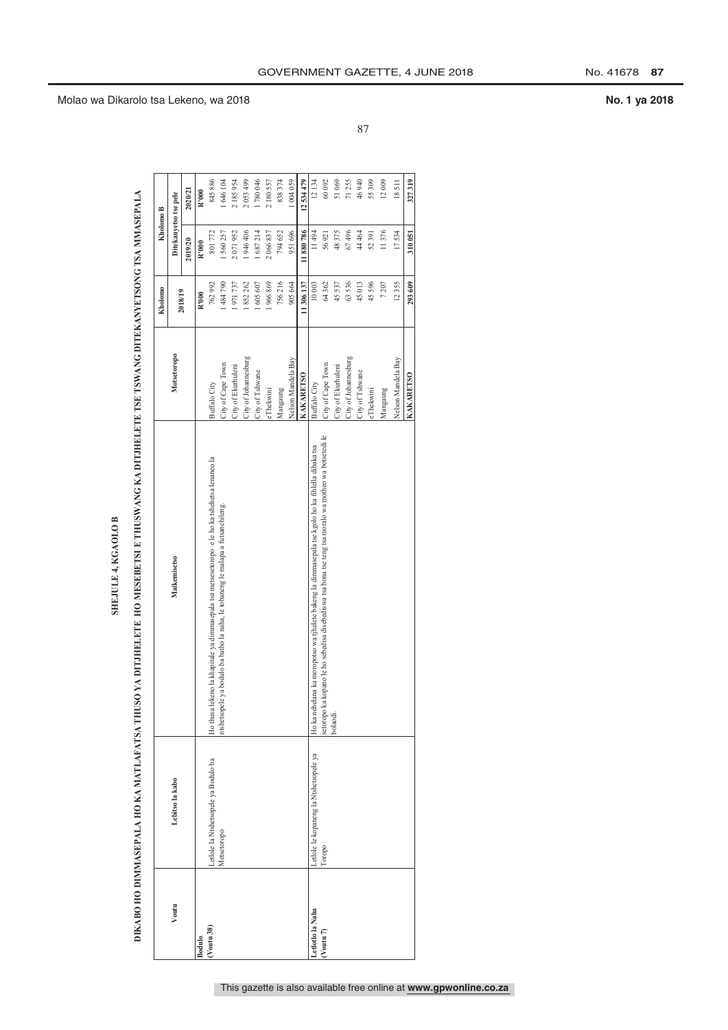Molao wa Dikarolo tsa Lekeno, wa 2018

**No. 1 ya 2018**

## SHEJULE 4, KGAOLO B

## DIKABO HO DIMMASEPALA HO KA MATLAFATSA THUSO YA DITJHELETE HO MESEBETSI E THUSWANG KA DITJHELETE TSE TSWANG DITEKANYETSONG TSA MMASEPALA

| Voutu | Lebitso la kabo | Maikemisetso | Motsetoropo | Kholomo | Kholomo B | |
|---|---|---|---|---|---|---|
| | | | | 2018/19 | Ditekanyetso tse pele | |
| | | | | | 2019/20 | 2020/21 |
| | | | | R'000 | R'000 | R'000 |
| **Bodulo** **(Voutu 38)** | Letlole la Ntshetsopele ya Bodulo ba Metsetoropo | Ho thusa lekeno la khapitale ya dimmasepala tsa metsesetoropo e le ho ka tshehetsa lenaneo la ntshetsopele ya bodulo ba batho la naha, le lebaneng le malapa a futsanehileng. | Buffalo City | 762 992 | 801 772 | 845 886 |
| | | | City of Cape Town | 1 484 790 | 1 560 257 | 1 646 104 |
| | | | City of Ekurhuleni | 1 971 737 | 2 071 952 | 2 185 954 |
| | | | City of Johannesburg | 1 852 262 | 1 946 406 | 2 053 499 |
| | | | City of Tshwane | 1 605 607 | 1 687 214 | 1 780 046 |
| | | | eThekwini | 1 966 869 | 2 066 837 | 2 180 557 |
| | | | Mangaung | 756 216 | 794 652 | 838 374 |
| | | | Nelson Mandela Bay | 905 664 | 951 696 | 1 004 059 |
| | | | **KAKARETSO** | **11 306 137** | **11 880 786** | **12 534 479** |
| **Letlotlo la Naha** **(Voutu 7)** | Letlole le kopaneng la Ntshetsopele ya Toropo | Ho ka nehelana ka moroposo wa tjhelete bakeng la dimmasepala tse kgolo ho ka fihlella dibaka tsa setoropo ka kopano le ho sebedisa disebediswa tsa bona tse teng tsa moralo wa motheo wa botsetedi le boladi. | Buffalo City | 10 003 | 11 494 | 12 134 |
| | | | City of Cape Town | 64 362 | 56 921 | 60 092 |
| | | | City of Ekurhuleni | 45 537 | 48 375 | 51 069 |
| | | | City of Johannesburg | 63 536 | 67 496 | 71 255 |
| | | | City of Tshwane | 45 013 | 44 464 | 46 940 |
| | | | eThekwini | 45 596 | 52 391 | 55 309 |
| | | | Mangaung | 7 207 | 11 376 | 12 009 |
| | | | Nelson Mandela Bay | 12 355 | 17 534 | 18 511 |
| | | | **KAKARETSO** | **293 609** | **310 051** | **327 319** |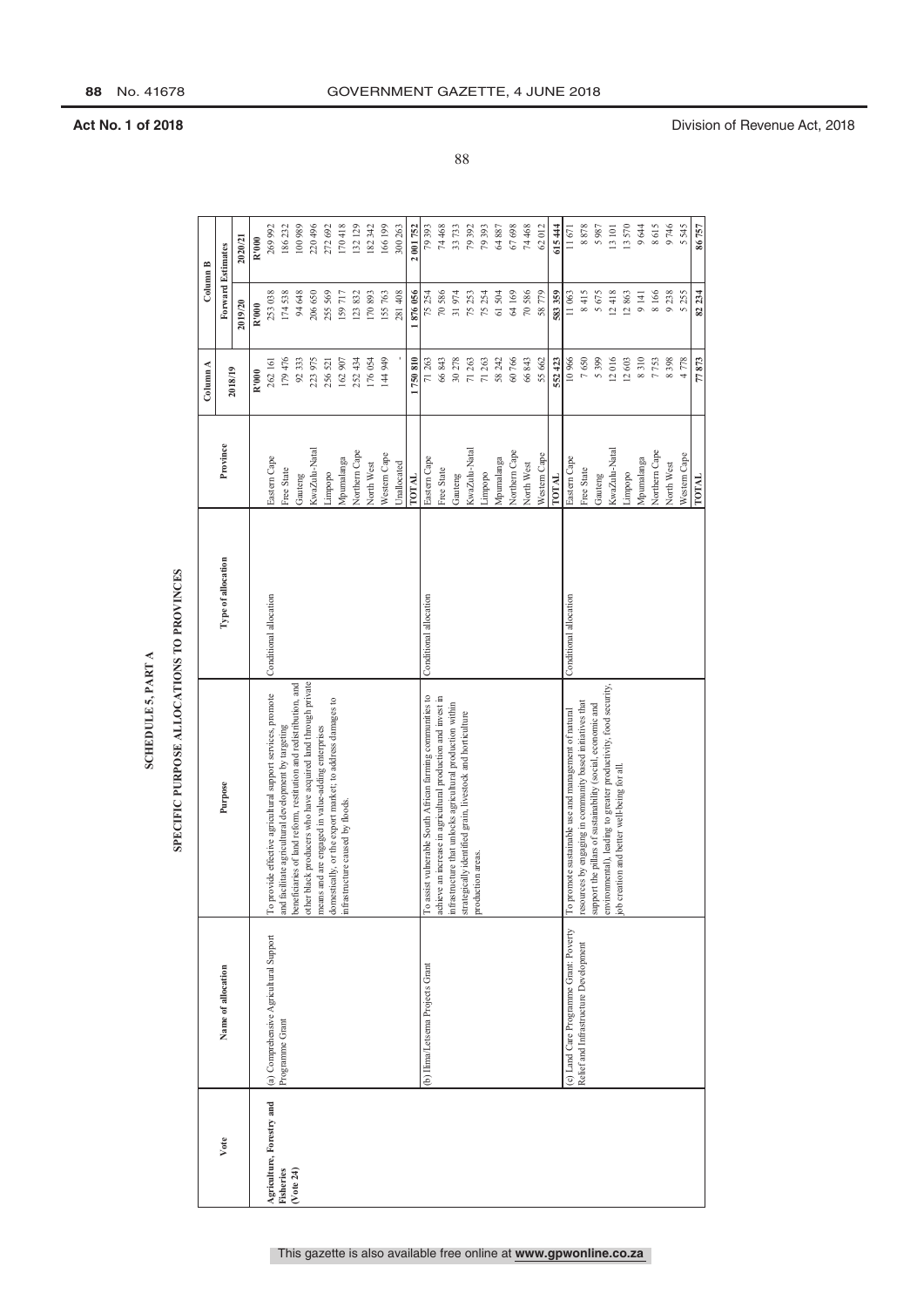**Act No. 1 of 2018** — Division of Revenue Act, 2018

## SCHEDULE 5, PART A

## SPECIFIC PURPOSE ALLOCATIONS TO PROVINCES

| Vote | Name of allocation | Purpose | Type of allocation | Province | Column A | Column B | |
|---|---|---|---|---|---|---|---|
| | | | | | 2018/19 | Forward Estimates | |
| | | | | | | 2019/20 | 2020/21 |
| | | | | | R'000 | R'000 | R'000 |
| **Agriculture, Forestry and Fisheries (Vote 24)** | (a) Comprehensive Agricultural Support Programme Grant | To provide effective agricultural support services, promote and facilitate agricultural development by targeting beneficiaries of land reform, restitution and redistribution, and other black producers who have acquired land through private means and are engaged in value-adding enterprises domestically, or the export market; to address damages to infrastructure caused by floods. | Conditional allocation | Eastern Cape | 262 161 | 253 038 | 269 992 |
| | | | | Free State | 179 476 | 174 538 | 186 232 |
| | | | | Gauteng | 92 333 | 94 648 | 100 989 |
| | | | | KwaZulu-Natal | 223 975 | 206 650 | 220 496 |
| | | | | Limpopo | 256 521 | 255 569 | 272 692 |
| | | | | Mpumalanga | 162 907 | 159 717 | 170 418 |
| | | | | Northern Cape | 252 434 | 123 832 | 132 129 |
| | | | | North West | 176 054 | 170 893 | 182 342 |
| | | | | Western Cape | 144 949 | 155 763 | 166 199 |
| | | | | Unallocated | - | 281 408 | 300 263 |
| | | | | **TOTAL** | **1 750 810** | **1 876 056** | **2 001 752** |
| | (b) Ilima/Letsema Projects Grant | To assist vulnerable South African farming communities to achieve an increase in agricultural production and invest in infrastructure that unlocks agricultural production within strategically identified grain, livestock and horticulture production areas. | Conditional allocation | Eastern Cape | 71 263 | 75 254 | 79 393 |
| | | | | Free State | 66 843 | 70 586 | 74 468 |
| | | | | Gauteng | 30 278 | 31 974 | 33 733 |
| | | | | KwaZulu-Natal | 71 263 | 75 253 | 79 392 |
| | | | | Limpopo | 71 263 | 75 254 | 79 393 |
| | | | | Mpumalanga | 58 242 | 61 504 | 64 887 |
| | | | | Northern Cape | 60 766 | 64 169 | 67 698 |
| | | | | North West | 66 843 | 70 586 | 74 468 |
| | | | | Western Cape | 55 662 | 58 779 | 62 012 |
| | | | | **TOTAL** | **552 423** | **583 359** | **615 444** |
| | (c) Land Care Programme Grant: Poverty Relief and Infrastructure Development | To promote sustainable use and management of natural resources by engaging in community based initiatives that support the pillars of sustainability (social, economic and environmental), leading to greater productivity, food security, job creation and better well-being for all. | Conditional allocation | Eastern Cape | 10 966 | 11 063 | 11 671 |
| | | | | Free State | 7 650 | 8 415 | 8 878 |
| | | | | Gauteng | 5 399 | 5 675 | 5 987 |
| | | | | KwaZulu-Natal | 12 016 | 12 418 | 13 101 |
| | | | | Limpopo | 12 603 | 12 863 | 13 570 |
| | | | | Mpumalanga | 8 310 | 9 141 | 9 644 |
| | | | | Northern Cape | 7 753 | 8 166 | 8 615 |
| | | | | North West | 8 398 | 9 238 | 9 746 |
| | | | | Western Cape | 4 778 | 5 255 | 5 545 |
| | | | | **TOTAL** | **77 873** | **82 234** | **86 757** |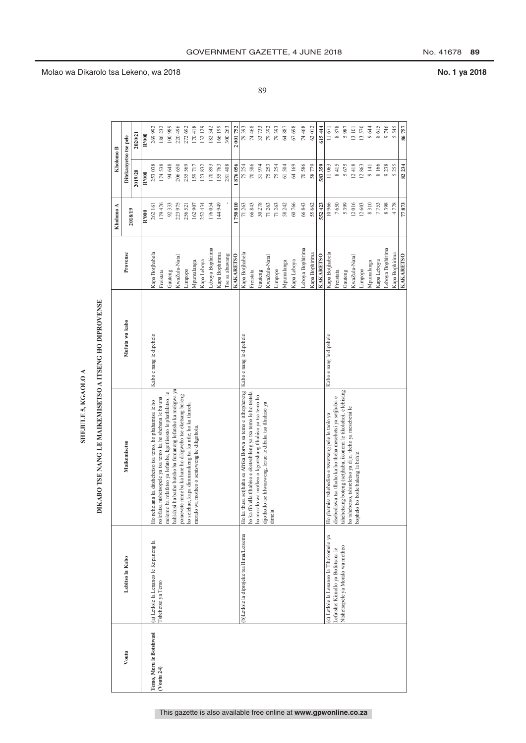Molao wa Dikarolo tsa Lekeno, wa 2018 — No. 1 ya 2018

## SHEJULE 5, KGAOLO A

### DIKABO TSE NANG LE MAIKEMISETSO A ITSENG HO DIPROVENSE

| Voutu | Lebitso la Kabo | Maikemisetso | Mofuta wa kabo | Provense | Kholomo A | Kholomo B | |
|---|---|---|---|---|---|---|---|
| | | | | | 2018/19 | Ditekanyetso tse pele | |
| | | | | | | 2019/20 | 2020/21 |
| | | | | | R'000 | R'000 | R'000 |
| Temo, Meru le Botshwasi (Voutu 24) | (a) Letlole la Lenaneo le Kopaneng la Tshehetso ya Temo | Ho nehelana ka ditshehetso tsa temo, ho phahamisa le ho nolofatsa mshetsopele ya tsa temo ka ho shebana le ba una molemo ba ntlafatso ya lefatshe, kgutlisetso le phallalatso, le bahlahisi ba batho batsho ba fumaneng lefatshe ka mekgwa ya poraevete mme ba ka hare ho dikgwebo tse eketsang boleng ho selehae, kapa dimmarakeng tsa ka ntle; ho ka tlamela moralo wa motheo o sentsweng ke dikgohola. | Kabo e nang le dipehelo | Kapa Botjhabela | 262 161 | 253 038 | 269 992 |
| | | | | Freistata | 179 476 | 174 538 | 186 232 |
| | | | | Gauteng | 92 333 | 94 648 | 100 989 |
| | | | | KwaZulu-Natal | 223 975 | 206 650 | 220 496 |
| | | | | Limpopo | 256 521 | 255 569 | 272 692 |
| | | | | Mpumalanga | 162 907 | 159 717 | 170 418 |
| | | | | Kapa Leboya | 252 434 | 123 832 | 132 129 |
| | | | | Leboya Bophirima | 176 054 | 170 893 | 182 342 |
| | | | | Kapa Bophirima | 144 949 | 155 763 | 166 199 |
| | | | | Tse sa abuwang | - | 281 408 | 300 263 |
| | | | | **KAKARETSO** | **1 750 810** | **1 876 056** | **2 001 752** |
| | (b) Letlole la diprojeke tsa Ilima/Letsema | Ho ka thusa setjhaba sa Afrika Borwa sa temo e itlhophereng ho ka fihlela tlhahiso e eketsehileng ya tsa temo le ho tsetela ho moralo wa motheo o kgontshang tlhahiso ya tsa temo ho dijothollo tse hlwauweng, leruo le dibaka tsa tlhahiso ya dimela. | Kabo e nang le dipehelo | Kapa Botjhabela | 71 263 | 75 254 | 79 393 |
| | | | | Freistata | 66 843 | 70 586 | 74 468 |
| | | | | Gauteng | 30 278 | 31 974 | 33 733 |
| | | | | KwaZulu-Natal | 71 263 | 75 253 | 79 392 |
| | | | | Limpopo | 71 263 | 75 254 | 79 393 |
| | | | | Mpumalanga | 58 242 | 61 504 | 64 887 |
| | | | | Kapa Leboya | 60 766 | 64 169 | 67 698 |
| | | | | Leboya Bophirima | 66 843 | 70 586 | 74 468 |
| | | | | Kapa Bophirima | 55 662 | 58 779 | 62 012 |
| | | | | **KAKARETSO** | **552 423** | **583 359** | **615 444** |
| | (c) Letlole la Lenaneo la Tlhokomelo ya Lefatshe: Kimollo ya Bofutsana le Ntshetsopele ya Moralo wa motheo | Ho phamisa tshebediso e tswetseng pele le taolo ya disebediswa tsa tlhaho ka ho theha mesebetsi ya setjhaba e tshehetsang boteng (setjhaba, ikonomi le tikoloho), e lebisang ho tshebetso, tshireletso ya dijo, tlheho ya mesebetsi le bophelo bo botle bakeng la bohle. | Kabo e nang le dipehelo | Kapa Botjhabela | 10 966 | 11 063 | 11 671 |
| | | | | Freistata | 7 650 | 8 415 | 8 878 |
| | | | | Gauteng | 5 399 | 5 675 | 5 987 |
| | | | | KwaZulu-Natal | 12 016 | 12 418 | 13 101 |
| | | | | Limpopo | 12 603 | 12 863 | 13 570 |
| | | | | Mpumalanga | 8 310 | 9 141 | 9 644 |
| | | | | Kapa Leboya | 7 753 | 8 166 | 8 615 |
| | | | | Leboya Bophirima | 8 398 | 9 238 | 9 746 |
| | | | | Kapa Bophirima | 4 778 | 5 255 | 5 545 |
| | | | | **KAKARETSO** | **77 873** | **82 234** | **86 757** |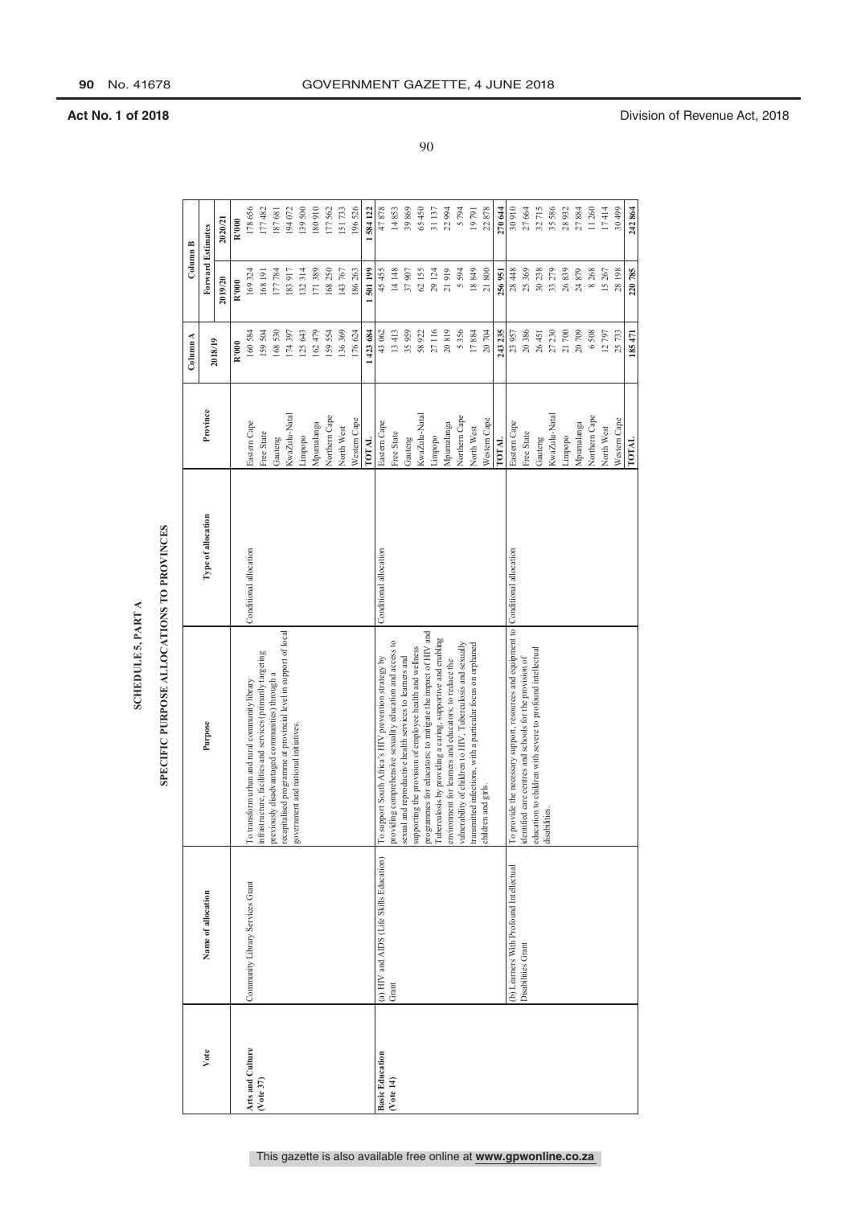**Act No. 1 of 2018** Division of Revenue Act, 2018

# SCHEDULE 5, PART A

## SPECIFIC PURPOSE ALLOCATIONS TO PROVINCES

| Vote | Name of allocation | Purpose | Type of allocation | Province | Column A 2018/19 | Column B Forward Estimates 2019/20 | Column B Forward Estimates 2020/21 |
|---|---|---|---|---|---|---|---|
| | | | | | R'000 | R'000 | R'000 |
| **Arts and Culture (Vote 37)** | Community Library Services Grant | To transform urban and rural community library infrastructure, facilities and services (primarily targeting previously disadvantaged communities) through a recapitalised programme at provincial level in support of local government and national initiatives. | Conditional allocation | Eastern Cape | 160 584 | 169 324 | 178 656 |
| | | | | Free State | 159 504 | 168 191 | 177 482 |
| | | | | Gauteng | 168 530 | 177 784 | 187 681 |
| | | | | KwaZulu-Natal | 174 397 | 183 917 | 194 072 |
| | | | | Limpopo | 125 643 | 132 314 | 139 500 |
| | | | | Mpumalanga | 162 479 | 171 389 | 180 910 |
| | | | | Northern Cape | 159 554 | 168 250 | 177 562 |
| | | | | North West | 136 369 | 143 767 | 151 733 |
| | | | | Western Cape | 176 624 | 186 263 | 196 526 |
| | | | | **TOTAL** | **1 423 684** | **1 501 199** | **1 584 122** |
| **Basic Education (Vote 14)** | (a) HIV and AIDS (Life Skills Education) Grant | To support South Africa's HIV prevention strategy by providing comprehensive sexuality education and access to sexual and reproductive health services to learners and supporting the provision of employee health and wellness programmes for educators; to mitigate the impact of HIV and Tuberculosis by providing a caring, supportive and enabling environment for learners and educators; to reduce the vulnerability of children to HIV, Tuberculosis and sexually transmitted infections, with a particular focus on orphaned children and girls. | Conditional allocation | Eastern Cape | 43 062 | 45 455 | 47 878 |
| | | | | Free State | 13 413 | 14 148 | 14 853 |
| | | | | Gauteng | 35 959 | 37 907 | 39 869 |
| | | | | KwaZulu-Natal | 58 922 | 62 155 | 65 450 |
| | | | | Limpopo | 27 116 | 29 124 | 31 137 |
| | | | | Mpumalanga | 20 819 | 21 919 | 22 994 |
| | | | | Northern Cape | 5 356 | 5 594 | 5 794 |
| | | | | North West | 17 884 | 18 849 | 19 791 |
| | | | | Western Cape | 20 704 | 21 800 | 22 878 |
| | | | | **TOTAL** | **243 235** | **256 951** | **270 644** |
| | (b) Learners With Profound Intellectual Disabilities Grant | To provide the necessary support, resources and equipment to identified care centres and schools for the provision of education to children with severe to profound intellectual disabilities. | Conditional allocation | Eastern Cape | 23 957 | 28 448 | 30 910 |
| | | | | Free State | 20 386 | 25 369 | 27 664 |
| | | | | Gauteng | 26 451 | 30 238 | 32 715 |
| | | | | KwaZulu-Natal | 27 230 | 33 279 | 35 586 |
| | | | | Limpopo | 21 700 | 26 839 | 28 932 |
| | | | | Mpumalanga | 20 709 | 24 879 | 27 884 |
| | | | | Northern Cape | 6 508 | 8 268 | 11 260 |
| | | | | North West | 12 797 | 15 267 | 17 414 |
| | | | | Western Cape | 25 733 | 28 198 | 30 499 |
| | | | | **TOTAL** | **185 471** | **220 785** | **242 864** |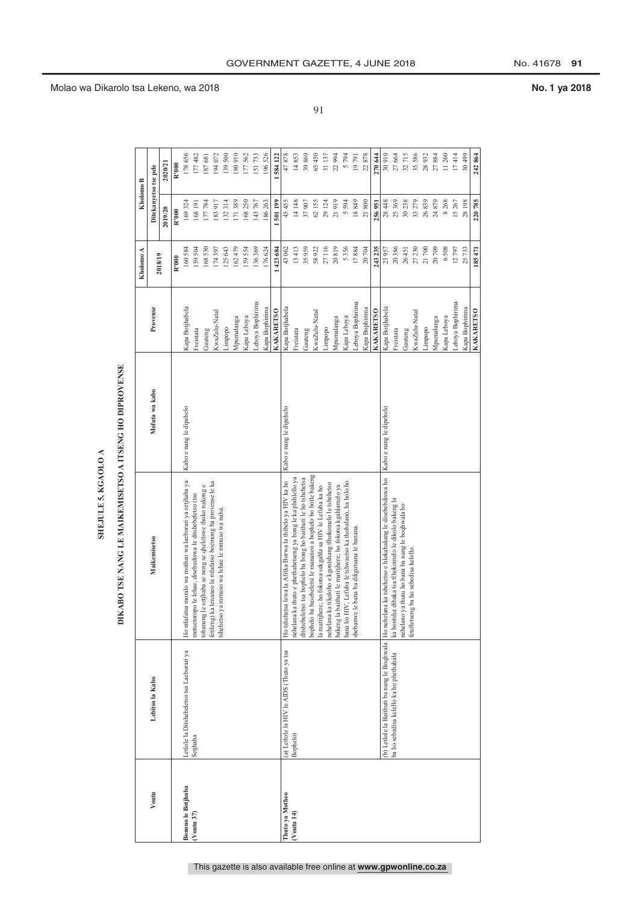# SHEJULE 5, KGAOLO A

## DIKABO TSE NANG LE MAIKEMISETSO A ITSENG HO DIPROVENSE

| Voutu | Lebitso la Kabo | Maikemisetso | Mofuta wa kabo | Provense | Kholomo A | Kholomo B | |
|---|---|---|---|---|---|---|---|
| | | | | | 2018/19 | Ditekanyetso tse pele | |
| | | | | | | 2019/20 | 2020/21 |
| | | | | | R'000 | R'000 | R'000 |
| **Bomeno le Botjhaba (Voutu 37)** | Letlole la Ditshebeletso tsa Laeborari ya Setjhaba | Ho ntlafatsa moralo wa motheo wa laeborari ya setjhaba ya motseterope le lehae, disebediswa le ditshebeletso (tse tobaneng le setjhaba se neng se qheletswe thoko nakong e fetileng) ka lenaneo la ntlafatso boemong ba provense le ka tshehetso ya mmuso wa lehae le mmuso wa naha. | Kabo e nang le dipehelo | Kapa Botjhabela | 160 584 | 169 324 | 178 656 |
| | | | | Freistata | 159 504 | 168 191 | 177 482 |
| | | | | Gauteng | 168 530 | 177 784 | 187 681 |
| | | | | KwaZulu-Natal | 174 397 | 183 917 | 194 072 |
| | | | | Limpopo | 125 643 | 132 314 | 139 500 |
| | | | | Mpumalanga | 162 479 | 171 389 | 180 910 |
| | | | | Kapa Leboya | 159 554 | 168 250 | 177 562 |
| | | | | Leboya Bophirima | 136 369 | 143 767 | 151 733 |
| | | | | Kapa Bophirima | 176 624 | 186 263 | 196 526 |
| | | | | **KAKARETSO** | **1 423 684** | **1 501 199** | **1 584 122** |
| **Thuto ya Motheo (Voutu 14)** | (a) Letlole la HIV le AIDS (Thuto ya tsa Bophelo) | Ho tshehetsa leano la Afrika Borwa la thibelo ya HIV ka ho nehelana ka thuto e phethahetseng ya bong le ka phihlello ya ditshebeletso tsa bophelo bo bong ho baithuti le ho tshehetsa bophelo ba basebeletsi le mananeo a bophelo bo botle bakeng la matitjhere; ho fokotsa sekgahla sa HIV le Lefuba ka ho nehelana ka tikoloho e kgontshang tlhokomelo le tshehetso bakeng la baithuti le matitjhere; ho fokotsa kgahlamelo ya bana ho HIV, Lefuba le tshwaetso ka thobalano, ha holo ho shebanwe le bana ba dikgutsana le banana. | Kabo e nang le dipehelo | Kapa Botjhabela | 43 062 | 45 455 | 47 878 |
| | | | | Freistata | 13 413 | 14 148 | 14 853 |
| | | | | Gauteng | 35 959 | 37 907 | 39 869 |
| | | | | KwaZulu-Natal | 58 922 | 62 155 | 65 450 |
| | | | | Limpopo | 27 116 | 29 124 | 31 137 |
| | | | | Mpumalanga | 20 819 | 21 919 | 22 994 |
| | | | | Kapa Leboya | 5 356 | 5 594 | 5 794 |
| | | | | Leboya Bophirima | 17 884 | 18 849 | 19 791 |
| | | | | Kapa Bophirima | 20 704 | 21 800 | 22 878 |
| | | | | **KAKARETSO** | **243 235** | **256 951** | **270 644** |
| | (b) Letlole la Baithuti ba nang le Boqhwala ba ho sebedisa kelello ka ho phethahala | Ho nehelana ka tshehetso e hlokahalang le disebediswa ho ka bontsha dibaka tsa tlhokomelo le dikolo bakeng la nehelano ya thutu ho bana ba nang le boqhwala bo feteletseng ba ho sebedisa kelello. | Kabo e nang le dipehelo | Kapa Botjhabela | 23 957 | 28 448 | 30 910 |
| | | | | Freistata | 20 386 | 25 369 | 27 664 |
| | | | | Gauteng | 26 451 | 30 238 | 32 715 |
| | | | | KwaZulu-Natal | 27 230 | 33 279 | 35 586 |
| | | | | Limpopo | 21 700 | 26 839 | 28 932 |
| | | | | Mpumalanga | 20 709 | 24 879 | 27 884 |
| | | | | Kapa Leboya | 6 508 | 8 268 | 11 260 |
| | | | | Leboya Bophirima | 12 797 | 15 267 | 17 414 |
| | | | | Kapa Bophirima | 25 733 | 28 198 | 30 499 |
| | | | | **KAKARETSO** | **185 471** | **220 785** | **242 864** |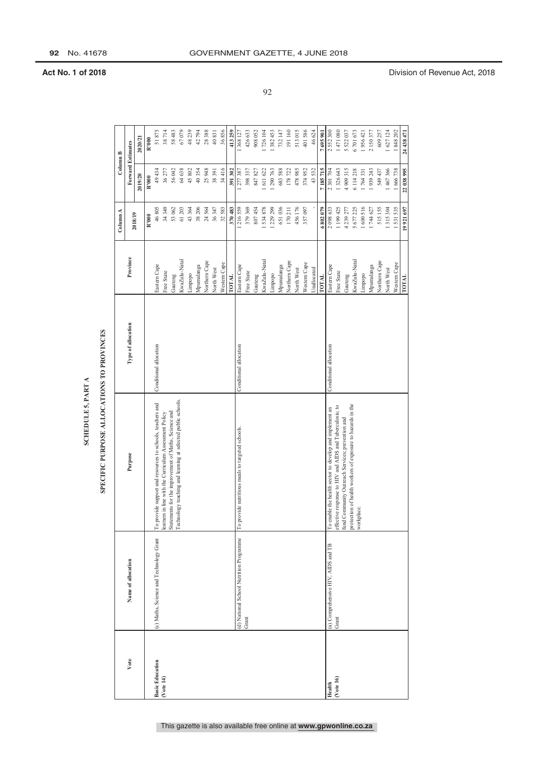**Act No. 1 of 2018** Division of Revenue Act, 2018

# SCHEDULE 5, PART A

## SPECIFIC PURPOSE ALLOCATIONS TO PROVINCES

| Vote | Name of allocation | Purpose | Type of allocation | Province | Column A | Column B | |
|---|---|---|---|---|---|---|---|
| | | | | | 2018/19 | Forward Estimates | |
| | | | | | | 2019/20 | 2020/21 |
| | | | | | R'000 | R'000 | R'000 |
| **Basic Education (Vote 14)** | (c) Maths, Science and Technology Grant | To provide support and resources to schools, teachers and learners in line with the Curriculum Assessment Policy Statements for the improvement of Maths, Science and Technology teaching and learning at selected public schools. | Conditional allocation | Eastern Cape | 46 805 | 49 434 | 51 875 |
| | | | | Free State | 34 349 | 36 277 | 38 714 |
| | | | | Gauteng | 53 062 | 56 042 | 58 483 |
| | | | | KwaZulu-Natal | 61 203 | 64 638 | 67 079 |
| | | | | Limpopo | 43 364 | 45 802 | 48 239 |
| | | | | Mpumalanga | 38 206 | 40 354 | 42 794 |
| | | | | Northern Cape | 24 564 | 25 948 | 28 388 |
| | | | | North West | 36 347 | 38 391 | 40 831 |
| | | | | Western Cape | 32 583 | 34 416 | 36 856 |
| | | | | **TOTAL** | **370 483** | **391 302** | **413 259** |
| | (d) National School Nutrition Programme Grant | To provide nutritious meals to targeted schools. | Conditional allocation | Eastern Cape | 1 216 559 | 1 277 387 | 1 368 127 |
| | | | | Free State | 379 369 | 398 337 | 426 633 |
| | | | | Gauteng | 807 454 | 847 827 | 908 052 |
| | | | | KwaZulu-Natal | 1 534 878 | 1 611 622 | 1 726 104 |
| | | | | Limpopo | 1 229 299 | 1 290 763 | 1 382 453 |
| | | | | Mpumalanga | 651 036 | 683 588 | 732 147 |
| | | | | Northern Cape | 170 211 | 178 722 | 191 160 |
| | | | | North West | 456 176 | 478 985 | 513 015 |
| | | | | Western Cape | 357 097 | 374 952 | 401 586 |
| | | | | Unallocated | - | 43 532 | 46 624 |
| | | | | **TOTAL** | **6 802 079** | **7 185 715** | **7 695 901** |
| **Health (Vote 16)** | (a) Comprehensive HIV, AIDS and TB Grant | To enable the health sector to develop and implement an effective response to HIV and AIDS and Tuberculosis; to fund Community Outreach Services; prevention and protection of health workers of exposure to hazards in the workplace. | Conditional allocation | Eastern Cape | 2 098 633 | 2 301 704 | 2 552 300 |
| | | | | Free State | 1 199 425 | 1 326 643 | 1 471 080 |
| | | | | Gauteng | 4 239 277 | 4 909 315 | 5 522 037 |
| | | | | KwaZulu-Natal | 5 677 225 | 6 114 218 | 6 701 673 |
| | | | | Limpopo | 1 600 516 | 1 764 331 | 1 956 421 |
| | | | | Mpumalanga | 1 744 627 | 1 939 243 | 2 150 377 |
| | | | | Northern Cape | 515 155 | 549 437 | 609 257 |
| | | | | North West | 1 315 304 | 1 467 366 | 1 627 124 |
| | | | | Western Cape | 1 531 535 | 1 666 738 | 1 848 202 |
| | | | | **TOTAL** | **19 921 697** | **22 038 995** | **24 438 471** |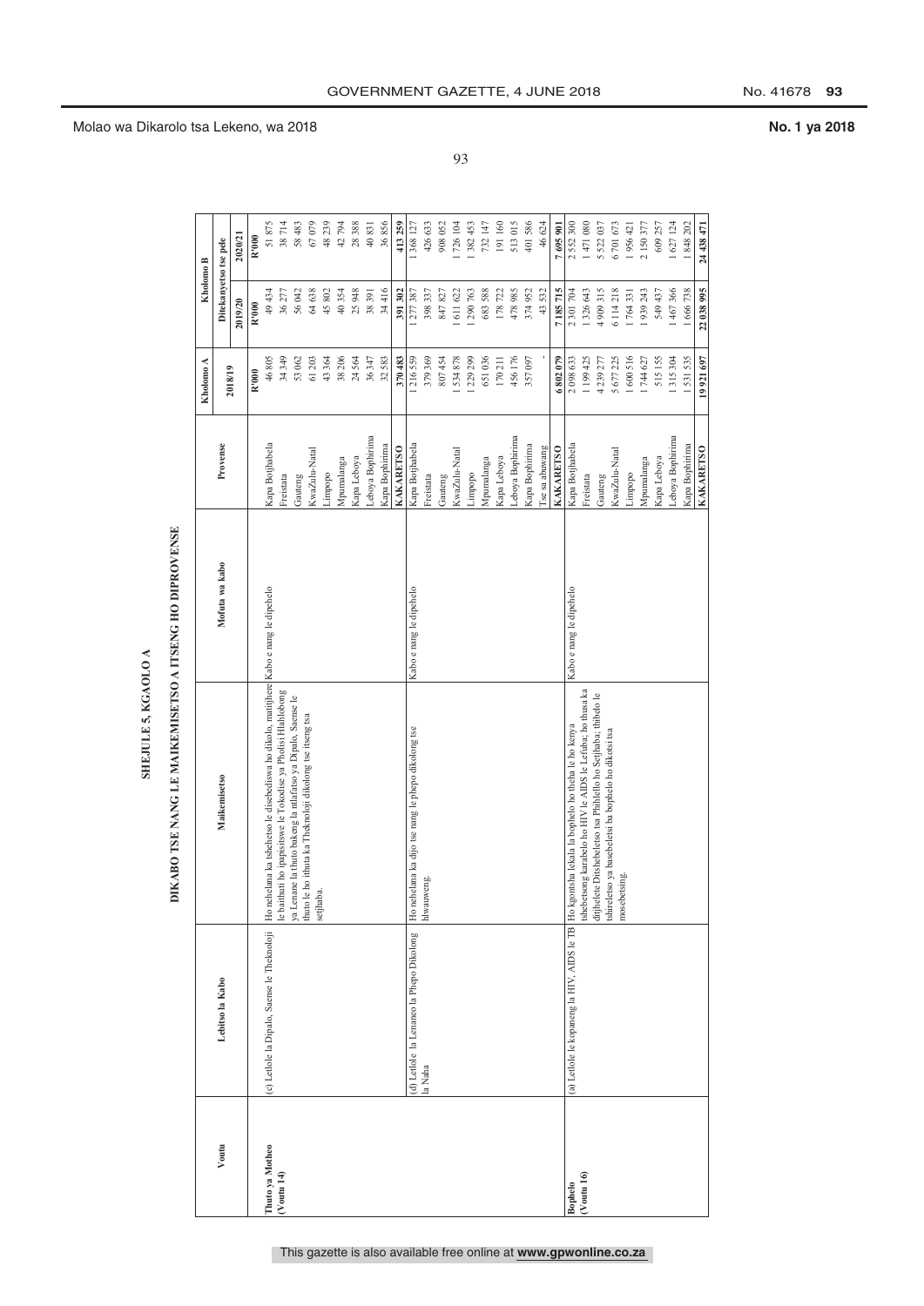Molao wa Dikarolo tsa Lekeno, wa 2018 — No. 1 ya 2018

## SHEJULE 5, KGAOLO A

## DIKABO TSE NANG LE MAIKEMISETSO A ITSENG HO DIPROVENSE

| Voutu | Lebitso la Kabo | Maikemisetso | Mofuta wa kabo | Provense | Kholomo A | Kholomo B | |
|---|---|---|---|---|---|---|---|
| | | | | | 2018/19 | Ditekanyetso tse pele | |
| | | | | | | 2019/20 | 2020/21 |
| | | | | | R'000 | R'000 | R'000 |
| **Thuto ya Motheo (Voutu 14)** | (c) Letlole la Dipalo, Saense le Theknoloji | Ho netefatsa ka tshebetso le disebediswa ho dikolo, maitjhere le barutuwa ho ntlafatswa ho tshehetsa Leano la Naha la Ntshetsopele ya Lenane la thuto bakeng la ntlafatso ya Dipalo, Saense le thuto le ho ithuta ka Theknoloji dikolong tse itseng tsa setjhaba. | Kabo e nang le dipehelo | Kapa Botjhabela | 46 805 | 49 434 | 51 875 |
| | | | | Freistata | 34 349 | 36 277 | 38 714 |
| | | | | Gauteng | 53 062 | 56 042 | 58 483 |
| | | | | KwaZulu-Natal | 61 203 | 64 638 | 67 079 |
| | | | | Limpopo | 43 364 | 45 802 | 48 239 |
| | | | | Mpumalanga | 38 206 | 40 354 | 42 794 |
| | | | | Kapa Leboya | 24 564 | 25 948 | 28 388 |
| | | | | Leboya Bophirima | 36 347 | 38 391 | 40 831 |
| | | | | Kapa Bophirima | 32 583 | 34 416 | 36 856 |
| | | | | **KAKARETSO** | **370 483** | **391 302** | **413 259** |
| | (d) Letlole la Lenaneo la Phepo Dikolong la Naha | Ho nehelana ka dijo tse nang le phepo dikolong tse hlwauweng. | Kabo e nang le dipehelo | Kapa Botjhabela | 1 216 559 | 1 277 387 | 1 368 127 |
| | | | | Freistata | 379 369 | 398 337 | 426 633 |
| | | | | Gauteng | 807 454 | 847 827 | 908 052 |
| | | | | KwaZulu-Natal | 1 534 878 | 1 611 622 | 1 726 104 |
| | | | | Limpopo | 1 229 299 | 1 290 763 | 1 382 453 |
| | | | | Mpumalanga | 651 036 | 683 588 | 732 147 |
| | | | | Kapa Leboya | 170 211 | 178 722 | 191 160 |
| | | | | Leboya Bophirima | 456 176 | 478 985 | 513 015 |
| | | | | Kapa Bophirima | 357 097 | 374 952 | 401 586 |
| | | | | Tse sa abuwang | - | 43 532 | 46 624 |
| | | | | **KAKARETSO** | **6 802 079** | **7 185 715** | **7 695 901** |
| **Bophelo (Voutu 16)** | (a) Letlole le kopaneng la HIV, AIDS le TB | Ho kgontsha lekala la bophelo ho theha le ho kenya tshebetsong karabelo ho HIV le AIDS le Lefuba; ho thusa ka ditjhelete Ditshebeletso tsa Phihlello ho Setjhaba; thibelo le tshireletso ya basebeletsi ba bophelo ho dikotsi tsa mosebetsing. | Kabo e nang le dipehelo | Kapa Botjhabela | 2 098 633 | 2 301 704 | 2 552 300 |
| | | | | Freistata | 1 199 425 | 1 326 643 | 1 471 080 |
| | | | | Gauteng | 4 239 277 | 4 909 315 | 5 522 037 |
| | | | | KwaZulu-Natal | 5 677 225 | 6 114 218 | 6 701 673 |
| | | | | Limpopo | 1 600 516 | 1 764 331 | 1 956 421 |
| | | | | Mpumalanga | 1 744 627 | 1 939 243 | 2 150 377 |
| | | | | Kapa Leboya | 515 155 | 549 437 | 609 257 |
| | | | | Leboya Bophirima | 1 315 304 | 1 467 366 | 1 627 124 |
| | | | | Kapa Bophirima | 1 531 535 | 1 666 738 | 1 848 202 |
| | | | | **KAKARETSO** | **19 921 697** | **22 038 995** | **24 438 471** |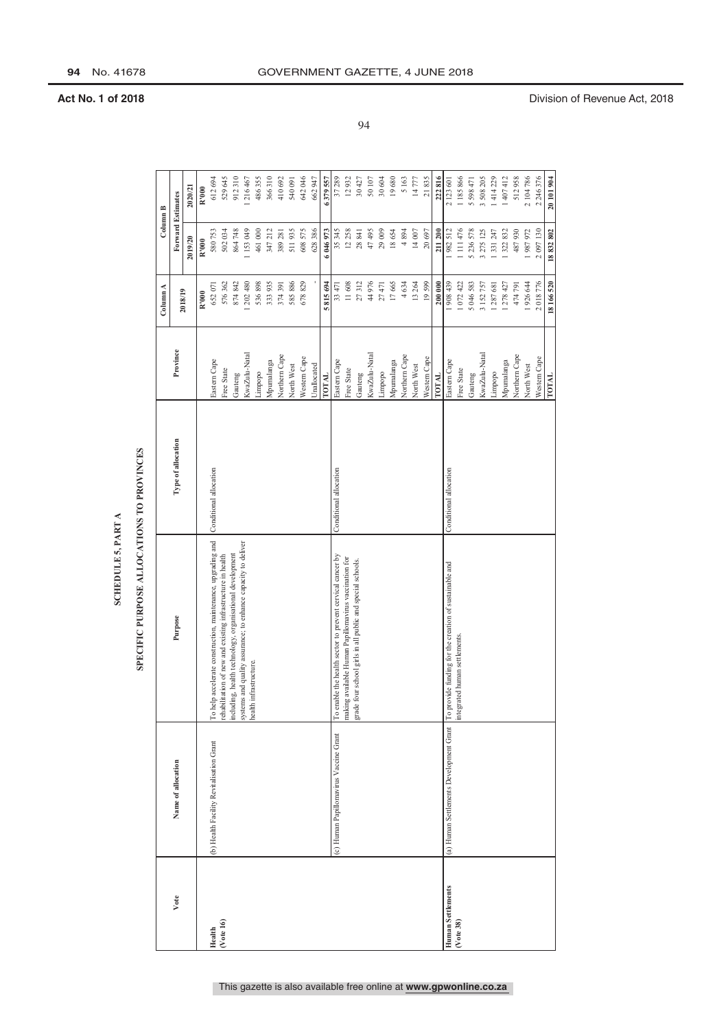# SCHEDULE 5, PART A

## SPECIFIC PURPOSE ALLOCATIONS TO PROVINCES

| Vote | Name of allocation | Purpose | Type of allocation | Province | Column A | Column B | |
|---|---|---|---|---|---|---|---|
| | | | | | 2018/19 | Forward Estimates | |
| | | | | | | 2019/20 | 2020/21 |
| | | | | | R'000 | R'000 | R'000 |
| **Health (Vote 16)** | (b) Health Facility Revitalisation Grant | To help accelerate construction, maintenance, upgrading and rehabilitation of new and existing infrastructure in health including, health technology, organisational development systems and quality assurance; to enhance capacity to deliver health infrastructure. | Conditional allocation | Eastern Cape | 652 071 | 580 753 | 612 694 |
| | | | | Free State | 576 362 | 502 034 | 529 645 |
| | | | | Gauteng | 874 842 | 864 748 | 912 310 |
| | | | | KwaZulu-Natal | 1 202 480 | 1 153 049 | 1 216 467 |
| | | | | Limpopo | 536 898 | 461 000 | 486 355 |
| | | | | Mpumalanga | 333 935 | 347 212 | 366 310 |
| | | | | Northern Cape | 374 391 | 389 281 | 410 692 |
| | | | | North West | 585 886 | 511 935 | 540 091 |
| | | | | Western Cape | 678 829 | 608 575 | 642 046 |
| | | | | Unallocated | - | 628 386 | 662 947 |
| | | | | **TOTAL** | **5 815 694** | **6 046 973** | **6 379 557** |
| | (c) Human Papillomavirus Vaccine Grant | To enable the health sector to prevent cervical cancer by making available Human Papillomavirus vaccination for grade four school girls in all public and special schools. | Conditional allocation | Eastern Cape | 33 471 | 35 345 | 37 289 |
| | | | | Free State | 11 608 | 12 258 | 12 932 |
| | | | | Gauteng | 27 312 | 28 841 | 30 427 |
| | | | | KwaZulu-Natal | 44 976 | 47 495 | 50 107 |
| | | | | Limpopo | 27 471 | 29 009 | 30 604 |
| | | | | Mpumalanga | 17 665 | 18 654 | 19 680 |
| | | | | Northern Cape | 4 634 | 4 894 | 5 163 |
| | | | | North West | 13 264 | 14 007 | 14 777 |
| | | | | Western Cape | 19 599 | 20 697 | 21 835 |
| | | | | **TOTAL** | **200 000** | **211 200** | **222 816** |
| **Human Settlements (Vote 38)** | (a) Human Settlements Development Grant | To provide funding for the creation of sustainable and integrated human settlements. | Conditional allocation | Eastern Cape | 1 908 439 | 1 982 512 | 2 123 601 |
| | | | | Free State | 1 072 422 | 1 111 476 | 1 185 866 |
| | | | | Gauteng | 5 046 583 | 5 236 578 | 5 598 471 |
| | | | | KwaZulu-Natal | 3 152 757 | 3 275 125 | 3 508 205 |
| | | | | Limpopo | 1 287 681 | 1 331 247 | 1 414 229 |
| | | | | Mpumalanga | 1 278 427 | 1 322 832 | 1 407 412 |
| | | | | Northern Cape | 474 791 | 487 930 | 512 958 |
| | | | | North West | 1 926 644 | 1 987 972 | 2 104 786 |
| | | | | Western Cape | 2 018 776 | 2 097 130 | 2 246 376 |
| | | | | **TOTAL** | **18 166 520** | **18 832 802** | **20 101 904** |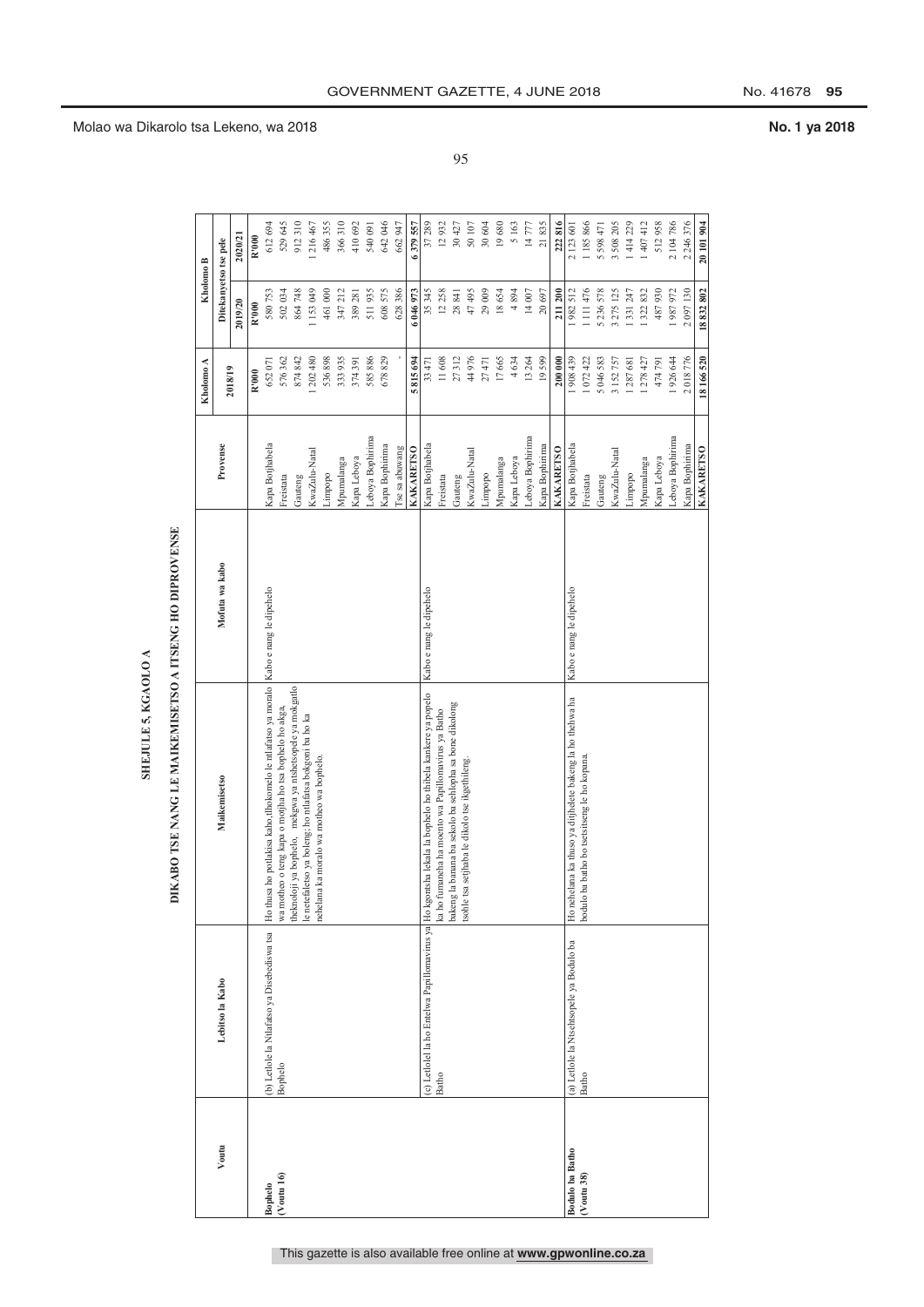Molao wa Dikarolo tsa Lekeno, wa 2018

**No. 1 ya 2018**

# SHEJULE 5, KGAOLO A

## DIKABO TSE NANG LE MAIKEMISETSO A ITSENG HO DIPROVENSE

| Voutu | Lebitso la Kabo | Maikemisetso | Mofuta wa kabo | Provense | Kholomo A | Kholomo B | |
|---|---|---|---|---|---|---|---|
| | | | | | 2018/19 | Ditekanyetso tse pele | |
| | | | | | | 2019/20 | 2020/21 |
| | | | | | R'000 | R'000 | R'000 |
| **Bophelo (Voutu 16)** | (b) Letlole la Ntlafatso ya Disebediswa tsa Bophelo | Ho thusa ho potlakisa kabo, tlhokomelo le ntlafatso ya moralo wa motheo o teng kapa o motjha ho tsa bophelo ho akga, theknoloji ya bophelo, mekgwa ya ntshetsopele ya mokgatlo le netefaletso ya boleng; ho ntlafatsa bokgoni ba ho ka nehelana ka moralo wa motheo wa bophelo. | Kabo e nang le dipehelo | Kapa Botjhabela | 652 071 | 580 753 | 612 694 |
| | | | | Freistata | 576 362 | 502 034 | 529 645 |
| | | | | Gauteng | 874 842 | 864 748 | 912 310 |
| | | | | KwaZulu-Natal | 1 202 480 | 1 153 049 | 1 216 467 |
| | | | | Limpopo | 536 898 | 461 000 | 486 355 |
| | | | | Mpumalanga | 333 935 | 347 212 | 366 310 |
| | | | | Kapa Leboya | 374 391 | 389 281 | 410 692 |
| | | | | Leboya Bophirima | 585 886 | 511 935 | 540 091 |
| | | | | Kapa Bophirima | 678 829 | 608 575 | 642 046 |
| | | | | Tse sa abuwang | - | 628 386 | 662 947 |
| | | | | **KAKARETSO** | **5 815 694** | **6 046 973** | **6 379 557** |
| | (c) Letlole la ho Entelwa Papillomavirus ya Batho | Ho kgontsha lekala la bophelo ho thibela kankere ya popelo ka ho fumaneha ha moento wa Papillomavirus ya Batho bakeng la banana ba sekolo ba sehlopha sa bone dikolong tsohle tsa setjhaba le dikolo tse ikgethileng. | Kabo e nang le dipehelo | Kapa Botjhabela | 33 471 | 35 345 | 37 289 |
| | | | | Freistata | 11 608 | 12 258 | 12 932 |
| | | | | Gauteng | 27 312 | 28 841 | 30 427 |
| | | | | KwaZulu-Natal | 44 976 | 47 495 | 50 107 |
| | | | | Limpopo | 27 471 | 29 009 | 30 604 |
| | | | | Mpumalanga | 17 665 | 18 654 | 19 680 |
| | | | | Kapa Leboya | 4 634 | 4 894 | 5 163 |
| | | | | Leboya Bophirima | 13 264 | 14 007 | 14 777 |
| | | | | Kapa Bophirima | 19 599 | 20 697 | 21 835 |
| | | | | **KAKARETSO** | **200 000** | **211 200** | **222 816** |
| **Bodulo ba Batho (Voutu 38)** | (a) Letlole la Ntshetsopele ya Bodulo ba Batho | Ho nehelana ka thuso ya ditjhelete bakeng la ho thehwa ha bodulo ba batho bo tsetsitseng le bo kopana. | Kabo e nang le dipehelo | Kapa Botjhabela | 1 908 439 | 1 982 512 | 2 123 601 |
| | | | | Freistata | 1 072 422 | 1 111 476 | 1 185 866 |
| | | | | Gauteng | 5 046 583 | 5 236 578 | 5 598 471 |
| | | | | KwaZulu-Natal | 3 152 757 | 3 275 125 | 3 508 205 |
| | | | | Limpopo | 1 287 681 | 1 331 247 | 1 414 229 |
| | | | | Mpumalanga | 1 278 427 | 1 322 832 | 1 407 412 |
| | | | | Kapa Leboya | 474 791 | 487 930 | 512 958 |
| | | | | Leboya Bophirima | 1 926 644 | 1 987 972 | 2 104 786 |
| | | | | Kapa Bophirima | 2 018 776 | 2 097 130 | 2 246 376 |
| | | | | **KAKARETSO** | **18 166 520** | **18 832 802** | **20 101 904** |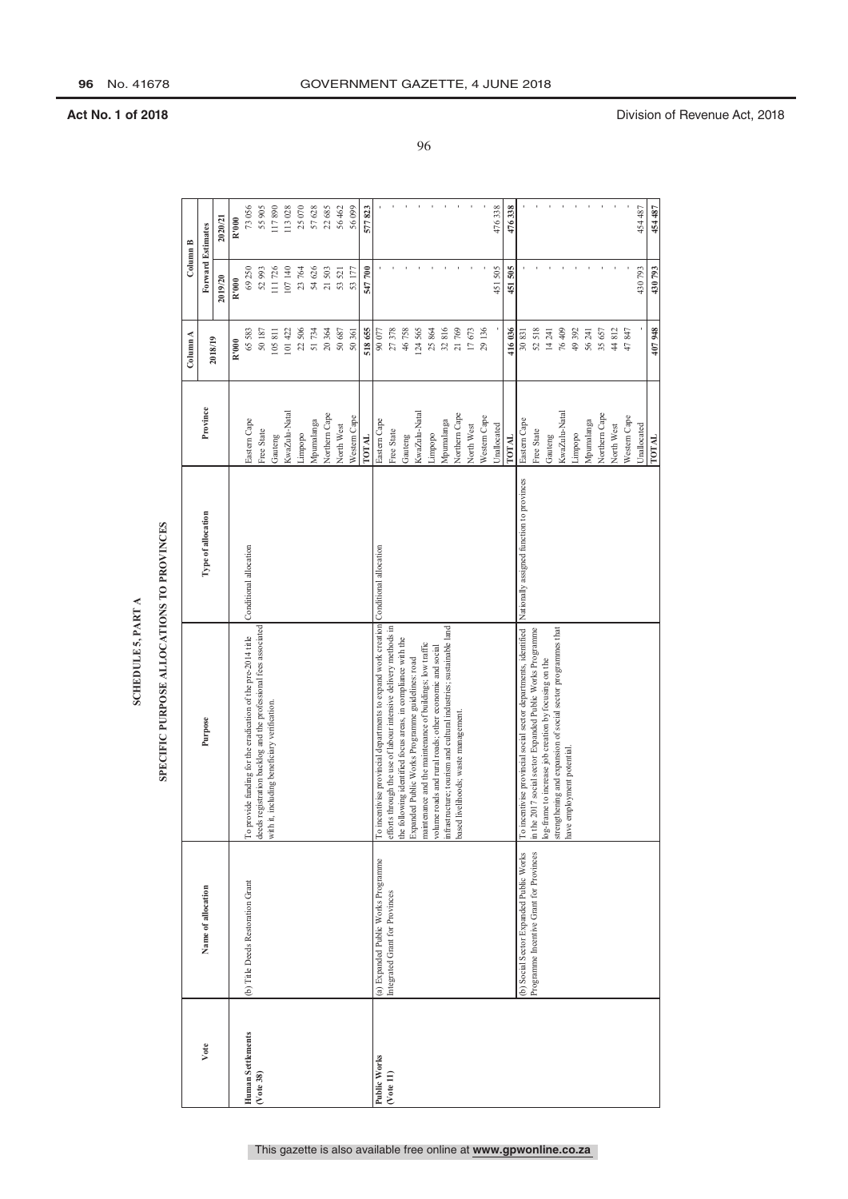## SCHEDULE 5, PART A

## SPECIFIC PURPOSE ALLOCATIONS TO PROVINCES

| Vote | Name of allocation | Purpose | Type of allocation | Province | Column A | Column B | |
|---|---|---|---|---|---|---|---|
| | | | | | 2018/19 | Forward Estimates | |
| | | | | | | 2019/20 | 2020/21 |
| | | | | | R'000 | R'000 | R'000 |
| **Human Settlements (Vote 38)** | (b) Title Deeds Restoration Grant | To provide funding for the eradication of the pre-2014 title deeds registration backlog and the professional fees associated with it, including beneficiary verification. | Conditional allocation | Eastern Cape | 65 583 | 69 250 | 73 056 |
| | | | | Free State | 50 187 | 52 993 | 55 905 |
| | | | | Gauteng | 105 811 | 111 726 | 117 890 |
| | | | | KwaZulu-Natal | 101 422 | 107 140 | 113 028 |
| | | | | Limpopo | 22 506 | 23 764 | 25 070 |
| | | | | Mpumalanga | 51 734 | 54 626 | 57 628 |
| | | | | Northern Cape | 20 364 | 21 503 | 22 685 |
| | | | | North West | 50 687 | 53 521 | 56 462 |
| | | | | Western Cape | 50 361 | 53 177 | 56 099 |
| | | | | **TOTAL** | **518 655** | **547 700** | **577 823** |
| **Public Works (Vote 11)** | (a) Expanded Public Works Programme Integrated Grant for Provinces | To incentivise provincial departments to expand work creation efforts through the use of labour intensive delivery methods in the following identified focus areas, in compliance with the Expanded Public Works Programme guidelines: road maintenance and the maintenance of buildings; low traffic volume roads and rural roads; other economic and social infrastructure; tourism and cultural industries; sustainable land based livelihoods; waste management. | Conditional allocation | Eastern Cape | 90 077 | - | - |
| | | | | Free State | 27 378 | - | - |
| | | | | Gauteng | 46 758 | - | - |
| | | | | KwaZulu-Natal | 124 565 | - | - |
| | | | | Limpopo | 25 864 | - | - |
| | | | | Mpumalanga | 32 816 | - | - |
| | | | | Northern Cape | 21 769 | - | - |
| | | | | North West | 17 673 | - | - |
| | | | | Western Cape | 29 136 | - | - |
| | | | | Unallocated | - | 451 505 | 476 338 |
| | | | | **TOTAL** | **416 036** | **451 505** | **476 338** |
| | (b) Social Sector Expanded Public Works Programme Incentive Grant for Provinces | To incentivise provincial social sector departments, identified in the 2017 social sector Expanded Public Works Programme log-frame to increase job creation by focusing on the strengthening and expansion of social sector programmes that have employment potential. | Nationally assigned function to provinces | Eastern Cape | 30 831 | - | - |
| | | | | Free State | 52 518 | - | - |
| | | | | Gauteng | 14 241 | - | - |
| | | | | KwaZulu-Natal | 76 409 | - | - |
| | | | | Limpopo | 49 392 | - | - |
| | | | | Mpumalanga | 56 241 | - | - |
| | | | | Northern Cape | 35 657 | - | - |
| | | | | North West | 44 812 | - | - |
| | | | | Western Cape | 47 847 | - | - |
| | | | | Unallocated | - | 430 793 | 454 487 |
| | | | | **TOTAL** | **407 948** | **430 793** | **454 487** |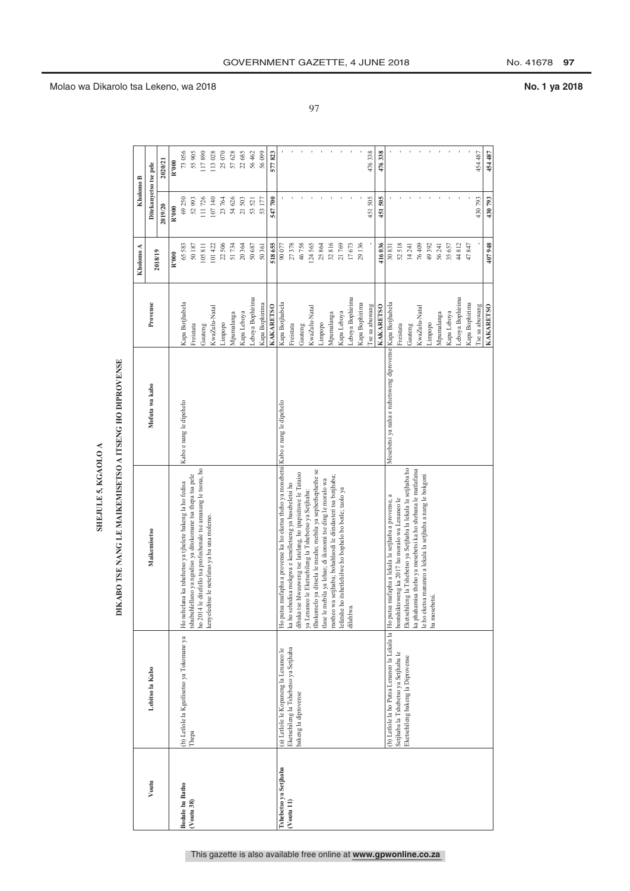Molao wa Dikarolo tsa Lekeno, wa 2018 — No. 1 ya 2018

# SHEJULE 5, KGAOLO A

## DIKABO TSE NANG LE MAIKEMISETSO A ITSENG HO DIPROVENSE

| Voutu | Lebitso la Kabo | Maikemisetso | Mofuta wa kabo | Provense | Kholomo A | Kholomo B | |
|---|---|---|---|---|---|---|---|
| | | | | | 2018/19 | Ditekanyetso tse pele | |
| | | | | | | 2019/20 | 2020/21 |
| | | | | | R'000 | R'000 | R'000 |
| **Bodulo ba Batho (Voutu 38)** | (b) Letlole la Kgutlisetso ya Tokomane ya Thepa | Ho nehelana ka tshehetso ya tjhelete bakeng la ho fedisa tshubuhlellano ya ngodiso ya ditokomane tsa thepa tsa pele ho 2014 le ditefello tsa profeshenale tse amanang le tsona, ho kenyeleditse le netefatso ya ba una molemo. | Kabo e nang le dipehelo | Kapa Botjhabela | 65 583 | 69 250 | 73 056 |
| | | | | Freistata | 50 187 | 52 993 | 55 905 |
| | | | | Gauteng | 105 811 | 111 726 | 117 890 |
| | | | | KwaZulu-Natal | 101 422 | 107 140 | 113 028 |
| | | | | Limpopo | 22 506 | 23 764 | 25 070 |
| | | | | Mpumalanga | 51 734 | 54 626 | 57 628 |
| | | | | Kapa Leboya | 20 364 | 21 503 | 22 685 |
| | | | | Leboya Bophirima | 50 687 | 53 521 | 56 462 |
| | | | | Kapa Bophirima | 50 361 | 53 177 | 56 099 |
| | | | | **KAKARETSO** | **518 655** | **547 700** | **577 823** |
| **Tshebetso ya Setjhaba (Voutu 11)** | (a) Letlole le Kopaneng la Lenaneo le Eketsehileng la Tshebetso ya Setjhaba bakeng la diprovense | Ho putsa mafapha a provense ka ho eketsa tlheho ya mosebetsi ka ho sebedisa mekgwa e kenelletseng ya basebeletsi ho dibaka tse hlwauweng tse latelang, ho ipapisitswe le Tataiso ya Lenaneo le Eketsehileng la Tshebetso ya Setjhaba: tlhokomelo ya ditsela le meaho; mebila ya sephethephethe se tlase le mebila ya lehae; di ikonomi tse ding le moralo wa motheo wa setjhaba; bohahlaodi le diindasteri tsa botjhaba; lefatshe ho tshetlehilwe ho bophelo bo botle; taolo ya dilahlwa. | Kabo e nang le dipehelo | Kapa Botjhabela | 90 077 | - | - |
| | | | | Freistata | 27 378 | - | - |
| | | | | Gauteng | 46 758 | - | - |
| | | | | KwaZulu-Natal | 124 565 | - | - |
| | | | | Limpopo | 25 864 | - | - |
| | | | | Mpumalanga | 32 816 | - | - |
| | | | | Kapa Leboya | 21 769 | - | - |
| | | | | Leboya Bophirima | 17 673 | - | - |
| | | | | Kapa Bophirima | 29 136 | - | - |
| | | | | Tse sa abuwang | - | 451 505 | 476 338 |
| | | | | **KAKARETSO** | **416 036** | **451 505** | **476 338** |
| | (b) Letlole la ho Putsa Lenaneo la Lekala la Setjhaba la Tshebetso ya Setjhaba le Eketsehileng bakeng la Diprovense | Ho putsa mafapha a lekala la setjhaba a provense, a bontshitseng ka 2017 ho moralo wa Lenaneo le Eketsehileng la Tshebetso ya Setjhaba la lekala la setjhaba ho ka phahamisa tlheho ya mesebetsi ka ho sebetsa le mafafatsa le ho eketsa menaneo a lekala la setjhaba a nang le bokgoni ba mosebetsi. | Mesebetsi ya naha e nehetsweng diprovense | Kapa Botjhabela | 30 831 | - | - |
| | | | | Freistata | 52 518 | - | - |
| | | | | Gauteng | 14 241 | - | - |
| | | | | KwaZulu-Natal | 76 409 | - | - |
| | | | | Limpopo | 49 392 | - | - |
| | | | | Mpumalanga | 56 241 | - | - |
| | | | | Kapa Leboya | 35 657 | - | - |
| | | | | Leboya Bophirima | 44 812 | - | - |
| | | | | Kapa Bophirima | 47 847 | - | - |
| | | | | Tse sa abuwang | - | 430 793 | 454 487 |
| | | | | **KAKARETSO** | **407 948** | **430 793** | **454 487** |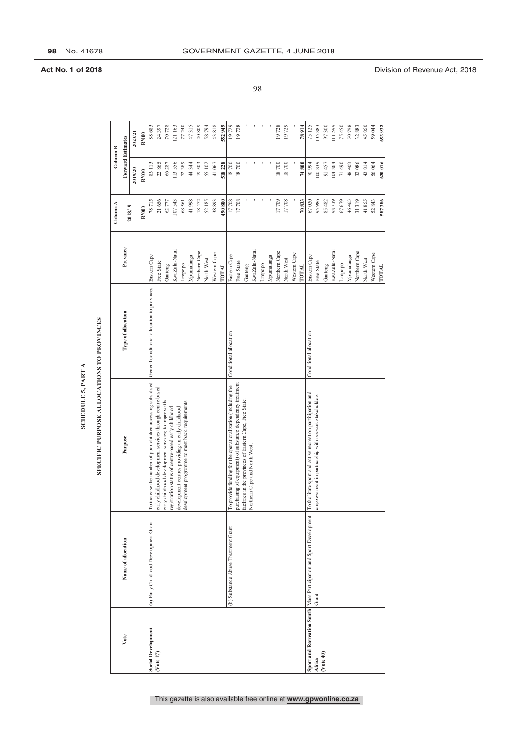# SCHEDULE 5, PART A

## SPECIFIC PURPOSE ALLOCATIONS TO PROVINCES

| Vote | Name of allocation | Purpose | Type of allocation | Province | Column A | Column B | |
|---|---|---|---|---|---|---|---|
| | | | | | 2018/19 | Forward Estimates | |
| | | | | | | 2019/20 | 2020/21 |
| | | | | | R'000 | R'000 | R'000 |
| **Social Development (Vote 17)** | (a) Early Childhood Development Grant | To increase the number of poor children accessing subsidised early childhood development services through centre-based early childhood development services; to improve the registration status of centre-based early childhood development centres providing an early childhood development programme to meet basic requirements. | General conditional allocation to provinces | Eastern Cape | 78 715 | 83 115 | 88 685 |
| | | | | Free State | 21 656 | 22 865 | 24 397 |
| | | | | Gauteng | 62 777 | 66 287 | 70 728 |
| | | | | KwaZulu-Natal | 107 543 | 113 556 | 121 163 |
| | | | | Limpopo | 68 561 | 72 389 | 77 240 |
| | | | | Mpumalanga | 41 998 | 44 344 | 47 315 |
| | | | | Northern Cape | 18 472 | 19 503 | 20 809 |
| | | | | North West | 52 185 | 55 102 | 58 794 |
| | | | | Western Cape | 38 893 | 41 067 | 43 818 |
| | | | | **TOTAL** | **490 800** | **518 228** | **552 949** |
| | (b) Substance Abuse Treatment Grant | To provide funding for the operationalization (including the purchasing of equipment) of substance dependency treatment facilities in the provinces of Eastern Cape, Free State, Northern Cape and North West. | Conditional allocation | Eastern Cape | 17 708 | 18 700 | 19 729 |
| | | | | Free State | 17 708 | 18 700 | 19 728 |
| | | | | Gauteng | - | - | - |
| | | | | KwaZulu-Natal | - | - | - |
| | | | | Limpopo | - | - | - |
| | | | | Mpumalanga | - | - | - |
| | | | | Northern Cape | 17 709 | 18 700 | 19 728 |
| | | | | North West | 17 708 | 18 700 | 19 729 |
| | | | | Western Cape | - | - | - |
| | | | | **TOTAL** | **70 833** | **74 800** | **78 914** |
| **Sport and Recreation South Africa (Vote 40)** | Mass Participation and Sport Development Grant | To facilitate sport and active recreation participation and empowerment in partnership with relevant stakeholders. | Conditional allocation | Eastern Cape | 67 020 | 70 994 | 75 125 |
| | | | | Free State | 95 986 | 100 839 | 105 883 |
| | | | | Gauteng | 85 482 | 91 457 | 97 300 |
| | | | | KwaZulu-Natal | 98 739 | 104 864 | 111 599 |
| | | | | Limpopo | 67 679 | 71 490 | 75 450 |
| | | | | Mpumalanga | 46 463 | 48 408 | 50 798 |
| | | | | Northern Cape | 31 319 | 32 086 | 32 883 |
| | | | | North West | 41 855 | 43 814 | 45 850 |
| | | | | Western Cape | 52 843 | 56 064 | 59 044 |
| | | | | **TOTAL** | **587 386** | **620 016** | **653 932** |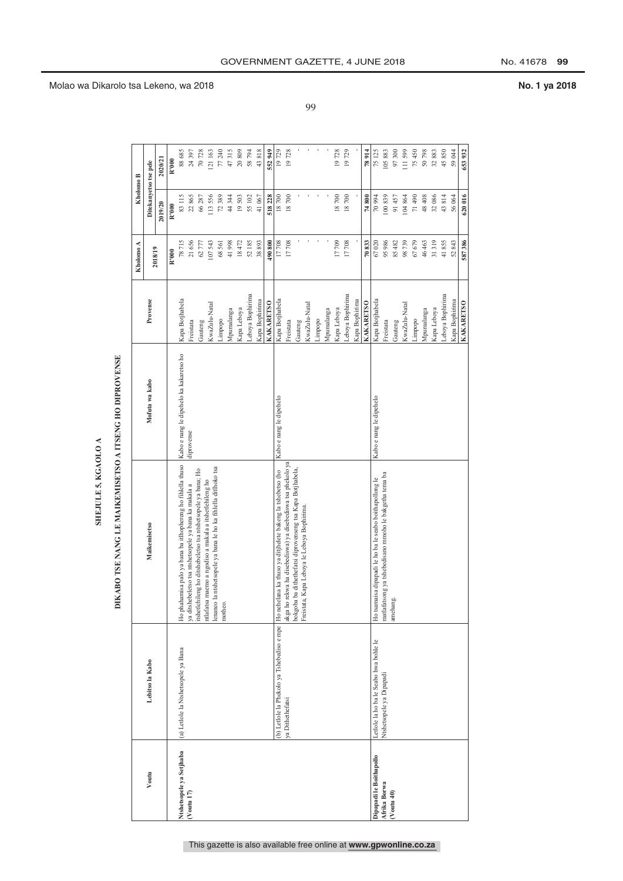Molao wa Dikarolo tsa Lekeno, wa 2018 | No. 1 ya 2018

# SHEJULE 5, KGAOLO A

## DIKABO TSE NANG LE MAIKEMISETSO A ITSENG HO DIPROVENSE

| Voutu | Lebitso la Kabo | Maikemisetso | Mofuta wa kabo | Provense | Kholomo A | Kholomo B | |
|---|---|---|---|---|---|---|---|
| | | | | | 2018/19 | Ditekanyetso tse pele | |
| | | | | | | 2019/20 | 2020/21 |
| | | | | | R'000 | R'000 | R'000 |
| **Ntshetsopele ya Setjhaba (Voutu 17)** | (a) Letlole la Ntshetsopele ya Bana | Ho phahamisa palo ya bana ba itlhophereng ho fihlella thuso ya ditshebeletso tsa ntshetsopele ya bana ka makala a tshehetsheng ho ditshebeletso tsa ntshetsopele ya bana; Ho ntlafatsa maemo a ngodiso a makala a itshetleheng ho lenaneo la ntshetsopele ya bana le ho ka fihlella ditlhoko tsa motheo. | Kabo e nang le dipehelo ka kakaretso ho diprovense | Kapa Botjhabela | 78 715 | 83 115 | 88 685 |
| | | | | Freistata | 21 656 | 22 865 | 24 397 |
| | | | | Gauteng | 62 777 | 66 287 | 70 728 |
| | | | | KwaZulu-Natal | 107 543 | 113 556 | 121 163 |
| | | | | Limpopo | 68 561 | 72 389 | 77 240 |
| | | | | Mpumalanga | 41 998 | 44 344 | 47 315 |
| | | | | Kapa Leboya | 18 472 | 19 503 | 20 809 |
| | | | | Leboya Bophirima | 52 185 | 55 102 | 58 794 |
| | | | | Kapa Bophirima | 38 893 | 41 067 | 43 818 |
| | | | | **KAKARETSO** | **490 800** | **518 228** | **552 949** |
| | (b) Letlole la Phekolo ya Tshebediso e mpe ya Dithethefatsi | Ho nehelana ka thuso ya ditjhelete bakeng la tshebetso (ho akga ho rekwa ha disebediswa) ya disebediswa tsa phekolo ya bokgoba ba dithethefatsi diprovenseng tsa Kapa Botjhabela, Freistata, Kapa Leboya le Leboya Bophirima. | Kabo e nang le dipehelo | Kapa Botjhabela | 17 708 | 18 700 | 19 729 |
| | | | | Freistata | 17 708 | 18 700 | 19 728 |
| | | | | Gauteng | - | - | - |
| | | | | KwaZulu-Natal | - | - | - |
| | | | | Limpopo | - | - | - |
| | | | | Mpumalanga | - | - | - |
| | | | | Kapa Leboya | 17 709 | 18 700 | 19 728 |
| | | | | Leboya Bophirima | 17 708 | 18 700 | 19 729 |
| | | | | Kapa Bophirima | - | - | - |
| | | | | **KAKARETSO** | **70 833** | **74 800** | **78 914** |
| **Dipapadi le Boithapollo Afrika Borwa (Voutu 40)** | Letlole la ho ba le Seabo hwa bohle le Ntshetsopele ya Dipapadi | Ho tsamaisa dipapadi le ho ba le seabo boithapollong le matlafatsong ya tshebedisano mmoho le bakgetha tema ba amehang. | Kabo e nang le dipehelo | Kapa Botjhabela | 67 020 | 70 994 | 75 125 |
| | | | | Freistata | 95 986 | 100 839 | 105 883 |
| | | | | Gauteng | 85 482 | 91 457 | 97 300 |
| | | | | KwaZulu-Natal | 98 739 | 104 864 | 111 599 |
| | | | | Limpopo | 67 679 | 71 490 | 75 450 |
| | | | | Mpumalanga | 46 463 | 48 408 | 50 798 |
| | | | | Kapa Leboya | 31 319 | 32 086 | 32 883 |
| | | | | Leboya Bophirima | 41 855 | 43 814 | 45 850 |
| | | | | Kapa Bophirima | 52 843 | 56 064 | 59 044 |
| | | | | **KAKARETSO** | **587 386** | **620 016** | **653 932** |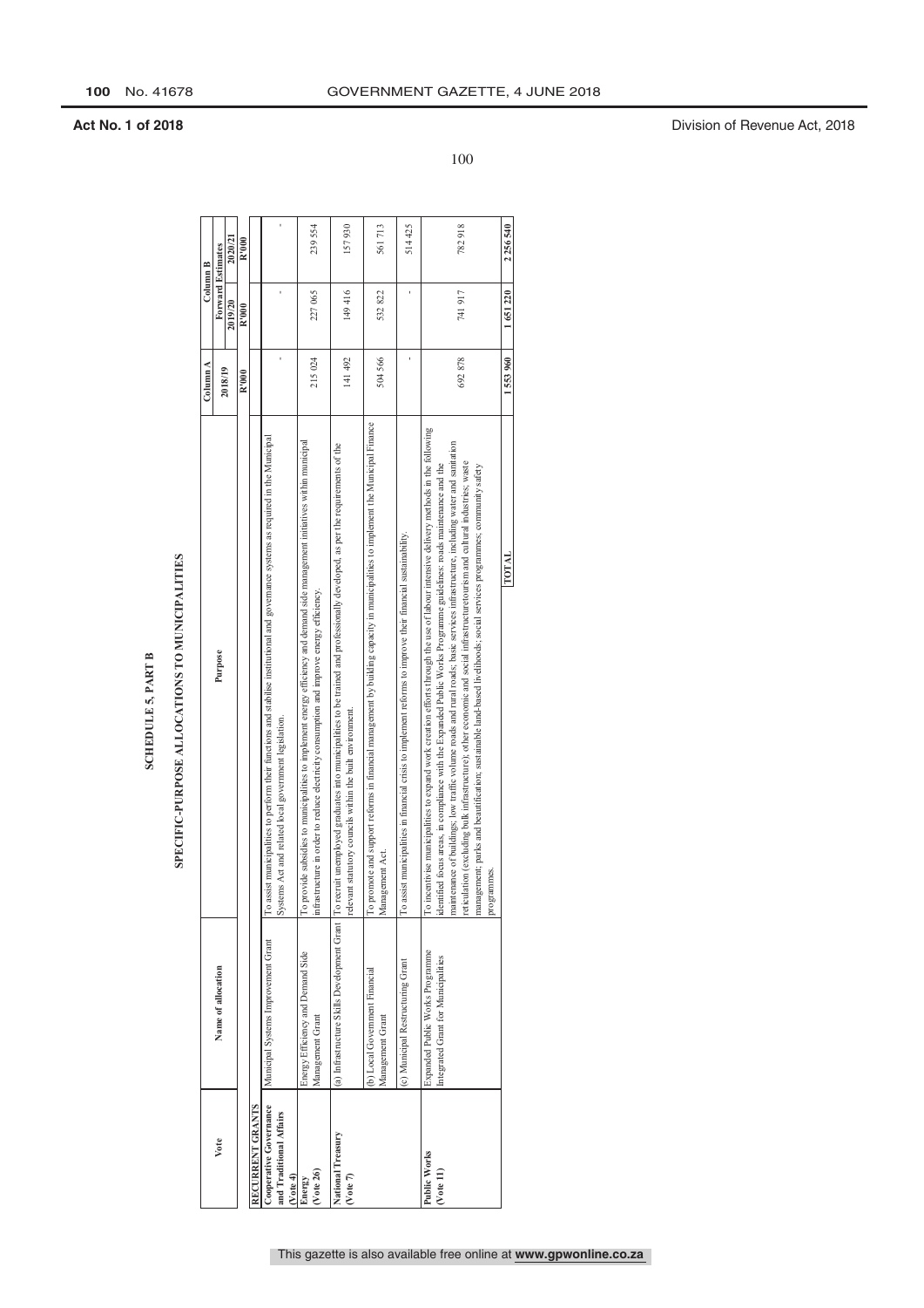**SCHEDULE 5, PART B**

**SPECIFIC-PURPOSE ALLOCATIONS TO MUNICIPALITIES**

| Vote | Name of allocation | Purpose | Column A | Column B | |
|---|---|---|---|---|---|
| | | | 2018/19 | Forward Estimates | |
| | | | | 2019/20 | 2020/21 |
| | | | R'000 | R'000 | R'000 |
| **RECURRENT GRANTS** | | | | | |
| **Cooperative Governance and Traditional Affairs (Vote 4)** | Municipal Systems Improvement Grant | To assist municipalities to perform their functions and stabilise institutional and governance systems as required in the Municipal Systems Act and related local government legislation. | - | - | - |
| **Energy (Vote 26)** | Energy Efficiency and Demand Side Management Grant | To provide subsidies to municipalities to implement energy efficiency and demand side management initiatives within municipal infrastructure in order to reduce electricity consumption and improve energy efficiency. | 215 024 | 227 065 | 239 554 |
| **National Treasury (Vote 7)** | (a) Infrastructure Skills Development Grant | To recruit unemployed graduates into municipalities to be trained and professionally developed, as per the requirements of the relevant statutory councils within the built environment. | 141 492 | 149 416 | 157 930 |
| | (b) Local Government Financial Management Grant | To promote and support reforms in financial management by building capacity in municipalities to implement the Municipal Finance Management Act. | 504 566 | 532 822 | 561 713 |
| | (c) Municipal Restructuring Grant | To assist municipalities in financial crisis to implement reforms to improve their financial sustainability. | - | - | 514 425 |
| **Public Works (Vote 11)** | Expanded Public Works Programme Integrated Grant for Municipalities | To incentivise municipalities to expand work creation efforts through the use of labour intensive delivery methods in the following identified focus areas, in compliance with the Expanded Public Works Programme guidelines: roads maintenance and the maintenance of buildings; low traffic volume roads and rural roads; basic services infrastructure, including water and sanitation reticulation (excluding bulk infrastructure); other economic and social infrastructure/tourism and cultural industries; waste management; parks and beautification; sustainable land-based livelihoods; social services programmes; community safety programmes. | 692 878 | 741 917 | 782 918 |
| | | **TOTAL** | **1 553 960** | **1 651 220** | **2 256 540** |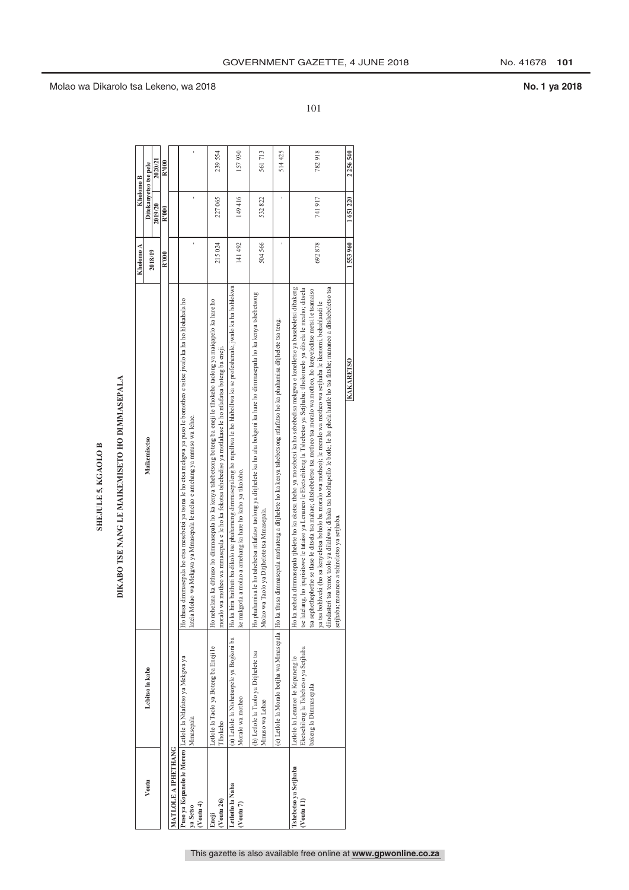## SHEJULE 5, KGAOLO B

## DIKABO TSE NANG LE MAIKEMISETSO HO DIMMASEPALA

| Voutu | Lebitso la kabo | Maikemisetso | Kholomo A | Kholomo B | |
|---|---|---|---|---|---|
| | | | | Ditekanyetso tse pele | |
| | | | 2018/19 | 2019/20 | 2020/21 |
| | | | R'000 | R'000 | R'000 |
| **MATLOLE A IPHETHANG** | | | | | |
| **Puso ya Kopanelo le Merero ya Setso (Voutu 4)** | Letlole la Ntlafatso ya Mekgwa ya Mmasepala | Ho thusa dimmasepala ho etsa mesebetsi ya tsona le ho etsa mekgwa ya puso le bomotheo e tsitse jwalo ka ha ho hlokahala ho latela Molao wa Mekgwa ya Mmasepala le melao e amehang ya mmuso wa lehae. | - | - | - |
| **Eneji (Voutu 26)** | Letlole la Taolo ya Boteng ba Eneji le Tlhokeho | Ho nehelana ka dithuso ho dimmasepala ho ka kenya tshebetsong boteng ba eneji le tlhokeho taolong ya maiqapelo ka hare ho moralo wa motheo wa mmasepala e le ho ka fokotsa tshebediso ya motlakase le ho ntlafatsa boteng ba eneji. | 215 024 | 227 065 | 239 554 |
| **Letlotlo la Naha (Voutu 7)** | (a) Letlole la Ntshetsopele ya Bogkoni ba Moralo wa motheo | Ho ka hira baithuti ba dikolo tse phahameng dimmasepaleng ho rupellwa le ho hlahollwa ka se profeshenale, jwalo ka ha hohlokwa ke makgotla a molao a amehang ka hare ho kaho ya tikoloho. | 141 492 | 149 416 | 157 930 |
| | (b) Letlole la Taolo ya Ditjhelete tsa Mmuso wa Lehae | Ho phahamisa le ho tshehetsa ntlafatso taolong ya ditjhelete ka ho aha bokgoni ka hare ho dimmasepala ho kenya tshebetsong Molao wa Taolo ya Ditjhelete tsa Mmasepala. | 504 566 | 532 822 | 561 713 |
| | (c) Letlole la Moralo bo(j)ha wa Mmasepala | Ho ka thusa dimmasepala matlafeng a ditjhelete ho ka kenya tshebetsong ntlafatso ho ka phahamisa ditjhelete tsa teng. | - | - | 514 425 |
| **Tshebetso ya Setjhaba (Voutu 11)** | Letlole la Lenaneo le Kopaneng le Eketsehileng la Tshebetso ya Setjhaba bakeng la Dimmasepala | Ho ka nehela dimmasepala tjhelete ho ka eketsa theho ya mosebetsi ka ho sebedisa mekgwa e kenelletse ya basebeletsi dibakeng tse latelang, ho ipapisitswe le tataiso ya Lenaneo le Eketsehileng la Tshebetso ya Setjhaba: tlhokomelo ya ditsela le mealho; ditsela tsa sephethephethe se tlase le ditsela tsa mahae; ditshebeletso tsa motheo tsa morallo wa motheo, ho kenyeleditse metsi le tsamaiso ya tsa bohlweki (ho sa kenyeletsa bohololo ba morallo wa motheo); le morallo wa motheo wa setjhaba le ikonomi, bohahlaudi le diindasteri tsa temo; taolo ya dilahlwa; dibaka tsa boithapollo le botle; le ho phela hantle ho tsa fatshe; mananeo a ditshebeletso tsa setjhaba; mananeo a tshireletso ya setjhaba. | 692 878 | 741 917 | 782 918 |
| | | **KAKARETSO** | **1 553 960** | **1 651 220** | **2 256 540** |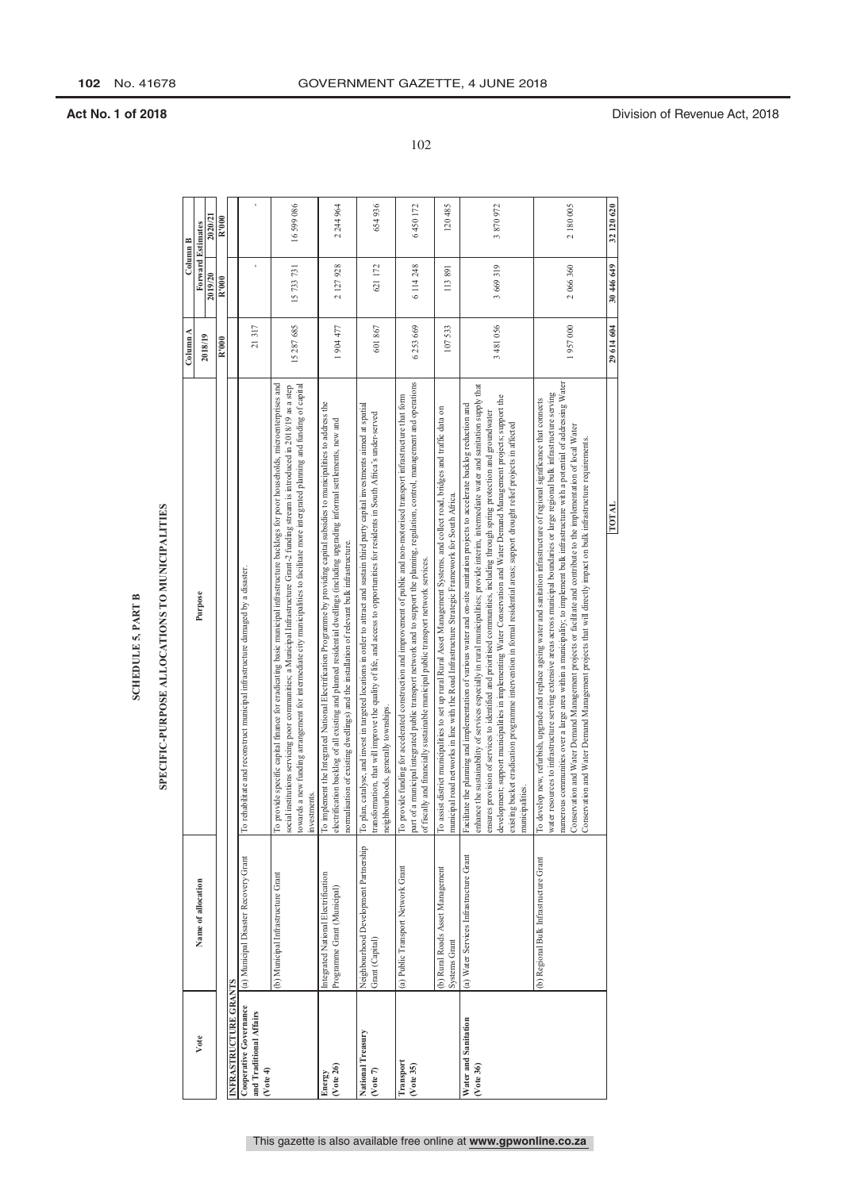## SCHEDULE 5, PART B

## SPECIFIC-PURPOSE ALLOCATIONS TO MUNICIPALITIES

| Vote | Name of allocation | Purpose | Column A | Column B | |
|---|---|---|---|---|---|
| | | | | Forward Estimates | |
| | | | 2018/19 | 2019/20 | 2020/21 |
| | | | R'000 | R'000 | R'000 |
| **INFRASTRUCTURE GRANTS** | | | | | |
| **Cooperative Governance and Traditional Affairs (Vote 4)** | (a) Municipal Disaster Recovery Grant | To rehabilitate and reconstruct municipal infrastructure damaged by a disaster. | 21 317 | - | - |
| | (b) Municipal Infrastructure Grant | To provide specific capital finance for eradicating basic municipal infrastructure backlogs for poor households, microenterprises and social institutions servicing poor communities; a Municipal Infrastructure Grant-2 funding stream is introduced in 2018/19 as a step towards a new funding arrangement for intermediate city municipalities to facilitate more intergrated planning and funding of capital investments. | 15 287 685 | 15 733 731 | 16 599 086 |
| **Energy (Vote 26)** | Integrated National Electrification Programme Grant (Municipal) | To implement the Integrated National Electrification Programme by providing capital subsidies to municipalities to address the electrification backlog of all existing and planned residential dwellings (including upgrading informal settlements, new and normalisation of existing dwellings) and the installation of relevant bulk infrastructure. | 1 904 477 | 2 127 928 | 2 244 964 |
| **National Treasury (Vote 7)** | Neighbourhood Development Partnership Grant (Capital) | To plan, catalyse, and invest in targeted locations in order to attract and sustain third party capital investments aimed at spatial transformation, that will improve the quality of life, and access to opportunities for residents in South Africa's under-served neighbourhoods, generally townships. | 601 867 | 621 172 | 654 936 |
| **Transport (Vote 35)** | (a) Public Transport Network Grant | To provide funding for accelerated construction and improvement of public and non-motorised transport infrastructure that form part of a municipal integrated public transport network and to support the planning, regulation, control, management and operations of fiscally and financially sustainable municipal public transport network services. | 6 253 669 | 6 114 248 | 6 450 172 |
| | (b) Rural Roads Asset Management Systems Grant | To assist district municipalities to set up rural Rural Asset Management Systems, and collect road, bridges and traffic data on municipal road networks in line with the Road Infrastructure Strategic Framework for South Africa. | 107 533 | 113 891 | 120 485 |
| **Water and Sanitation (Vote 36)** | (a) Water Services Infrastructure Grant | Facilitate the planning and implementation of various water and on-site sanitation projects to accelerate backlog reduction and enhance the sustainability of services especially in rural municipalities; provide interim, intermediate water and sanitation supply that ensures provision of services to identified and prioritised communities, including through spring protection and groundwater development; support municipalities in implementing Water Conservation and Water Demand Management projects; support the existing bucket eradication programme intervention in formal residential areas; support drought relief projects in affected municipalities. | 3 481 056 | 3 669 319 | 3 870 972 |
| | (b) Regional Bulk Infrastructure Grant | To develop new, refurbish, upgrade and replace ageing water and sanitation infrastructure of regional significance that connects water resources to infrastructure serving extensive areas across municipal boundaries or large regional bulk infrastructure serving numerous communities over a large area within a municipality; to implement bulk infrastructure with a potential of addressing Water Conservation and Water Demand Management projects or facilitate and contribute to the implementation of local Water Conservation and Water Demand Management projects that will directly impact on bulk infrastructure requirements. | 1 957 000 | 2 066 360 | 2 180 005 |
| | | **TOTAL** | **29 614 604** | **30 446 649** | **32 120 620** |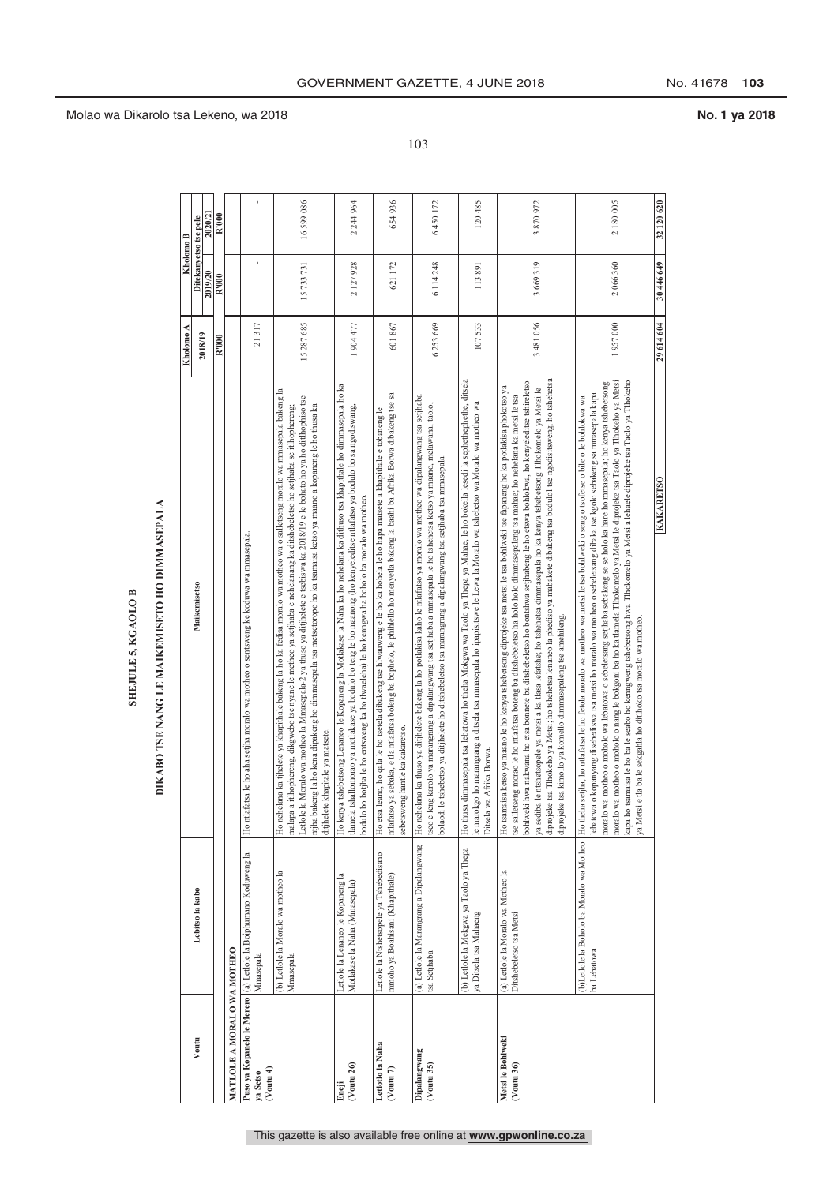# SHEJULE 5, KGAOLO B

## DIKABO TSE NANG LE MAIKEMISETSO HO DIMMASEPALA

| Voutu | Lebitso la kabo | Maikemisetso | Kholomo A | Kholomo B | |
|---|---|---|---|---|---|
| | | | | Ditekanyetso tse pele | |
| | | | 2018/19 | 2019/20 | 2020/21 |
| | | | R'000 | R'000 | R'000 |
| **MATLOLE A MORALO WA MOTHEO** | | | | | |
| **Puso ya Kopanelo le Merero ya Setso (Voutu 4)** | (a) Letlole la Boiphumano Kodweng la Mmasepala | Ho ntlafatsa le ho aha setjha morao wa motheo o sentsweng ke koduwa wa mmasepala. | 21 317 | - | - |
| | (b) Letlole la Morao wa motheo la Mmasepala | Ho nehelana ka tjhelete ya khapithale bakeng la ho ka fedisa morao wa motheo wa o salletseng morao wa mmasepala bakeng la malapa a itlhopehileng, dikgwebo tse nyane le metheo ya setjhaba e nehelanang ka ditshebeletso ho setjhaba se itlhophereng; Letlole la Morao wa motheo la Mmasepala-2 ya thuso ya ditjhelete e tsebiswa ka 2018/19 e le bohato ho ya ho ditlhophiso tse ntjha bakeng la ho kena dipakeng ho dimmasepala tsa metsetoropo ho ka tsamaisa ketso ya maano a kopaneng le ho thusa ka ditjhelete khapitale ya matsete. | 15 287 685 | 15 733 731 | 16 599 086 |
| **Eneji (Voutu 26)** | Letlole la Lenaneo le Kopaneng la Motlakase la Naha (Mmasepala) | Ho kenya tshebetsong Lenaneo le Kopaneng la Motlakase la Naha ka ho nehelana ka dithuso tsa khapithale ho dimmasepala ho ka tlamela tshallomorao ya motlakase ya boduilo bo teng le bo maanong (ho kenyeleditse ntlafatso ya boduilo bo sa ngodiswang, boduilo bo botjha le bo entsweng ka ho tlwaeleha) le ho kenngwa ha boduilo ba morao wa motheo. | 1 904 477 | 2 127 928 | 2 244 964 |
| **Letlotlo la Naha (Voutu 7)** | Letlole la Ntshetsopele ya Tshebedisano mmoho ya Boahisani (Khapithale) | Ho etsa leano, ho qala le ho tsetela dibakeng tse hlwauweng e le ho ka hohela le ho hapa matsete a khapithale e tobaneng le ntlafatso ya sebaka, e tla ntlafatsa boleng ba bophelo, le phihlello ho menyetla bakeng la baahi ba Afrika Borwa dibakeng tse sa sebetsweng hantle ka kakaretso. | 601 867 | 621 172 | 654 936 |
| **Dipalangwang (Voutu 35)** | (a) Letlole la Marangrang a Dipalangwang tsa Setjhaba | Ho nehelana ka thuso ya ditjhelete bakeng la ho potlakisa kaho le ntlafatso ya morao wa motheo wa dipalangwang tsa setjhaba tseo e leng karolo ya marangrang a dipalangwang tsa setjhaba a mmasepala le ho tshehetsa ketso ya maano, melawana, taolo, boladi le tshebetso ya ditjhelete ho ditshebeletso tsa marangrang a dipalangwang tsa setjhaba tsa mmasepala. | 6 253 669 | 6 114 248 | 6 450 172 |
| | (b) Letlole la Mekgwa ya Taolo ya Thepa ya Ditsela tsa Mahaeng | Ho thusa dimmasepala tsa lebatowa ho theha Mokgwa wa Taolo ya Thepa ya Mahae, le ho bokella lesedi la sephethephethe, ditsela le marokgo ho marangrang a ditsela tsa mmasepala ho ipapisitswe le Lewa la Morao la tshebetso wa Morao wa motheo wa Ditsela wa Afrika Borwa. | 107 533 | 113 891 | 120 485 |
| **Metsi le Bohlweki (Voutu 36)** | (a) Letlole la Morao wa Motheo la Ditshebeletso tsa Metsi | Ho tsamaisa ketso ya maano le ho kenya tshebetsong diprojeke tsa metsi le tsa bohlweki tse fapaneng ho ka potlakisa phokotso ya tse salletseng morao le ho ntlafatsa boteng ba ditshebeletso ba holo holo dimmasepaleng tsa mahae; ho nehelana ka metsi le tsa bohlweki hwa nakwana ho etsa bonnete ba ditshebeletso ho bontshwa setjhabeng le ho etswa bohlokwa, ho kenyeleditse tshireletso ya sediba le ntshetsopele ya metsi a ka tlasa lefatshe; ho tshehetsa dimmasepala ho ka kenya tshebetsong Tlhokomelo ya Metsi le diprojeke tsa Tlhokeho ya Metsi; ho tshehetsa lenaneo la phediso ya mabakete dibakeng tsa boduilo tse ngodisitsweng; ho tshehetsa diprojeke tsa kimollo ya komello dimmasepaleng tse amehileng. | 3 481 056 | 3 669 319 | 3 870 972 |
| | (b) Letlole la Bohlolo ba Morao wa Motheo ba Lebatowa | Ho theha setjha, ho ntlafatsa le ho fetola morao wa motheo wa metsi le tsa bohlweki o seng o tsofetse o bile o le bohlokwa wa lebatowa o kopanyang disebediswa tsa metsi ho morao wa motheo o sebeletsang dibaka tse kgolo sebakeng sa mmasepala kapa morao wa motheo o moholo wa lebatowa o sebeletsang setjhaba sebakeng se se holo ka hare ho mmasepala; ho kenya tshebetsong morao wa motheo o moholo o nang le bokgoni ba ho ka tlamela Tlhokomelo ya Metsi le diprojeke tsa Taolo ya Tlhokeho ya Metsi kapa ho tsamaisa le ho ba le seabo ho kenngweng tshebetsong hwa Tlhokomelo ya Metsi a lehaele diprojeke tsa Taolo ya Tlhokeho ya Metsi e tla ba le sekgahla ho ditlhoko tsa morao wa motheo. | 1 957 000 | 2 066 360 | 2 180 005 |
| | | **KAKARETSO** | **29 614 604** | **30 446 649** | **32 120 620** |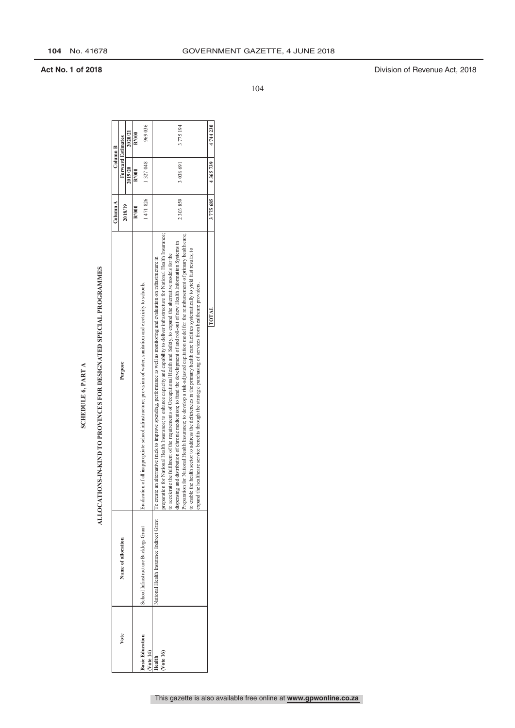# SCHEDULE 6, PART A

## ALLOCATIONS-IN-KIND TO PROVINCES FOR DESIGNATED SPECIAL PROGRAMMES

| Vote | Name of allocation | Purpose | Column A | Column B | |
|---|---|---|---|---|---|
| | | | | Forward Estimates | |
| | | | 2018/19 | 2019/20 | 2020/21 |
| | | | R'000 | R'000 | R'000 |
| **Basic Education (Vote 14)** | School Infrastructure Backlogs Grant | Eradication of all inappropriate school infrastructure; provision of water, sanitation and electricity to schools. | 1 471 826 | 1 327 048 | 969 036 |
| **Health (Vote 16)** | National Health Insurance Indirect Grant | To create an alternative track to improve spending, performance as well as monitoring and evaluation on infrastructure in preparation for National Health Insurance; to enhance capacity and capability to deliver infrastructure for National Health Insurance; to accelerate the fulfilment of the requirements of Occupational Health and Safety; to expand the alternative models for the dispensing and distribution of chronic medication; to fund the development of and roll-out of new Health Information Systems in Preparation for National Health Insurance; to develop a risk-adjusted capitation model for the reimbursement of primary health care; to enable the health sector to address the deficiencies in the primary health care facilities systematically to yield fast results; to expand the healthcare service benefits through the strategic purchasing of services from healthcare providers. | 2 303 859 | 3 038 691 | 3 775 194 |
| | | **TOTAL** | **3 775 685** | **4 365 739** | **4 744 230** |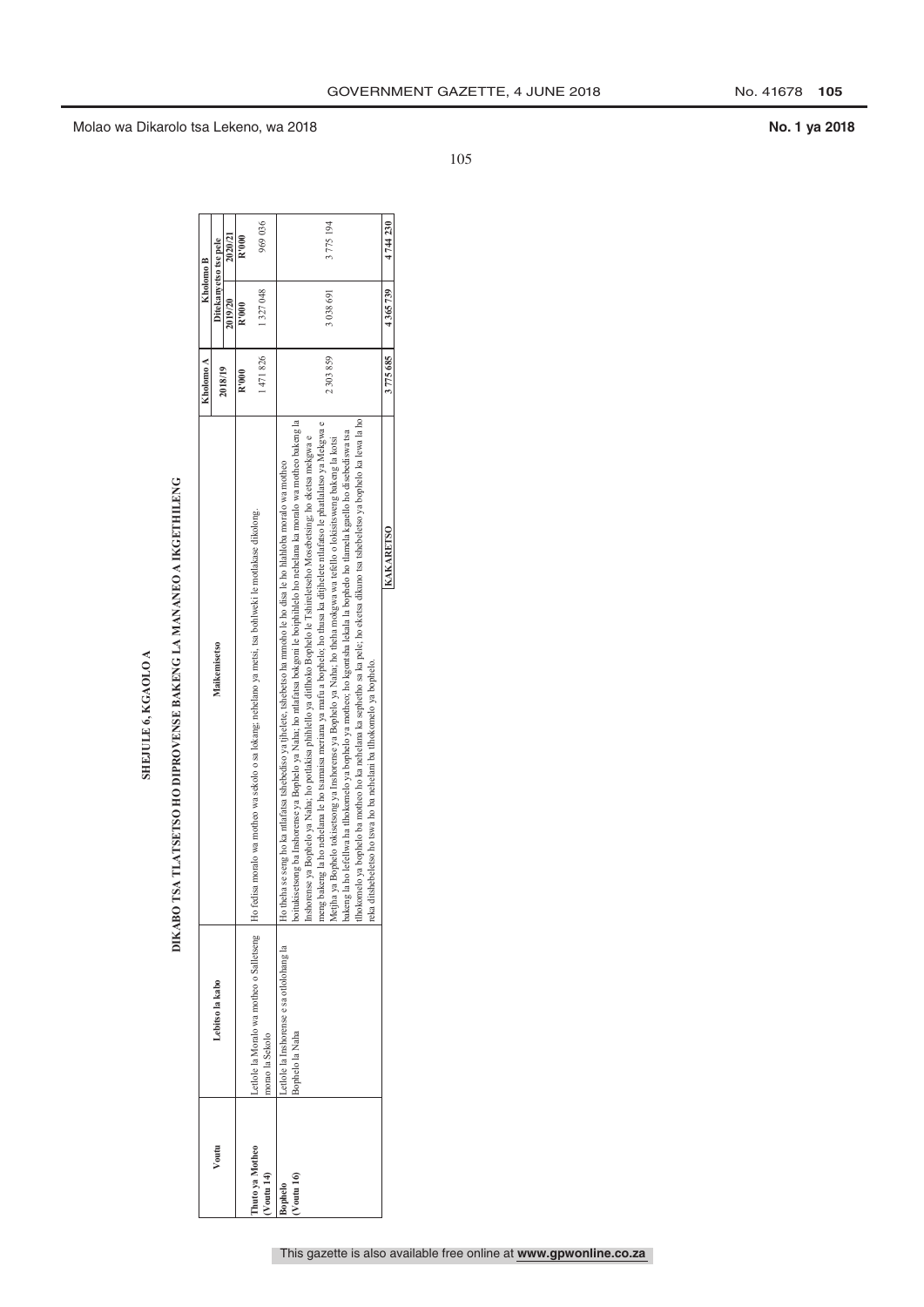Molao wa Dikarolo tsa Lekeno, wa 2018 | No. 1 ya 2018

# SHEJULE 6, KGAOLO A

## DIKABO TSA TLATSETSO HO DIPROVENSE BAKENG LA MANANEO A IKGETHILENG

| Voutu | Lebitso la kabo | Maikemisetso | Kholomo A | Kholomo B | |
|---|---|---|---|---|---|
| | | | | Ditekanyetso tse pele | |
| | | | 2018/19 | 2019/20 | 2020/21 |
| | | | R'000 | R'000 | R'000 |
| **Thuto ya Motheo (Voutu 14)** | Letlole la Moralo wa motheo o Salletseng morao la Sekolo | Ho fedisa moralo wa motheo wa sekolo o sa lokang; nehelano ya metsi, tsa bohlweki le motlakase dikolong. | 1 471 826 | 1 327 048 | 969 036 |
| **Bophelo (Voutu 16)** | Letlole la Inshorense e sa otlolohang la Bophelo la Naha | Ho theha se seng ho ka ntlafatsa tshebediso ya tjhelete, tshebetso ha mmoho le ho disa le ho hlahloba moralo wa motheo boitukisetsong ba Inshorense ya Bophelo ya Naha; ho ntlafatsa bokgoni le boiphihlelo ho nehelana ka moralo wa motheo bakeng la Inshorense ya Bophelo ya Naha; ho potlakisa phihlello ya ditlhoko Bophelo le Tshireletseho Mosebetsing; ho eketsa mekgwa e meng bakeng la ho nehelana le ho tsamaisa meriana ya mafu a bophelo; ho thusa ka ditjhelete ntlafatso le phatlalatso ya Mekgwa e Metjha ya Bophelo tokisetsong ya Inshorense ya Bophelo ya Naha; ho theha mokgwa wa tefello o lokisitsweng bakeng la kotsi bakeng la ho lefellwa ha tlhokomelo ya bophelo ya motheo; ho kgontsha lekala la bophelo ho tlameha kgaello ho disebediswa tsa tlhokomelo ya bophelo ba motheo ho ka nehelana ka sephetho sa ka pele; ho eketsa dikano tsa tshebeletso ya bophelo ka lewa la ho reka ditshebeletso ho tswa ho ba nehelani ba tlhokomelo ya bophelo. | 2 303 859 | 3 038 691 | 3 775 194 |
| | | **KAKARETSO** | 3 775 685 | 4 365 739 | 4 744 230 |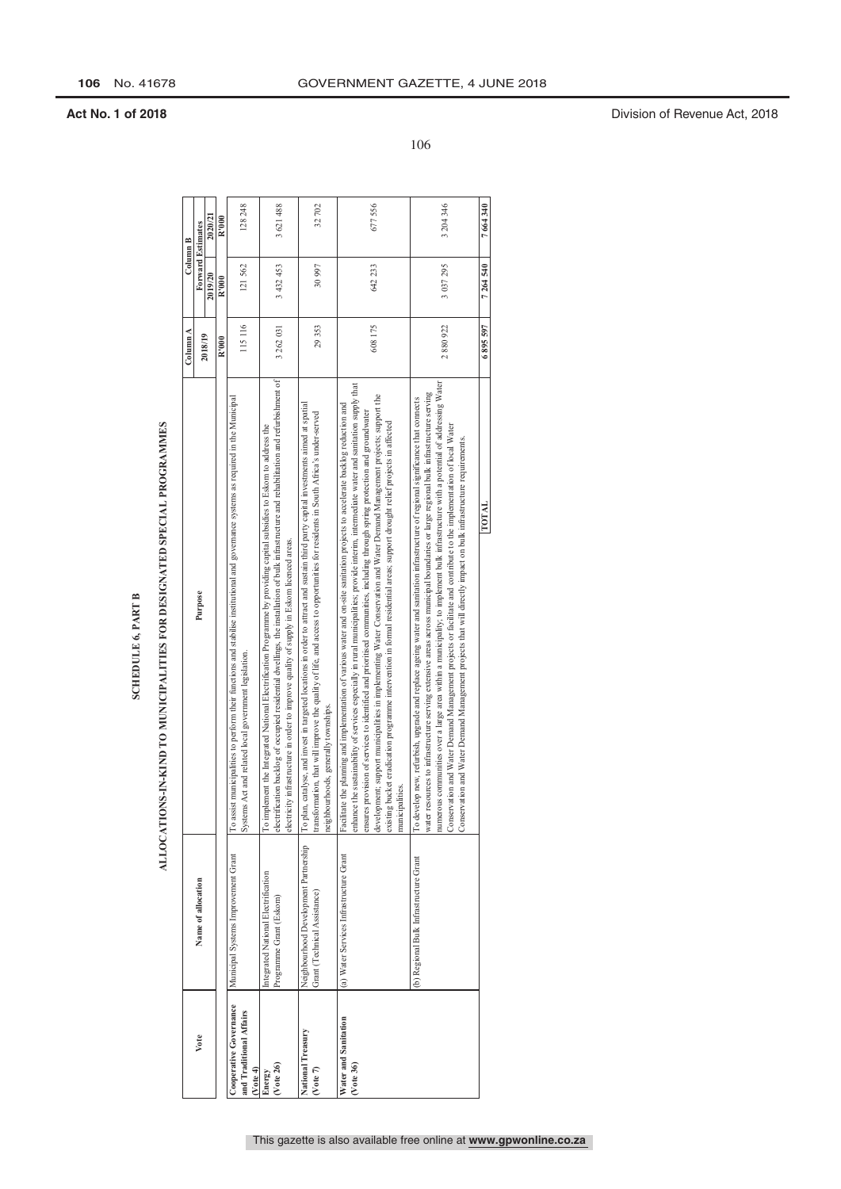# SCHEDULE 6, PART B

## ALLOCATIONS-IN-KIND TO MUNICIPALITIES FOR DESIGNATED SPECIAL PROGRAMMES

| Vote | Name of allocation | Purpose | Column A | Column B | |
|---|---|---|---|---|---|
| | | | 2018/19 | Forward Estimates | |
| | | | | 2019/20 | 2020/21 |
| | | | R'000 | R'000 | R'000 |
| **Cooperative Governance and Traditional Affairs (Vote 4)** | Municipal Systems Improvement Grant | To assist municipalities to perform their functions and stabilise institutional and governance systems as required in the Municipal Systems Act and related local government legislation. | 115 116 | 121 562 | 128 248 |
| **Energy (Vote 26)** | Integrated National Electrification Programme Grant (Eskom) | To implement the Integrated National Electrification Programme by providing capital subsidies to Eskom to address the electrification backlog of occupied residential dwellings, the installation of bulk infrastructure and rehabilitation and refurbishment of electricity infrastructure in order to improve quality of supply in Eskom licenced areas. | 3 262 031 | 3 432 453 | 3 621 488 |
| **National Treasury (Vote 7)** | Neighbourhood Development Partnership Grant (Technical Assistance) | To plan, catalyse, and invest in targeted locations in order to attract and sustain third party capital investments aimed at spatial transformation, that will improve the quality of life, and access to opportunities for residents in South Africa's under-served neighbourhoods, generally townships. | 29 353 | 30 997 | 32 702 |
| **Water and Sanitation (Vote 36)** | (a) Water Services Infrastructure Grant | Facilitate the planning and implementation of various water and on-site sanitation projects to accelerate backlog reduction and enhance the sustainability of services especially in rural municipalities; provide interim, intermediate water and sanitation supply that ensures provision of services to identified and prioritised communities, including through spring protection and groundwater development; support municipalities in implementing Water Conservation and Water Demand Management projects; support the existing bucket eradication programme intervention in formal residential areas; support drought relief projects in affected municipalities. | 608 175 | 642 233 | 677 556 |
| | (b) Regional Bulk Infrastructure Grant | To develop new, refurbish, upgrade and replace ageing water and sanitation infrastructure of regional significance that connects water resources to infrastructure serving extensive areas across municipal boundaries or large regional bulk infrastructure serving numerous communities over a large area within a municipality; to implement bulk infrastructure with a potential of addressing Water Conservation and Water Demand Management projects or facilitate and contribute to the implementation of local Water Conservation and Water Demand Management projects that will directly impact on bulk infrastructure requirements. | 2 880 922 | 3 037 295 | 3 204 346 |
| | | **TOTAL** | 6 895 597 | 7 264 540 | 7 664 340 |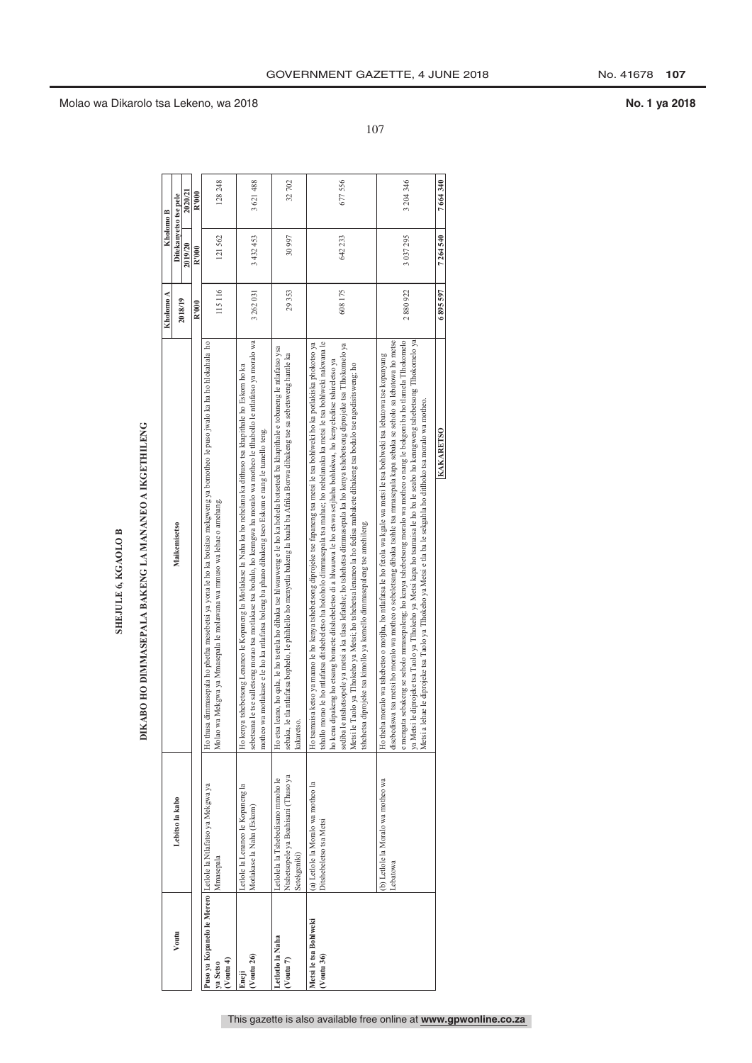Molao wa Dikarolo tsa Lekeno, wa 2018

**No. 1 ya 2018**

## SHEJULE 6, KGAOLO B

### DIKABO HO DIMMASEPALA BAKENG LA MANANEO A IKGETHILENG

| Voutu | Lebitso la kabo | Maikemisetso | Kholomo A | Kholomo B | |
|---|---|---|---|---|---|
| | | | | Ditekanyetso tse pele | |
| | | | 2018/19 | 2019/20 | 2020/21 |
| | | | R'000 | R'000 | R'000 |
| **Puso ya Kopanelo le Merero ya Setso (Voutu 4)** | Letlole la Ntlafatso ya Mekgwa ya Mmasepala | Ho thusa dimmasepala ho phetha mesebetsi ya yona le ho ka botsitso mekgweng ya bomotheo le puso jwalo ka ha ho hlokahala ho Molao wa Mekgwa ya Mmasepala le molawana wa mmuso wa lehae o amehang. | 115 116 | 121 562 | 128 248 |
| **Eneji (Voutu 26)** | Letlole la Lenaneo le Kopaneng la Motlakase la Naha (Eskom) | Ho kenya tshebetsong Lenaneo le Kopaneng la Motlakase la Naha ka ho nehelana ka dithuso tsa kharolo ho Eskom ho ka sebetsana le tse salletseng morao tsa motlakase tsa bodulo, ho kenngwa ha morao ho motheo le tlhabollo le ntlafatso ya morao wa motheo wa motlakase e le ho ka ntlafatsa boleng ba phano dibakeng tseo Eskom e nang le tumello teng. | 3 262 031 | 3 432 453 | 3 621 488 |
| **Letlotlo la Naha (Voutu 7)** | Letlolela la Tshebediso mmoho le Ntshetsopele ya Boahisani (Thuso ya Setekgeniki) | Ho etsa leano, ho qala, le ho tsetela ho dibaka tse hlwauweng e le ho ka hohela botsetedi ba khapithale e tobaneng le ntlafatso ysa sebaka, le ha ntlafatsa bophelo, le phihlello ho menyetla bakeng la baahi ba Afrika Borwa dibakeng tse sa sebetsweng hantle ka kakaretso. | 29 353 | 30 997 | 32 702 |
| **Metsi le tsa Bohlweki (Voutu 36)** | (a) Letlole la Morallo wa motheo la Ditshebeletso tsa Metsi | Ho tsamaisa ketso ya maano le ho kenya tshebetsong diprojeke tse fapaneng tsa metsi le tsa bohlweki ho ka potlakiska phokotso ya tshallo morao le ho ntlafatsa ditshebeletso ha holoholo dimmasepala tsa mahae; ho nehelanaka ka metsi le tsa bohlweki nakwana le ho kena dipakeng ho etsang bonnete ditshebeletso di a hlwauwa le ho etswa setjhaba bohlokwa, ho kenyeleditse tshireletso ya sediba le ntshetsopele ya metsi a ka tlasa lefatshe; ho tshehetsa dimmasepala ka ho kenya tshebetsong diprojeke tsa Tlhokomelo ya Metsi le Taolo ya Tlhokeho ya Metsi; ho tshehetsa lenaneo la ho fedisa mabakete dibakeng tsa bodulo tse ngodisitsweng; ho tshehetsa diprojeke tsa kimollo ya komello dimmasepaleng tse amehileng. | 608 175 | 642 233 | 677 556 |
| | (b) Letlole la Morallo wa motheo wa Lebatowa | Ho theha moralo wa tshebetso o motjha, ho ntlafatsa le ho fetola wa kgale wa metsi le tsa bohlweki tsa lebatowa tse kopanyang disebediswa tsa metsi ho morallo wa motheo o sebeletsang dibaka tsohle tsa mmasepala kapa sebaka se seholo sa lebatowa ho metse e mengata sebakeng se seholo mmasepaleng; ho kenya tshebetsong morallo wa motheo o nang le bokgoni ba ho tlamela Tlhokomelo ya Metsi le diprojeke tsa Taolo ya Tlhokeho ya Metsi kapa ho tsamaisa le ho ba le seabo ho kenngweng tshebetsong Tlhokomelo ya Metsi a lehae le diprojeke tsa Taolo ya Tlhokeho ya Metsi e tla ba le sekgahla ho ditlhoko tsa morallo wa motheo. | 2 880 922 | 3 037 295 | 3 204 346 |
| | | **KAKARETSO** | 6 895 597 | 7 264 540 | 7 664 340 |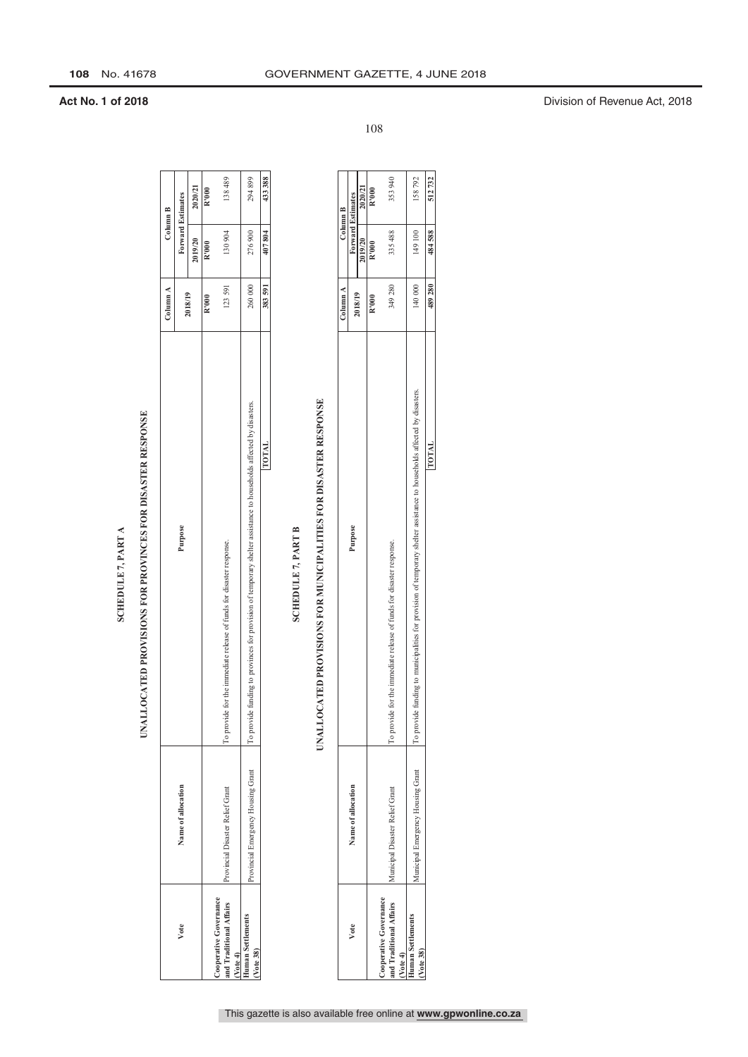## SCHEDULE 7, PART A

## UNALLOCATED PROVISIONS FOR PROVINCES FOR DISASTER RESPONSE

| Vote | Name of allocation | Purpose | Column A | Column B | |
|---|---|---|---|---|---|
| | | | 2018/19 | Forward Estimates | |
| | | | | 2019/20 | 2020/21 |
| | | | R'000 | R'000 | R'000 |
| **Cooperative Governance and Traditional Affairs (Vote 4)** | Provincial Disaster Relief Grant | To provide for the immediate release of funds for disaster response. | 123 591 | 130 904 | 138 489 |
| **Human Settlements (Vote 38)** | Provincial Emergency Housing Grant | To provide funding to provinces for provision of temporary shelter assistance to households affected by disasters. | 260 000 | 276 900 | 294 899 |
| | | **TOTAL** | **383 591** | **407 804** | **433 388** |

## SCHEDULE 7, PART B

## UNALLOCATED PROVISIONS FOR MUNICIPALITIES FOR DISASTER RESPONSE

| Vote | Name of allocation | Purpose | Column A | Column B | |
|---|---|---|---|---|---|
| | | | 2018/19 | Forward Estimates | |
| | | | | 2019/20 | 2020/21 |
| | | | R'000 | R'000 | R'000 |
| **Cooperative Governance and Traditional Affairs (Vote 4)** | Municipal Disaster Relief Grant | To provide for the immediate release of funds for disaster response. | 349 280 | 335 488 | 353 940 |
| **Human Settlements (Vote 38)** | Municipal Emergency Housing Grant | To provide funding to municipalities for provision of temporary shelter assistance to households affected by disasters. | 140 000 | 149 100 | 158 792 |
| | | **TOTAL** | **489 280** | **484 588** | **512 732** |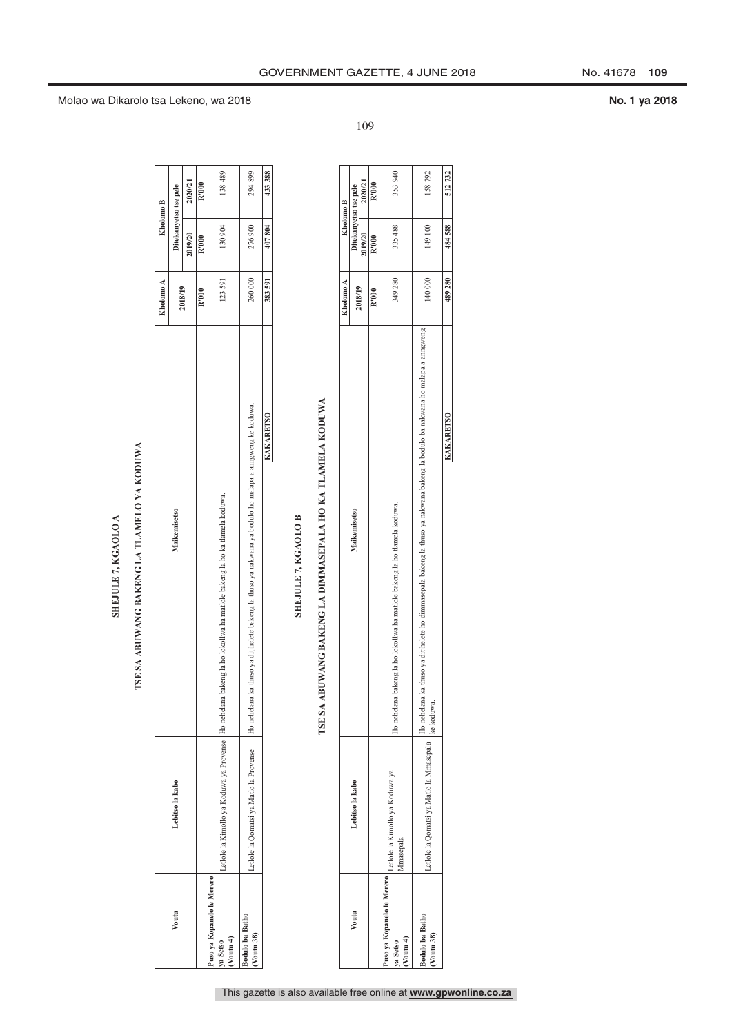Molao wa Dikarolo tsa Lekeno, wa 2018

**No. 1 ya 2018**

## SHEJULE 7, KGAOLO A

### TSE SA ABUWANG BAKENG LA TLAMELO YA KODUWA

| Voutu | Lebitso la kabo | Maikemisetso | Kholomo A | Kholomo B | |
|---|---|---|---|---|---|
| | | | | Ditekanyetso tse pele | |
| | | | 2018/19 | 2019/20 | 2020/21 |
| | | | R'000 | R'000 | R'000 |
| **Puso ya Kopanelo le Merero ya Setso (Voutu 4)** | Letlole la Kimollo ya Koduwa ya Provense | Ho nehelana bakeng la ho lokollwa ha matlole bakeng la ho ka tlamela koduwa. | 123 591 | 130 904 | 138 489 |
| **Bodulo ba Batho (Voutu 38)** | Letlole la Qomatsi ya Matlo la Provense | Ho nehelana ka thuso ya ditjhelete bakeng la thuso ya nakwana ya bodulo ho malapa a amgweng ke koduwa. | 260 000 | 276 900 | 294 899 |
| | | **KAKARETSO** | **383 591** | **407 804** | **433 388** |

## SHEJULE 7, KGAOLO B

### TSE SA ABUWANG BAKENG LA DIMMASEPALA HO KA TLAMELA KODUWA

| Voutu | Lebitso la kabo | Maikemisetso | Kholomo A | Kholomo B | |
|---|---|---|---|---|---|
| | | | | Ditekanyetso tse pele | |
| | | | 2018/19 | 2019/20 | 2020/21 |
| | | | R'000 | R'000 | R'000 |
| **Puso ya Kopanelo le Merero ya Setso (Voutu 4)** | Letlole la Kimollo ya Koduwa ya Mmasepala | Ho nehelana bakeng la ho lokollwa ha matlole bakeng la ho ka tlamela koduwa. | 349 280 | 335 488 | 353 940 |
| **Bodulo ba Batho (Voutu 38)** | Letlole la Qomatsi ya Matlo la Mmasepala | Ho nehelana ka thuso ya ditjhelete ho dimmasepala bakeng la thuso ya nakwana bakeng la bodulo ba nakwana ho malapa a amgweng ke koduwa. | 140 000 | 149 100 | 158 792 |
| | | **KAKARETSO** | **489 280** | **484 588** | **512 732** |